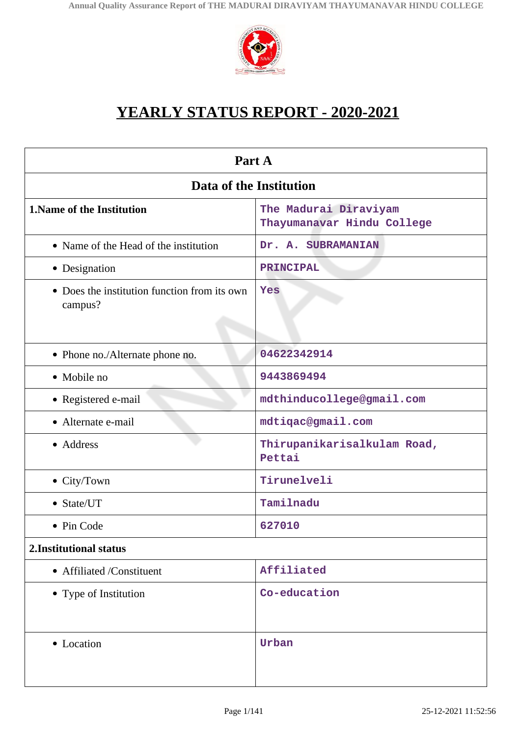# YEARLY STATUS REPORT - 2020-2021

| Part A | |
|---|---|
| **Data of the Institution** | |
| **1.Name of the Institution** | The Madurai Diraviyam Thayumanavar Hindu College |
| • Name of the Head of the institution | Dr. A. SUBRAMANIAN |
| • Designation | PRINCIPAL |
| • Does the institution function from its own campus? | Yes |
| • Phone no./Alternate phone no. | 04622342914 |
| • Mobile no | 9443869494 |
| • Registered e-mail | mdthinducollege@gmail.com |
| • Alternate e-mail | mdtiqac@gmail.com |
| • Address | Thirupanikarisalkulam Road, Pettai |
| • City/Town | Tirunelveli |
| • State/UT | Tamilnadu |
| • Pin Code | 627010 |
| **2.Institutional status** | |
| • Affiliated /Constituent | Affiliated |
| • Type of Institution | Co-education |
| • Location | Urban |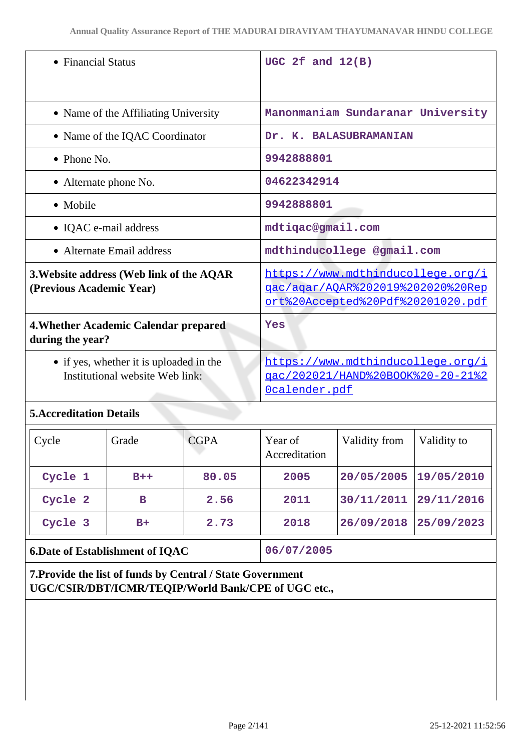| | |
|---|---|
| • Financial Status | UGC 2f and 12(B) |
| • Name of the Affiliating University | Manonmaniam Sundaranar University |
| • Name of the IQAC Coordinator | Dr. K. BALASUBRAMANIAN |
| • Phone No. | 9942888801 |
| • Alternate phone No. | 04622342914 |
| • Mobile | 9942888801 |
| • IQAC e-mail address | mdtiqac@gmail.com |
| • Alternate Email address | mdthinducollege @gmail.com |
| **3.Website address (Web link of the AQAR (Previous Academic Year)** | https://www.mdthinducollege.org/iqac/aqar/AQAR%202019%202020%20Report%20Accepted%20Pdf%201020.pdf |
| **4.Whether Academic Calendar prepared during the year?** | Yes |
| • if yes, whether it is uploaded in the Institutional website Web link: | https://www.mdthinducollege.org/iqac/202021/HAND%20BOOK%20-20-21%20calender.pdf |

**5.Accreditation Details**

| Cycle | Grade | CGPA | Year of Accreditation | Validity from | Validity to |
|---|---|---|---|---|---|
| Cycle 1 | B++ | 80.05 | 2005 | 20/05/2005 | 19/05/2010 |
| Cycle 2 | B | 2.56 | 2011 | 30/11/2011 | 29/11/2016 |
| Cycle 3 | B+ | 2.73 | 2018 | 26/09/2018 | 25/09/2023 |

| | |
|---|---|
| **6.Date of Establishment of IQAC** | 06/07/2005 |

**7.Provide the list of funds by Central / State Government UGC/CSIR/DBT/ICMR/TEQIP/World Bank/CPE of UGC etc.,**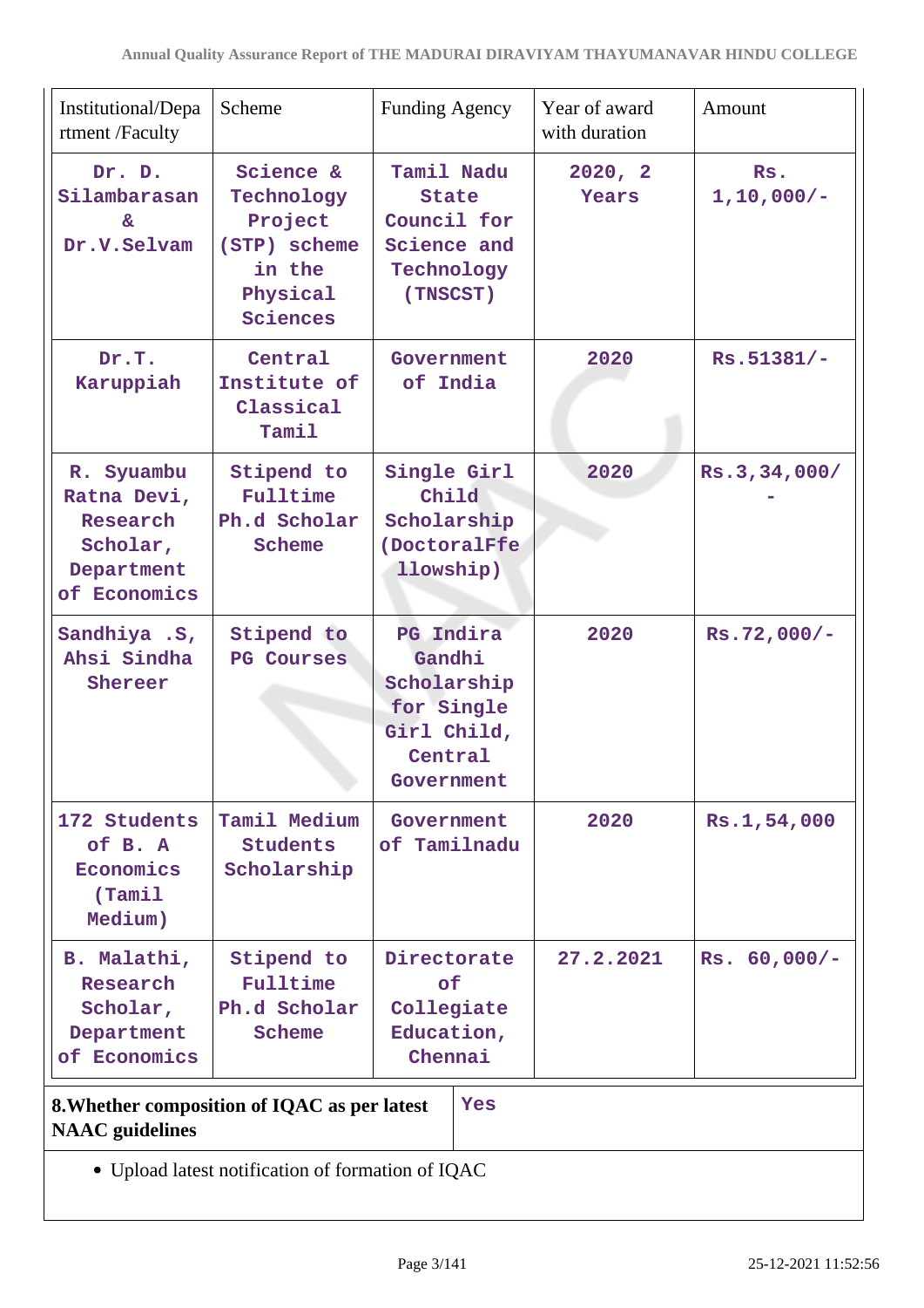| Institutional/Department /Faculty | Scheme | Funding Agency | Year of award with duration | Amount |
|---|---|---|---|---|
| Dr. D. Silambarasan & Dr.V.Selvam | Science & Technology Project (STP) scheme in the Physical Sciences | Tamil Nadu State Council for Science and Technology (TNSCST) | 2020, 2 Years | Rs. 1,10,000/- |
| Dr.T. Karuppiah | Central Institute of Classical Tamil | Government of India | 2020 | Rs.51381/- |
| R. Syuambu Ratna Devi, Research Scholar, Department of Economics | Stipend to Fulltime Ph.d Scholar Scheme | Single Girl Child Scholarship (DoctoralFfellowship) | 2020 | Rs.3,34,000/- |
| Sandhiya .S, Ahsi Sindha Shereer | Stipend to PG Courses | PG Indira Gandhi Scholarship for Single Girl Child, Central Government | 2020 | Rs.72,000/- |
| 172 Students of B. A Economics (Tamil Medium) | Tamil Medium Students Scholarship | Government of Tamilnadu | 2020 | Rs.1,54,000 |
| B. Malathi, Research Scholar, Department of Economics | Stipend to Fulltime Ph.d Scholar Scheme | Directorate of Collegiate Education, Chennai | 27.2.2021 | Rs. 60,000/- |

| **8.Whether composition of IQAC as per latest NAAC guidelines** | Yes |
|---|---|

- Upload latest notification of formation of IQAC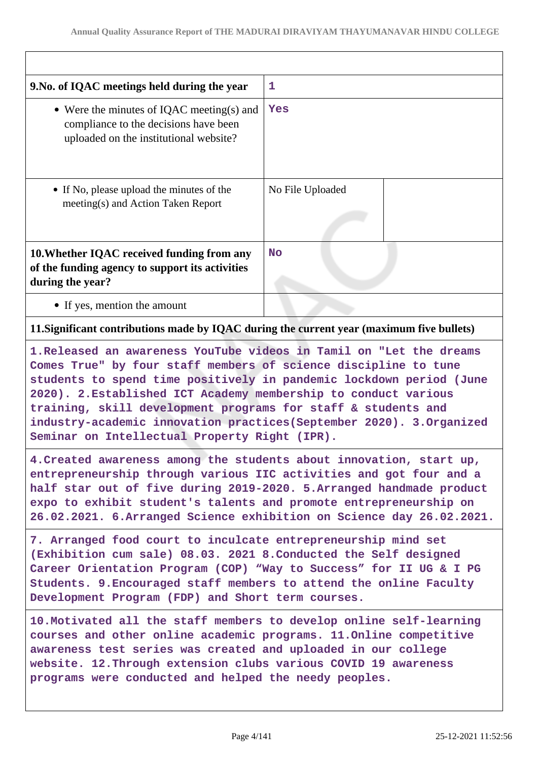| | | |
|---|---|---|
| **9.No. of IQAC meetings held during the year** | **1** | |
| • Were the minutes of IQAC meeting(s) and compliance to the decisions have been uploaded on the institutional website? | **Yes** | |
| • If No, please upload the minutes of the meeting(s) and Action Taken Report | No File Uploaded | |
| **10.Whether IQAC received funding from any of the funding agency to support its activities during the year?** | **No** | |
| • If yes, mention the amount | | |

**11.Significant contributions made by IQAC during the current year (maximum five bullets)**

**1.Released an awareness YouTube videos in Tamil on "Let the dreams Comes True" by four staff members of science discipline to tune students to spend time positively in pandemic lockdown period (June 2020). 2.Established ICT Academy membership to conduct various training, skill development programs for staff & students and industry-academic innovation practices(September 2020). 3.Organized Seminar on Intellectual Property Right (IPR).**

**4.Created awareness among the students about innovation, start up, entrepreneurship through various IIC activities and got four and a half star out of five during 2019-2020. 5.Arranged handmade product expo to exhibit student's talents and promote entrepreneurship on 26.02.2021. 6.Arranged Science exhibition on Science day 26.02.2021.**

**7. Arranged food court to inculcate entrepreneurship mind set (Exhibition cum sale) 08.03. 2021 8.Conducted the Self designed Career Orientation Program (COP) "Way to Success" for II UG & I PG Students. 9.Encouraged staff members to attend the online Faculty Development Program (FDP) and Short term courses.**

**10.Motivated all the staff members to develop online self-learning courses and other online academic programs. 11.Online competitive awareness test series was created and uploaded in our college website. 12.Through extension clubs various COVID 19 awareness programs were conducted and helped the needy peoples.**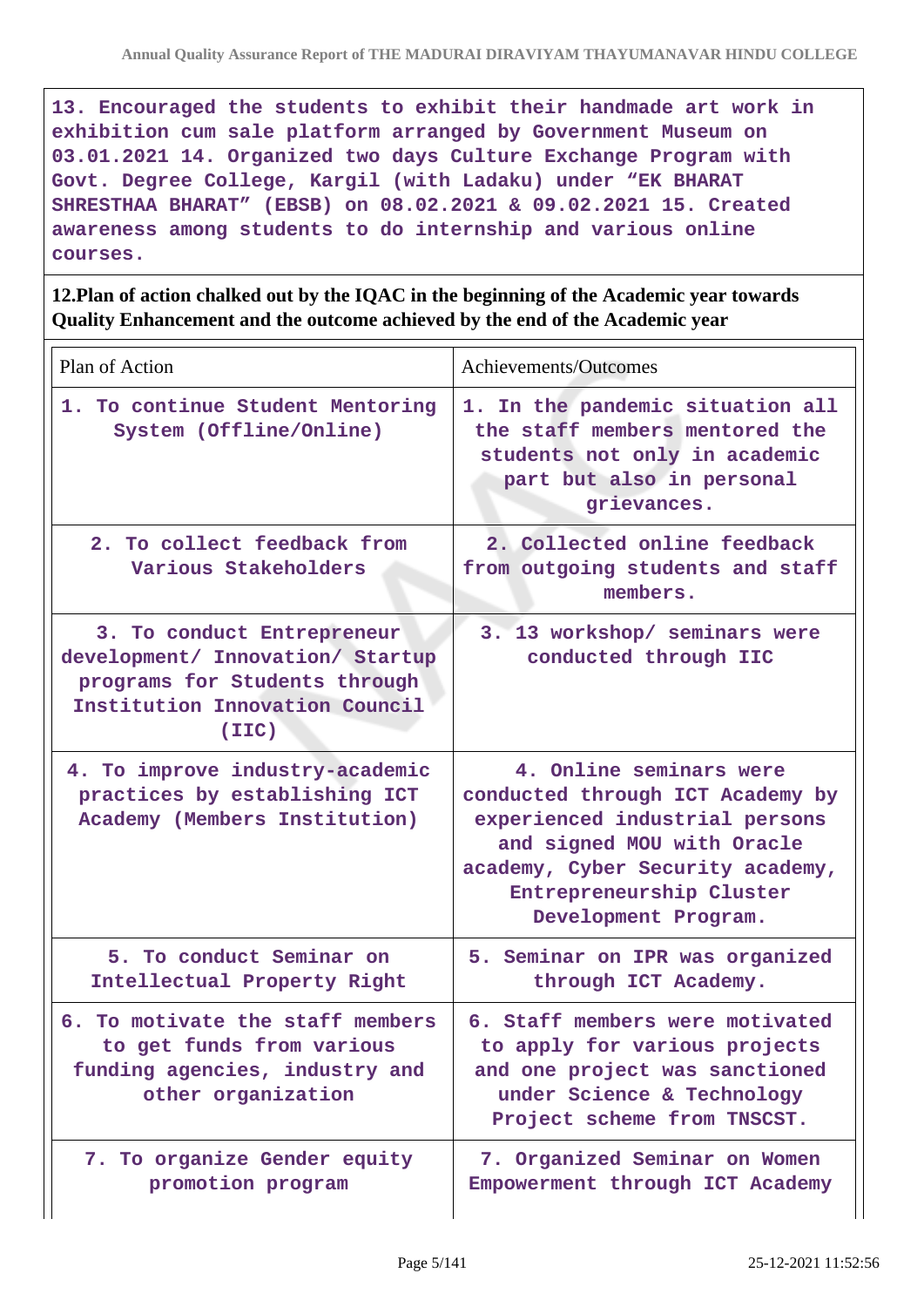13. Encouraged the students to exhibit their handmade art work in exhibition cum sale platform arranged by Government Museum on 03.01.2021 14. Organized two days Culture Exchange Program with Govt. Degree College, Kargil (with Ladaku) under "EK BHARAT SHRESTHAA BHARAT" (EBSB) on 08.02.2021 & 09.02.2021 15. Created awareness among students to do internship and various online courses.

**12.Plan of action chalked out by the IQAC in the beginning of the Academic year towards Quality Enhancement and the outcome achieved by the end of the Academic year**

| Plan of Action | Achievements/Outcomes |
|---|---|
| 1. To continue Student Mentoring System (Offline/Online) | 1. In the pandemic situation all the staff members mentored the students not only in academic part but also in personal grievances. |
| 2. To collect feedback from Various Stakeholders | 2. Collected online feedback from outgoing students and staff members. |
| 3. To conduct Entrepreneur development/ Innovation/ Startup programs for Students through Institution Innovation Council (IIC) | 3. 13 workshop/ seminars were conducted through IIC |
| 4. To improve industry-academic practices by establishing ICT Academy (Members Institution) | 4. Online seminars were conducted through ICT Academy by experienced industrial persons and signed MOU with Oracle academy, Cyber Security academy, Entrepreneurship Cluster Development Program. |
| 5. To conduct Seminar on Intellectual Property Right | 5. Seminar on IPR was organized through ICT Academy. |
| 6. To motivate the staff members to get funds from various funding agencies, industry and other organization | 6. Staff members were motivated to apply for various projects and one project was sanctioned under Science & Technology Project scheme from TNSCST. |
| 7. To organize Gender equity promotion program | 7. Organized Seminar on Women Empowerment through ICT Academy |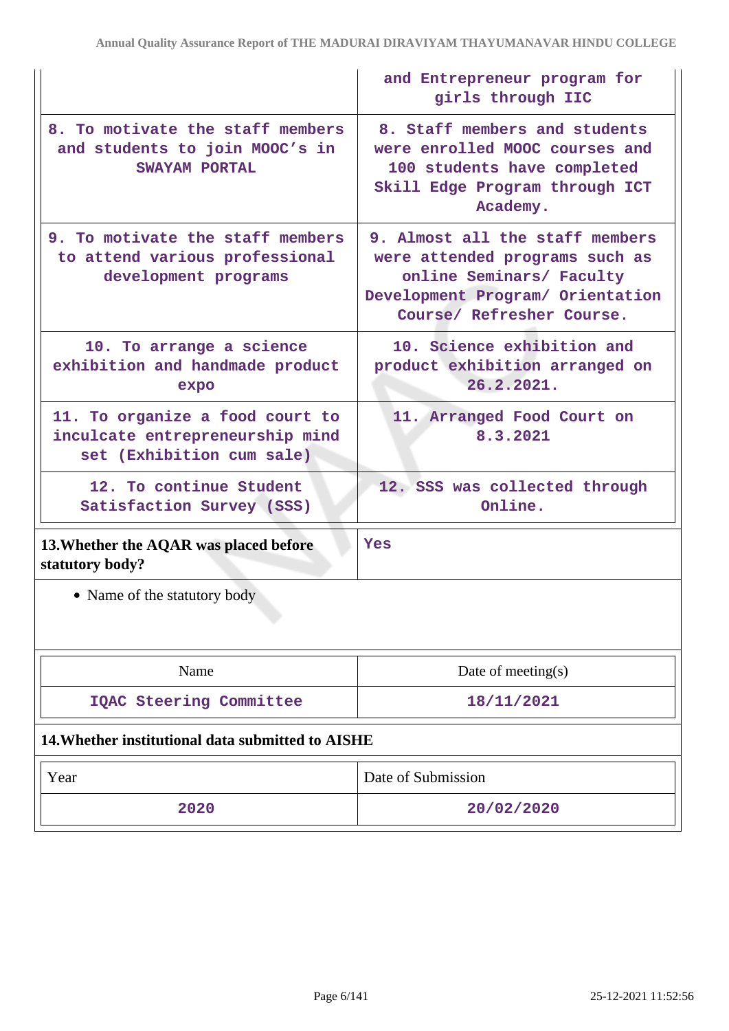| | |
|---|---|
| | and Entrepreneur program for girls through IIC |
| 8. To motivate the staff members and students to join MOOC's in SWAYAM PORTAL | 8. Staff members and students were enrolled MOOC courses and 100 students have completed Skill Edge Program through ICT Academy. |
| 9. To motivate the staff members to attend various professional development programs | 9. Almost all the staff members were attended programs such as online Seminars/ Faculty Development Program/ Orientation Course/ Refresher Course. |
| 10. To arrange a science exhibition and handmade product expo | 10. Science exhibition and product exhibition arranged on 26.2.2021. |
| 11. To organize a food court to inculcate entrepreneurship mind set (Exhibition cum sale) | 11. Arranged Food Court on 8.3.2021 |
| 12. To continue Student Satisfaction Survey (SSS) | 12. SSS was collected through Online. |

**13.Whether the AQAR was placed before statutory body?** Yes

- Name of the statutory body

| Name | Date of meeting(s) |
|---|---|
| IQAC Steering Committee | 18/11/2021 |

**14.Whether institutional data submitted to AISHE**

| Year | Date of Submission |
|---|---|
| 2020 | 20/02/2020 |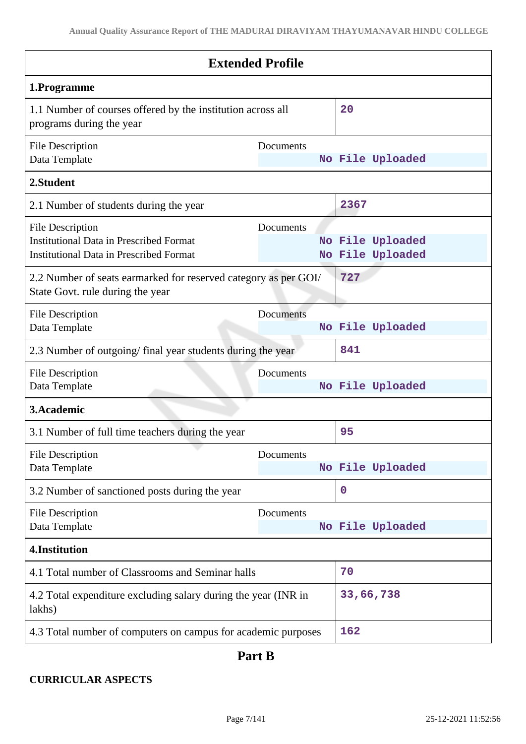## Extended Profile

| 1.Programme | |
|---|---|
| 1.1 Number of courses offered by the institution across all programs during the year | 20 |
| File Description: Data Template | Documents: No File Uploaded |

| 2.Student | |
|---|---|
| 2.1 Number of students during the year | 2367 |
| File Description: Institutional Data in Prescribed Format | Documents: No File Uploaded |
| File Description: Institutional Data in Prescribed Format | Documents: No File Uploaded |
| 2.2 Number of seats earmarked for reserved category as per GOI/ State Govt. rule during the year | 727 |
| File Description: Data Template | Documents: No File Uploaded |
| 2.3 Number of outgoing/ final year students during the year | 841 |
| File Description: Data Template | Documents: No File Uploaded |

| 3.Academic | |
|---|---|
| 3.1 Number of full time teachers during the year | 95 |
| File Description: Data Template | Documents: No File Uploaded |
| 3.2 Number of sanctioned posts during the year | 0 |
| File Description: Data Template | Documents: No File Uploaded |

| 4.Institution | |
|---|---|
| 4.1 Total number of Classrooms and Seminar halls | 70 |
| 4.2 Total expenditure excluding salary during the year (INR in lakhs) | 33,66,738 |
| 4.3 Total number of computers on campus for academic purposes | 162 |

## Part B

### CURRICULAR ASPECTS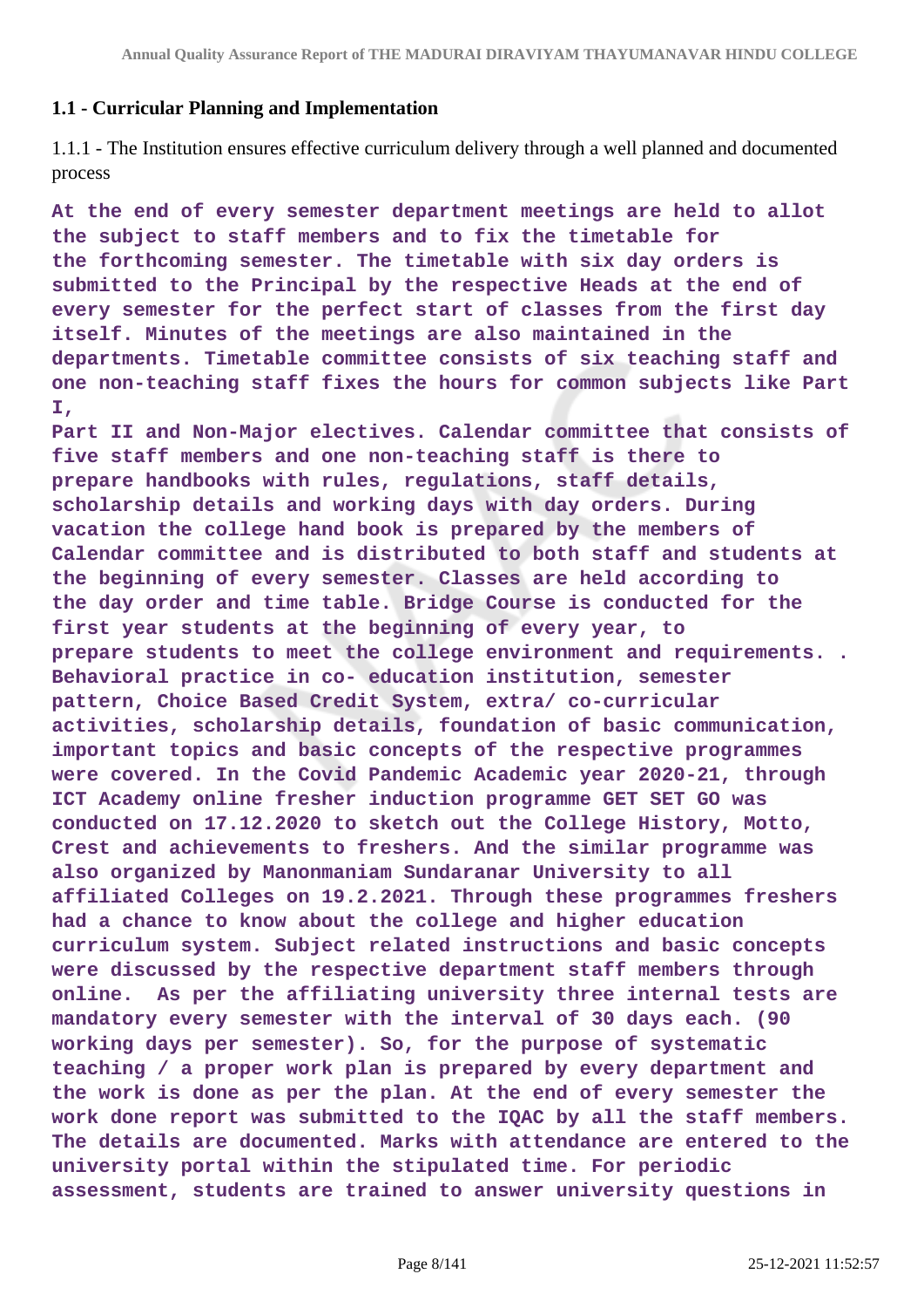## 1.1 - Curricular Planning and Implementation

1.1.1 - The Institution ensures effective curriculum delivery through a well planned and documented process

**At the end of every semester department meetings are held to allot the subject to staff members and to fix the timetable for the forthcoming semester. The timetable with six day orders is submitted to the Principal by the respective Heads at the end of every semester for the perfect start of classes from the first day itself. Minutes of the meetings are also maintained in the departments. Timetable committee consists of six teaching staff and one non-teaching staff fixes the hours for common subjects like Part I,
Part II and Non-Major electives. Calendar committee that consists of five staff members and one non-teaching staff is there to prepare handbooks with rules, regulations, staff details, scholarship details and working days with day orders. During vacation the college hand book is prepared by the members of Calendar committee and is distributed to both staff and students at the beginning of every semester. Classes are held according to the day order and time table. Bridge Course is conducted for the first year students at the beginning of every year, to prepare students to meet the college environment and requirements. . Behavioral practice in co- education institution, semester pattern, Choice Based Credit System, extra/ co-curricular activities, scholarship details, foundation of basic communication, important topics and basic concepts of the respective programmes were covered. In the Covid Pandemic Academic year 2020-21, through ICT Academy online fresher induction programme GET SET GO was conducted on 17.12.2020 to sketch out the College History, Motto, Crest and achievements to freshers. And the similar programme was also organized by Manonmaniam Sundaranar University to all affiliated Colleges on 19.2.2021. Through these programmes freshers had a chance to know about the college and higher education curriculum system. Subject related instructions and basic concepts were discussed by the respective department staff members through online. As per the affiliating university three internal tests are mandatory every semester with the interval of 30 days each. (90 working days per semester). So, for the purpose of systematic teaching / a proper work plan is prepared by every department and the work is done as per the plan. At the end of every semester the work done report was submitted to the IQAC by all the staff members. The details are documented. Marks with attendance are entered to the university portal within the stipulated time. For periodic assessment, students are trained to answer university questions in**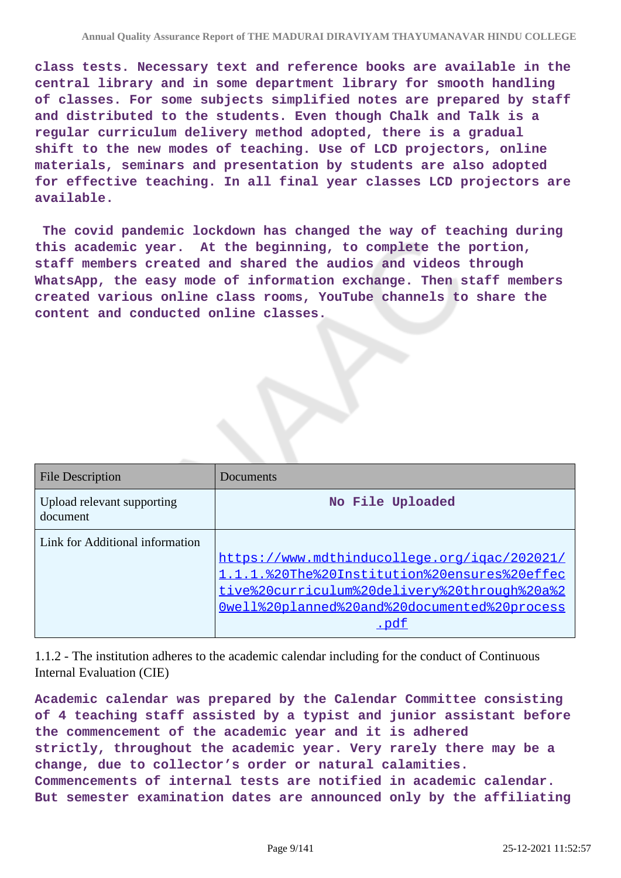**class tests. Necessary text and reference books are available in the central library and in some department library for smooth handling of classes. For some subjects simplified notes are prepared by staff and distributed to the students. Even though Chalk and Talk is a regular curriculum delivery method adopted, there is a gradual shift to the new modes of teaching. Use of LCD projectors, online materials, seminars and presentation by students are also adopted for effective teaching. In all final year classes LCD projectors are available.**

**The covid pandemic lockdown has changed the way of teaching during this academic year. At the beginning, to complete the portion, staff members created and shared the audios and videos through WhatsApp, the easy mode of information exchange. Then staff members created various online class rooms, YouTube channels to share the content and conducted online classes.**

| File Description | Documents |
| --- | --- |
| Upload relevant supporting document | **No File Uploaded** |
| Link for Additional information | https://www.mdthinducollege.org/iqac/202021/1.1.1.%20The%20Institution%20ensures%20effective%20curriculum%20delivery%20through%20a%20well%20planned%20and%20documented%20process.pdf |

1.1.2 - The institution adheres to the academic calendar including for the conduct of Continuous Internal Evaluation (CIE)

**Academic calendar was prepared by the Calendar Committee consisting of 4 teaching staff assisted by a typist and junior assistant before the commencement of the academic year and it is adhered strictly, throughout the academic year. Very rarely there may be a change, due to collector's order or natural calamities. Commencements of internal tests are notified in academic calendar. But semester examination dates are announced only by the affiliating**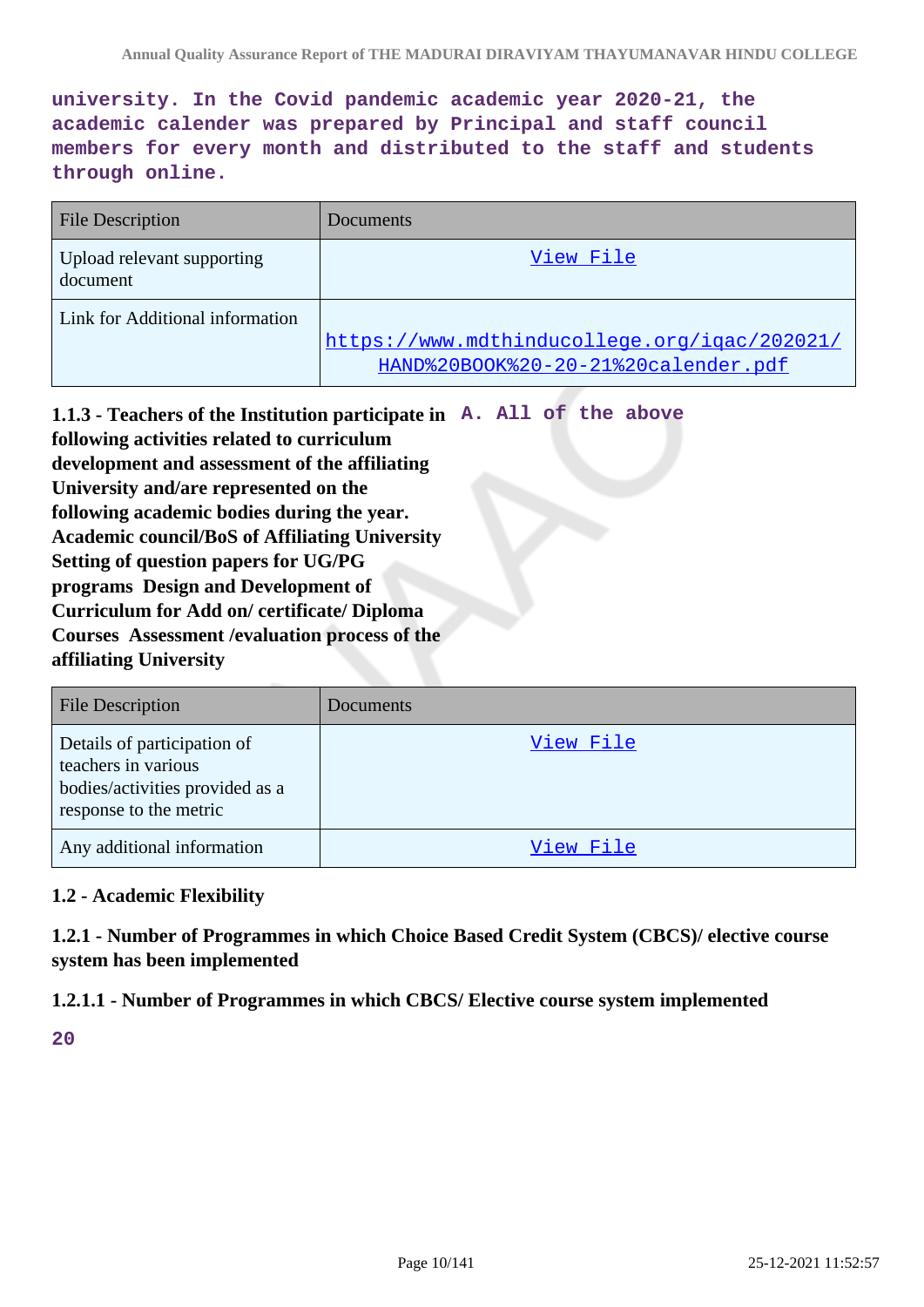university. In the Covid pandemic academic year 2020-21, the academic calender was prepared by Principal and staff council members for every month and distributed to the staff and students through online.

| File Description | Documents |
| --- | --- |
| Upload relevant supporting document | View File |
| Link for Additional information | https://www.mdthinducollege.org/iqac/202021/HAND%20BOOK%20-20-21%20calender.pdf |

**1.1.3 - Teachers of the Institution participate in following activities related to curriculum development and assessment of the affiliating University and/are represented on the following academic bodies during the year. Academic council/BoS of Affiliating University Setting of question papers for UG/PG programs Design and Development of Curriculum for Add on/ certificate/ Diploma Courses Assessment /evaluation process of the affiliating University**

A. All of the above

| File Description | Documents |
| --- | --- |
| Details of participation of teachers in various bodies/activities provided as a response to the metric | View File |
| Any additional information | View File |

**1.2 - Academic Flexibility**

**1.2.1 - Number of Programmes in which Choice Based Credit System (CBCS)/ elective course system has been implemented**

**1.2.1.1 - Number of Programmes in which CBCS/ Elective course system implemented**

20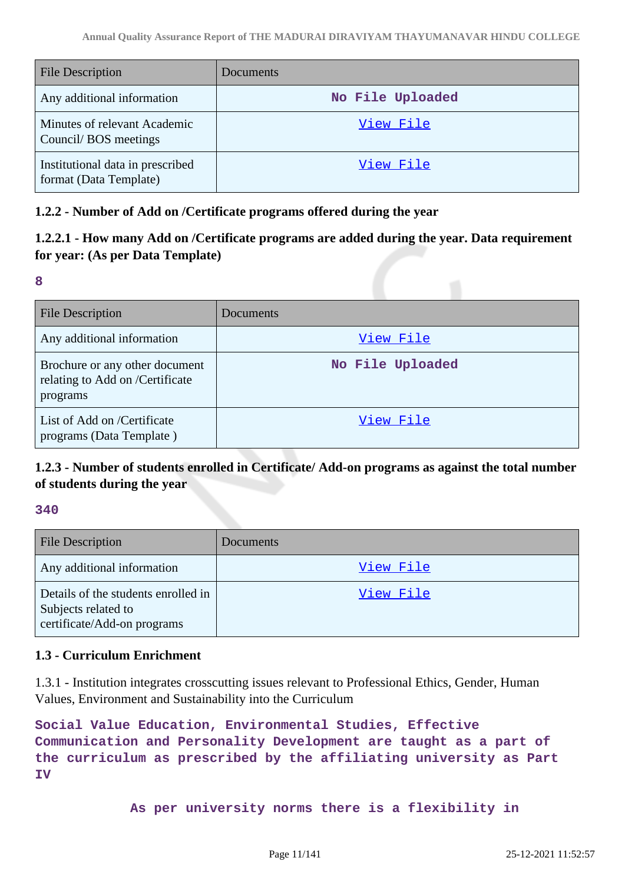| File Description | Documents |
|---|---|
| Any additional information | No File Uploaded |
| Minutes of relevant Academic Council/ BOS meetings | View File |
| Institutional data in prescribed format (Data Template) | View File |

### 1.2.2 - Number of Add on /Certificate programs offered during the year

### 1.2.2.1 - How many Add on /Certificate programs are added during the year. Data requirement for year: (As per Data Template)

**8**

| File Description | Documents |
|---|---|
| Any additional information | View File |
| Brochure or any other document relating to Add on /Certificate programs | No File Uploaded |
| List of Add on /Certificate programs (Data Template ) | View File |

### 1.2.3 - Number of students enrolled in Certificate/ Add-on programs as against the total number of students during the year

**340**

| File Description | Documents |
|---|---|
| Any additional information | View File |
| Details of the students enrolled in Subjects related to certificate/Add-on programs | View File |

### 1.3 - Curriculum Enrichment

1.3.1 - Institution integrates crosscutting issues relevant to Professional Ethics, Gender, Human Values, Environment and Sustainability into the Curriculum

**Social Value Education, Environmental Studies, Effective Communication and Personality Development are taught as a part of the curriculum as prescribed by the affiliating university as Part IV**

**As per university norms there is a flexibility in**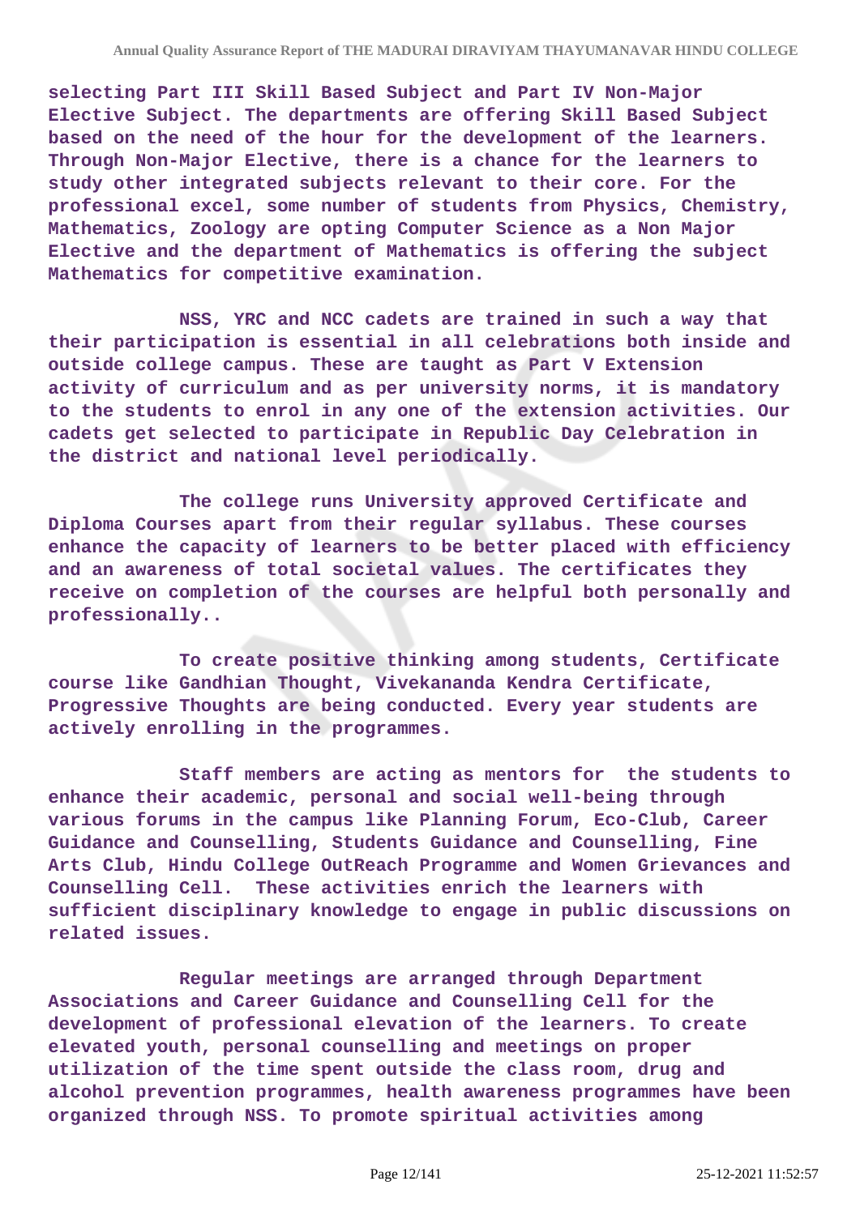**selecting Part III Skill Based Subject and Part IV Non-Major Elective Subject. The departments are offering Skill Based Subject based on the need of the hour for the development of the learners. Through Non-Major Elective, there is a chance for the learners to study other integrated subjects relevant to their core. For the professional excel, some number of students from Physics, Chemistry, Mathematics, Zoology are opting Computer Science as a Non Major Elective and the department of Mathematics is offering the subject Mathematics for competitive examination.**

**NSS, YRC and NCC cadets are trained in such a way that their participation is essential in all celebrations both inside and outside college campus. These are taught as Part V Extension activity of curriculum and as per university norms, it is mandatory to the students to enrol in any one of the extension activities. Our cadets get selected to participate in Republic Day Celebration in the district and national level periodically.**

**The college runs University approved Certificate and Diploma Courses apart from their regular syllabus. These courses enhance the capacity of learners to be better placed with efficiency and an awareness of total societal values. The certificates they receive on completion of the courses are helpful both personally and professionally..**

**To create positive thinking among students, Certificate course like Gandhian Thought, Vivekananda Kendra Certificate, Progressive Thoughts are being conducted. Every year students are actively enrolling in the programmes.**

**Staff members are acting as mentors for the students to enhance their academic, personal and social well-being through various forums in the campus like Planning Forum, Eco-Club, Career Guidance and Counselling, Students Guidance and Counselling, Fine Arts Club, Hindu College OutReach Programme and Women Grievances and Counselling Cell. These activities enrich the learners with sufficient disciplinary knowledge to engage in public discussions on related issues.**

**Regular meetings are arranged through Department Associations and Career Guidance and Counselling Cell for the development of professional elevation of the learners. To create elevated youth, personal counselling and meetings on proper utilization of the time spent outside the class room, drug and alcohol prevention programmes, health awareness programmes have been organized through NSS. To promote spiritual activities among**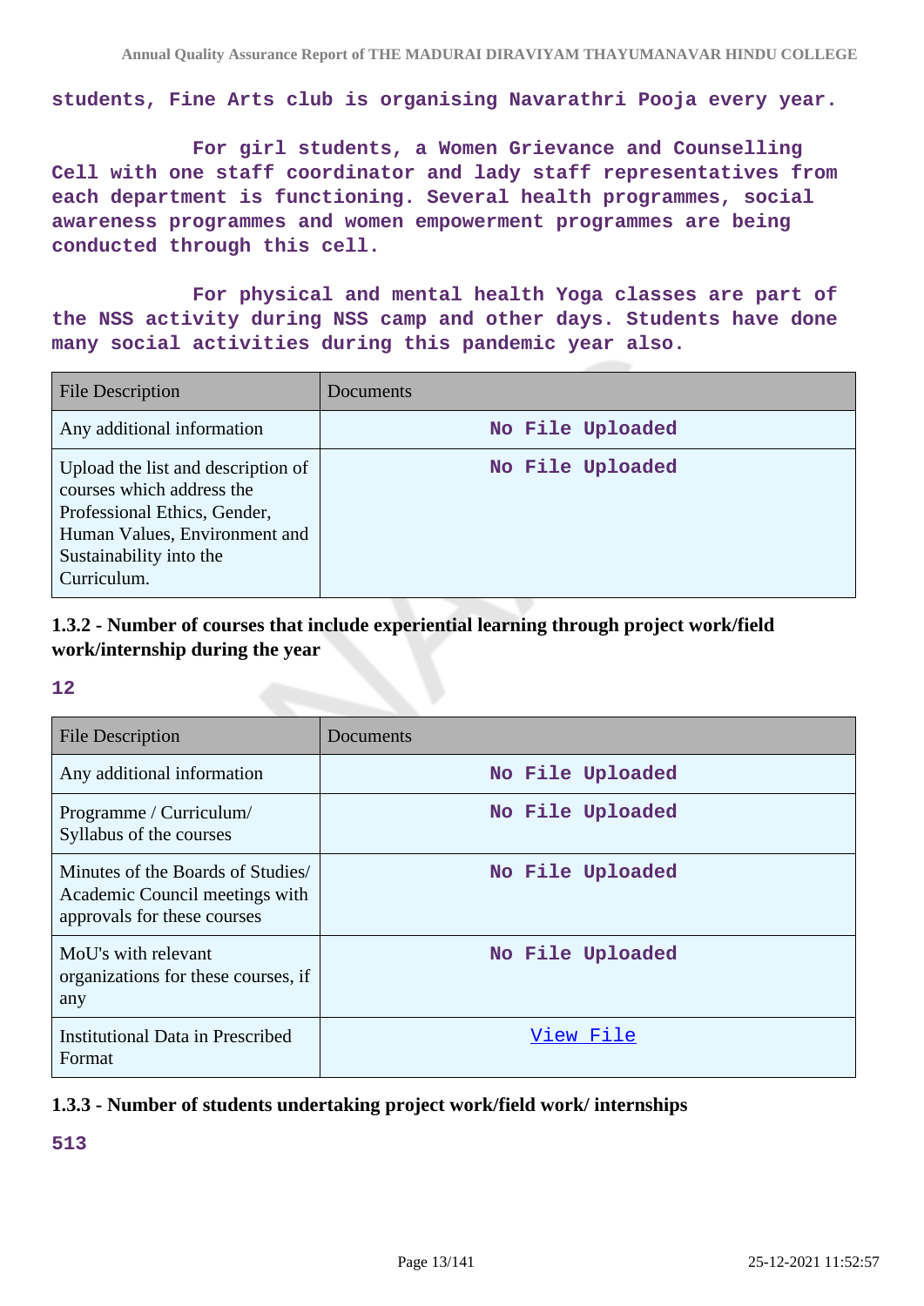students, Fine Arts club is organising Navarathri Pooja every year.

For girl students, a Women Grievance and Counselling Cell with one staff coordinator and lady staff representatives from each department is functioning. Several health programmes, social awareness programmes and women empowerment programmes are being conducted through this cell.

For physical and mental health Yoga classes are part of the NSS activity during NSS camp and other days. Students have done many social activities during this pandemic year also.

| File Description | Documents |
|---|---|
| Any additional information | No File Uploaded |
| Upload the list and description of courses which address the Professional Ethics, Gender, Human Values, Environment and Sustainability into the Curriculum. | No File Uploaded |

### 1.3.2 - Number of courses that include experiential learning through project work/field work/internship during the year

**12**

| File Description | Documents |
|---|---|
| Any additional information | No File Uploaded |
| Programme / Curriculum/ Syllabus of the courses | No File Uploaded |
| Minutes of the Boards of Studies/ Academic Council meetings with approvals for these courses | No File Uploaded |
| MoU's with relevant organizations for these courses, if any | No File Uploaded |
| Institutional Data in Prescribed Format | View File |

### 1.3.3 - Number of students undertaking project work/field work/ internships

**513**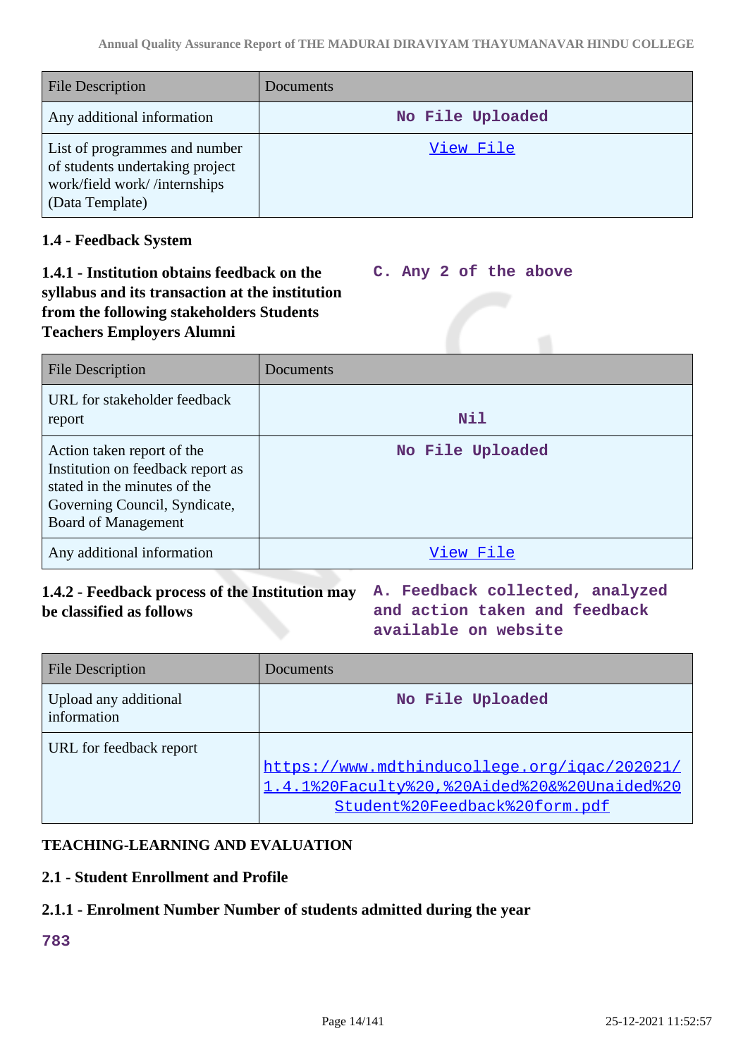| File Description | Documents |
|---|---|
| Any additional information | No File Uploaded |
| List of programmes and number of students undertaking project work/field work/ /internships (Data Template) | View File |

**1.4 - Feedback System**

**1.4.1 - Institution obtains feedback on the syllabus and its transaction at the institution from the following stakeholders Students Teachers Employers Alumni**

C. Any 2 of the above

| File Description | Documents |
|---|---|
| URL for stakeholder feedback report | Nil |
| Action taken report of the Institution on feedback report as stated in the minutes of the Governing Council, Syndicate, Board of Management | No File Uploaded |
| Any additional information | View File |

**1.4.2 - Feedback process of the Institution may be classified as follows**

A. Feedback collected, analyzed and action taken and feedback available on website

| File Description | Documents |
|---|---|
| Upload any additional information | No File Uploaded |
| URL for feedback report | https://www.mdthinducollege.org/iqac/202021/1.4.1%20Faculty%20,%20Aided%20&%20Unaided%20Student%20Feedback%20form.pdf |

**TEACHING-LEARNING AND EVALUATION**

**2.1 - Student Enrollment and Profile**

**2.1.1 - Enrolment Number Number of students admitted during the year**

783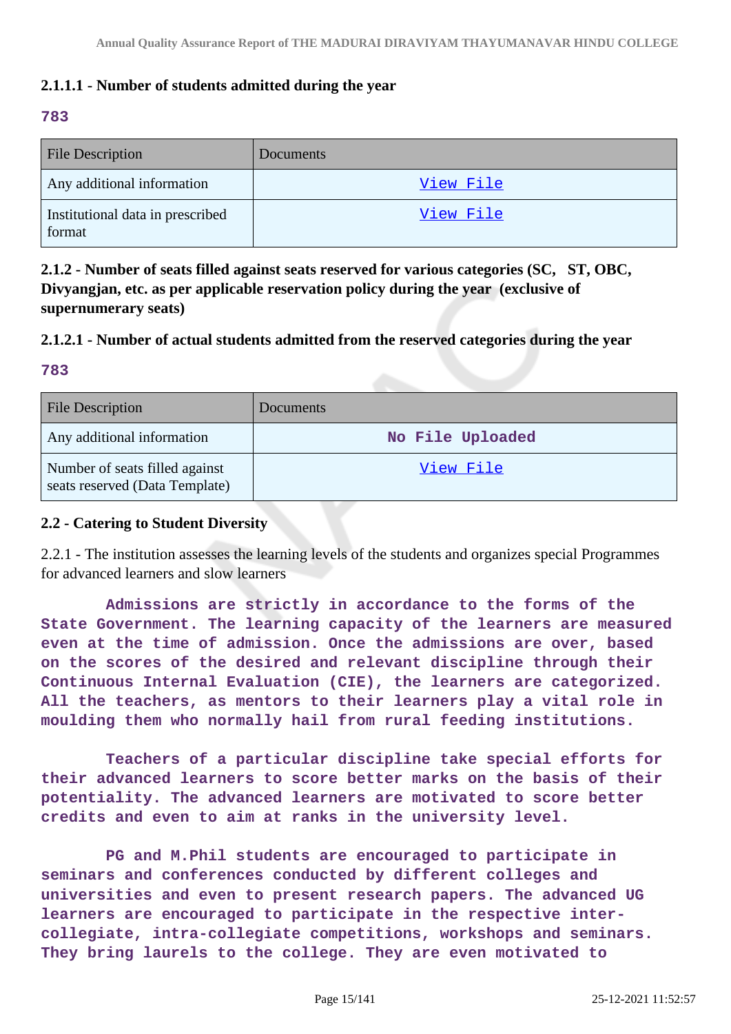**2.1.1.1 - Number of students admitted during the year**

**783**

| File Description | Documents |
|---|---|
| Any additional information | View File |
| Institutional data in prescribed format | View File |

**2.1.2 - Number of seats filled against seats reserved for various categories (SC, ST, OBC, Divyangjan, etc. as per applicable reservation policy during the year (exclusive of supernumerary seats)**

**2.1.2.1 - Number of actual students admitted from the reserved categories during the year**

**783**

| File Description | Documents |
|---|---|
| Any additional information | No File Uploaded |
| Number of seats filled against seats reserved (Data Template) | View File |

**2.2 - Catering to Student Diversity**

2.2.1 - The institution assesses the learning levels of the students and organizes special Programmes for advanced learners and slow learners

**Admissions are strictly in accordance to the forms of the State Government. The learning capacity of the learners are measured even at the time of admission. Once the admissions are over, based on the scores of the desired and relevant discipline through their Continuous Internal Evaluation (CIE), the learners are categorized. All the teachers, as mentors to their learners play a vital role in moulding them who normally hail from rural feeding institutions.**

**Teachers of a particular discipline take special efforts for their advanced learners to score better marks on the basis of their potentiality. The advanced learners are motivated to score better credits and even to aim at ranks in the university level.**

**PG and M.Phil students are encouraged to participate in seminars and conferences conducted by different colleges and universities and even to present research papers. The advanced UG learners are encouraged to participate in the respective inter-collegiate, intra-collegiate competitions, workshops and seminars. They bring laurels to the college. They are even motivated to**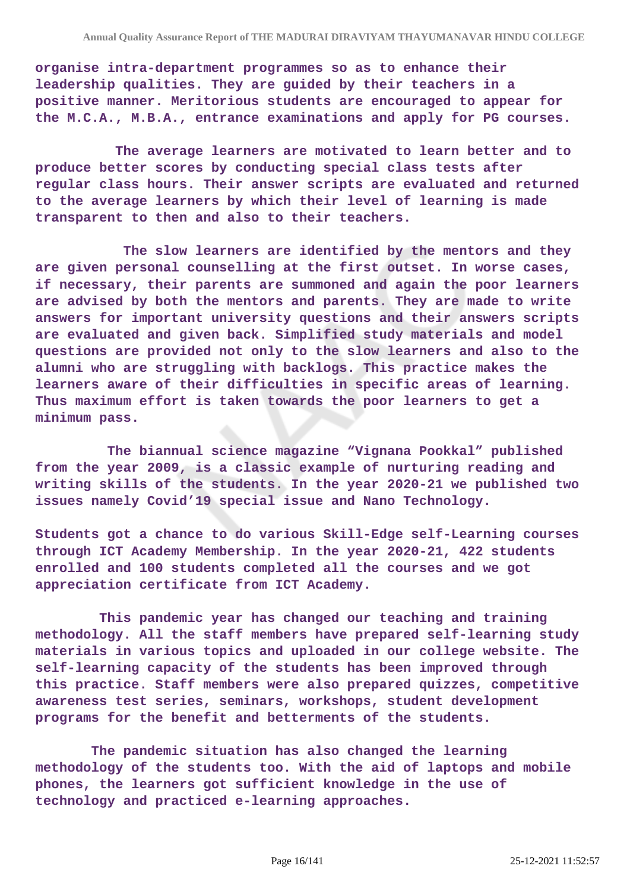organise intra-department programmes so as to enhance their leadership qualities. They are guided by their teachers in a positive manner. Meritorious students are encouraged to appear for the M.C.A., M.B.A., entrance examinations and apply for PG courses.

The average learners are motivated to learn better and to produce better scores by conducting special class tests after regular class hours. Their answer scripts are evaluated and returned to the average learners by which their level of learning is made transparent to then and also to their teachers.

The slow learners are identified by the mentors and they are given personal counselling at the first outset. In worse cases, if necessary, their parents are summoned and again the poor learners are advised by both the mentors and parents. They are made to write answers for important university questions and their answers scripts are evaluated and given back. Simplified study materials and model questions are provided not only to the slow learners and also to the alumni who are struggling with backlogs. This practice makes the learners aware of their difficulties in specific areas of learning. Thus maximum effort is taken towards the poor learners to get a minimum pass.

The biannual science magazine “Vignana Pookkal” published from the year 2009, is a classic example of nurturing reading and writing skills of the students. In the year 2020-21 we published two issues namely Covid’19 special issue and Nano Technology.

Students got a chance to do various Skill-Edge self-Learning courses through ICT Academy Membership. In the year 2020-21, 422 students enrolled and 100 students completed all the courses and we got appreciation certificate from ICT Academy.

This pandemic year has changed our teaching and training methodology. All the staff members have prepared self-learning study materials in various topics and uploaded in our college website. The self-learning capacity of the students has been improved through this practice. Staff members were also prepared quizzes, competitive awareness test series, seminars, workshops, student development programs for the benefit and betterments of the students.

The pandemic situation has also changed the learning methodology of the students too. With the aid of laptops and mobile phones, the learners got sufficient knowledge in the use of technology and practiced e-learning approaches.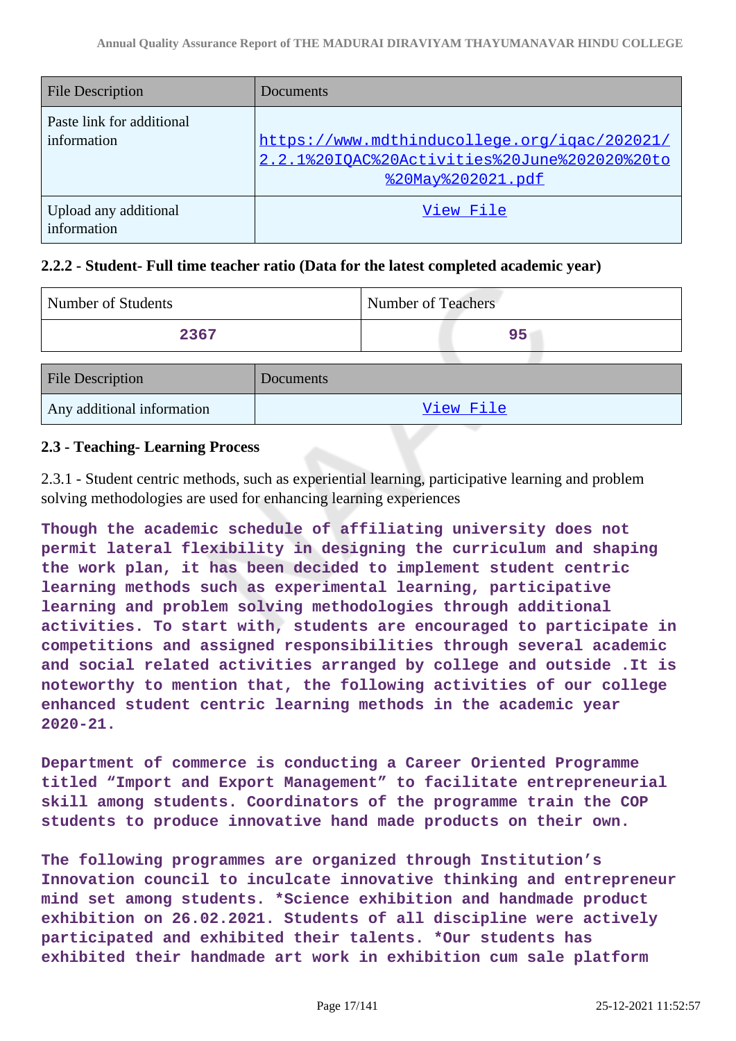| File Description | Documents |
|---|---|
| Paste link for additional information | https://www.mdthinducollege.org/iqac/202021/2.2.1%20IQAC%20Activities%20June%202020%20to%20May%202021.pdf |
| Upload any additional information | View File |

### 2.2.2 - Student- Full time teacher ratio (Data for the latest completed academic year)

| Number of Students | Number of Teachers |
|---|---|
| 2367 | 95 |

| File Description | Documents |
|---|---|
| Any additional information | View File |

### 2.3 - Teaching- Learning Process

2.3.1 - Student centric methods, such as experiential learning, participative learning and problem solving methodologies are used for enhancing learning experiences

Though the academic schedule of affiliating university does not permit lateral flexibility in designing the curriculum and shaping the work plan, it has been decided to implement student centric learning methods such as experimental learning, participative learning and problem solving methodologies through additional activities. To start with, students are encouraged to participate in competitions and assigned responsibilities through several academic and social related activities arranged by college and outside .It is noteworthy to mention that, the following activities of our college enhanced student centric learning methods in the academic year 2020-21.

Department of commerce is conducting a Career Oriented Programme titled "Import and Export Management" to facilitate entrepreneurial skill among students. Coordinators of the programme train the COP students to produce innovative hand made products on their own.

The following programmes are organized through Institution's Innovation council to inculcate innovative thinking and entrepreneur mind set among students. *Science exhibition and handmade product exhibition on 26.02.2021. Students of all discipline were actively participated and exhibited their talents. *Our students has exhibited their handmade art work in exhibition cum sale platform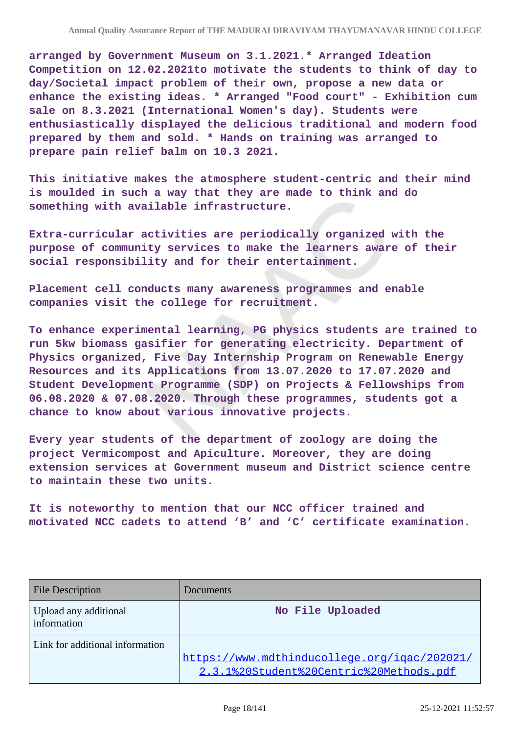arranged by Government Museum on 3.1.2021.* Arranged Ideation Competition on 12.02.2021to motivate the students to think of day to day/Societal impact problem of their own, propose a new data or enhance the existing ideas. * Arranged "Food court" - Exhibition cum sale on 8.3.2021 (International Women's day). Students were enthusiastically displayed the delicious traditional and modern food prepared by them and sold. * Hands on training was arranged to prepare pain relief balm on 10.3 2021.

This initiative makes the atmosphere student-centric and their mind is moulded in such a way that they are made to think and do something with available infrastructure.

Extra-curricular activities are periodically organized with the purpose of community services to make the learners aware of their social responsibility and for their entertainment.

Placement cell conducts many awareness programmes and enable companies visit the college for recruitment.

To enhance experimental learning, PG physics students are trained to run 5kw biomass gasifier for generating electricity. Department of Physics organized, Five Day Internship Program on Renewable Energy Resources and its Applications from 13.07.2020 to 17.07.2020 and Student Development Programme (SDP) on Projects & Fellowships from 06.08.2020 & 07.08.2020. Through these programmes, students got a chance to know about various innovative projects.

Every year students of the department of zoology are doing the project Vermicompost and Apiculture. Moreover, they are doing extension services at Government museum and District science centre to maintain these two units.

It is noteworthy to mention that our NCC officer trained and motivated NCC cadets to attend ‘B’ and ‘C’ certificate examination.

| File Description | Documents |
|---|---|
| Upload any additional information | No File Uploaded |
| Link for additional information | https://www.mdthinducollege.org/iqac/202021/2.3.1%20Student%20Centric%20Methods.pdf |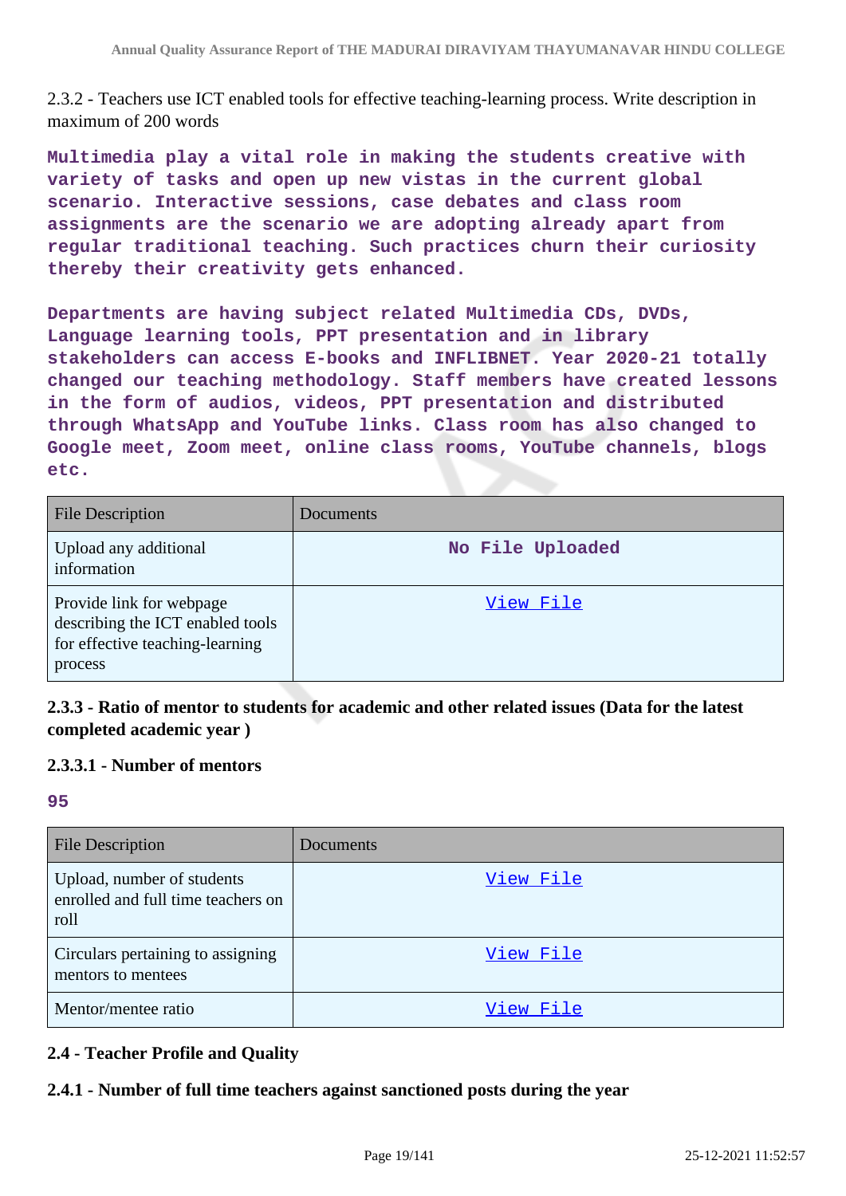2.3.2 - Teachers use ICT enabled tools for effective teaching-learning process. Write description in maximum of 200 words

Multimedia play a vital role in making the students creative with variety of tasks and open up new vistas in the current global scenario. Interactive sessions, case debates and class room assignments are the scenario we are adopting already apart from regular traditional teaching. Such practices churn their curiosity thereby their creativity gets enhanced.

Departments are having subject related Multimedia CDs, DVDs, Language learning tools, PPT presentation and in library stakeholders can access E-books and INFLIBNET. Year 2020-21 totally changed our teaching methodology. Staff members have created lessons in the form of audios, videos, PPT presentation and distributed through WhatsApp and YouTube links. Class room has also changed to Google meet, Zoom meet, online class rooms, YouTube channels, blogs etc.

| File Description | Documents |
|---|---|
| Upload any additional information | No File Uploaded |
| Provide link for webpage describing the ICT enabled tools for effective teaching-learning process | View File |

### 2.3.3 - Ratio of mentor to students for academic and other related issues (Data for the latest completed academic year )

#### 2.3.3.1 - Number of mentors

95

| File Description | Documents |
|---|---|
| Upload, number of students enrolled and full time teachers on roll | View File |
| Circulars pertaining to assigning mentors to mentees | View File |
| Mentor/mentee ratio | View File |

## 2.4 - Teacher Profile and Quality

### 2.4.1 - Number of full time teachers against sanctioned posts during the year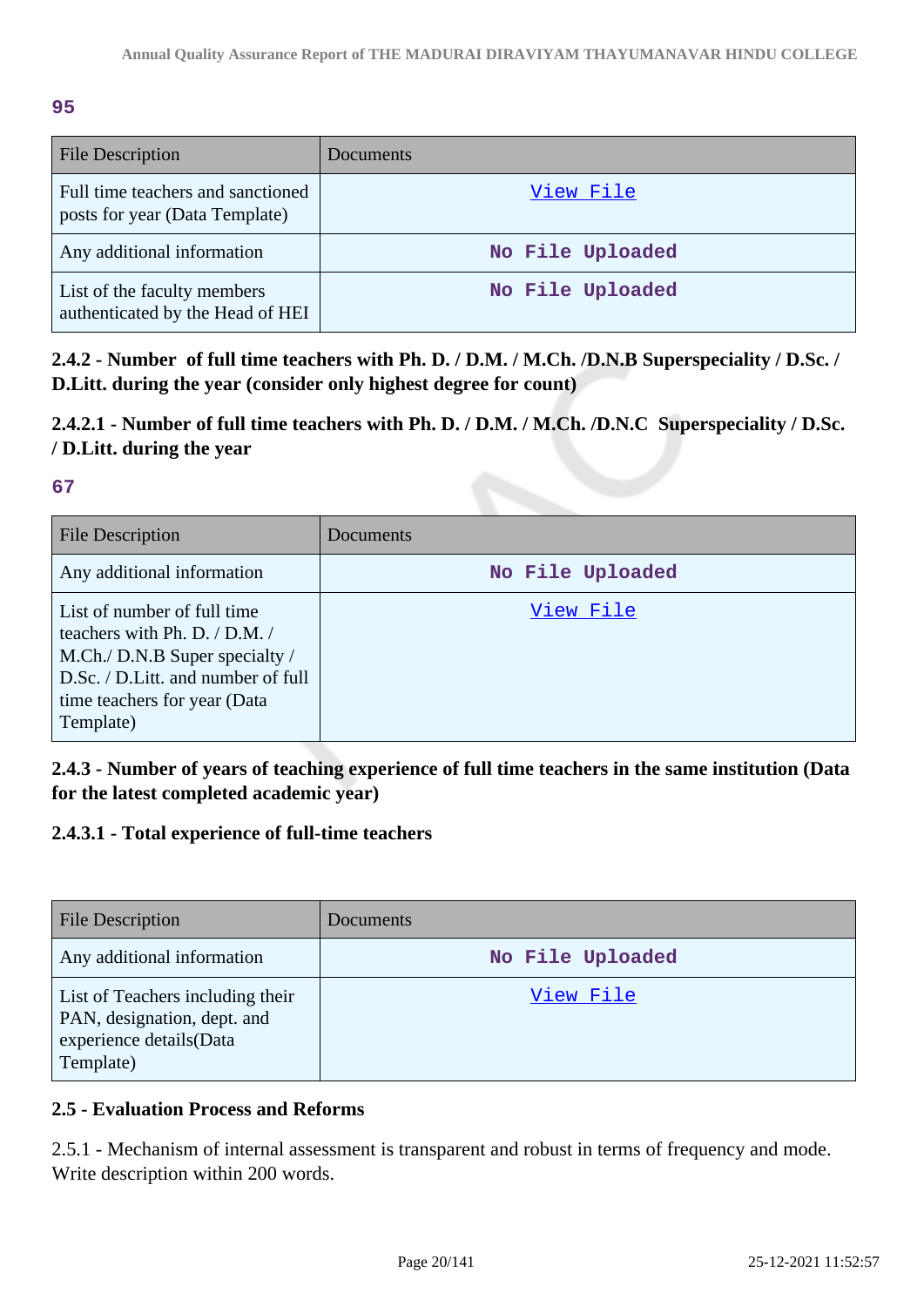**95**

| File Description | Documents |
|---|---|
| Full time teachers and sanctioned posts for year (Data Template) | View File |
| Any additional information | No File Uploaded |
| List of the faculty members authenticated by the Head of HEI | No File Uploaded |

**2.4.2 - Number of full time teachers with Ph. D. / D.M. / M.Ch. /D.N.B Superspeciality / D.Sc. / D.Litt. during the year (consider only highest degree for count)**

**2.4.2.1 - Number of full time teachers with Ph. D. / D.M. / M.Ch. /D.N.C Superspeciality / D.Sc. / D.Litt. during the year**

**67**

| File Description | Documents |
|---|---|
| Any additional information | No File Uploaded |
| List of number of full time teachers with Ph. D. / D.M. / M.Ch./ D.N.B Super specialty / D.Sc. / D.Litt. and number of full time teachers for year (Data Template) | View File |

**2.4.3 - Number of years of teaching experience of full time teachers in the same institution (Data for the latest completed academic year)**

**2.4.3.1 - Total experience of full-time teachers**

| File Description | Documents |
|---|---|
| Any additional information | No File Uploaded |
| List of Teachers including their PAN, designation, dept. and experience details(Data Template) | View File |

**2.5 - Evaluation Process and Reforms**

2.5.1 - Mechanism of internal assessment is transparent and robust in terms of frequency and mode. Write description within 200 words.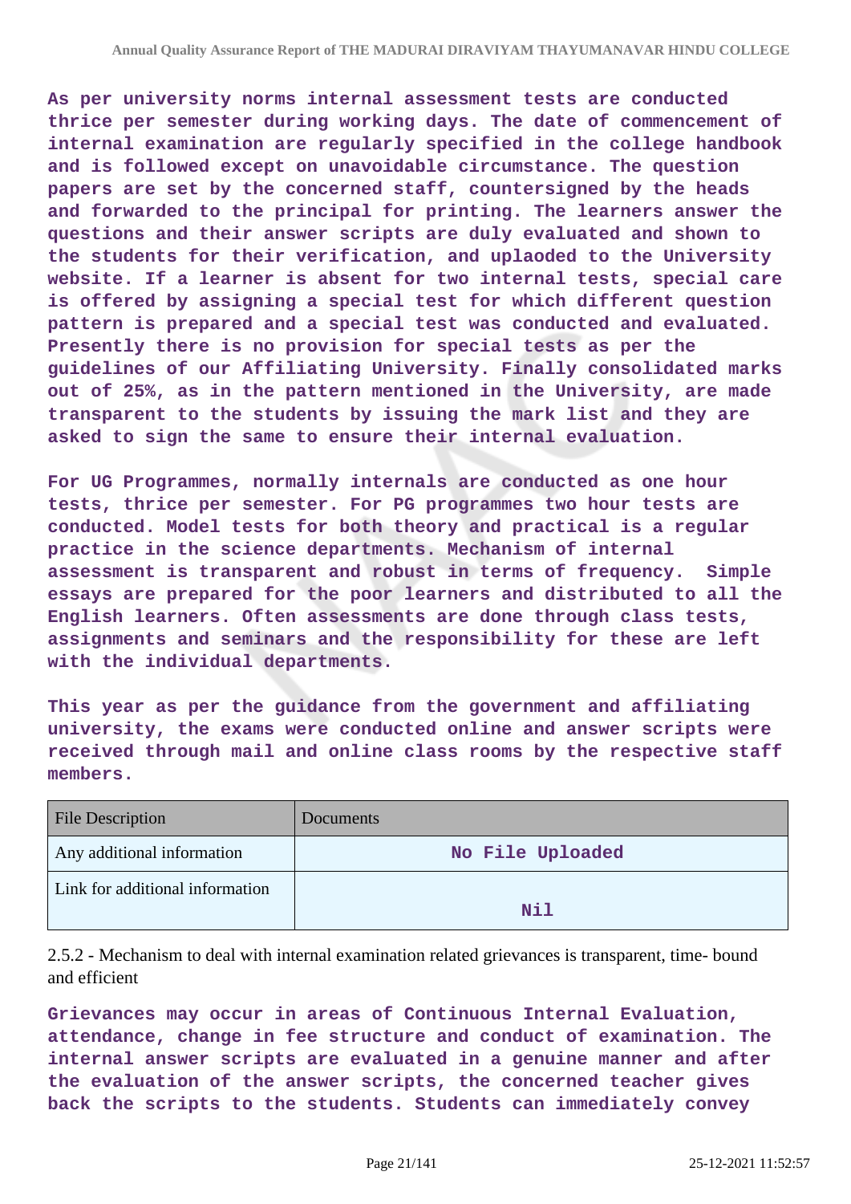**As per university norms internal assessment tests are conducted thrice per semester during working days. The date of commencement of internal examination are regularly specified in the college handbook and is followed except on unavoidable circumstance. The question papers are set by the concerned staff, countersigned by the heads and forwarded to the principal for printing. The learners answer the questions and their answer scripts are duly evaluated and shown to the students for their verification, and uplaoded to the University website. If a learner is absent for two internal tests, special care is offered by assigning a special test for which different question pattern is prepared and a special test was conducted and evaluated. Presently there is no provision for special tests as per the guidelines of our Affiliating University. Finally consolidated marks out of 25%, as in the pattern mentioned in the University, are made transparent to the students by issuing the mark list and they are asked to sign the same to ensure their internal evaluation.**

**For UG Programmes, normally internals are conducted as one hour tests, thrice per semester. For PG programmes two hour tests are conducted. Model tests for both theory and practical is a regular practice in the science departments. Mechanism of internal assessment is transparent and robust in terms of frequency. Simple essays are prepared for the poor learners and distributed to all the English learners. Often assessments are done through class tests, assignments and seminars and the responsibility for these are left with the individual departments.**

**This year as per the guidance from the government and affiliating university, the exams were conducted online and answer scripts were received through mail and online class rooms by the respective staff members.**

| File Description | Documents |
|---|---|
| Any additional information | No File Uploaded |
| Link for additional information | Nil |

2.5.2 - Mechanism to deal with internal examination related grievances is transparent, time- bound and efficient

**Grievances may occur in areas of Continuous Internal Evaluation, attendance, change in fee structure and conduct of examination. The internal answer scripts are evaluated in a genuine manner and after the evaluation of the answer scripts, the concerned teacher gives back the scripts to the students. Students can immediately convey**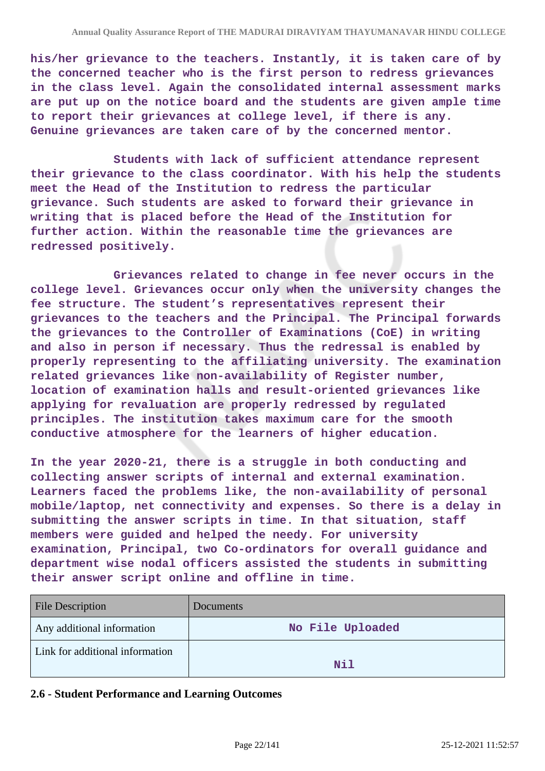his/her grievance to the teachers. Instantly, it is taken care of by the concerned teacher who is the first person to redress grievances in the class level. Again the consolidated internal assessment marks are put up on the notice board and the students are given ample time to report their grievances at college level, if there is any. Genuine grievances are taken care of by the concerned mentor.

Students with lack of sufficient attendance represent their grievance to the class coordinator. With his help the students meet the Head of the Institution to redress the particular grievance. Such students are asked to forward their grievance in writing that is placed before the Head of the Institution for further action. Within the reasonable time the grievances are redressed positively.

Grievances related to change in fee never occurs in the college level. Grievances occur only when the university changes the fee structure. The student's representatives represent their grievances to the teachers and the Principal. The Principal forwards the grievances to the Controller of Examinations (CoE) in writing and also in person if necessary. Thus the redressal is enabled by properly representing to the affiliating university. The examination related grievances like non-availability of Register number, location of examination halls and result-oriented grievances like applying for revaluation are properly redressed by regulated principles. The institution takes maximum care for the smooth conductive atmosphere for the learners of higher education.

In the year 2020-21, there is a struggle in both conducting and collecting answer scripts of internal and external examination. Learners faced the problems like, the non-availability of personal mobile/laptop, net connectivity and expenses. So there is a delay in submitting the answer scripts in time. In that situation, staff members were guided and helped the needy. For university examination, Principal, two Co-ordinators for overall guidance and department wise nodal officers assisted the students in submitting their answer script online and offline in time.

| File Description | Documents |
|---|---|
| Any additional information | No File Uploaded |
| Link for additional information | Nil |

## 2.6 - Student Performance and Learning Outcomes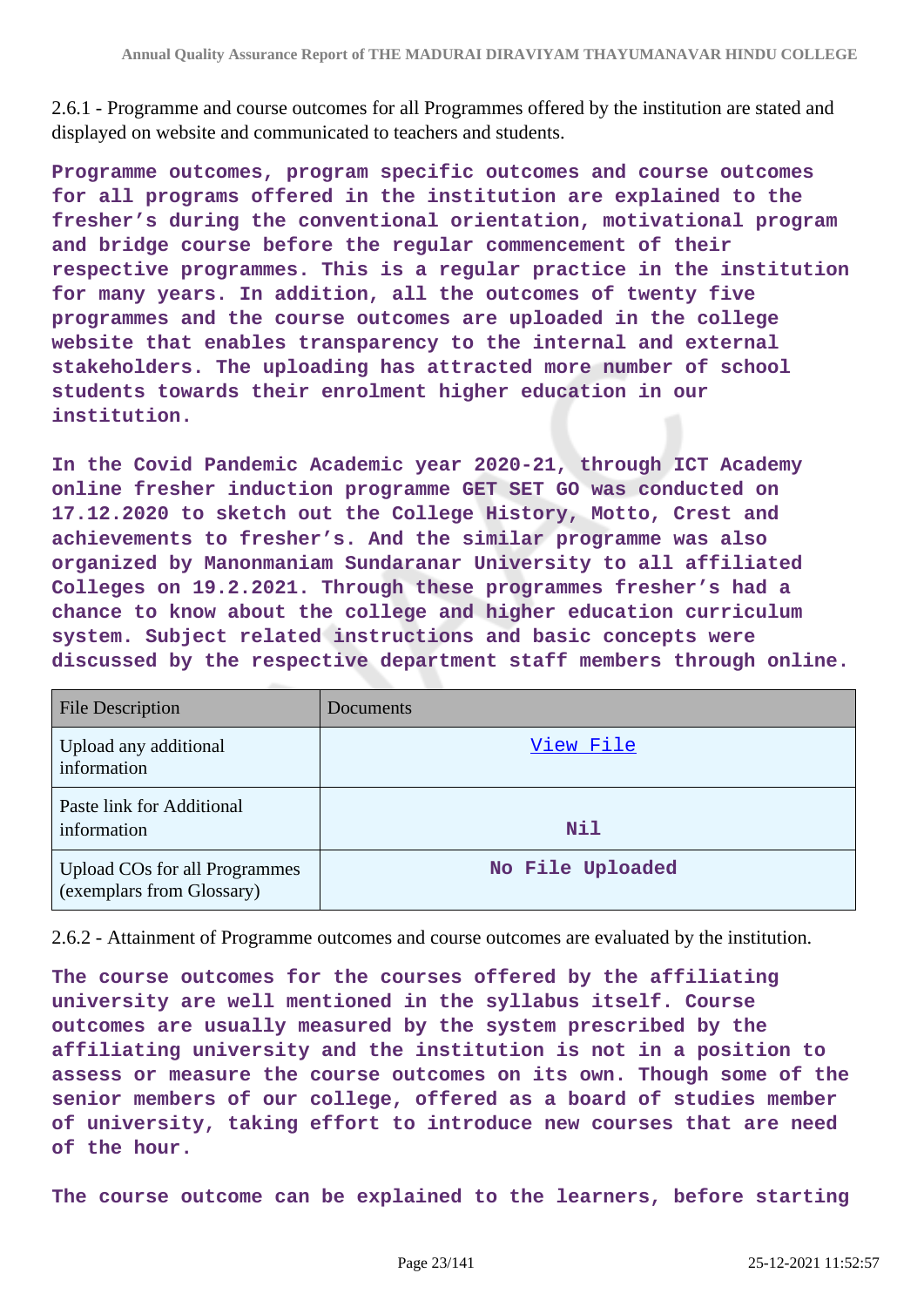2.6.1 - Programme and course outcomes for all Programmes offered by the institution are stated and displayed on website and communicated to teachers and students.

**Programme outcomes, program specific outcomes and course outcomes for all programs offered in the institution are explained to the fresher's during the conventional orientation, motivational program and bridge course before the regular commencement of their respective programmes. This is a regular practice in the institution for many years. In addition, all the outcomes of twenty five programmes and the course outcomes are uploaded in the college website that enables transparency to the internal and external stakeholders. The uploading has attracted more number of school students towards their enrolment higher education in our institution.**

**In the Covid Pandemic Academic year 2020-21, through ICT Academy online fresher induction programme GET SET GO was conducted on 17.12.2020 to sketch out the College History, Motto, Crest and achievements to fresher's. And the similar programme was also organized by Manonmaniam Sundaranar University to all affiliated Colleges on 19.2.2021. Through these programmes fresher's had a chance to know about the college and higher education curriculum system. Subject related instructions and basic concepts were discussed by the respective department staff members through online.**

| File Description | Documents |
|---|---|
| Upload any additional information | View File |
| Paste link for Additional information | Nil |
| Upload COs for all Programmes (exemplars from Glossary) | No File Uploaded |

2.6.2 - Attainment of Programme outcomes and course outcomes are evaluated by the institution.

**The course outcomes for the courses offered by the affiliating university are well mentioned in the syllabus itself. Course outcomes are usually measured by the system prescribed by the affiliating university and the institution is not in a position to assess or measure the course outcomes on its own. Though some of the senior members of our college, offered as a board of studies member of university, taking effort to introduce new courses that are need of the hour.**

**The course outcome can be explained to the learners, before starting**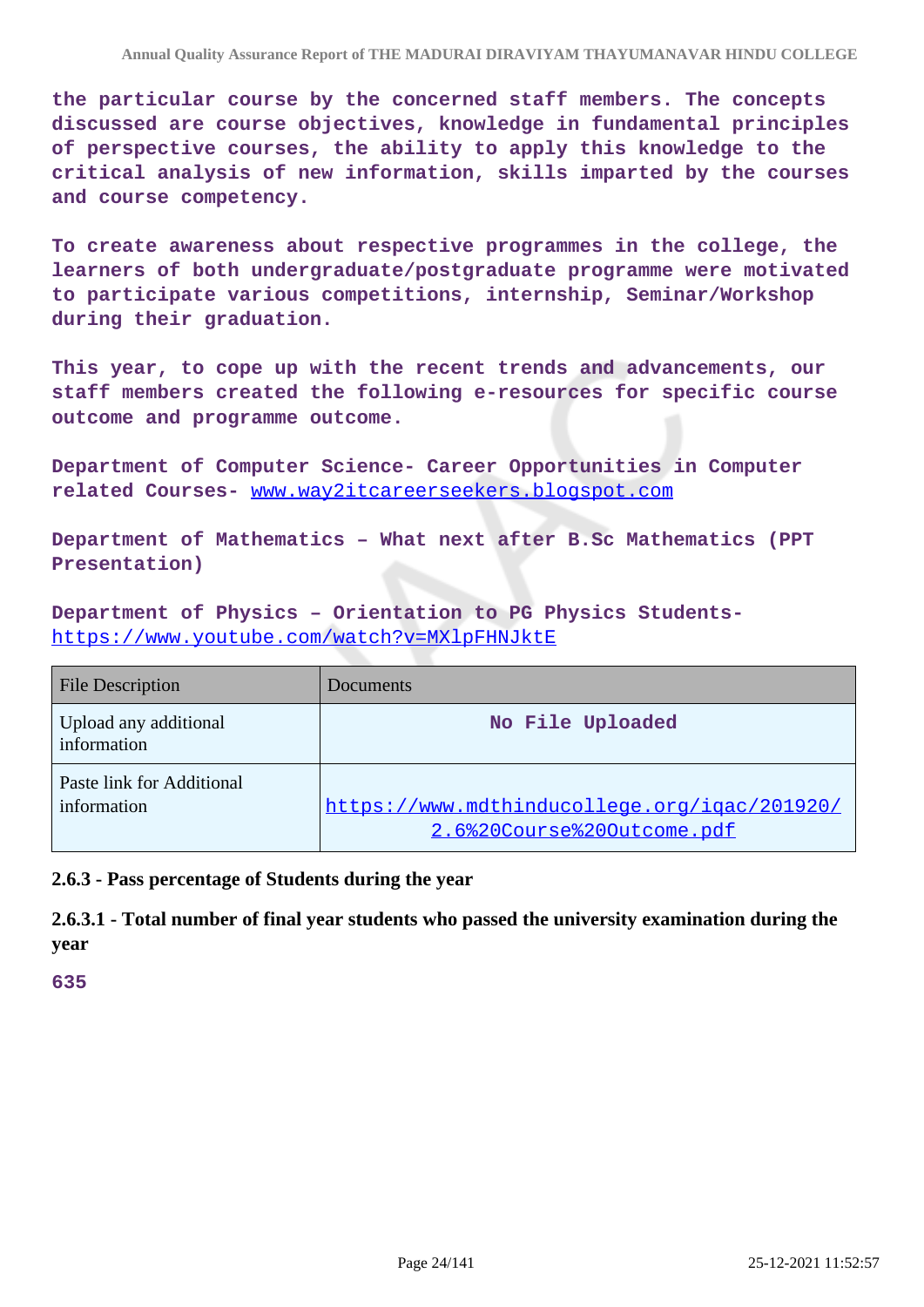the particular course by the concerned staff members. The concepts discussed are course objectives, knowledge in fundamental principles of perspective courses, the ability to apply this knowledge to the critical analysis of new information, skills imparted by the courses and course competency.

To create awareness about respective programmes in the college, the learners of both undergraduate/postgraduate programme were motivated to participate various competitions, internship, Seminar/Workshop during their graduation.

This year, to cope up with the recent trends and advancements, our staff members created the following e-resources for specific course outcome and programme outcome.

Department of Computer Science- Career Opportunities in Computer related Courses- www.way2itcareerseekers.blogspot.com

Department of Mathematics – What next after B.Sc Mathematics (PPT Presentation)

Department of Physics – Orientation to PG Physics Students- https://www.youtube.com/watch?v=MXlpFHNJktE

| File Description | Documents |
|---|---|
| Upload any additional information | No File Uploaded |
| Paste link for Additional information | https://www.mdthinducollege.org/iqac/201920/2.6%20Course%20Outcome.pdf |

**2.6.3 - Pass percentage of Students during the year**

**2.6.3.1 - Total number of final year students who passed the university examination during the year**

635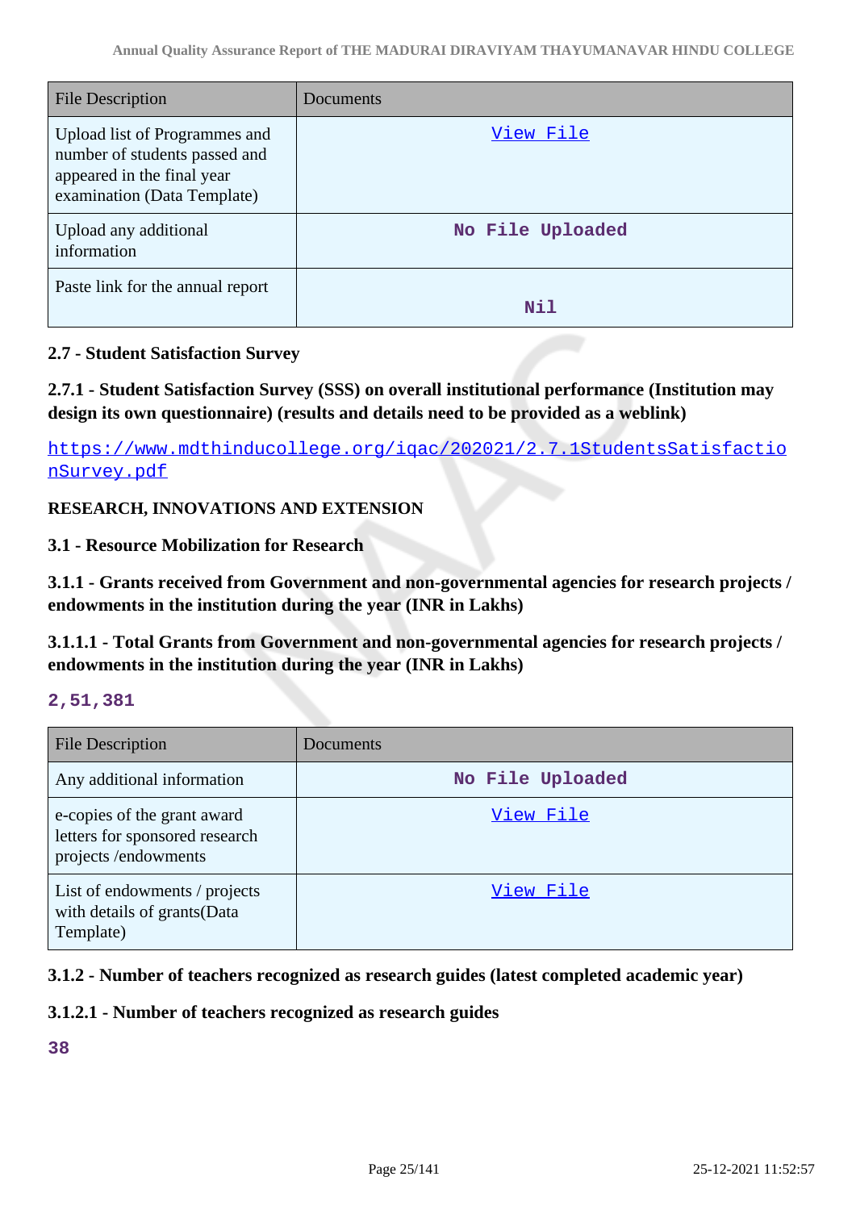| File Description | Documents |
|---|---|
| Upload list of Programmes and number of students passed and appeared in the final year examination (Data Template) | View File |
| Upload any additional information | No File Uploaded |
| Paste link for the annual report | Nil |

**2.7 - Student Satisfaction Survey**

**2.7.1 - Student Satisfaction Survey (SSS) on overall institutional performance (Institution may design its own questionnaire) (results and details need to be provided as a weblink)**

https://www.mdthinducollege.org/iqac/202021/2.7.1StudentsSatisfactionSurvey.pdf

**RESEARCH, INNOVATIONS AND EXTENSION**

**3.1 - Resource Mobilization for Research**

**3.1.1 - Grants received from Government and non-governmental agencies for research projects / endowments in the institution during the year (INR in Lakhs)**

**3.1.1.1 - Total Grants from Government and non-governmental agencies for research projects / endowments in the institution during the year (INR in Lakhs)**

**2,51,381**

| File Description | Documents |
|---|---|
| Any additional information | No File Uploaded |
| e-copies of the grant award letters for sponsored research projects /endowments | View File |
| List of endowments / projects with details of grants(Data Template) | View File |

**3.1.2 - Number of teachers recognized as research guides (latest completed academic year)**

**3.1.2.1 - Number of teachers recognized as research guides**

**38**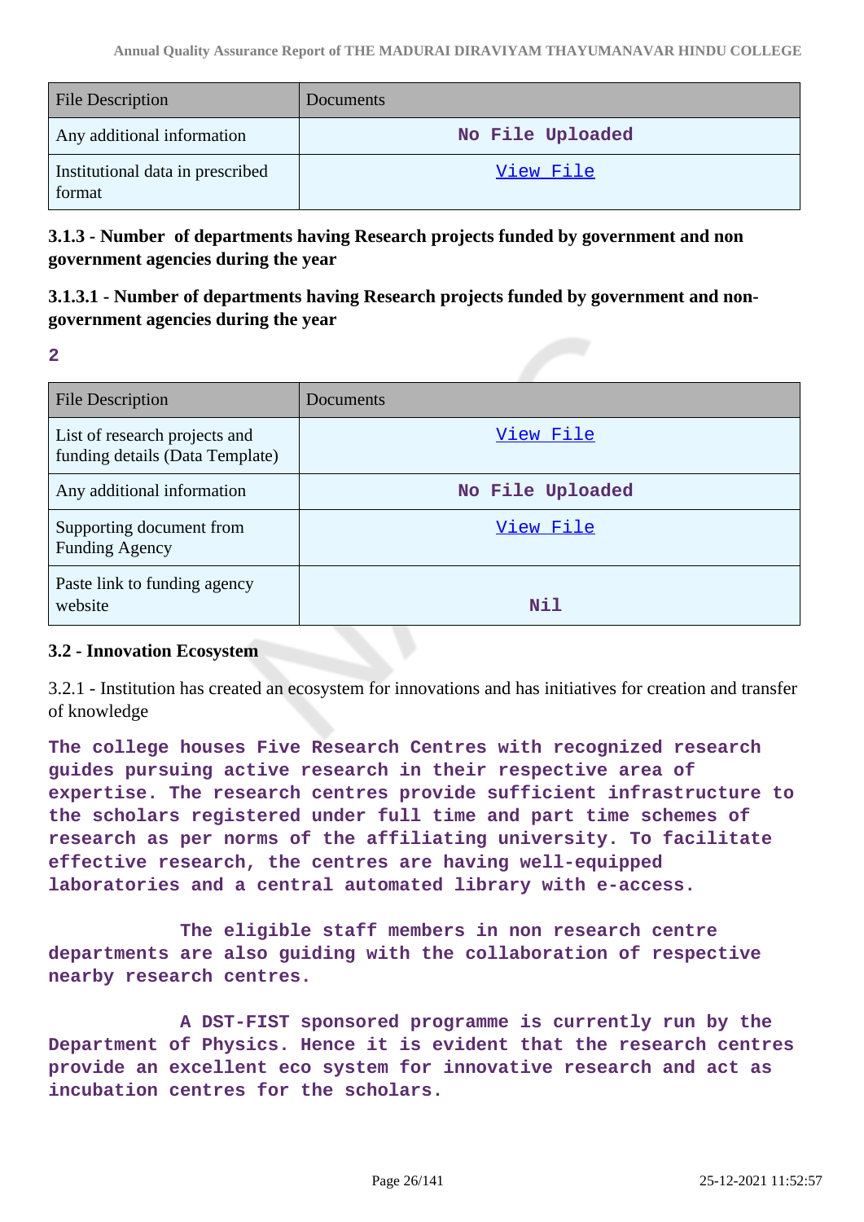| File Description | Documents |
|---|---|
| Any additional information | No File Uploaded |
| Institutional data in prescribed format | View File |

### 3.1.3 - Number of departments having Research projects funded by government and non government agencies during the year

### 3.1.3.1 - Number of departments having Research projects funded by government and non-government agencies during the year

**2**

| File Description | Documents |
|---|---|
| List of research projects and funding details (Data Template) | View File |
| Any additional information | No File Uploaded |
| Supporting document from Funding Agency | View File |
| Paste link to funding agency website | Nil |

### 3.2 - Innovation Ecosystem

3.2.1 - Institution has created an ecosystem for innovations and has initiatives for creation and transfer of knowledge

**The college houses Five Research Centres with recognized research guides pursuing active research in their respective area of expertise. The research centres provide sufficient infrastructure to the scholars registered under full time and part time schemes of research as per norms of the affiliating university. To facilitate effective research, the centres are having well-equipped laboratories and a central automated library with e-access.**

**The eligible staff members in non research centre departments are also guiding with the collaboration of respective nearby research centres.**

**A DST-FIST sponsored programme is currently run by the Department of Physics. Hence it is evident that the research centres provide an excellent eco system for innovative research and act as incubation centres for the scholars.**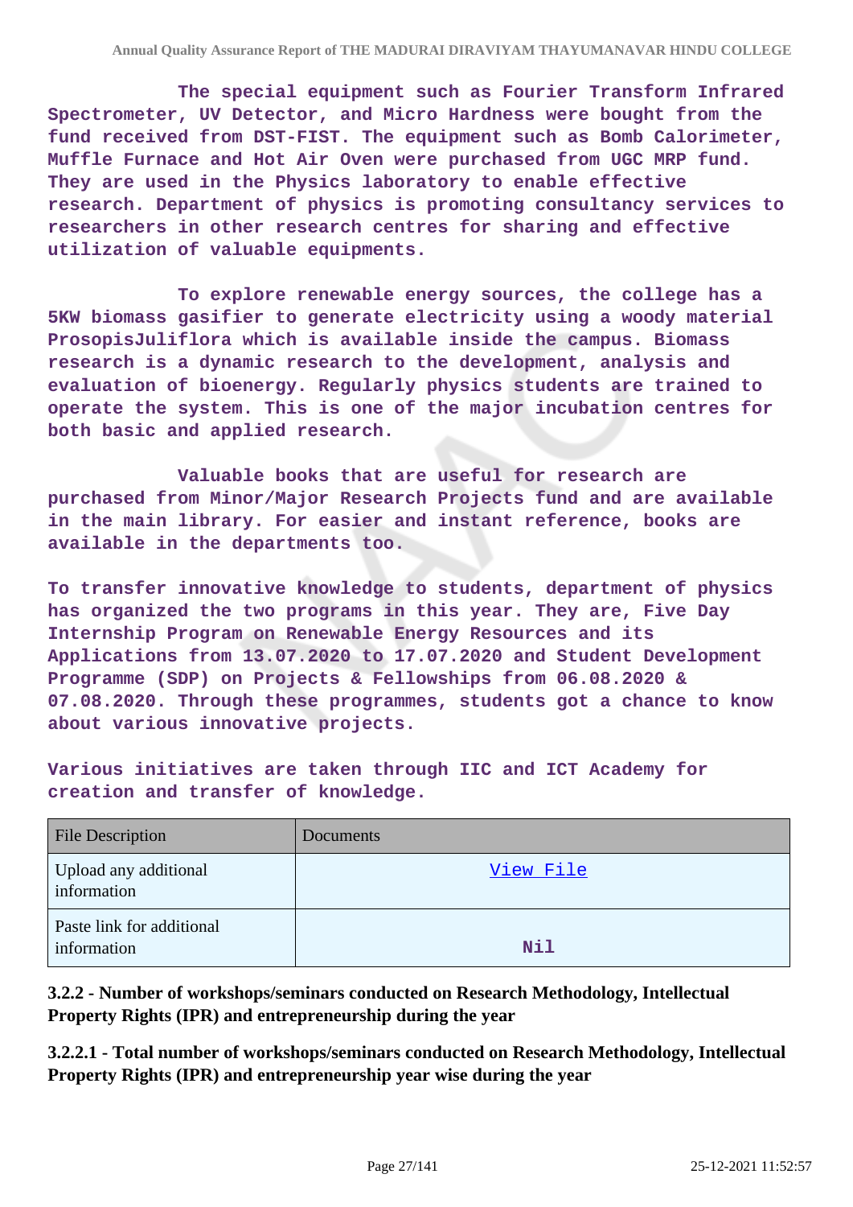The special equipment such as Fourier Transform Infrared Spectrometer, UV Detector, and Micro Hardness were bought from the fund received from DST-FIST. The equipment such as Bomb Calorimeter, Muffle Furnace and Hot Air Oven were purchased from UGC MRP fund. They are used in the Physics laboratory to enable effective research. Department of physics is promoting consultancy services to researchers in other research centres for sharing and effective utilization of valuable equipments.

To explore renewable energy sources, the college has a 5KW biomass gasifier to generate electricity using a woody material ProsopisJuliflora which is available inside the campus. Biomass research is a dynamic research to the development, analysis and evaluation of bioenergy. Regularly physics students are trained to operate the system. This is one of the major incubation centres for both basic and applied research.

Valuable books that are useful for research are purchased from Minor/Major Research Projects fund and are available in the main library. For easier and instant reference, books are available in the departments too.

To transfer innovative knowledge to students, department of physics has organized the two programs in this year. They are, Five Day Internship Program on Renewable Energy Resources and its Applications from 13.07.2020 to 17.07.2020 and Student Development Programme (SDP) on Projects & Fellowships from 06.08.2020 & 07.08.2020. Through these programmes, students got a chance to know about various innovative projects.

Various initiatives are taken through IIC and ICT Academy for creation and transfer of knowledge.

| File Description | Documents |
|---|---|
| Upload any additional information | View File |
| Paste link for additional information | Nil |

**3.2.2 - Number of workshops/seminars conducted on Research Methodology, Intellectual Property Rights (IPR) and entrepreneurship during the year**

**3.2.2.1 - Total number of workshops/seminars conducted on Research Methodology, Intellectual Property Rights (IPR) and entrepreneurship year wise during the year**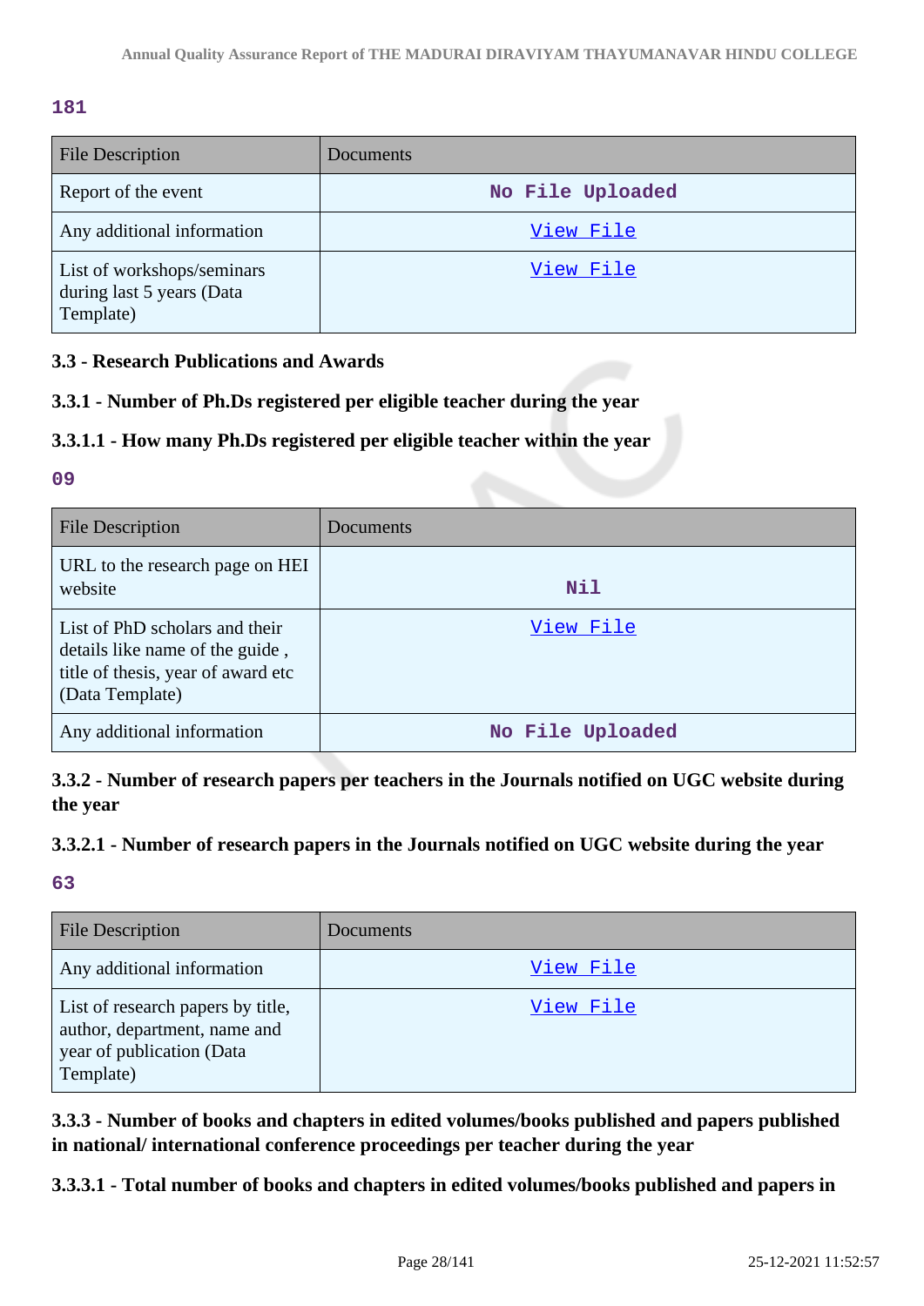181

| File Description | Documents |
|---|---|
| Report of the event | No File Uploaded |
| Any additional information | View File |
| List of workshops/seminars during last 5 years (Data Template) | View File |

### 3.3 - Research Publications and Awards

### 3.3.1 - Number of Ph.Ds registered per eligible teacher during the year

### 3.3.1.1 - How many Ph.Ds registered per eligible teacher within the year

09

| File Description | Documents |
|---|---|
| URL to the research page on HEI website | Nil |
| List of PhD scholars and their details like name of the guide , title of thesis, year of award etc (Data Template) | View File |
| Any additional information | No File Uploaded |

### 3.3.2 - Number of research papers per teachers in the Journals notified on UGC website during the year

### 3.3.2.1 - Number of research papers in the Journals notified on UGC website during the year

63

| File Description | Documents |
|---|---|
| Any additional information | View File |
| List of research papers by title, author, department, name and year of publication (Data Template) | View File |

### 3.3.3 - Number of books and chapters in edited volumes/books published and papers published in national/ international conference proceedings per teacher during the year

### 3.3.3.1 - Total number of books and chapters in edited volumes/books published and papers in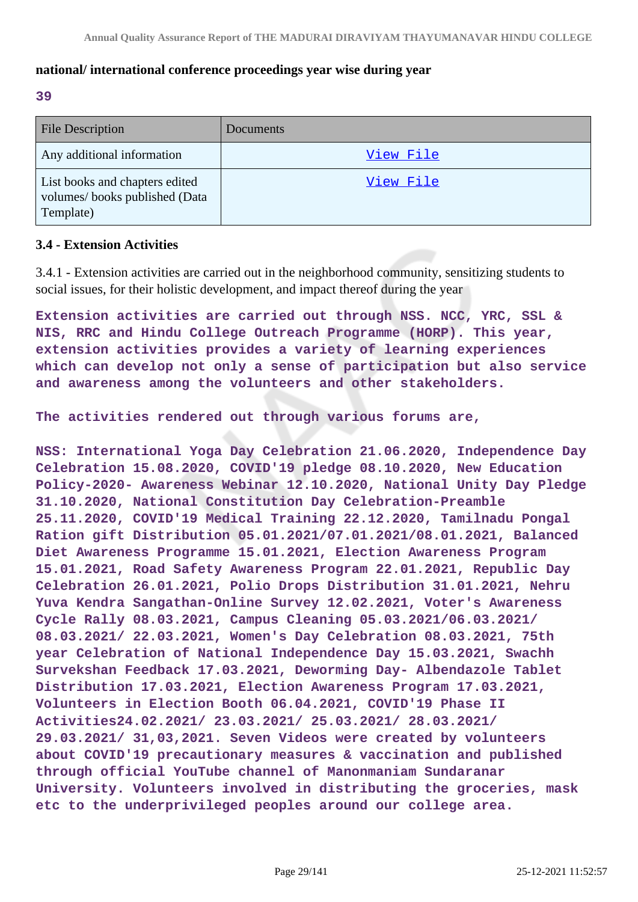**national/ international conference proceedings year wise during year**

**39**

| File Description | Documents |
|---|---|
| Any additional information | View File |
| List books and chapters edited volumes/ books published (Data Template) | View File |

### 3.4 - Extension Activities

3.4.1 - Extension activities are carried out in the neighborhood community, sensitizing students to social issues, for their holistic development, and impact thereof during the year

**Extension activities are carried out through NSS. NCC, YRC, SSL & NIS, RRC and Hindu College Outreach Programme (HORP). This year, extension activities provides a variety of learning experiences which can develop not only a sense of participation but also service and awareness among the volunteers and other stakeholders.**

**The activities rendered out through various forums are,**

**NSS: International Yoga Day Celebration 21.06.2020, Independence Day Celebration 15.08.2020, COVID'19 pledge 08.10.2020, New Education Policy-2020- Awareness Webinar 12.10.2020, National Unity Day Pledge 31.10.2020, National Constitution Day Celebration-Preamble 25.11.2020, COVID'19 Medical Training 22.12.2020, Tamilnadu Pongal Ration gift Distribution 05.01.2021/07.01.2021/08.01.2021, Balanced Diet Awareness Programme 15.01.2021, Election Awareness Program 15.01.2021, Road Safety Awareness Program 22.01.2021, Republic Day Celebration 26.01.2021, Polio Drops Distribution 31.01.2021, Nehru Yuva Kendra Sangathan-Online Survey 12.02.2021, Voter's Awareness Cycle Rally 08.03.2021, Campus Cleaning 05.03.2021/06.03.2021/ 08.03.2021/ 22.03.2021, Women's Day Celebration 08.03.2021, 75th year Celebration of National Independence Day 15.03.2021, Swachh Survekshan Feedback 17.03.2021, Deworming Day- Albendazole Tablet Distribution 17.03.2021, Election Awareness Program 17.03.2021, Volunteers in Election Booth 06.04.2021, COVID'19 Phase II Activities24.02.2021/ 23.03.2021/ 25.03.2021/ 28.03.2021/ 29.03.2021/ 31,03,2021. Seven Videos were created by volunteers about COVID'19 precautionary measures & vaccination and published through official YouTube channel of Manonmaniam Sundaranar University. Volunteers involved in distributing the groceries, mask etc to the underprivileged peoples around our college area.**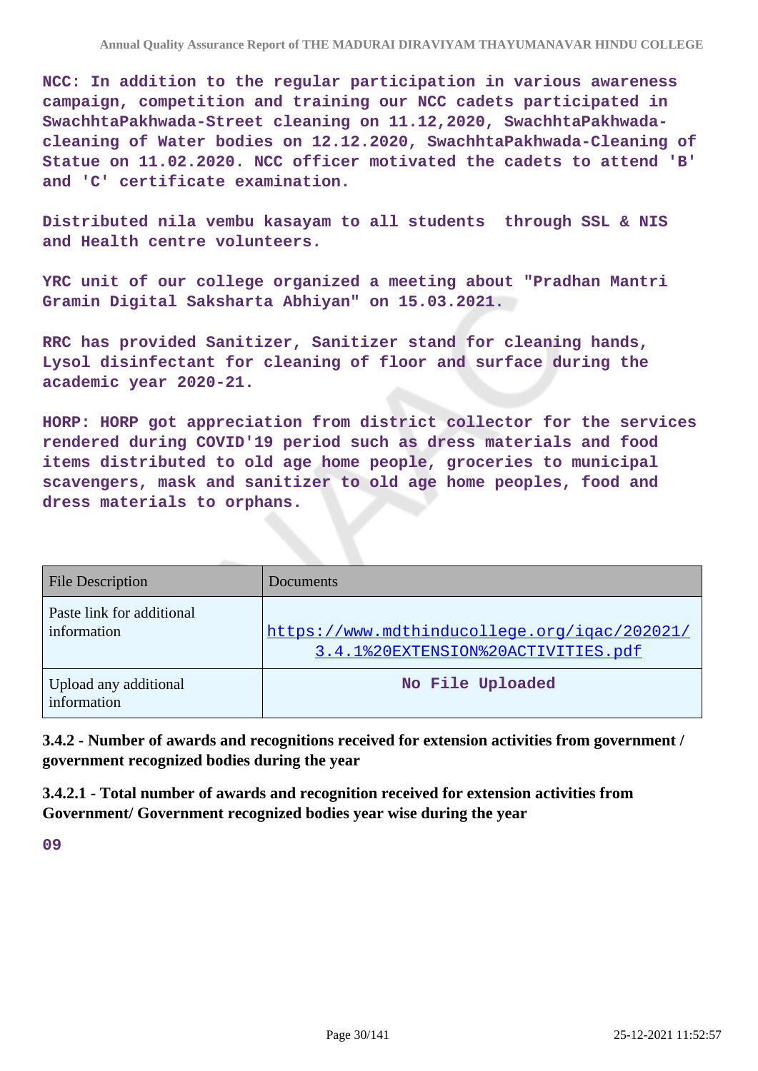NCC: In addition to the regular participation in various awareness campaign, competition and training our NCC cadets participated in SwachhtaPakhwada-Street cleaning on 11.12,2020, SwachhtaPakhwada-cleaning of Water bodies on 12.12.2020, SwachhtaPakhwada-Cleaning of Statue on 11.02.2020. NCC officer motivated the cadets to attend 'B' and 'C' certificate examination.

Distributed nila vembu kasayam to all students through SSL & NIS and Health centre volunteers.

YRC unit of our college organized a meeting about "Pradhan Mantri Gramin Digital Saksharta Abhiyan" on 15.03.2021.

RRC has provided Sanitizer, Sanitizer stand for cleaning hands, Lysol disinfectant for cleaning of floor and surface during the academic year 2020-21.

HORP: HORP got appreciation from district collector for the services rendered during COVID'19 period such as dress materials and food items distributed to old age home people, groceries to municipal scavengers, mask and sanitizer to old age home peoples, food and dress materials to orphans.

| File Description | Documents |
|---|---|
| Paste link for additional information | https://www.mdthinducollege.org/iqac/202021/3.4.1%20EXTENSION%20ACTIVITIES.pdf |
| Upload any additional information | No File Uploaded |

**3.4.2 - Number of awards and recognitions received for extension activities from government / government recognized bodies during the year**

**3.4.2.1 - Total number of awards and recognition received for extension activities from Government/ Government recognized bodies year wise during the year**

09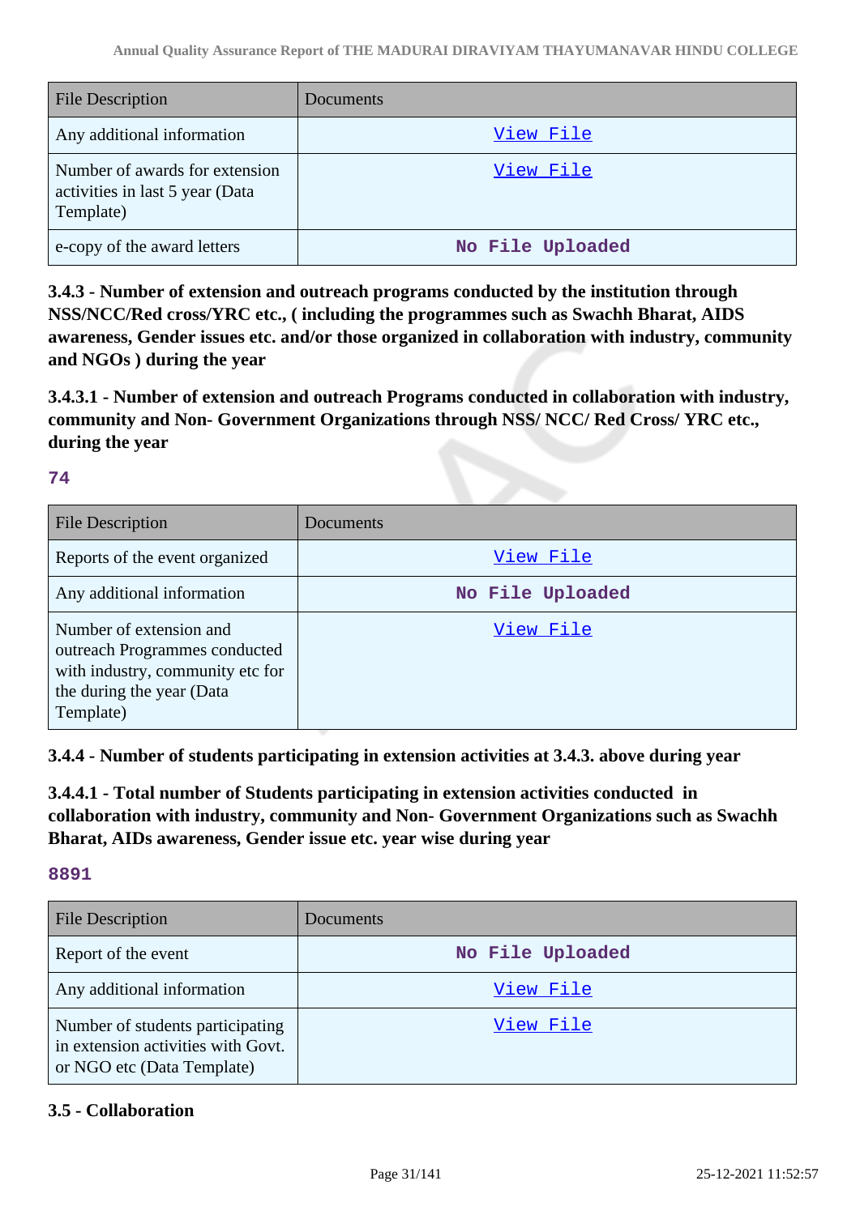| File Description | Documents |
| --- | --- |
| Any additional information | View File |
| Number of awards for extension activities in last 5 year (Data Template) | View File |
| e-copy of the award letters | No File Uploaded |

**3.4.3 - Number of extension and outreach programs conducted by the institution through NSS/NCC/Red cross/YRC etc., ( including the programmes such as Swachh Bharat, AIDS awareness, Gender issues etc. and/or those organized in collaboration with industry, community and NGOs ) during the year**

**3.4.3.1 - Number of extension and outreach Programs conducted in collaboration with industry, community and Non- Government Organizations through NSS/ NCC/ Red Cross/ YRC etc., during the year**

**74**

| File Description | Documents |
| --- | --- |
| Reports of the event organized | View File |
| Any additional information | No File Uploaded |
| Number of extension and outreach Programmes conducted with industry, community etc for the during the year (Data Template) | View File |

**3.4.4 - Number of students participating in extension activities at 3.4.3. above during year**

**3.4.4.1 - Total number of Students participating in extension activities conducted in collaboration with industry, community and Non- Government Organizations such as Swachh Bharat, AIDs awareness, Gender issue etc. year wise during year**

**8891**

| File Description | Documents |
| --- | --- |
| Report of the event | No File Uploaded |
| Any additional information | View File |
| Number of students participating in extension activities with Govt. or NGO etc (Data Template) | View File |

**3.5 - Collaboration**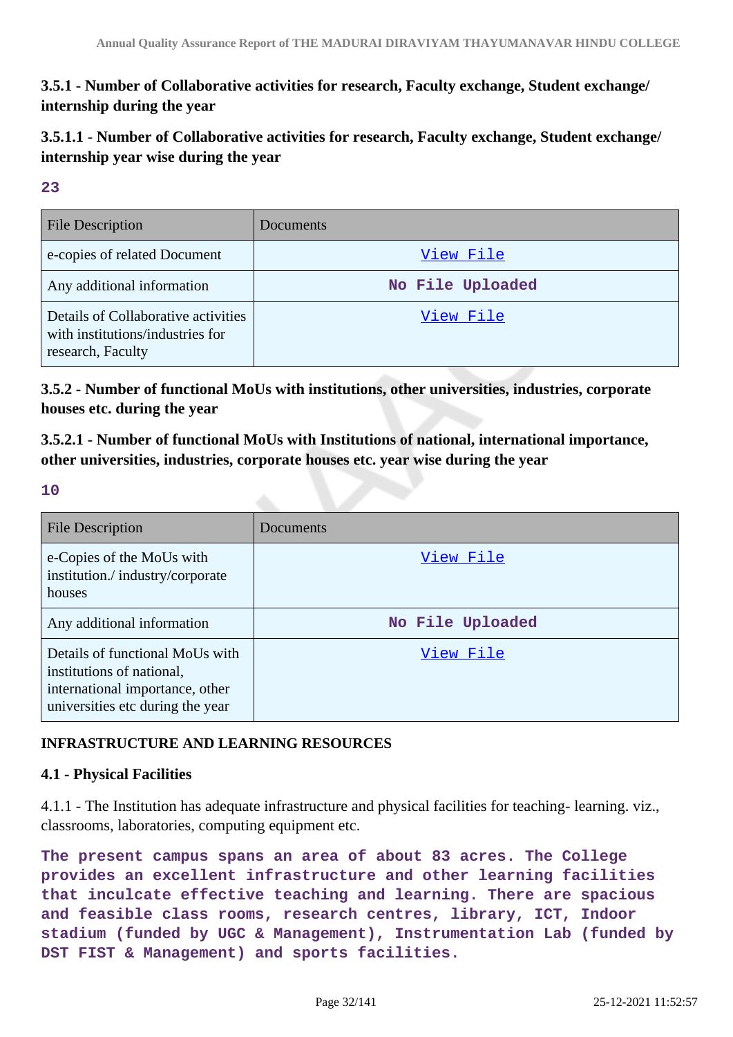**3.5.1 - Number of Collaborative activities for research, Faculty exchange, Student exchange/ internship during the year**

**3.5.1.1 - Number of Collaborative activities for research, Faculty exchange, Student exchange/ internship year wise during the year**

**23**

| File Description | Documents |
|---|---|
| e-copies of related Document | View File |
| Any additional information | No File Uploaded |
| Details of Collaborative activities with institutions/industries for research, Faculty | View File |

**3.5.2 - Number of functional MoUs with institutions, other universities, industries, corporate houses etc. during the year**

**3.5.2.1 - Number of functional MoUs with Institutions of national, international importance, other universities, industries, corporate houses etc. year wise during the year**

**10**

| File Description | Documents |
|---|---|
| e-Copies of the MoUs with institution./ industry/corporate houses | View File |
| Any additional information | No File Uploaded |
| Details of functional MoUs with institutions of national, international importance, other universities etc during the year | View File |

**INFRASTRUCTURE AND LEARNING RESOURCES**

**4.1 - Physical Facilities**

4.1.1 - The Institution has adequate infrastructure and physical facilities for teaching- learning. viz., classrooms, laboratories, computing equipment etc.

**The present campus spans an area of about 83 acres. The College provides an excellent infrastructure and other learning facilities that inculcate effective teaching and learning. There are spacious and feasible class rooms, research centres, library, ICT, Indoor stadium (funded by UGC & Management), Instrumentation Lab (funded by DST FIST & Management) and sports facilities.**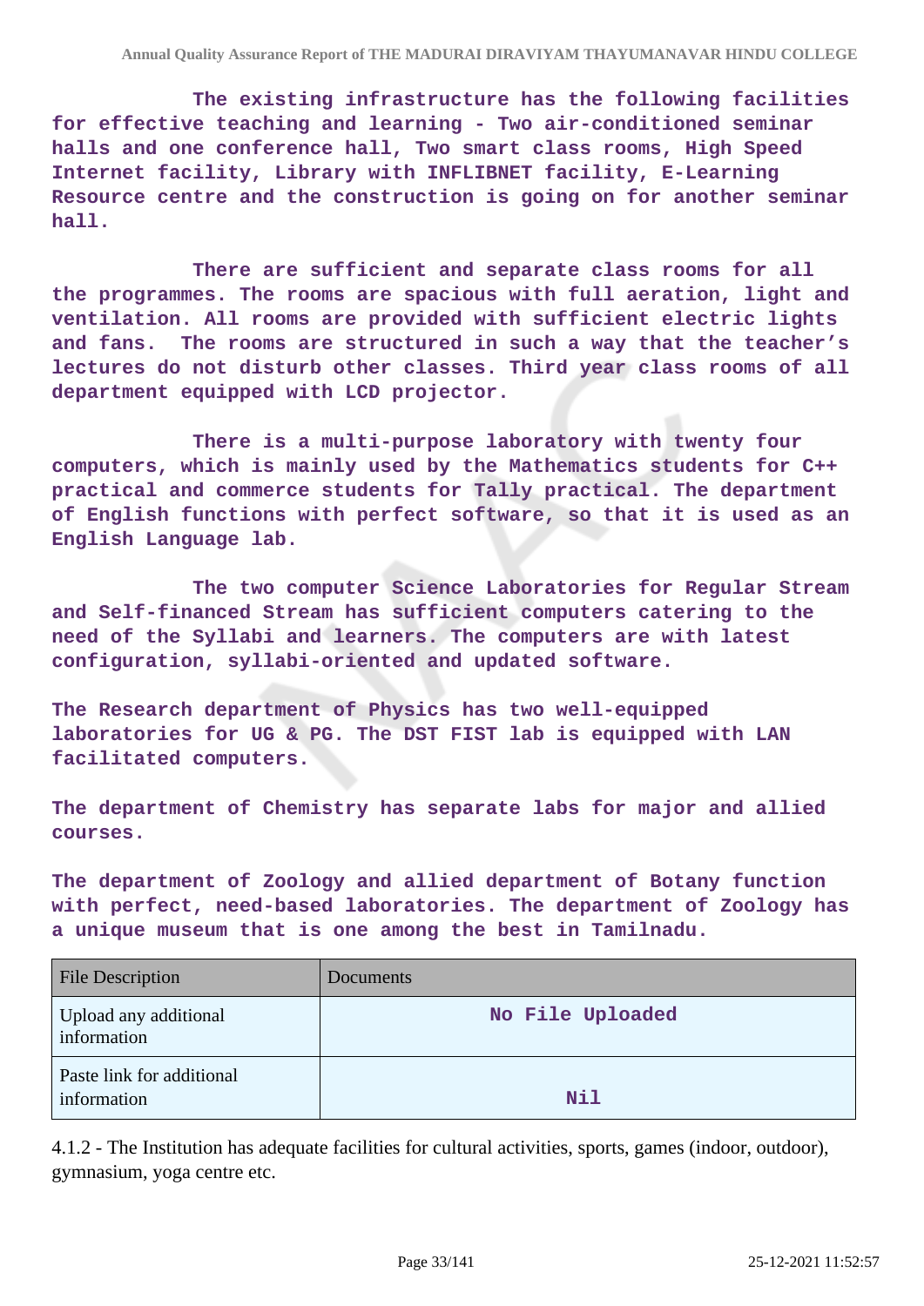**The existing infrastructure has the following facilities for effective teaching and learning - Two air-conditioned seminar halls and one conference hall, Two smart class rooms, High Speed Internet facility, Library with INFLIBNET facility, E-Learning Resource centre and the construction is going on for another seminar hall.**

**There are sufficient and separate class rooms for all the programmes. The rooms are spacious with full aeration, light and ventilation. All rooms are provided with sufficient electric lights and fans. The rooms are structured in such a way that the teacher's lectures do not disturb other classes. Third year class rooms of all department equipped with LCD projector.**

**There is a multi-purpose laboratory with twenty four computers, which is mainly used by the Mathematics students for C++ practical and commerce students for Tally practical. The department of English functions with perfect software, so that it is used as an English Language lab.**

**The two computer Science Laboratories for Regular Stream and Self-financed Stream has sufficient computers catering to the need of the Syllabi and learners. The computers are with latest configuration, syllabi-oriented and updated software.**

**The Research department of Physics has two well-equipped laboratories for UG & PG. The DST FIST lab is equipped with LAN facilitated computers.**

**The department of Chemistry has separate labs for major and allied courses.**

**The department of Zoology and allied department of Botany function with perfect, need-based laboratories. The department of Zoology has a unique museum that is one among the best in Tamilnadu.**

| File Description | Documents |
|---|---|
| Upload any additional information | No File Uploaded |
| Paste link for additional information | Nil |

4.1.2 - The Institution has adequate facilities for cultural activities, sports, games (indoor, outdoor), gymnasium, yoga centre etc.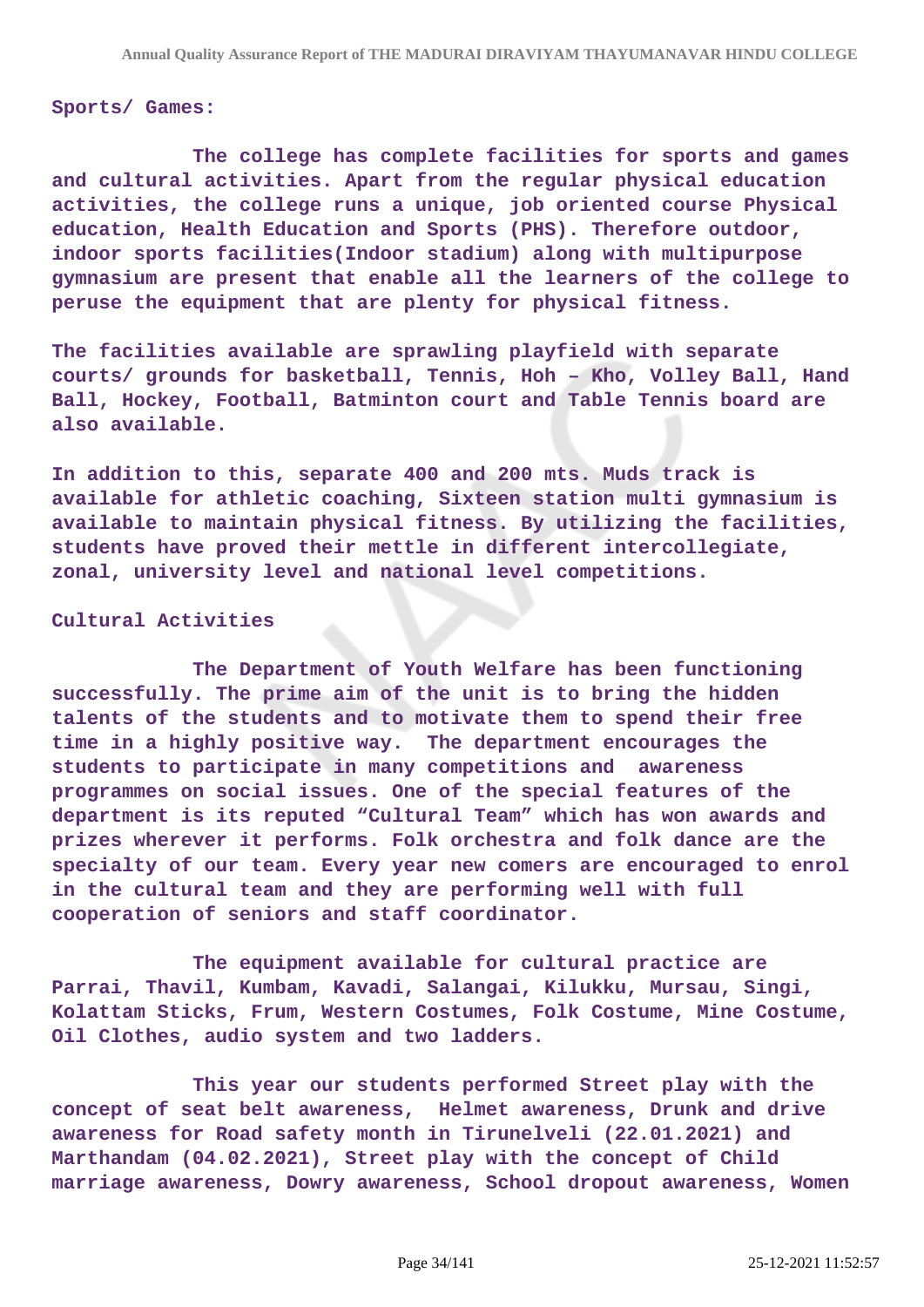**Sports/ Games:**

**The college has complete facilities for sports and games and cultural activities. Apart from the regular physical education activities, the college runs a unique, job oriented course Physical education, Health Education and Sports (PHS). Therefore outdoor, indoor sports facilities(Indoor stadium) along with multipurpose gymnasium are present that enable all the learners of the college to peruse the equipment that are plenty for physical fitness.**

**The facilities available are sprawling playfield with separate courts/ grounds for basketball, Tennis, Hoh – Kho, Volley Ball, Hand Ball, Hockey, Football, Batminton court and Table Tennis board are also available.**

**In addition to this, separate 400 and 200 mts. Muds track is available for athletic coaching, Sixteen station multi gymnasium is available to maintain physical fitness. By utilizing the facilities, students have proved their mettle in different intercollegiate, zonal, university level and national level competitions.**

**Cultural Activities**

**The Department of Youth Welfare has been functioning successfully. The prime aim of the unit is to bring the hidden talents of the students and to motivate them to spend their free time in a highly positive way. The department encourages the students to participate in many competitions and awareness programmes on social issues. One of the special features of the department is its reputed "Cultural Team" which has won awards and prizes wherever it performs. Folk orchestra and folk dance are the specialty of our team. Every year new comers are encouraged to enrol in the cultural team and they are performing well with full cooperation of seniors and staff coordinator.**

**The equipment available for cultural practice are Parrai, Thavil, Kumbam, Kavadi, Salangai, Kilukku, Mursau, Singi, Kolattam Sticks, Frum, Western Costumes, Folk Costume, Mine Costume, Oil Clothes, audio system and two ladders.**

**This year our students performed Street play with the concept of seat belt awareness, Helmet awareness, Drunk and drive awareness for Road safety month in Tirunelveli (22.01.2021) and Marthandam (04.02.2021), Street play with the concept of Child marriage awareness, Dowry awareness, School dropout awareness, Women**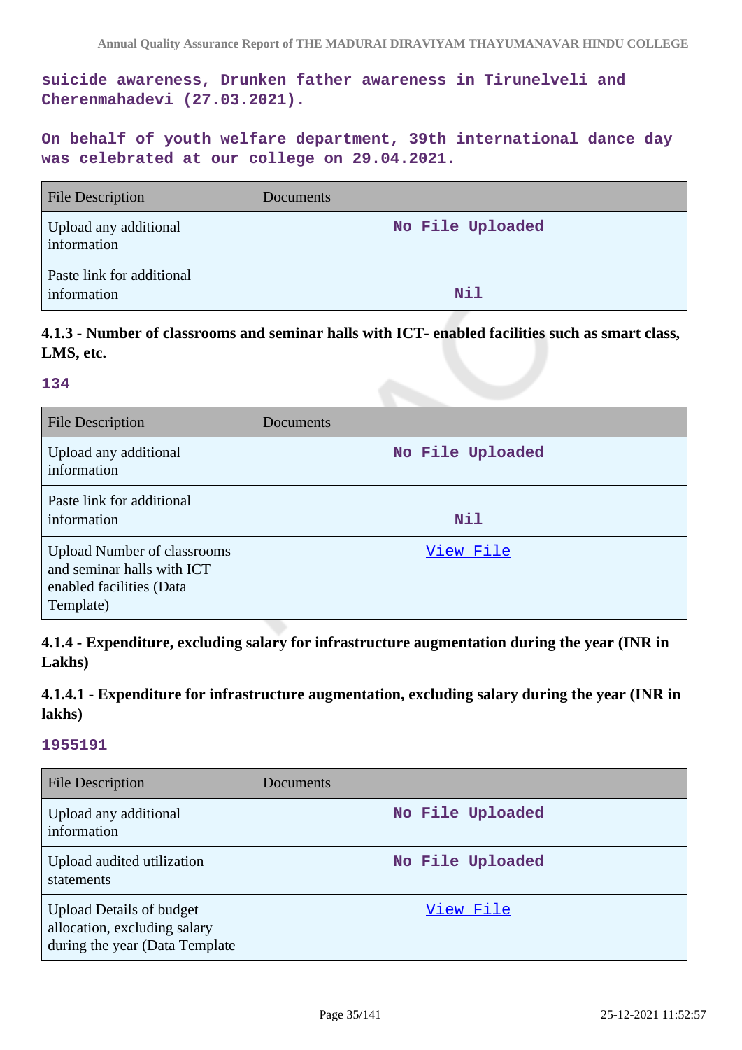**suicide awareness, Drunken father awareness in Tirunelveli and Cherenmahadevi (27.03.2021).**

**On behalf of youth welfare department, 39th international dance day was celebrated at our college on 29.04.2021.**

| File Description | Documents |
| --- | --- |
| Upload any additional information | No File Uploaded |
| Paste link for additional information | Nil |

### 4.1.3 - Number of classrooms and seminar halls with ICT- enabled facilities such as smart class, LMS, etc.

**134**

| File Description | Documents |
| --- | --- |
| Upload any additional information | No File Uploaded |
| Paste link for additional information | Nil |
| Upload Number of classrooms and seminar halls with ICT enabled facilities (Data Template) | View File |

### 4.1.4 - Expenditure, excluding salary for infrastructure augmentation during the year (INR in Lakhs)

### 4.1.4.1 - Expenditure for infrastructure augmentation, excluding salary during the year (INR in lakhs)

**1955191**

| File Description | Documents |
| --- | --- |
| Upload any additional information | No File Uploaded |
| Upload audited utilization statements | No File Uploaded |
| Upload Details of budget allocation, excluding salary during the year (Data Template | View File |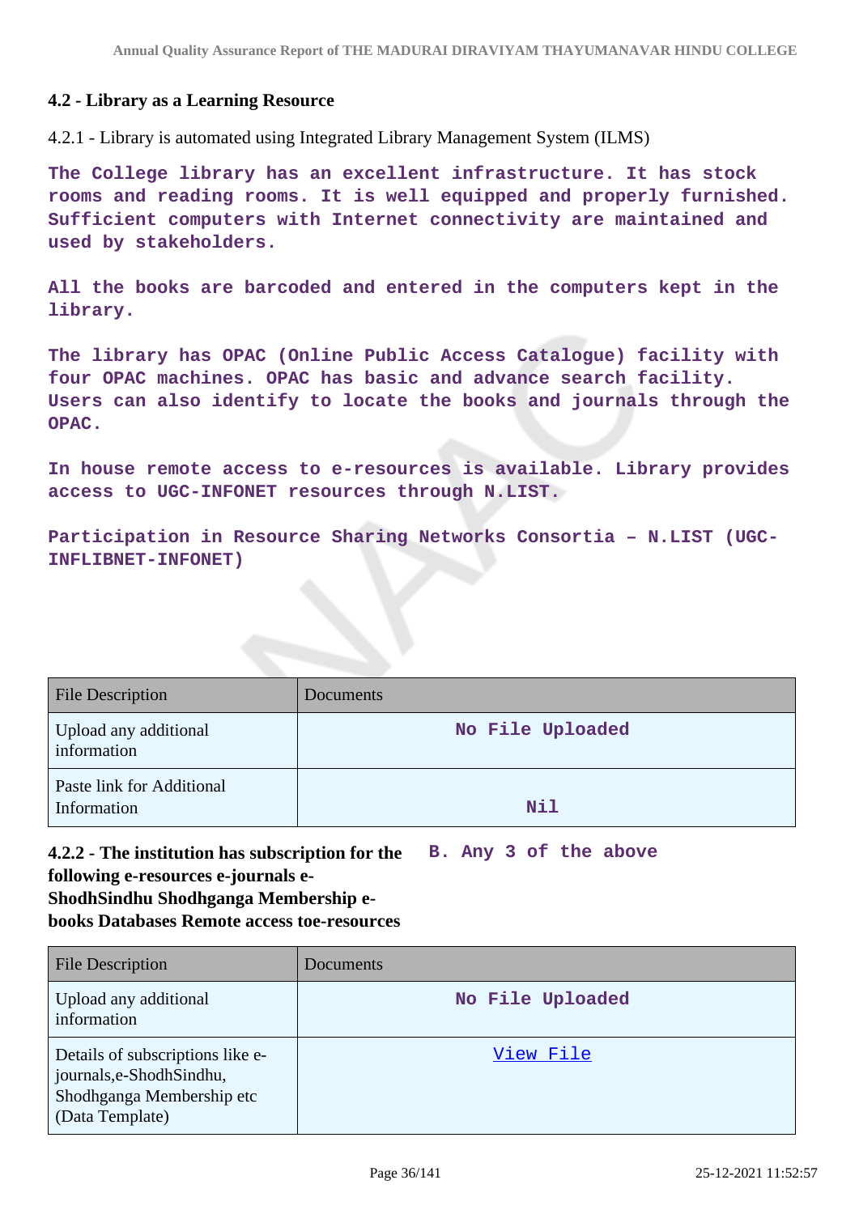### 4.2 - Library as a Learning Resource

4.2.1 - Library is automated using Integrated Library Management System (ILMS)

**The College library has an excellent infrastructure. It has stock rooms and reading rooms. It is well equipped and properly furnished. Sufficient computers with Internet connectivity are maintained and used by stakeholders.**

**All the books are barcoded and entered in the computers kept in the library.**

**The library has OPAC (Online Public Access Catalogue) facility with four OPAC machines. OPAC has basic and advance search facility. Users can also identify to locate the books and journals through the OPAC.**

**In house remote access to e-resources is available. Library provides access to UGC-INFONET resources through N.LIST.**

**Participation in Resource Sharing Networks Consortia – N.LIST (UGC-INFLIBNET-INFONET)**

| File Description | Documents |
|---|---|
| Upload any additional information | No File Uploaded |
| Paste link for Additional Information | Nil |

**4.2.2 - The institution has subscription for the following e-resources e-journals e-ShodhSindhu Shodhganga Membership e-books Databases Remote access toe-resources**

**B. Any 3 of the above**

| File Description | Documents |
|---|---|
| Upload any additional information | No File Uploaded |
| Details of subscriptions like e-journals,e-ShodhSindhu, Shodhganga Membership etc (Data Template) | View File |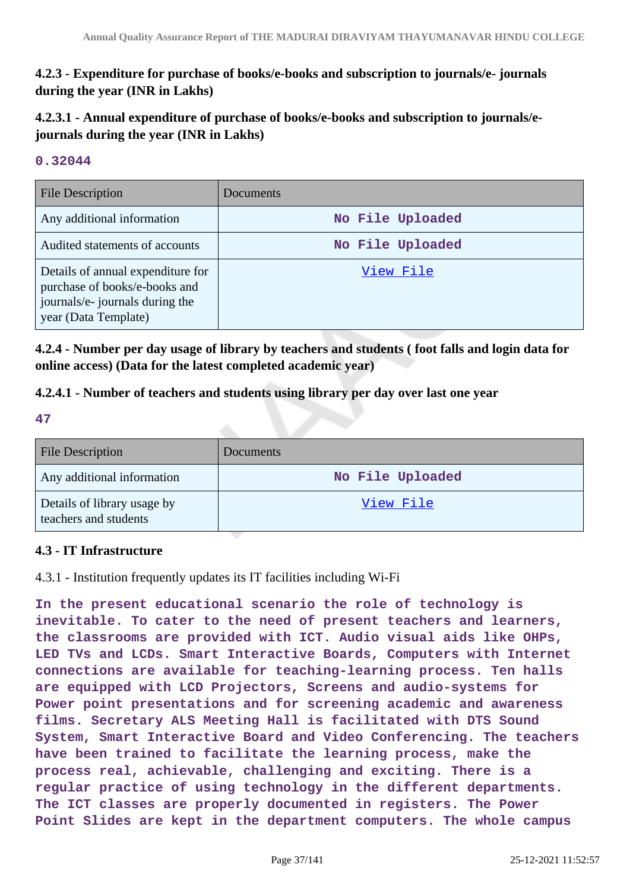### 4.2.3 - Expenditure for purchase of books/e-books and subscription to journals/e- journals during the year (INR in Lakhs)

### 4.2.3.1 - Annual expenditure of purchase of books/e-books and subscription to journals/e-journals during the year (INR in Lakhs)

**0.32044**

| File Description | Documents |
|---|---|
| Any additional information | No File Uploaded |
| Audited statements of accounts | No File Uploaded |
| Details of annual expenditure for purchase of books/e-books and journals/e- journals during the year (Data Template) | View File |

### 4.2.4 - Number per day usage of library by teachers and students ( foot falls and login data for online access) (Data for the latest completed academic year)

### 4.2.4.1 - Number of teachers and students using library per day over last one year

**47**

| File Description | Documents |
|---|---|
| Any additional information | No File Uploaded |
| Details of library usage by teachers and students | View File |

### 4.3 - IT Infrastructure

4.3.1 - Institution frequently updates its IT facilities including Wi-Fi

**In the present educational scenario the role of technology is inevitable. To cater to the need of present teachers and learners, the classrooms are provided with ICT. Audio visual aids like OHPs, LED TVs and LCDs. Smart Interactive Boards, Computers with Internet connections are available for teaching-learning process. Ten halls are equipped with LCD Projectors, Screens and audio-systems for Power point presentations and for screening academic and awareness films. Secretary ALS Meeting Hall is facilitated with DTS Sound System, Smart Interactive Board and Video Conferencing. The teachers have been trained to facilitate the learning process, make the process real, achievable, challenging and exciting. There is a regular practice of using technology in the different departments. The ICT classes are properly documented in registers. The Power Point Slides are kept in the department computers. The whole campus**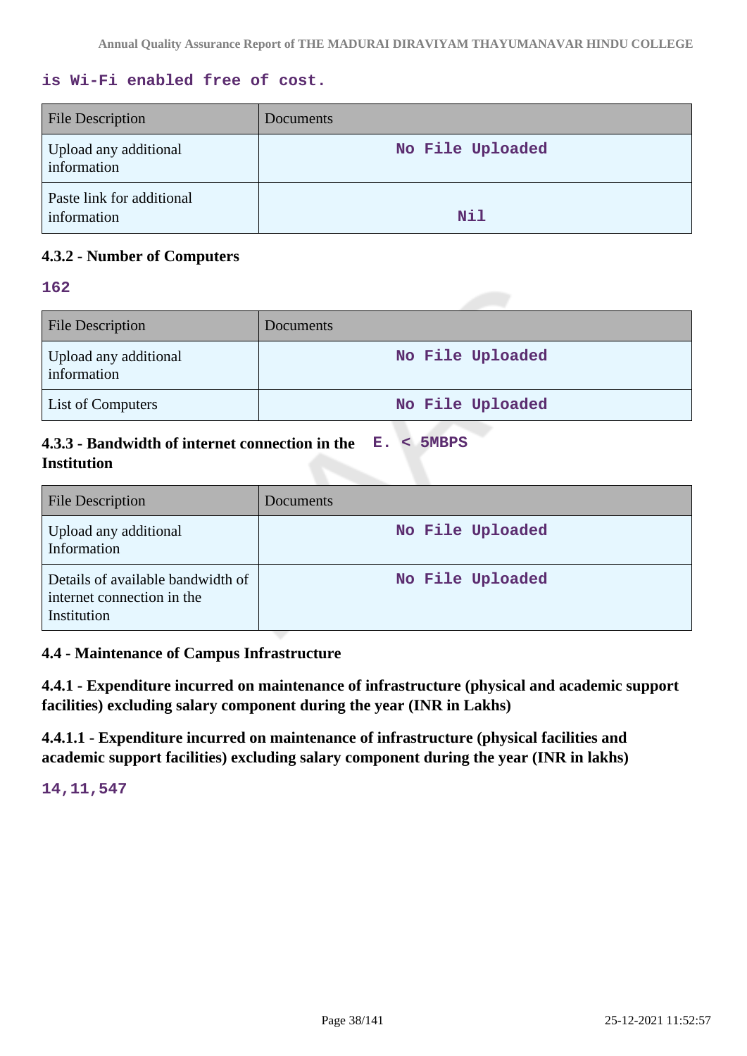is Wi-Fi enabled free of cost.

| File Description | Documents |
|---|---|
| Upload any additional information | No File Uploaded |
| Paste link for additional information | Nil |

**4.3.2 - Number of Computers**

162

| File Description | Documents |
|---|---|
| Upload any additional information | No File Uploaded |
| List of Computers | No File Uploaded |

**4.3.3 - Bandwidth of internet connection in the Institution**

E. < 5MBPS

| File Description | Documents |
|---|---|
| Upload any additional Information | No File Uploaded |
| Details of available bandwidth of internet connection in the Institution | No File Uploaded |

**4.4 - Maintenance of Campus Infrastructure**

**4.4.1 - Expenditure incurred on maintenance of infrastructure (physical and academic support facilities) excluding salary component during the year (INR in Lakhs)**

**4.4.1.1 - Expenditure incurred on maintenance of infrastructure (physical facilities and academic support facilities) excluding salary component during the year (INR in lakhs)**

14,11,547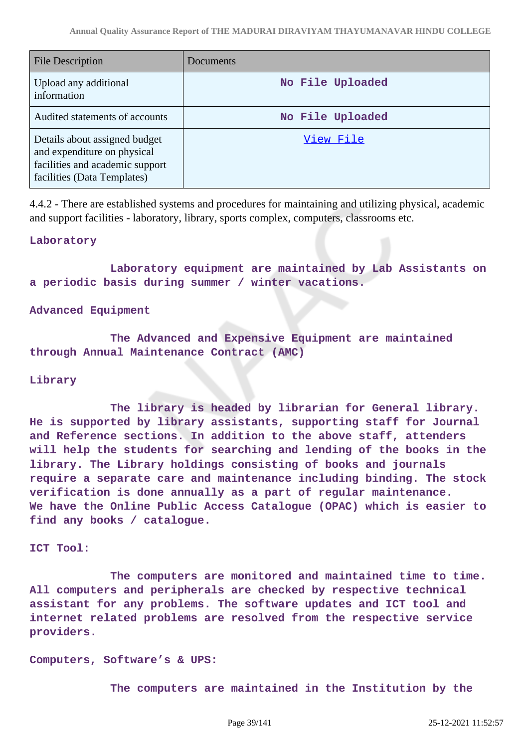| File Description | Documents |
|---|---|
| Upload any additional information | No File Uploaded |
| Audited statements of accounts | No File Uploaded |
| Details about assigned budget and expenditure on physical facilities and academic support facilities (Data Templates) | View File |

4.4.2 - There are established systems and procedures for maintaining and utilizing physical, academic and support facilities - laboratory, library, sports complex, computers, classrooms etc.

**Laboratory**

**Laboratory equipment are maintained by Lab Assistants on a periodic basis during summer / winter vacations.**

**Advanced Equipment**

**The Advanced and Expensive Equipment are maintained through Annual Maintenance Contract (AMC)**

**Library**

**The library is headed by librarian for General library. He is supported by library assistants, supporting staff for Journal and Reference sections. In addition to the above staff, attenders will help the students for searching and lending of the books in the library. The Library holdings consisting of books and journals require a separate care and maintenance including binding. The stock verification is done annually as a part of regular maintenance. We have the Online Public Access Catalogue (OPAC) which is easier to find any books / catalogue.**

**ICT Tool:**

**The computers are monitored and maintained time to time. All computers and peripherals are checked by respective technical assistant for any problems. The software updates and ICT tool and internet related problems are resolved from the respective service providers.**

**Computers, Software's & UPS:**

**The computers are maintained in the Institution by the**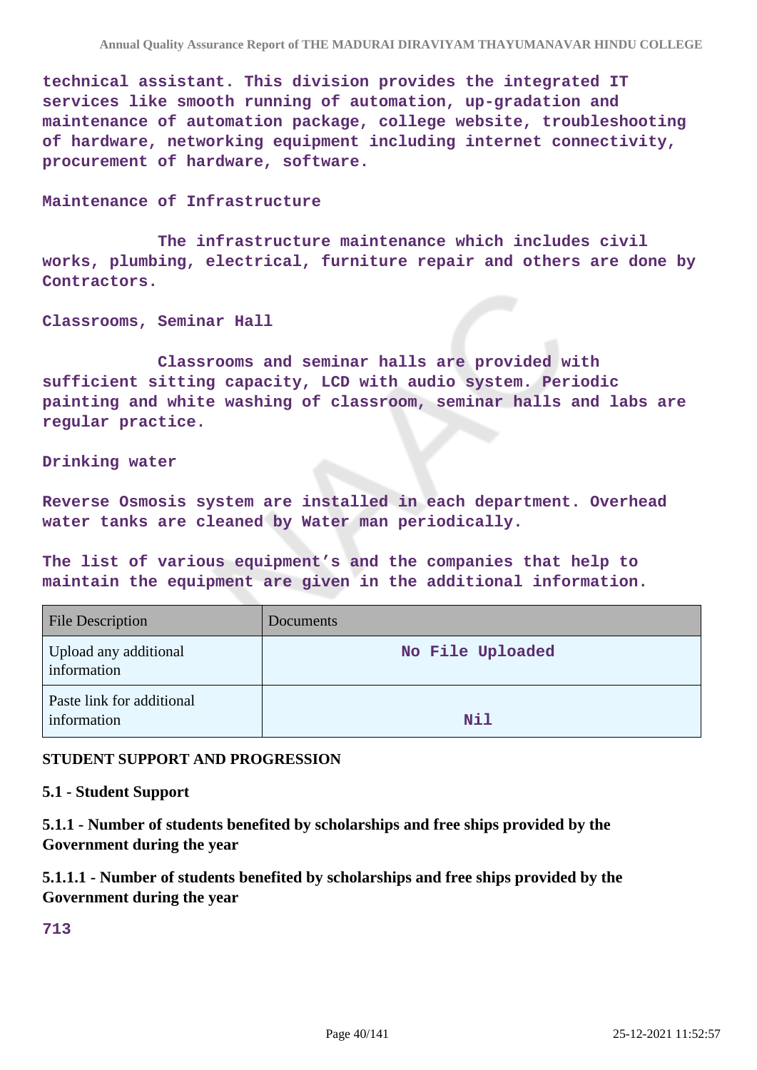technical assistant. This division provides the integrated IT services like smooth running of automation, up-gradation and maintenance of automation package, college website, troubleshooting of hardware, networking equipment including internet connectivity, procurement of hardware, software.

Maintenance of Infrastructure

The infrastructure maintenance which includes civil works, plumbing, electrical, furniture repair and others are done by Contractors.

Classrooms, Seminar Hall

Classrooms and seminar halls are provided with sufficient sitting capacity, LCD with audio system. Periodic painting and white washing of classroom, seminar halls and labs are regular practice.

Drinking water

Reverse Osmosis system are installed in each department. Overhead water tanks are cleaned by Water man periodically.

The list of various equipment's and the companies that help to maintain the equipment are given in the additional information.

| File Description | Documents |
|---|---|
| Upload any additional information | No File Uploaded |
| Paste link for additional information | Nil |

**STUDENT SUPPORT AND PROGRESSION**

**5.1 - Student Support**

**5.1.1 - Number of students benefited by scholarships and free ships provided by the Government during the year**

**5.1.1.1 - Number of students benefited by scholarships and free ships provided by the Government during the year**

713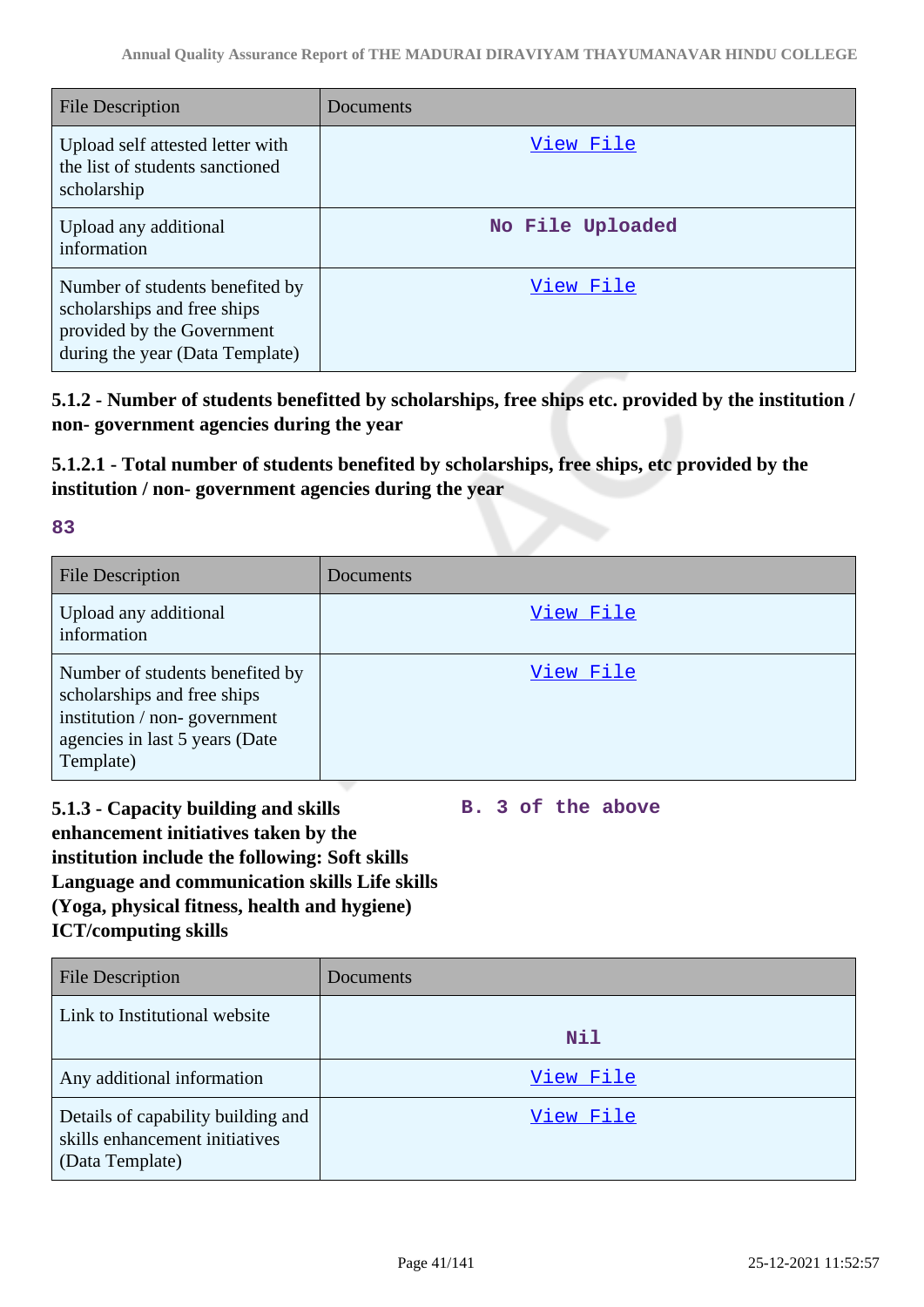| File Description | Documents |
| --- | --- |
| Upload self attested letter with the list of students sanctioned scholarship | View File |
| Upload any additional information | No File Uploaded |
| Number of students benefited by scholarships and free ships provided by the Government during the year (Data Template) | View File |

**5.1.2 - Number of students benefitted by scholarships, free ships etc. provided by the institution / non- government agencies during the year**

**5.1.2.1 - Total number of students benefited by scholarships, free ships, etc provided by the institution / non- government agencies during the year**

**83**

| File Description | Documents |
| --- | --- |
| Upload any additional information | View File |
| Number of students benefited by scholarships and free ships institution / non- government agencies in last 5 years (Date Template) | View File |

**5.1.3 - Capacity building and skills enhancement initiatives taken by the institution include the following: Soft skills Language and communication skills Life skills (Yoga, physical fitness, health and hygiene) ICT/computing skills**

**B. 3 of the above**

| File Description | Documents |
| --- | --- |
| Link to Institutional website | Nil |
| Any additional information | View File |
| Details of capability building and skills enhancement initiatives (Data Template) | View File |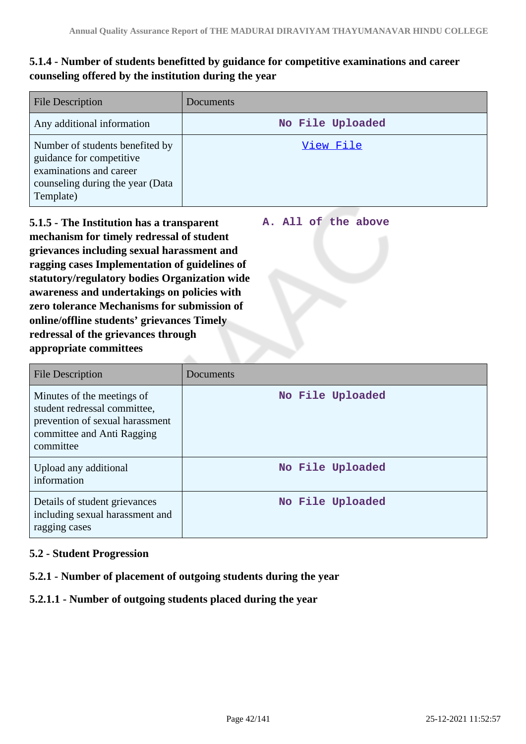**5.1.4 - Number of students benefitted by guidance for competitive examinations and career counseling offered by the institution during the year**

| File Description | Documents |
|---|---|
| Any additional information | No File Uploaded |
| Number of students benefited by guidance for competitive examinations and career counseling during the year (Data Template) | View File |

**5.1.5 - The Institution has a transparent mechanism for timely redressal of student grievances including sexual harassment and ragging cases Implementation of guidelines of statutory/regulatory bodies Organization wide awareness and undertakings on policies with zero tolerance Mechanisms for submission of online/offline students' grievances Timely redressal of the grievances through appropriate committees**

A. All of the above

| File Description | Documents |
|---|---|
| Minutes of the meetings of student redressal committee, prevention of sexual harassment committee and Anti Ragging committee | No File Uploaded |
| Upload any additional information | No File Uploaded |
| Details of student grievances including sexual harassment and ragging cases | No File Uploaded |

**5.2 - Student Progression**

**5.2.1 - Number of placement of outgoing students during the year**

**5.2.1.1 - Number of outgoing students placed during the year**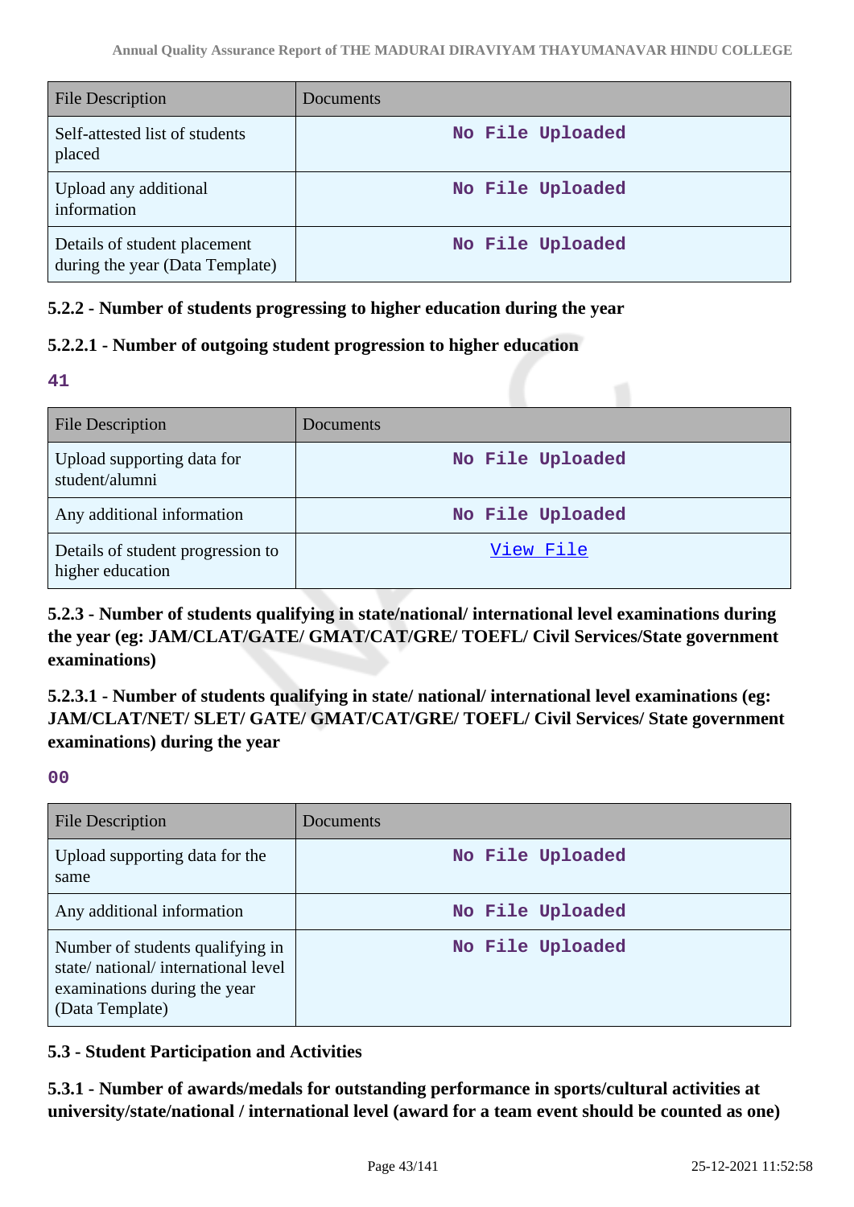| File Description | Documents |
| --- | --- |
| Self-attested list of students placed | No File Uploaded |
| Upload any additional information | No File Uploaded |
| Details of student placement during the year (Data Template) | No File Uploaded |

### 5.2.2 - Number of students progressing to higher education during the year

### 5.2.2.1 - Number of outgoing student progression to higher education

**41**

| File Description | Documents |
| --- | --- |
| Upload supporting data for student/alumni | No File Uploaded |
| Any additional information | No File Uploaded |
| Details of student progression to higher education | View File |

### 5.2.3 - Number of students qualifying in state/national/ international level examinations during the year (eg: JAM/CLAT/GATE/ GMAT/CAT/GRE/ TOEFL/ Civil Services/State government examinations)

### 5.2.3.1 - Number of students qualifying in state/ national/ international level examinations (eg: JAM/CLAT/NET/ SLET/ GATE/ GMAT/CAT/GRE/ TOEFL/ Civil Services/ State government examinations) during the year

**00**

| File Description | Documents |
| --- | --- |
| Upload supporting data for the same | No File Uploaded |
| Any additional information | No File Uploaded |
| Number of students qualifying in state/ national/ international level examinations during the year (Data Template) | No File Uploaded |

### 5.3 - Student Participation and Activities

### 5.3.1 - Number of awards/medals for outstanding performance in sports/cultural activities at university/state/national / international level (award for a team event should be counted as one)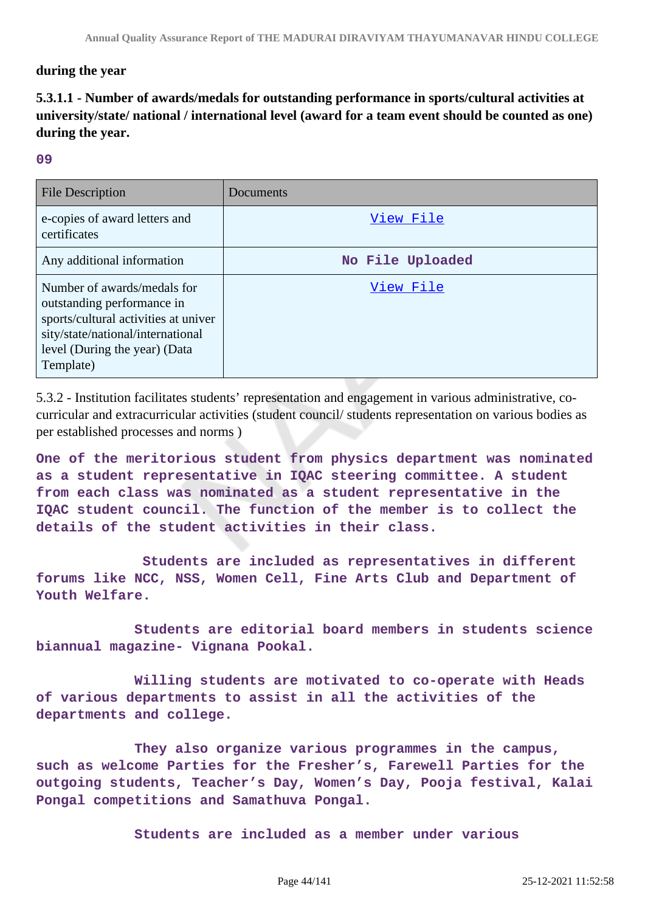during the year

**5.3.1.1 - Number of awards/medals for outstanding performance in sports/cultural activities at university/state/ national / international level (award for a team event should be counted as one) during the year.**

09

| File Description | Documents |
|---|---|
| e-copies of award letters and certificates | View File |
| Any additional information | No File Uploaded |
| Number of awards/medals for outstanding performance in sports/cultural activities at university/state/national/international level (During the year) (Data Template) | View File |

5.3.2 - Institution facilitates students' representation and engagement in various administrative, co-curricular and extracurricular activities (student council/ students representation on various bodies as per established processes and norms )

One of the meritorious student from physics department was nominated as a student representative in IQAC steering committee. A student from each class was nominated as a student representative in the IQAC student council. The function of the member is to collect the details of the student activities in their class.

Students are included as representatives in different forums like NCC, NSS, Women Cell, Fine Arts Club and Department of Youth Welfare.

Students are editorial board members in students science biannual magazine- Vignana Pookal.

Willing students are motivated to co-operate with Heads of various departments to assist in all the activities of the departments and college.

They also organize various programmes in the campus, such as welcome Parties for the Fresher's, Farewell Parties for the outgoing students, Teacher's Day, Women's Day, Pooja festival, Kalai Pongal competitions and Samathuva Pongal.

Students are included as a member under various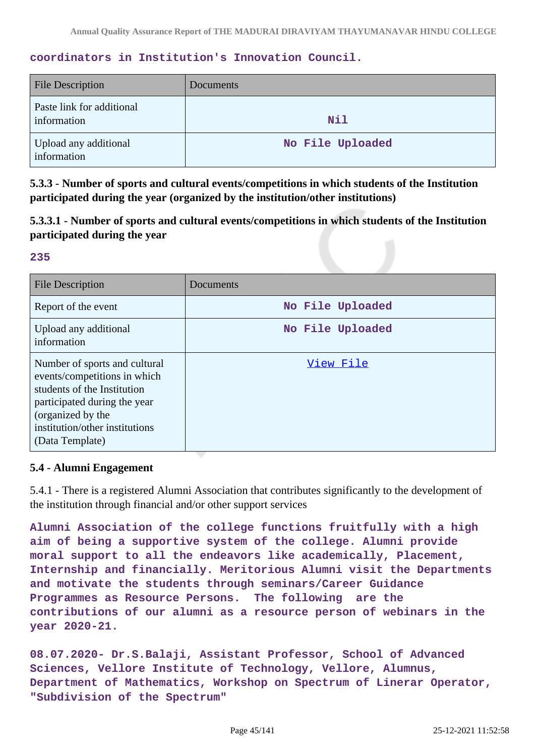**coordinators in Institution's Innovation Council.**

| File Description | Documents |
|---|---|
| Paste link for additional information | Nil |
| Upload any additional information | No File Uploaded |

### 5.3.3 - Number of sports and cultural events/competitions in which students of the Institution participated during the year (organized by the institution/other institutions)

### 5.3.3.1 - Number of sports and cultural events/competitions in which students of the Institution participated during the year

**235**

| File Description | Documents |
|---|---|
| Report of the event | No File Uploaded |
| Upload any additional information | No File Uploaded |
| Number of sports and cultural events/competitions in which students of the Institution participated during the year (organized by the institution/other institutions) (Data Template) | View File |

### 5.4 - Alumni Engagement

5.4.1 - There is a registered Alumni Association that contributes significantly to the development of the institution through financial and/or other support services

**Alumni Association of the college functions fruitfully with a high aim of being a supportive system of the college. Alumni provide moral support to all the endeavors like academically, Placement, Internship and financially. Meritorious Alumni visit the Departments and motivate the students through seminars/Career Guidance Programmes as Resource Persons. The following are the contributions of our alumni as a resource person of webinars in the year 2020-21.**

**08.07.2020- Dr.S.Balaji, Assistant Professor, School of Advanced Sciences, Vellore Institute of Technology, Vellore, Alumnus, Department of Mathematics, Workshop on Spectrum of Linerar Operator, "Subdivision of the Spectrum"**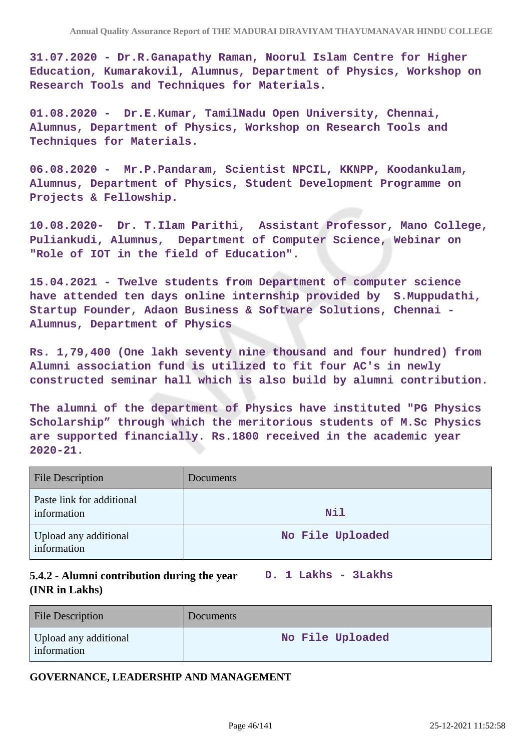**31.07.2020 - Dr.R.Ganapathy Raman, Noorul Islam Centre for Higher Education, Kumarakovil, Alumnus, Department of Physics, Workshop on Research Tools and Techniques for Materials.**

**01.08.2020 - Dr.E.Kumar, TamilNadu Open University, Chennai, Alumnus, Department of Physics, Workshop on Research Tools and Techniques for Materials.**

**06.08.2020 - Mr.P.Pandaram, Scientist NPCIL, KKNPP, Koodankulam, Alumnus, Department of Physics, Student Development Programme on Projects & Fellowship.**

**10.08.2020- Dr. T.Ilam Parithi, Assistant Professor, Mano College, Puliankudi, Alumnus, Department of Computer Science, Webinar on "Role of IOT in the field of Education".**

**15.04.2021 - Twelve students from Department of computer science have attended ten days online internship provided by S.Muppudathi, Startup Founder, Adaon Business & Software Solutions, Chennai - Alumnus, Department of Physics**

**Rs. 1,79,400 (One lakh seventy nine thousand and four hundred) from Alumni association fund is utilized to fit four AC's in newly constructed seminar hall which is also build by alumni contribution.**

**The alumni of the department of Physics have instituted "PG Physics Scholarship" through which the meritorious students of M.Sc Physics are supported financially. Rs.1800 received in the academic year 2020-21.**

| File Description | Documents |
|---|---|
| Paste link for additional information | Nil |
| Upload any additional information | No File Uploaded |

**5.4.2 - Alumni contribution during the year (INR in Lakhs)** **D. 1 Lakhs - 3Lakhs**

| File Description | Documents |
|---|---|
| Upload any additional information | No File Uploaded |

**GOVERNANCE, LEADERSHIP AND MANAGEMENT**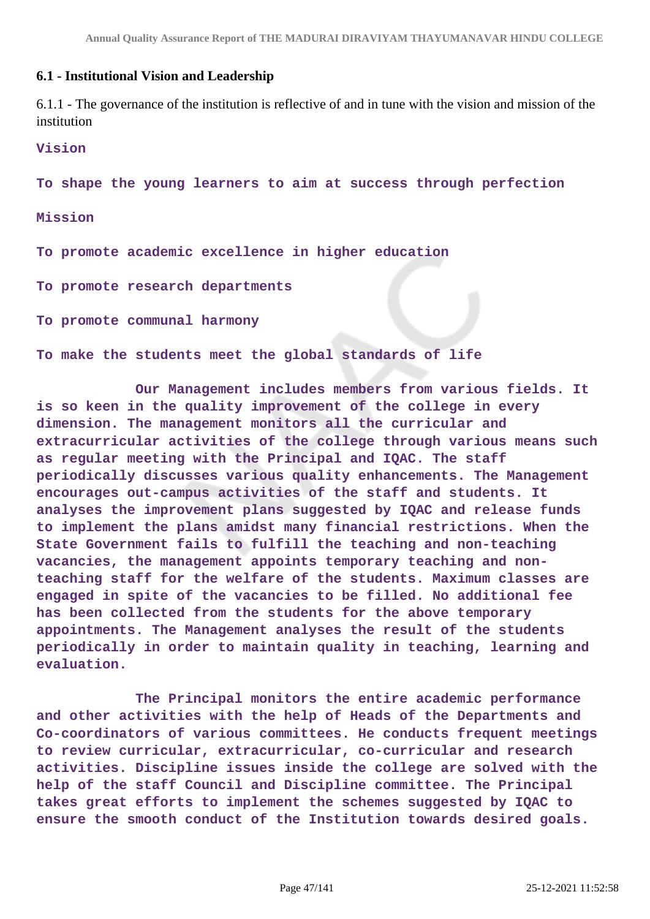## 6.1 - Institutional Vision and Leadership

6.1.1 - The governance of the institution is reflective of and in tune with the vision and mission of the institution

**Vision**

**To shape the young learners to aim at success through perfection**

**Mission**

**To promote academic excellence in higher education**

**To promote research departments**

**To promote communal harmony**

**To make the students meet the global standards of life**

**Our Management includes members from various fields. It is so keen in the quality improvement of the college in every dimension. The management monitors all the curricular and extracurricular activities of the college through various means such as regular meeting with the Principal and IQAC. The staff periodically discusses various quality enhancements. The Management encourages out-campus activities of the staff and students. It analyses the improvement plans suggested by IQAC and release funds to implement the plans amidst many financial restrictions. When the State Government fails to fulfill the teaching and non-teaching vacancies, the management appoints temporary teaching and non-teaching staff for the welfare of the students. Maximum classes are engaged in spite of the vacancies to be filled. No additional fee has been collected from the students for the above temporary appointments. The Management analyses the result of the students periodically in order to maintain quality in teaching, learning and evaluation.**

**The Principal monitors the entire academic performance and other activities with the help of Heads of the Departments and Co-coordinators of various committees. He conducts frequent meetings to review curricular, extracurricular, co-curricular and research activities. Discipline issues inside the college are solved with the help of the staff Council and Discipline committee. The Principal takes great efforts to implement the schemes suggested by IQAC to ensure the smooth conduct of the Institution towards desired goals.**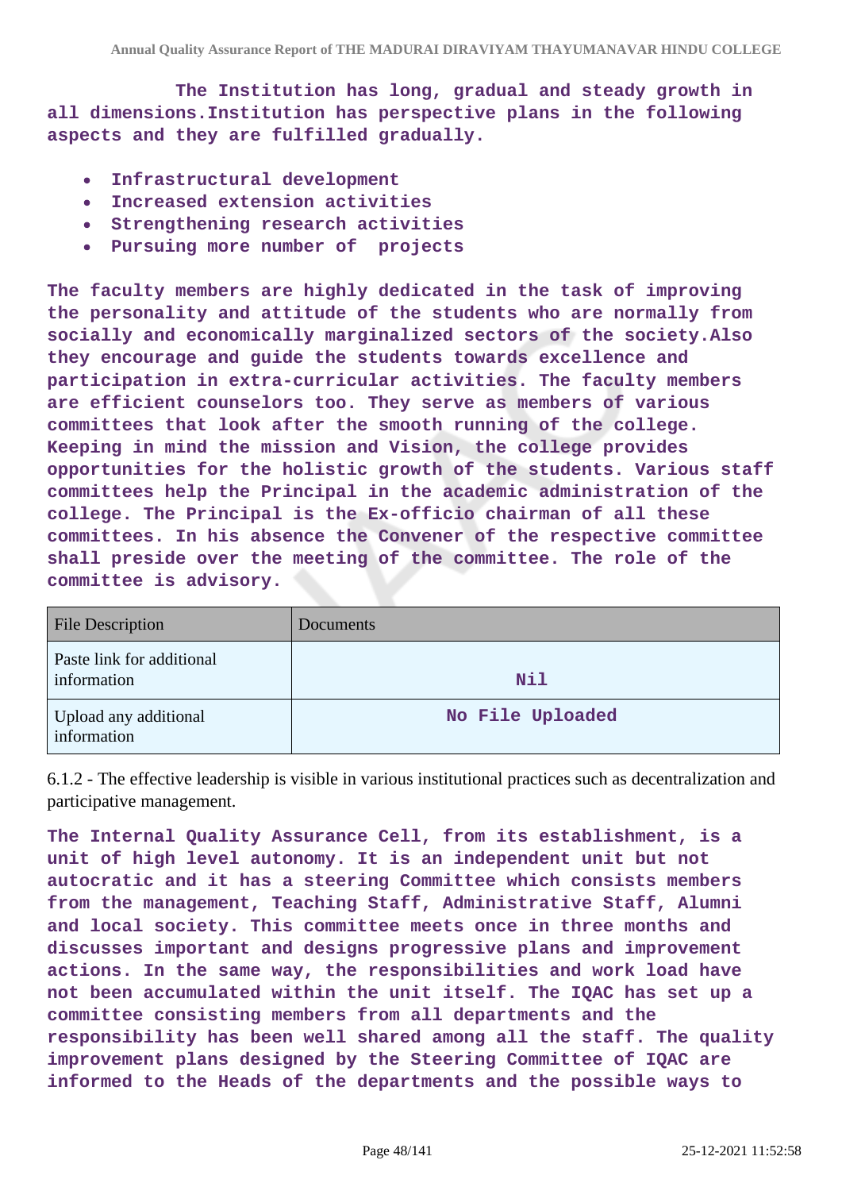The Institution has long, gradual and steady growth in all dimensions.Institution has perspective plans in the following aspects and they are fulfilled gradually.

- Infrastructural development
- Increased extension activities
- Strengthening research activities
- Pursuing more number of projects

The faculty members are highly dedicated in the task of improving the personality and attitude of the students who are normally from socially and economically marginalized sectors of the society.Also they encourage and guide the students towards excellence and participation in extra-curricular activities. The faculty members are efficient counselors too. They serve as members of various committees that look after the smooth running of the college. Keeping in mind the mission and Vision, the college provides opportunities for the holistic growth of the students. Various staff committees help the Principal in the academic administration of the college. The Principal is the Ex-officio chairman of all these committees. In his absence the Convener of the respective committee shall preside over the meeting of the committee. The role of the committee is advisory.

| File Description | Documents |
|---|---|
| Paste link for additional information | Nil |
| Upload any additional information | No File Uploaded |

6.1.2 - The effective leadership is visible in various institutional practices such as decentralization and participative management.

The Internal Quality Assurance Cell, from its establishment, is a unit of high level autonomy. It is an independent unit but not autocratic and it has a steering Committee which consists members from the management, Teaching Staff, Administrative Staff, Alumni and local society. This committee meets once in three months and discusses important and designs progressive plans and improvement actions. In the same way, the responsibilities and work load have not been accumulated within the unit itself. The IQAC has set up a committee consisting members from all departments and the responsibility has been well shared among all the staff. The quality improvement plans designed by the Steering Committee of IQAC are informed to the Heads of the departments and the possible ways to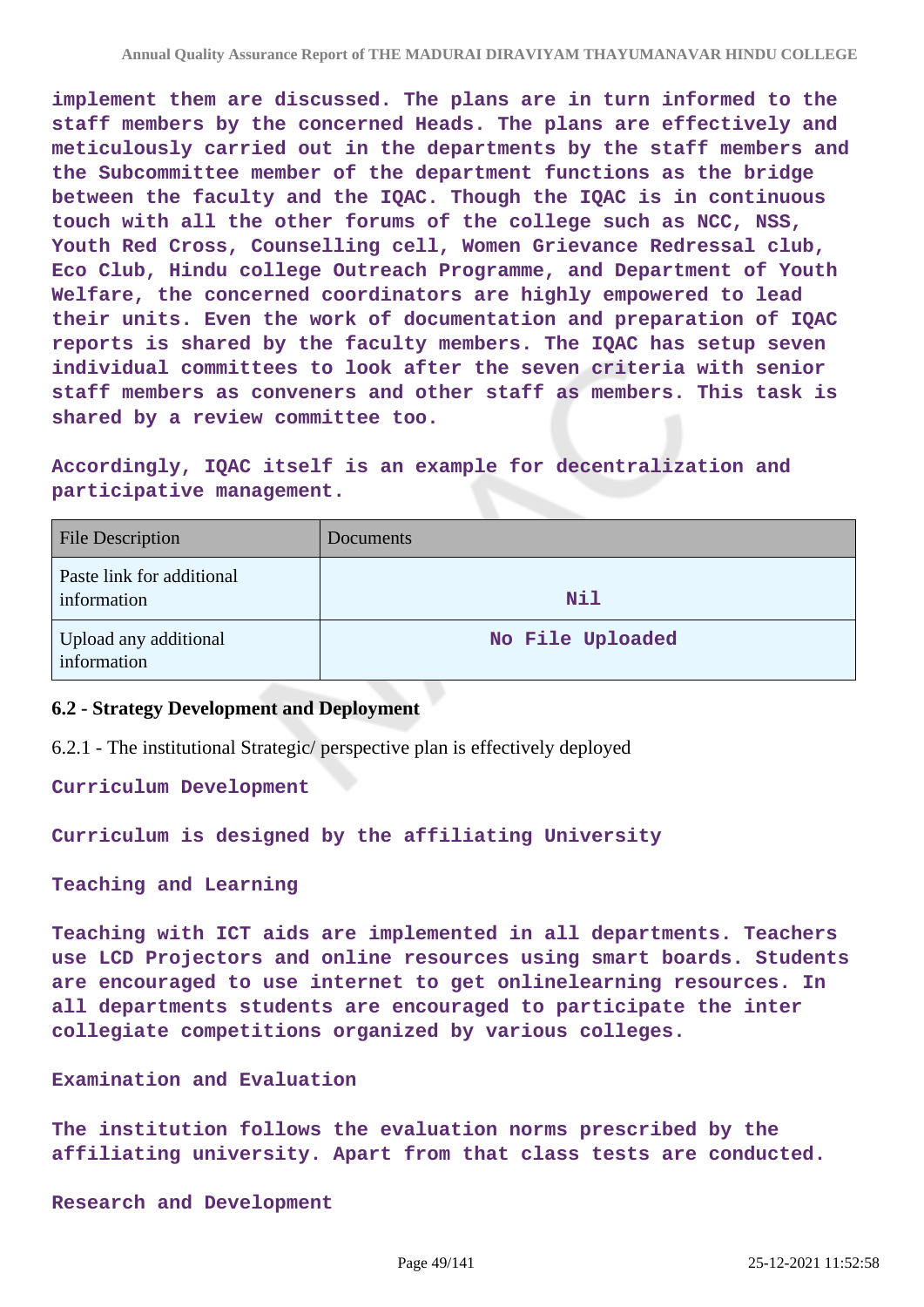**implement them are discussed. The plans are in turn informed to the staff members by the concerned Heads. The plans are effectively and meticulously carried out in the departments by the staff members and the Subcommittee member of the department functions as the bridge between the faculty and the IQAC. Though the IQAC is in continuous touch with all the other forums of the college such as NCC, NSS, Youth Red Cross, Counselling cell, Women Grievance Redressal club, Eco Club, Hindu college Outreach Programme, and Department of Youth Welfare, the concerned coordinators are highly empowered to lead their units. Even the work of documentation and preparation of IQAC reports is shared by the faculty members. The IQAC has setup seven individual committees to look after the seven criteria with senior staff members as conveners and other staff as members. This task is shared by a review committee too.**

**Accordingly, IQAC itself is an example for decentralization and participative management.**

| File Description | Documents |
|---|---|
| Paste link for additional information | **Nil** |
| Upload any additional information | **No File Uploaded** |

### 6.2 - Strategy Development and Deployment

6.2.1 - The institutional Strategic/ perspective plan is effectively deployed

**Curriculum Development**

**Curriculum is designed by the affiliating University**

**Teaching and Learning**

**Teaching with ICT aids are implemented in all departments. Teachers use LCD Projectors and online resources using smart boards. Students are encouraged to use internet to get onlinelearning resources. In all departments students are encouraged to participate the inter collegiate competitions organized by various colleges.**

**Examination and Evaluation**

**The institution follows the evaluation norms prescribed by the affiliating university. Apart from that class tests are conducted.**

**Research and Development**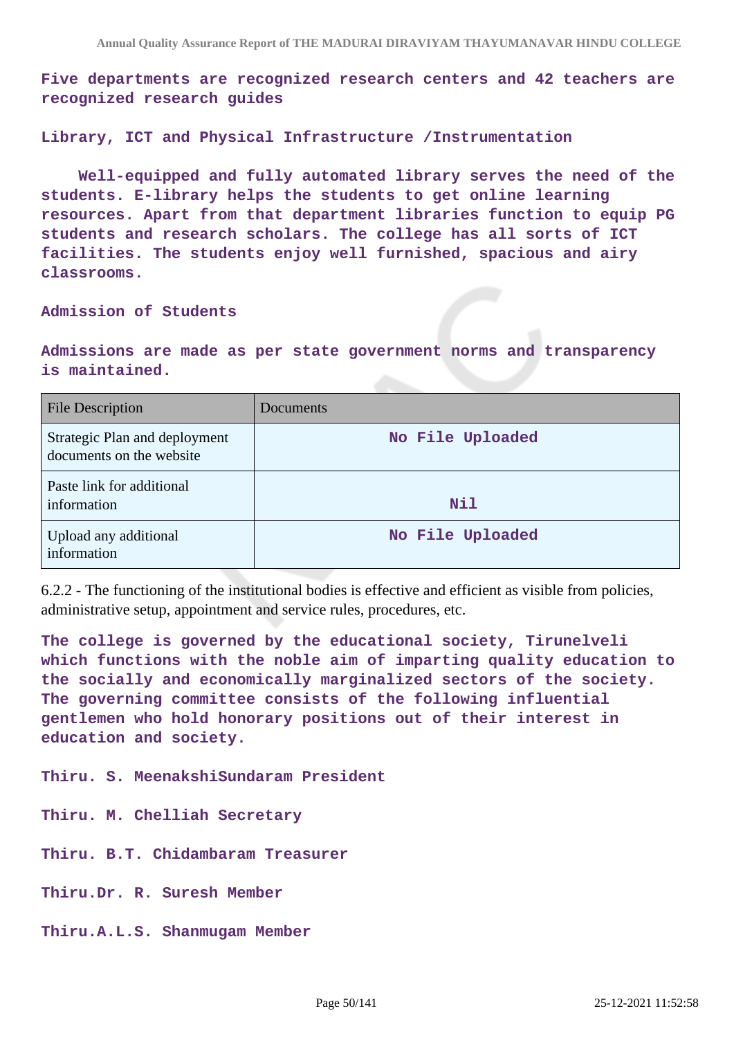**Five departments are recognized research centers and 42 teachers are recognized research guides**

**Library, ICT and Physical Infrastructure /Instrumentation**

**Well-equipped and fully automated library serves the need of the students. E-library helps the students to get online learning resources. Apart from that department libraries function to equip PG students and research scholars. The college has all sorts of ICT facilities. The students enjoy well furnished, spacious and airy classrooms.**

**Admission of Students**

**Admissions are made as per state government norms and transparency is maintained.**

| File Description | Documents |
|---|---|
| Strategic Plan and deployment documents on the website | No File Uploaded |
| Paste link for additional information | Nil |
| Upload any additional information | No File Uploaded |

6.2.2 - The functioning of the institutional bodies is effective and efficient as visible from policies, administrative setup, appointment and service rules, procedures, etc.

**The college is governed by the educational society, Tirunelveli which functions with the noble aim of imparting quality education to the socially and economically marginalized sectors of the society. The governing committee consists of the following influential gentlemen who hold honorary positions out of their interest in education and society.**

**Thiru. S. MeenakshiSundaram President**

**Thiru. M. Chelliah Secretary**

**Thiru. B.T. Chidambaram Treasurer**

**Thiru.Dr. R. Suresh Member**

**Thiru.A.L.S. Shanmugam Member**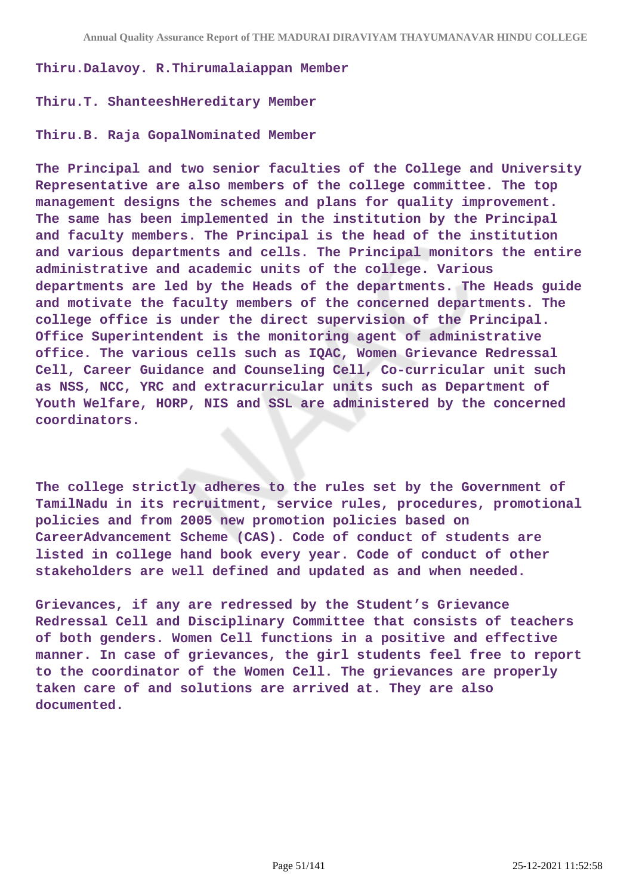**Thiru.Dalavoy. R.Thirumalaiappan Member**

**Thiru.T. ShanteeshHereditary Member**

**Thiru.B. Raja GopalNominated Member**

**The Principal and two senior faculties of the College and University Representative are also members of the college committee. The top management designs the schemes and plans for quality improvement. The same has been implemented in the institution by the Principal and faculty members. The Principal is the head of the institution and various departments and cells. The Principal monitors the entire administrative and academic units of the college. Various departments are led by the Heads of the departments. The Heads guide and motivate the faculty members of the concerned departments. The college office is under the direct supervision of the Principal. Office Superintendent is the monitoring agent of administrative office. The various cells such as IQAC, Women Grievance Redressal Cell, Career Guidance and Counseling Cell, Co-curricular unit such as NSS, NCC, YRC and extracurricular units such as Department of Youth Welfare, HORP, NIS and SSL are administered by the concerned coordinators.**

**The college strictly adheres to the rules set by the Government of TamilNadu in its recruitment, service rules, procedures, promotional policies and from 2005 new promotion policies based on CareerAdvancement Scheme (CAS). Code of conduct of students are listed in college hand book every year. Code of conduct of other stakeholders are well defined and updated as and when needed.**

**Grievances, if any are redressed by the Student's Grievance Redressal Cell and Disciplinary Committee that consists of teachers of both genders. Women Cell functions in a positive and effective manner. In case of grievances, the girl students feel free to report to the coordinator of the Women Cell. The grievances are properly taken care of and solutions are arrived at. They are also documented.**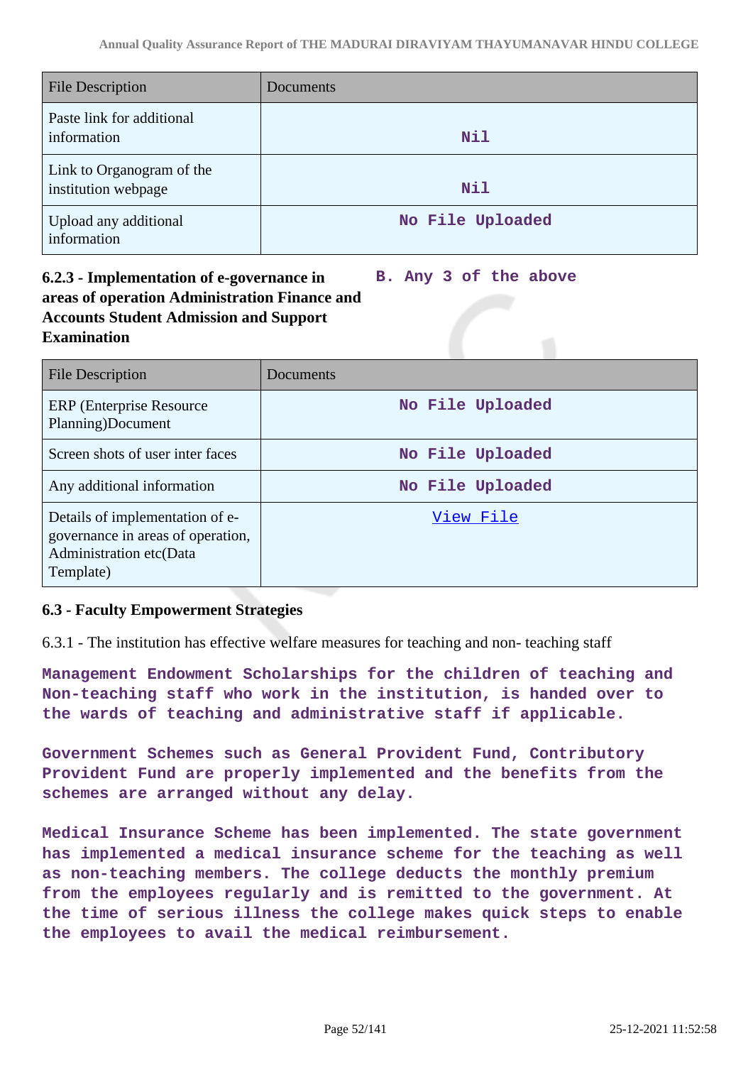| File Description | Documents |
| --- | --- |
| Paste link for additional information | Nil |
| Link to Organogram of the institution webpage | Nil |
| Upload any additional information | No File Uploaded |

**6.2.3 - Implementation of e-governance in areas of operation Administration Finance and Accounts Student Admission and Support Examination**

B. Any 3 of the above

| File Description | Documents |
| --- | --- |
| ERP (Enterprise Resource Planning)Document | No File Uploaded |
| Screen shots of user inter faces | No File Uploaded |
| Any additional information | No File Uploaded |
| Details of implementation of e-governance in areas of operation, Administration etc(Data Template) | View File |

### 6.3 - Faculty Empowerment Strategies

6.3.1 - The institution has effective welfare measures for teaching and non- teaching staff

Management Endowment Scholarships for the children of teaching and Non-teaching staff who work in the institution, is handed over to the wards of teaching and administrative staff if applicable.

Government Schemes such as General Provident Fund, Contributory Provident Fund are properly implemented and the benefits from the schemes are arranged without any delay.

Medical Insurance Scheme has been implemented. The state government has implemented a medical insurance scheme for the teaching as well as non-teaching members. The college deducts the monthly premium from the employees regularly and is remitted to the government. At the time of serious illness the college makes quick steps to enable the employees to avail the medical reimbursement.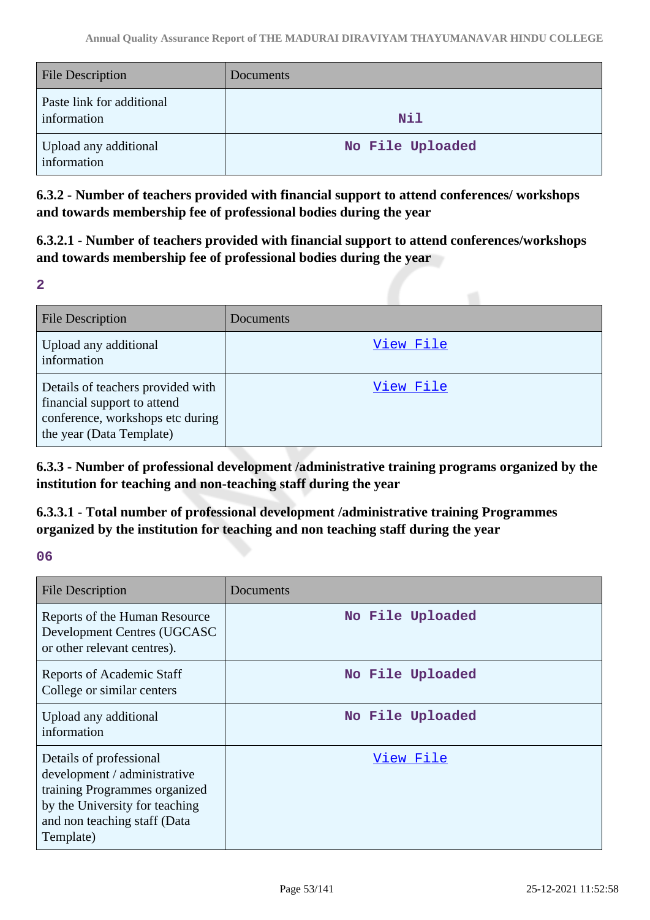| File Description | Documents |
|---|---|
| Paste link for additional information | Nil |
| Upload any additional information | No File Uploaded |

**6.3.2 - Number of teachers provided with financial support to attend conferences/ workshops and towards membership fee of professional bodies during the year**

**6.3.2.1 - Number of teachers provided with financial support to attend conferences/workshops and towards membership fee of professional bodies during the year**

**2**

| File Description | Documents |
|---|---|
| Upload any additional information | View File |
| Details of teachers provided with financial support to attend conference, workshops etc during the year (Data Template) | View File |

**6.3.3 - Number of professional development /administrative training programs organized by the institution for teaching and non-teaching staff during the year**

**6.3.3.1 - Total number of professional development /administrative training Programmes organized by the institution for teaching and non teaching staff during the year**

**06**

| File Description | Documents |
|---|---|
| Reports of the Human Resource Development Centres (UGCASC or other relevant centres). | No File Uploaded |
| Reports of Academic Staff College or similar centers | No File Uploaded |
| Upload any additional information | No File Uploaded |
| Details of professional development / administrative training Programmes organized by the University for teaching and non teaching staff (Data Template) | View File |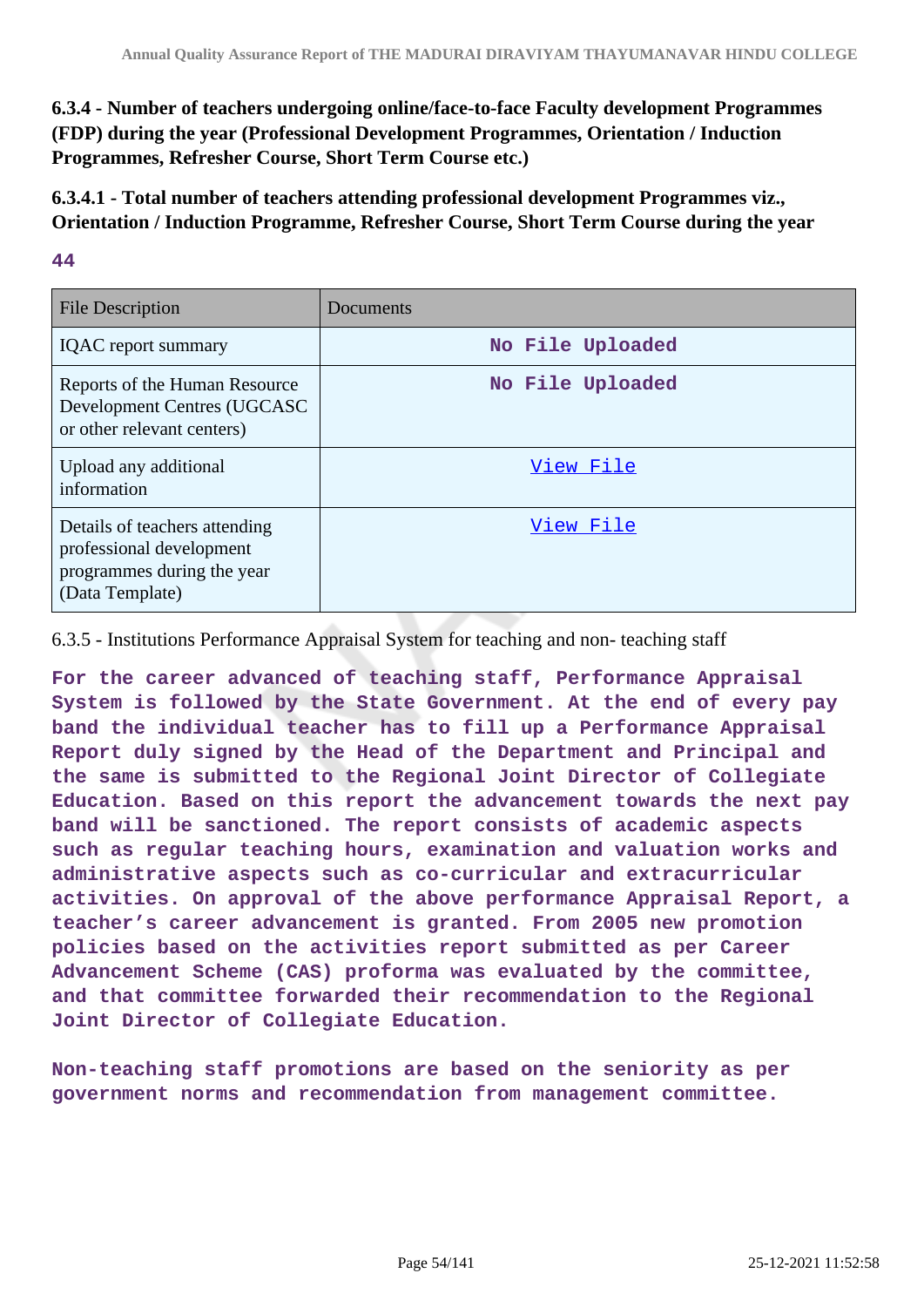**6.3.4 - Number of teachers undergoing online/face-to-face Faculty development Programmes (FDP) during the year (Professional Development Programmes, Orientation / Induction Programmes, Refresher Course, Short Term Course etc.)**

**6.3.4.1 - Total number of teachers attending professional development Programmes viz., Orientation / Induction Programme, Refresher Course, Short Term Course during the year**

**44**

| File Description | Documents |
| --- | --- |
| IQAC report summary | No File Uploaded |
| Reports of the Human Resource Development Centres (UGCASC or other relevant centers) | No File Uploaded |
| Upload any additional information | View File |
| Details of teachers attending professional development programmes during the year (Data Template) | View File |

6.3.5 - Institutions Performance Appraisal System for teaching and non- teaching staff

**For the career advanced of teaching staff, Performance Appraisal System is followed by the State Government. At the end of every pay band the individual teacher has to fill up a Performance Appraisal Report duly signed by the Head of the Department and Principal and the same is submitted to the Regional Joint Director of Collegiate Education. Based on this report the advancement towards the next pay band will be sanctioned. The report consists of academic aspects such as regular teaching hours, examination and valuation works and administrative aspects such as co-curricular and extracurricular activities. On approval of the above performance Appraisal Report, a teacher's career advancement is granted. From 2005 new promotion policies based on the activities report submitted as per Career Advancement Scheme (CAS) proforma was evaluated by the committee, and that committee forwarded their recommendation to the Regional Joint Director of Collegiate Education.**

**Non-teaching staff promotions are based on the seniority as per government norms and recommendation from management committee.**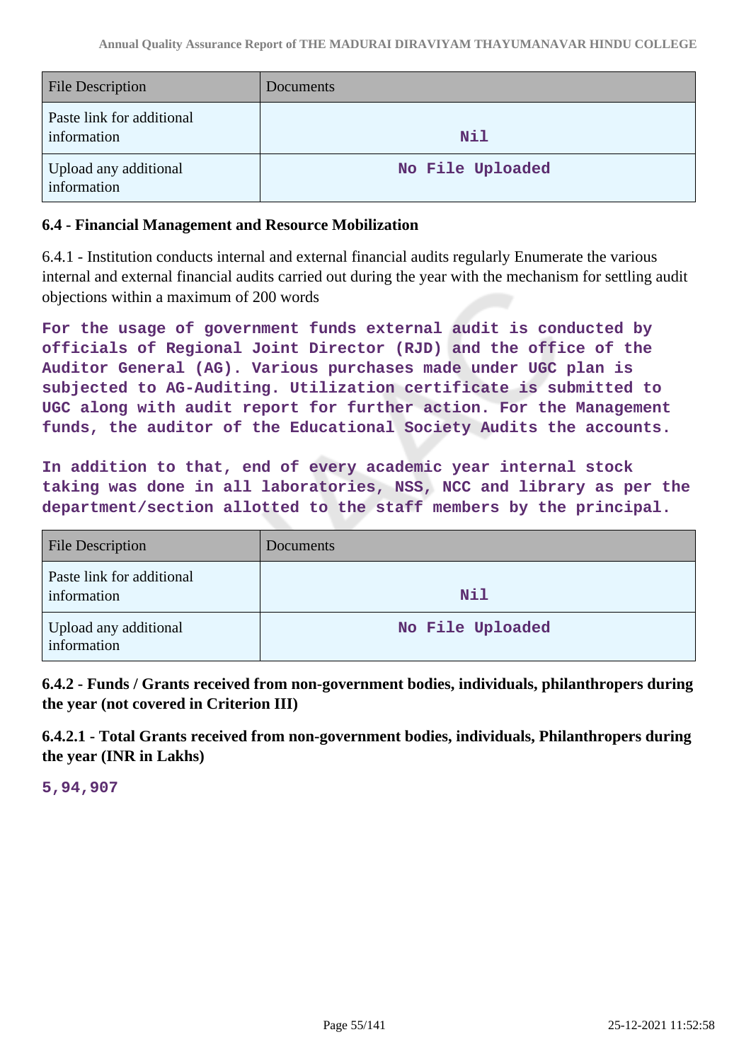| File Description | Documents |
|---|---|
| Paste link for additional information | Nil |
| Upload any additional information | No File Uploaded |

**6.4 - Financial Management and Resource Mobilization**

6.4.1 - Institution conducts internal and external financial audits regularly Enumerate the various internal and external financial audits carried out during the year with the mechanism for settling audit objections within a maximum of 200 words

**For the usage of government funds external audit is conducted by officials of Regional Joint Director (RJD) and the office of the Auditor General (AG). Various purchases made under UGC plan is subjected to AG-Auditing. Utilization certificate is submitted to UGC along with audit report for further action. For the Management funds, the auditor of the Educational Society Audits the accounts.**

**In addition to that, end of every academic year internal stock taking was done in all laboratories, NSS, NCC and library as per the department/section allotted to the staff members by the principal.**

| File Description | Documents |
|---|---|
| Paste link for additional information | Nil |
| Upload any additional information | No File Uploaded |

**6.4.2 - Funds / Grants received from non-government bodies, individuals, philanthropers during the year (not covered in Criterion III)**

**6.4.2.1 - Total Grants received from non-government bodies, individuals, Philanthropers during the year (INR in Lakhs)**

**5,94,907**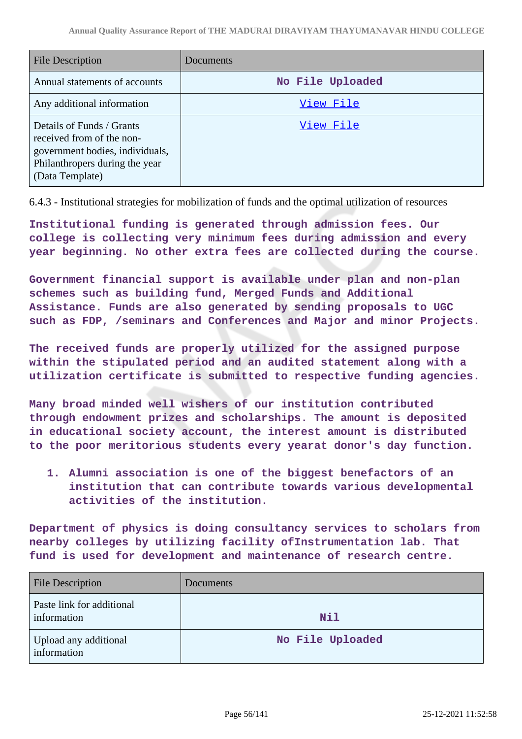| File Description | Documents |
| --- | --- |
| Annual statements of accounts | No File Uploaded |
| Any additional information | View File |
| Details of Funds / Grants received from of the non-government bodies, individuals, Philanthropers during the year (Data Template) | View File |

6.4.3 - Institutional strategies for mobilization of funds and the optimal utilization of resources

**Institutional funding is generated through admission fees. Our college is collecting very minimum fees during admission and every year beginning. No other extra fees are collected during the course.**

**Government financial support is available under plan and non-plan schemes such as building fund, Merged Funds and Additional Assistance. Funds are also generated by sending proposals to UGC such as FDP, /seminars and Conferences and Major and minor Projects.**

**The received funds are properly utilized for the assigned purpose within the stipulated period and an audited statement along with a utilization certificate is submitted to respective funding agencies.**

**Many broad minded well wishers of our institution contributed through endowment prizes and scholarships. The amount is deposited in educational society account, the interest amount is distributed to the poor meritorious students every yearat donor's day function.**

1. **Alumni association is one of the biggest benefactors of an institution that can contribute towards various developmental activities of the institution.**

**Department of physics is doing consultancy services to scholars from nearby colleges by utilizing facility ofInstrumentation lab. That fund is used for development and maintenance of research centre.**

| File Description | Documents |
| --- | --- |
| Paste link for additional information | Nil |
| Upload any additional information | No File Uploaded |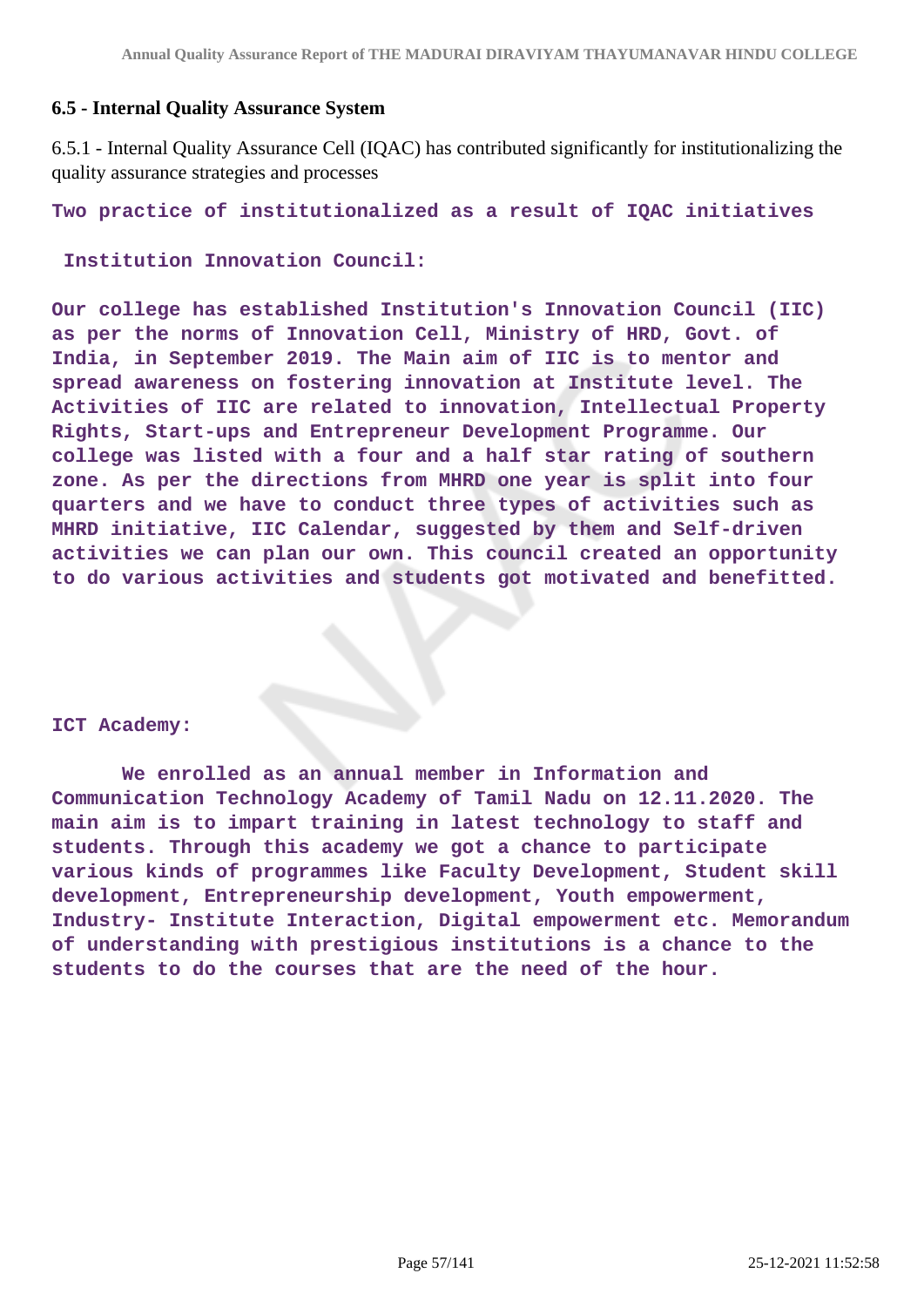### 6.5 - Internal Quality Assurance System

6.5.1 - Internal Quality Assurance Cell (IQAC) has contributed significantly for institutionalizing the quality assurance strategies and processes

**Two practice of institutionalized as a result of IQAC initiatives**

**Institution Innovation Council:**

**Our college has established Institution's Innovation Council (IIC) as per the norms of Innovation Cell, Ministry of HRD, Govt. of India, in September 2019. The Main aim of IIC is to mentor and spread awareness on fostering innovation at Institute level. The Activities of IIC are related to innovation, Intellectual Property Rights, Start-ups and Entrepreneur Development Programme. Our college was listed with a four and a half star rating of southern zone. As per the directions from MHRD one year is split into four quarters and we have to conduct three types of activities such as MHRD initiative, IIC Calendar, suggested by them and Self-driven activities we can plan our own. This council created an opportunity to do various activities and students got motivated and benefitted.**

**ICT Academy:**

**We enrolled as an annual member in Information and Communication Technology Academy of Tamil Nadu on 12.11.2020. The main aim is to impart training in latest technology to staff and students. Through this academy we got a chance to participate various kinds of programmes like Faculty Development, Student skill development, Entrepreneurship development, Youth empowerment, Industry- Institute Interaction, Digital empowerment etc. Memorandum of understanding with prestigious institutions is a chance to the students to do the courses that are the need of the hour.**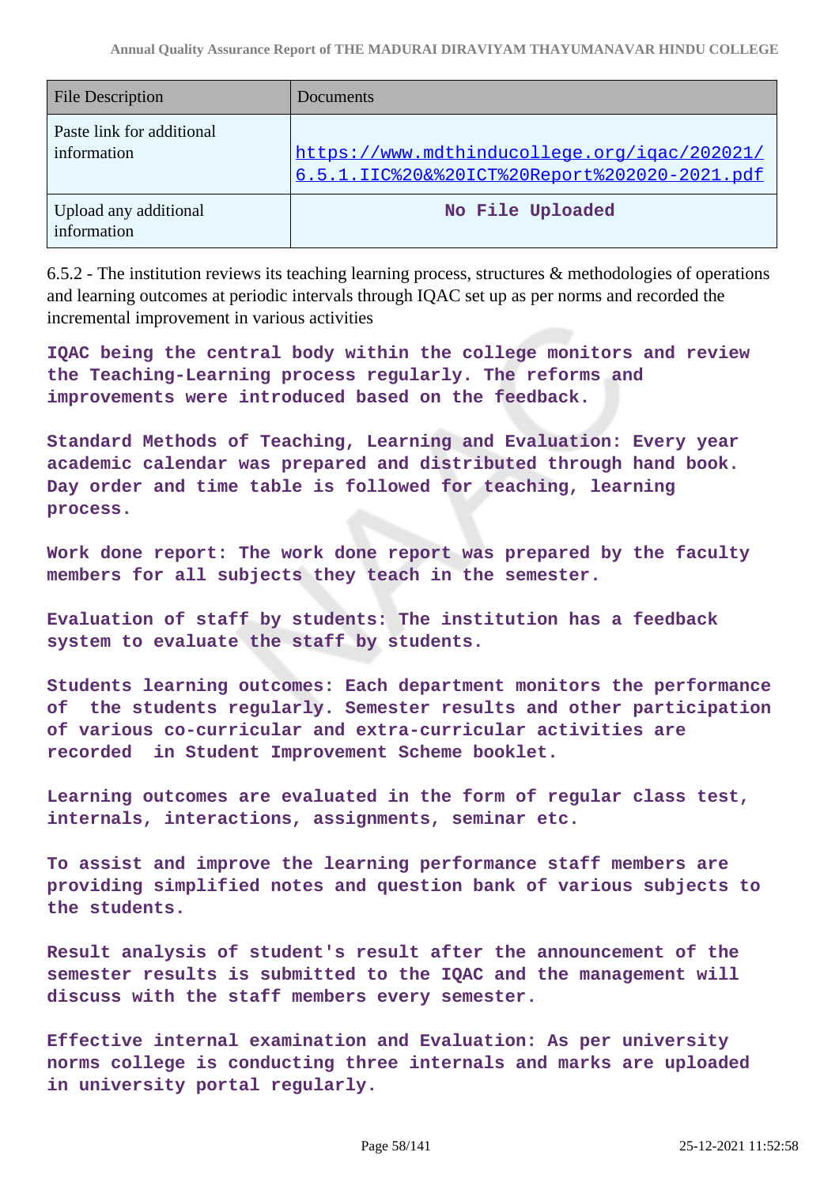| File Description | Documents |
| --- | --- |
| Paste link for additional information | https://www.mdthinducollege.org/iqac/202021/6.5.1.IIC%20&%20ICT%20Report%202020-2021.pdf |
| Upload any additional information | No File Uploaded |

6.5.2 - The institution reviews its teaching learning process, structures & methodologies of operations and learning outcomes at periodic intervals through IQAC set up as per norms and recorded the incremental improvement in various activities

IQAC being the central body within the college monitors and review the Teaching-Learning process regularly. The reforms and improvements were introduced based on the feedback.

Standard Methods of Teaching, Learning and Evaluation: Every year academic calendar was prepared and distributed through hand book. Day order and time table is followed for teaching, learning process.

Work done report: The work done report was prepared by the faculty members for all subjects they teach in the semester.

Evaluation of staff by students: The institution has a feedback system to evaluate the staff by students.

Students learning outcomes: Each department monitors the performance of the students regularly. Semester results and other participation of various co-curricular and extra-curricular activities are recorded in Student Improvement Scheme booklet.

Learning outcomes are evaluated in the form of regular class test, internals, interactions, assignments, seminar etc.

To assist and improve the learning performance staff members are providing simplified notes and question bank of various subjects to the students.

Result analysis of student's result after the announcement of the semester results is submitted to the IQAC and the management will discuss with the staff members every semester.

Effective internal examination and Evaluation: As per university norms college is conducting three internals and marks are uploaded in university portal regularly.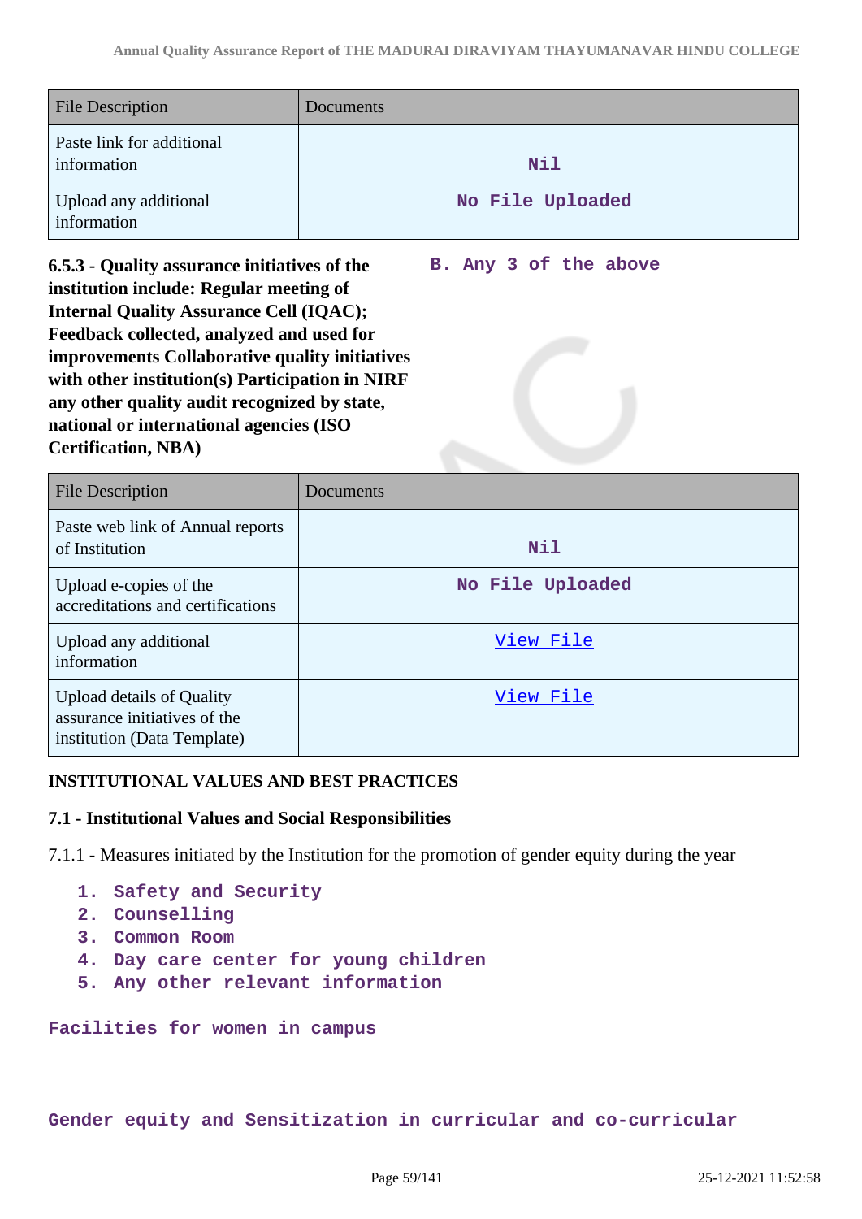| File Description | Documents |
| --- | --- |
| Paste link for additional information | Nil |
| Upload any additional information | No File Uploaded |

**6.5.3 - Quality assurance initiatives of the institution include: Regular meeting of Internal Quality Assurance Cell (IQAC); Feedback collected, analyzed and used for improvements Collaborative quality initiatives with other institution(s) Participation in NIRF any other quality audit recognized by state, national or international agencies (ISO Certification, NBA)**

B. Any 3 of the above

| File Description | Documents |
| --- | --- |
| Paste web link of Annual reports of Institution | Nil |
| Upload e-copies of the accreditations and certifications | No File Uploaded |
| Upload any additional information | View File |
| Upload details of Quality assurance initiatives of the institution (Data Template) | View File |

**INSTITUTIONAL VALUES AND BEST PRACTICES**

**7.1 - Institutional Values and Social Responsibilities**

7.1.1 - Measures initiated by the Institution for the promotion of gender equity during the year

1. Safety and Security
2. Counselling
3. Common Room
4. Day care center for young children
5. Any other relevant information

Facilities for women in campus

Gender equity and Sensitization in curricular and co-curricular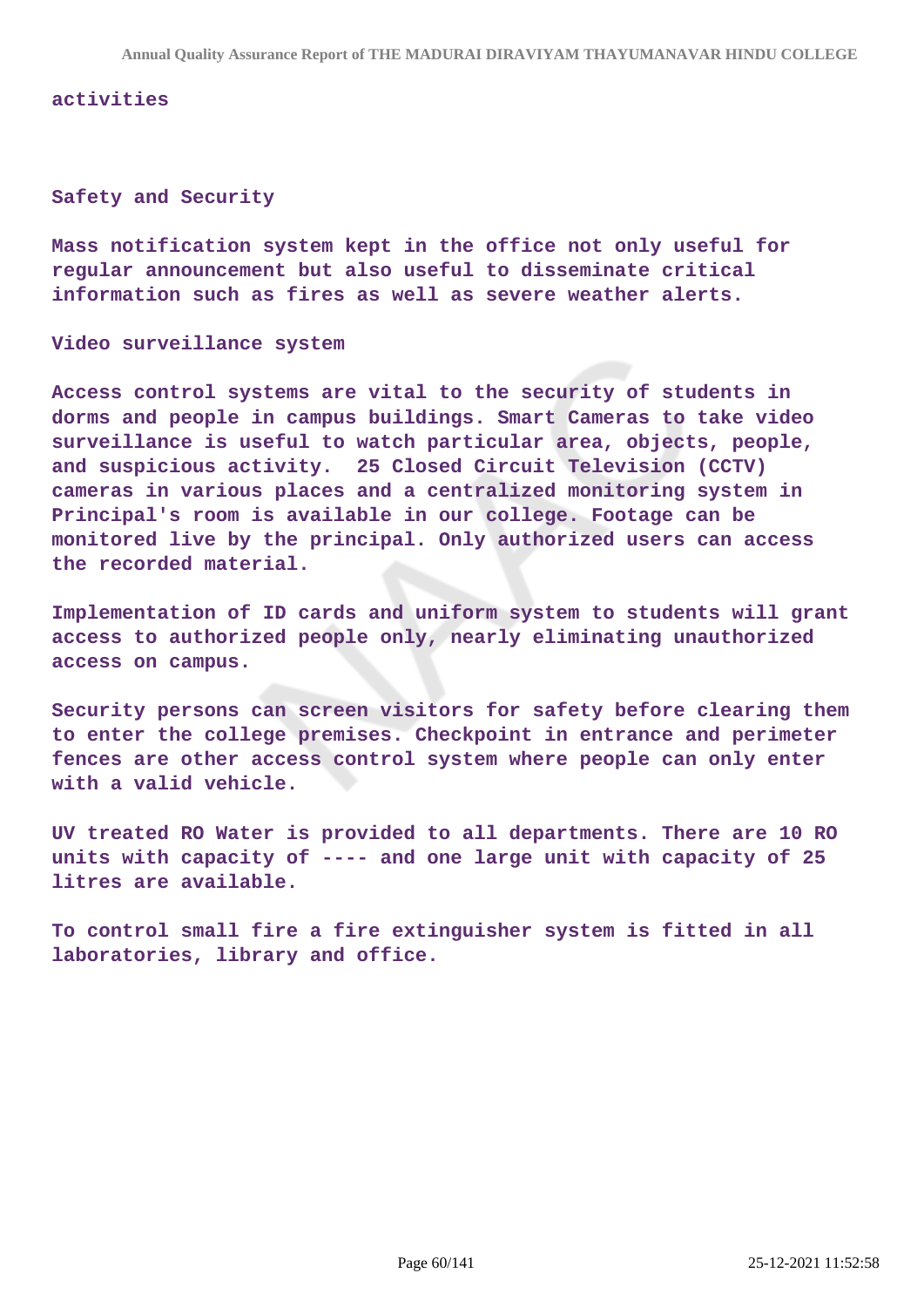activities

Safety and Security

Mass notification system kept in the office not only useful for regular announcement but also useful to disseminate critical information such as fires as well as severe weather alerts.

Video surveillance system

Access control systems are vital to the security of students in dorms and people in campus buildings. Smart Cameras to take video surveillance is useful to watch particular area, objects, people, and suspicious activity. 25 Closed Circuit Television (CCTV) cameras in various places and a centralized monitoring system in Principal's room is available in our college. Footage can be monitored live by the principal. Only authorized users can access the recorded material.

Implementation of ID cards and uniform system to students will grant access to authorized people only, nearly eliminating unauthorized access on campus.

Security persons can screen visitors for safety before clearing them to enter the college premises. Checkpoint in entrance and perimeter fences are other access control system where people can only enter with a valid vehicle.

UV treated RO Water is provided to all departments. There are 10 RO units with capacity of ---- and one large unit with capacity of 25 litres are available.

To control small fire a fire extinguisher system is fitted in all laboratories, library and office.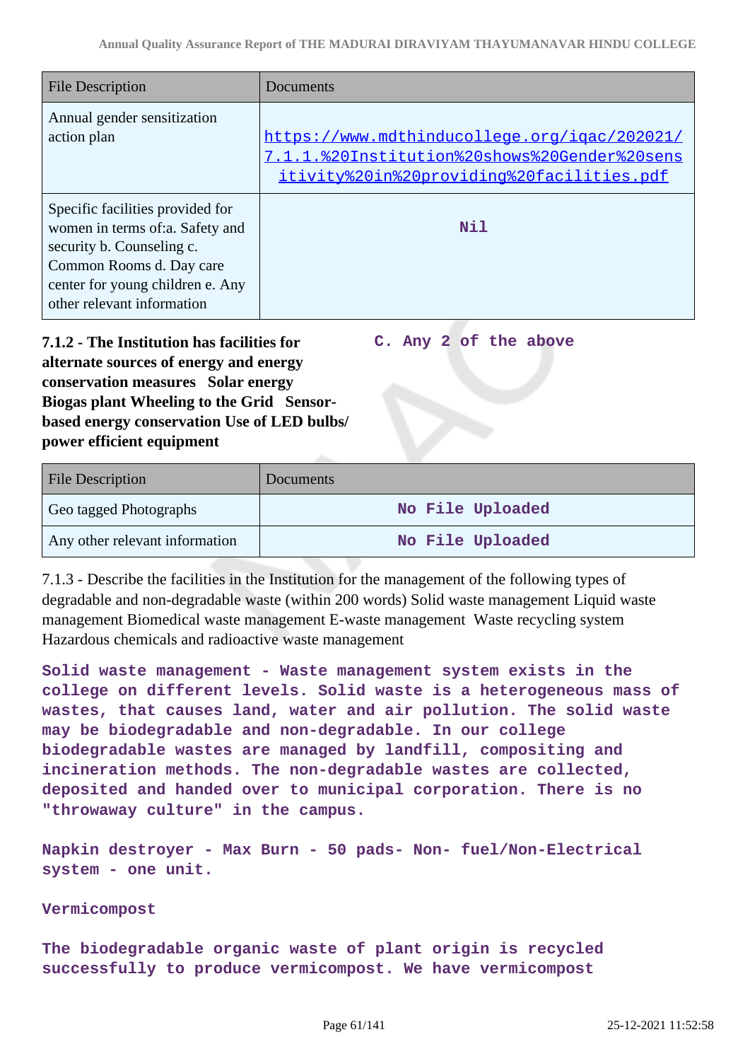| File Description | Documents |
|---|---|
| Annual gender sensitization action plan | https://www.mdthinducollege.org/iqac/202021/7.1.1.%20Institution%20shows%20Gender%20sensitivity%20in%20providing%20facilities.pdf |
| Specific facilities provided for women in terms of:a. Safety and security b. Counseling c. Common Rooms d. Day care center for young children e. Any other relevant information | Nil |

**7.1.2 - The Institution has facilities for alternate sources of energy and energy conservation measures Solar energy Biogas plant Wheeling to the Grid Sensor-based energy conservation Use of LED bulbs/ power efficient equipment**

**C. Any 2 of the above**

| File Description | Documents |
|---|---|
| Geo tagged Photographs | No File Uploaded |
| Any other relevant information | No File Uploaded |

7.1.3 - Describe the facilities in the Institution for the management of the following types of degradable and non-degradable waste (within 200 words) Solid waste management Liquid waste management Biomedical waste management E-waste management Waste recycling system Hazardous chemicals and radioactive waste management

**Solid waste management - Waste management system exists in the college on different levels. Solid waste is a heterogeneous mass of wastes, that causes land, water and air pollution. The solid waste may be biodegradable and non-degradable. In our college biodegradable wastes are managed by landfill, compositing and incineration methods. The non-degradable wastes are collected, deposited and handed over to municipal corporation. There is no "throwaway culture" in the campus.**

**Napkin destroyer - Max Burn - 50 pads- Non- fuel/Non-Electrical system - one unit.**

**Vermicompost**

**The biodegradable organic waste of plant origin is recycled successfully to produce vermicompost. We have vermicompost**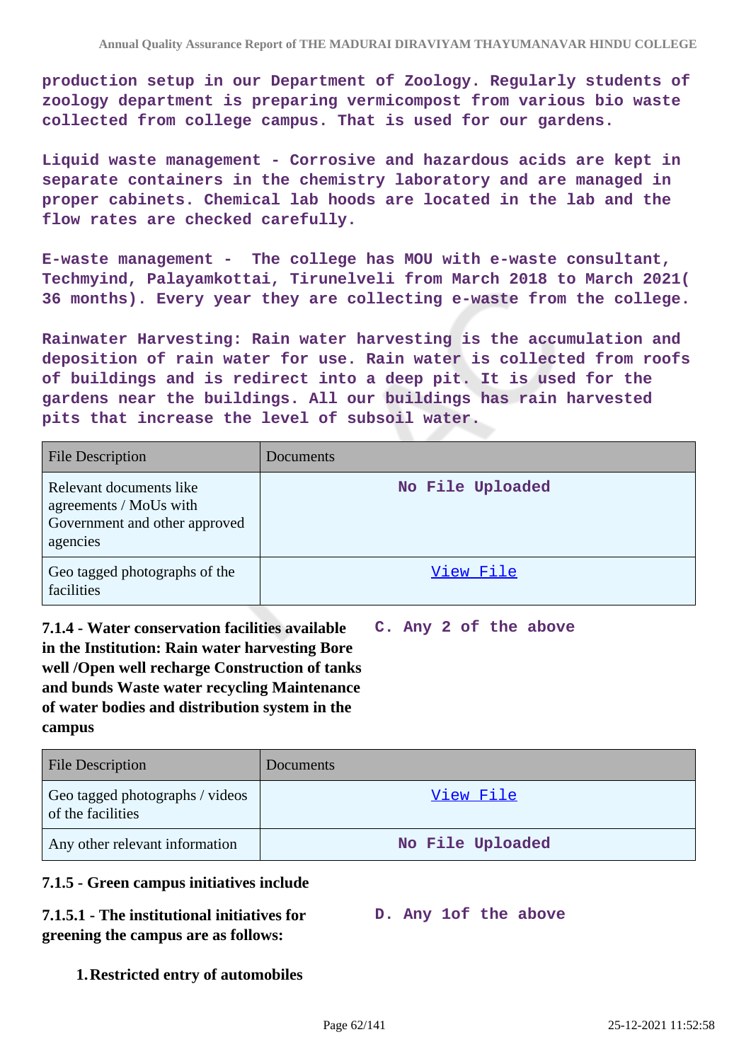production setup in our Department of Zoology. Regularly students of zoology department is preparing vermicompost from various bio waste collected from college campus. That is used for our gardens.

Liquid waste management - Corrosive and hazardous acids are kept in separate containers in the chemistry laboratory and are managed in proper cabinets. Chemical lab hoods are located in the lab and the flow rates are checked carefully.

E-waste management - The college has MOU with e-waste consultant, Techmyind, Palayamkottai, Tirunelveli from March 2018 to March 2021( 36 months). Every year they are collecting e-waste from the college.

Rainwater Harvesting: Rain water harvesting is the accumulation and deposition of rain water for use. Rain water is collected from roofs of buildings and is redirect into a deep pit. It is used for the gardens near the buildings. All our buildings has rain harvested pits that increase the level of subsoil water.

| File Description | Documents |
|---|---|
| Relevant documents like agreements / MoUs with Government and other approved agencies | No File Uploaded |
| Geo tagged photographs of the facilities | View File |

**7.1.4 - Water conservation facilities available in the Institution: Rain water harvesting Bore well /Open well recharge Construction of tanks and bunds Waste water recycling Maintenance of water bodies and distribution system in the campus**

**C. Any 2 of the above**

| File Description | Documents |
|---|---|
| Geo tagged photographs / videos of the facilities | View File |
| Any other relevant information | No File Uploaded |

**7.1.5 - Green campus initiatives include**

**7.1.5.1 - The institutional initiatives for greening the campus are as follows:**

**D. Any 1of the above**

1. **Restricted entry of automobiles**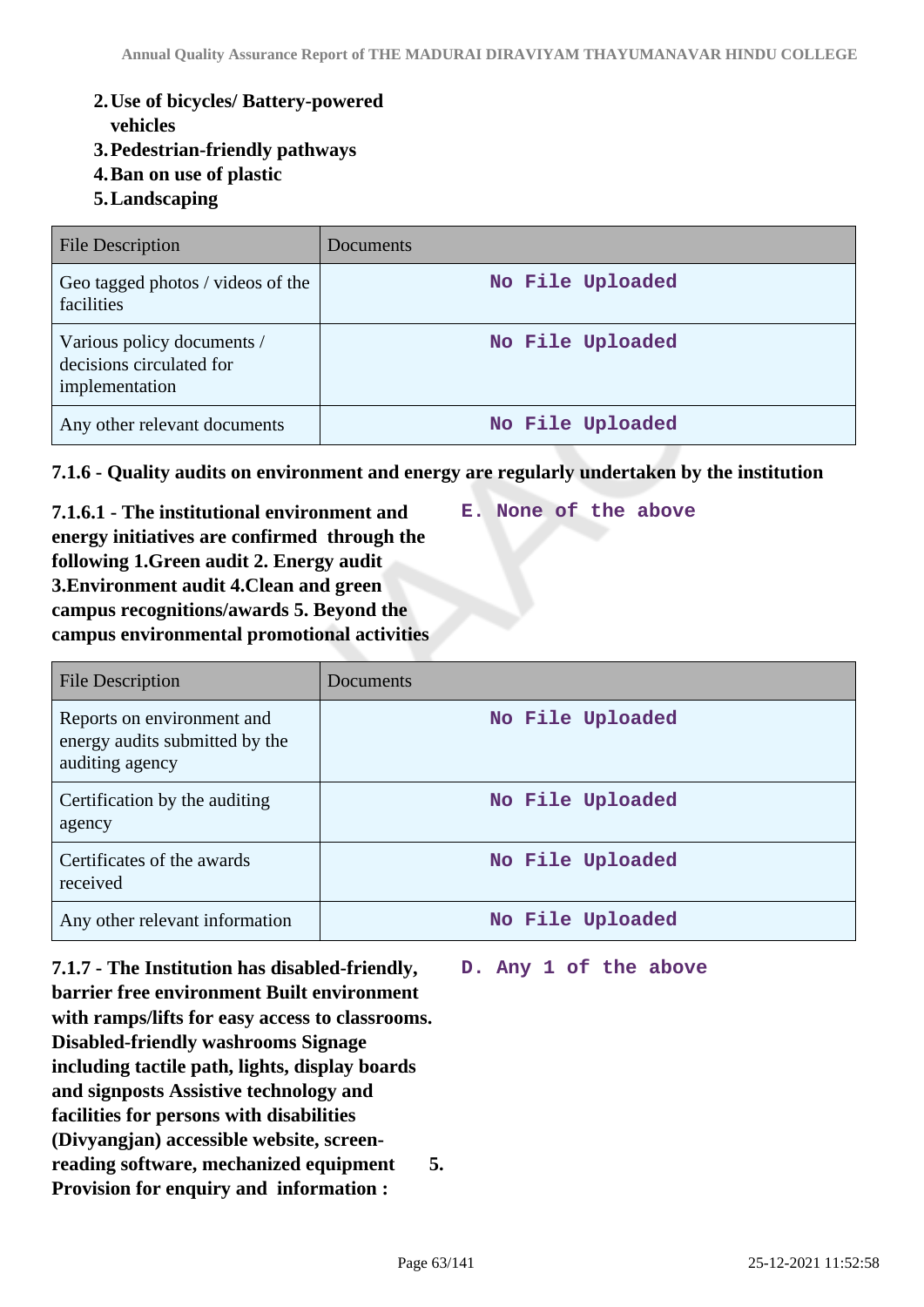2. **Use of bicycles/ Battery-powered vehicles**
3. **Pedestrian-friendly pathways**
4. **Ban on use of plastic**
5. **Landscaping**

| File Description | Documents |
|---|---|
| Geo tagged photos / videos of the facilities | No File Uploaded |
| Various policy documents / decisions circulated for implementation | No File Uploaded |
| Any other relevant documents | No File Uploaded |

**7.1.6 - Quality audits on environment and energy are regularly undertaken by the institution**

**7.1.6.1 - The institutional environment and energy initiatives are confirmed through the following 1.Green audit 2. Energy audit 3.Environment audit 4.Clean and green campus recognitions/awards 5. Beyond the campus environmental promotional activities**

E. None of the above

| File Description | Documents |
|---|---|
| Reports on environment and energy audits submitted by the auditing agency | No File Uploaded |
| Certification by the auditing agency | No File Uploaded |
| Certificates of the awards received | No File Uploaded |
| Any other relevant information | No File Uploaded |

**7.1.7 - The Institution has disabled-friendly, barrier free environment Built environment with ramps/lifts for easy access to classrooms. Disabled-friendly washrooms Signage including tactile path, lights, display boards and signposts Assistive technology and facilities for persons with disabilities (Divyangjan) accessible website, screen-reading software, mechanized equipment 5. Provision for enquiry and information :**

D. Any 1 of the above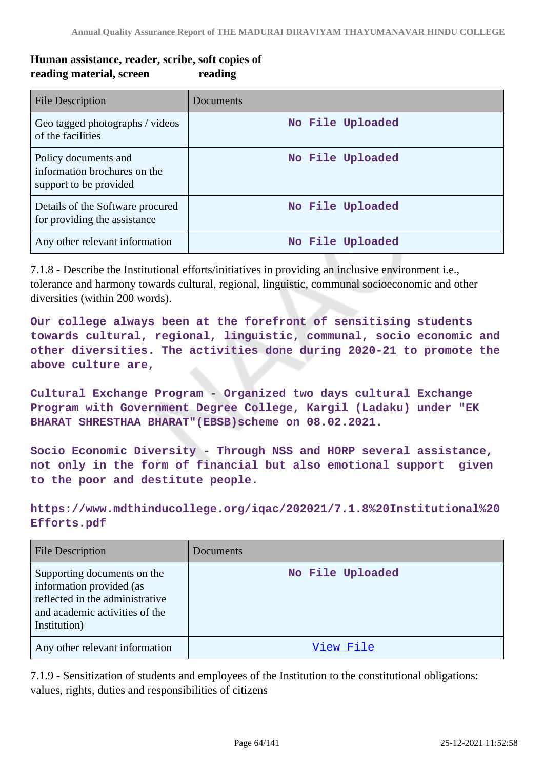**Human assistance, reader, scribe, soft copies of reading material, screen reading**

| File Description | Documents |
| --- | --- |
| Geo tagged photographs / videos of the facilities | No File Uploaded |
| Policy documents and information brochures on the support to be provided | No File Uploaded |
| Details of the Software procured for providing the assistance | No File Uploaded |
| Any other relevant information | No File Uploaded |

7.1.8 - Describe the Institutional efforts/initiatives in providing an inclusive environment i.e., tolerance and harmony towards cultural, regional, linguistic, communal socioeconomic and other diversities (within 200 words).

Our college always been at the forefront of sensitising students towards cultural, regional, linguistic, communal, socio economic and other diversities. The activities done during 2020-21 to promote the above culture are,

Cultural Exchange Program - Organized two days cultural Exchange Program with Government Degree College, Kargil (Ladaku) under "EK BHARAT SHRESTHAA BHARAT"(EBSB)scheme on 08.02.2021.

Socio Economic Diversity - Through NSS and HORP several assistance, not only in the form of financial but also emotional support given to the poor and destitute people.

https://www.mdthinducollege.org/iqac/202021/7.1.8%20Institutional%20Efforts.pdf

| File Description | Documents |
| --- | --- |
| Supporting documents on the information provided (as reflected in the administrative and academic activities of the Institution) | No File Uploaded |
| Any other relevant information | View File |

7.1.9 - Sensitization of students and employees of the Institution to the constitutional obligations: values, rights, duties and responsibilities of citizens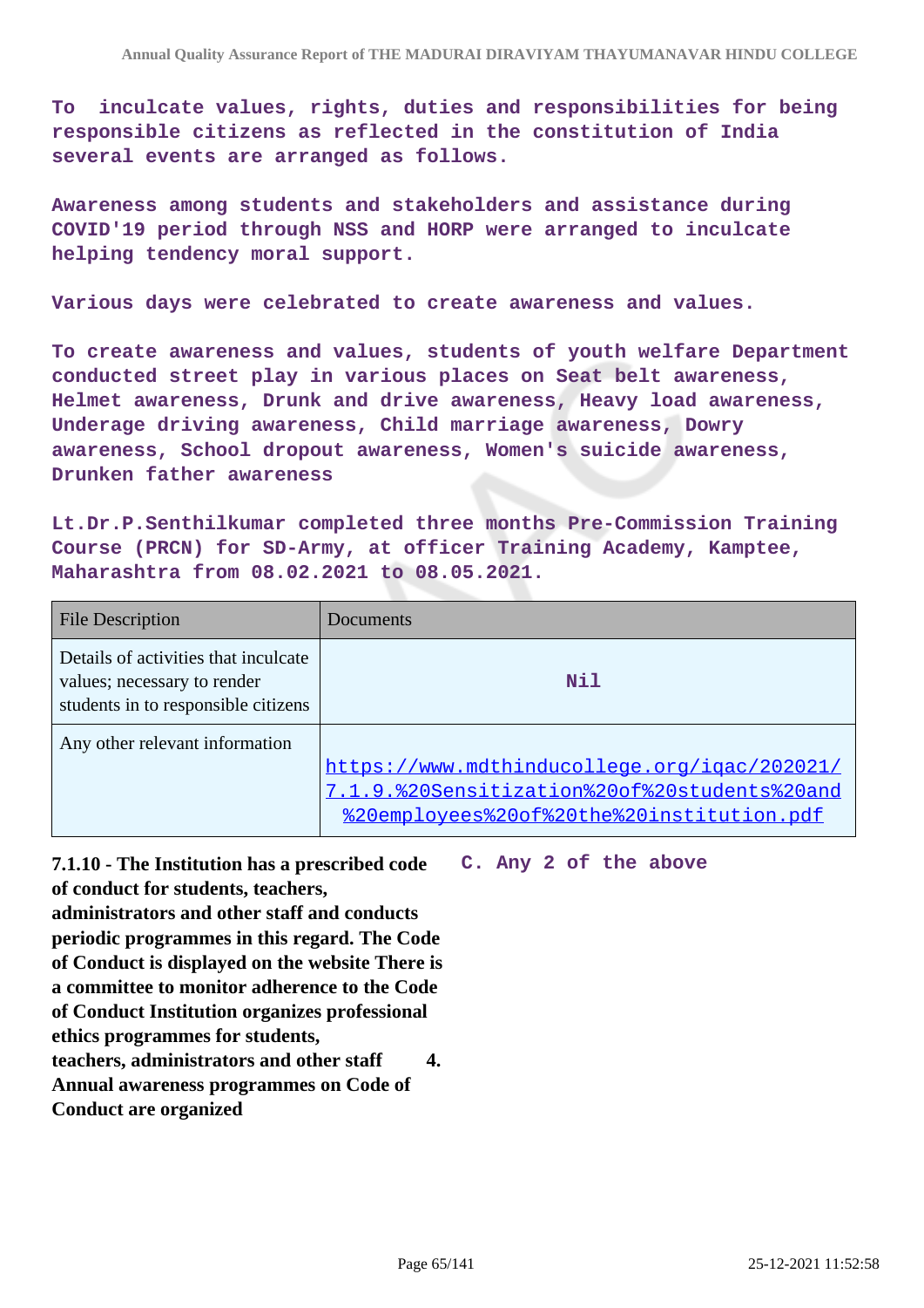**To inculcate values, rights, duties and responsibilities for being responsible citizens as reflected in the constitution of India several events are arranged as follows.**

**Awareness among students and stakeholders and assistance during COVID'19 period through NSS and HORP were arranged to inculcate helping tendency moral support.**

**Various days were celebrated to create awareness and values.**

**To create awareness and values, students of youth welfare Department conducted street play in various places on Seat belt awareness, Helmet awareness, Drunk and drive awareness, Heavy load awareness, Underage driving awareness, Child marriage awareness, Dowry awareness, School dropout awareness, Women's suicide awareness, Drunken father awareness**

**Lt.Dr.P.Senthilkumar completed three months Pre-Commission Training Course (PRCN) for SD-Army, at officer Training Academy, Kamptee, Maharashtra from 08.02.2021 to 08.05.2021.**

| File Description | Documents |
| --- | --- |
| Details of activities that inculcate values; necessary to render students in to responsible citizens | Nil |
| Any other relevant information | https://www.mdthinducollege.org/iqac/202021/7.1.9.%20Sensitization%20of%20students%20and%20employees%20of%20the%20institution.pdf |

**7.1.10 - The Institution has a prescribed code of conduct for students, teachers, administrators and other staff and conducts periodic programmes in this regard. The Code of Conduct is displayed on the website There is a committee to monitor adherence to the Code of Conduct Institution organizes professional ethics programmes for students, teachers, administrators and other staff 4. Annual awareness programmes on Code of Conduct are organized**

**C. Any 2 of the above**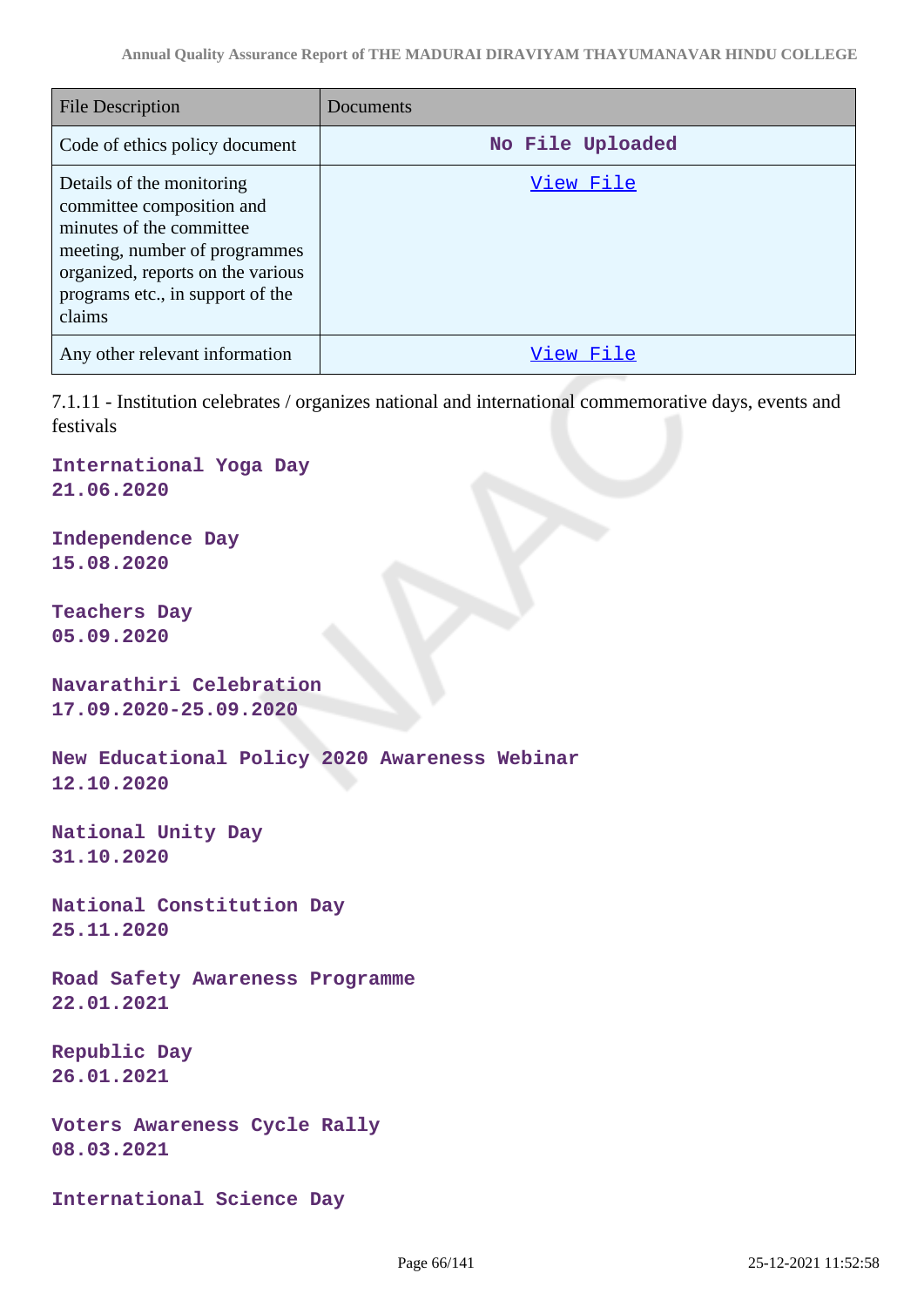| File Description | Documents |
|---|---|
| Code of ethics policy document | No File Uploaded |
| Details of the monitoring committee composition and minutes of the committee meeting, number of programmes organized, reports on the various programs etc., in support of the claims | View File |
| Any other relevant information | View File |

7.1.11 - Institution celebrates / organizes national and international commemorative days, events and festivals

**International Yoga Day**
**21.06.2020**

**Independence Day**
**15.08.2020**

**Teachers Day**
**05.09.2020**

**Navarathiri Celebration**
**17.09.2020-25.09.2020**

**New Educational Policy 2020 Awareness Webinar**
**12.10.2020**

**National Unity Day**
**31.10.2020**

**National Constitution Day**
**25.11.2020**

**Road Safety Awareness Programme**
**22.01.2021**

**Republic Day**
**26.01.2021**

**Voters Awareness Cycle Rally**
**08.03.2021**

**International Science Day**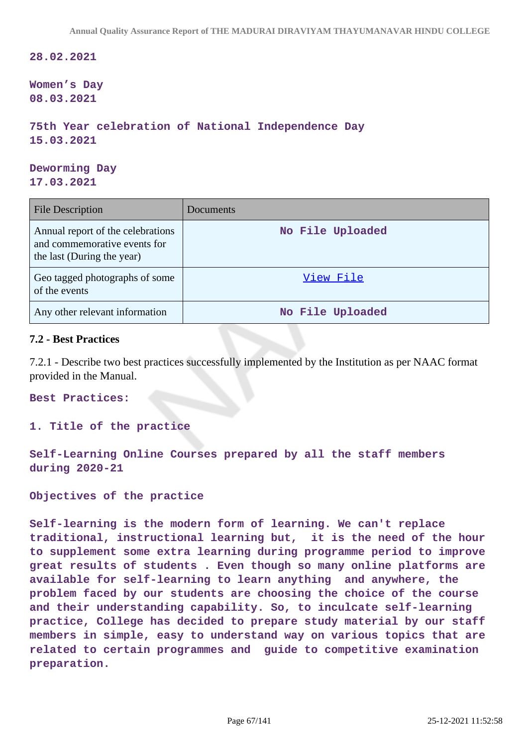28.02.2021

Women's Day
08.03.2021

75th Year celebration of National Independence Day
15.03.2021

Deworming Day
17.03.2021

| File Description | Documents |
|---|---|
| Annual report of the celebrations and commemorative events for the last (During the year) | No File Uploaded |
| Geo tagged photographs of some of the events | View File |
| Any other relevant information | No File Uploaded |

### 7.2 - Best Practices

7.2.1 - Describe two best practices successfully implemented by the Institution as per NAAC format provided in the Manual.

**Best Practices:**

**1. Title of the practice**

**Self-Learning Online Courses prepared by all the staff members during 2020-21**

**Objectives of the practice**

**Self-learning is the modern form of learning. We can't replace traditional, instructional learning but, it is the need of the hour to supplement some extra learning during programme period to improve great results of students . Even though so many online platforms are available for self-learning to learn anything and anywhere, the problem faced by our students are choosing the choice of the course and their understanding capability. So, to inculcate self-learning practice, College has decided to prepare study material by our staff members in simple, easy to understand way on various topics that are related to certain programmes and guide to competitive examination preparation.**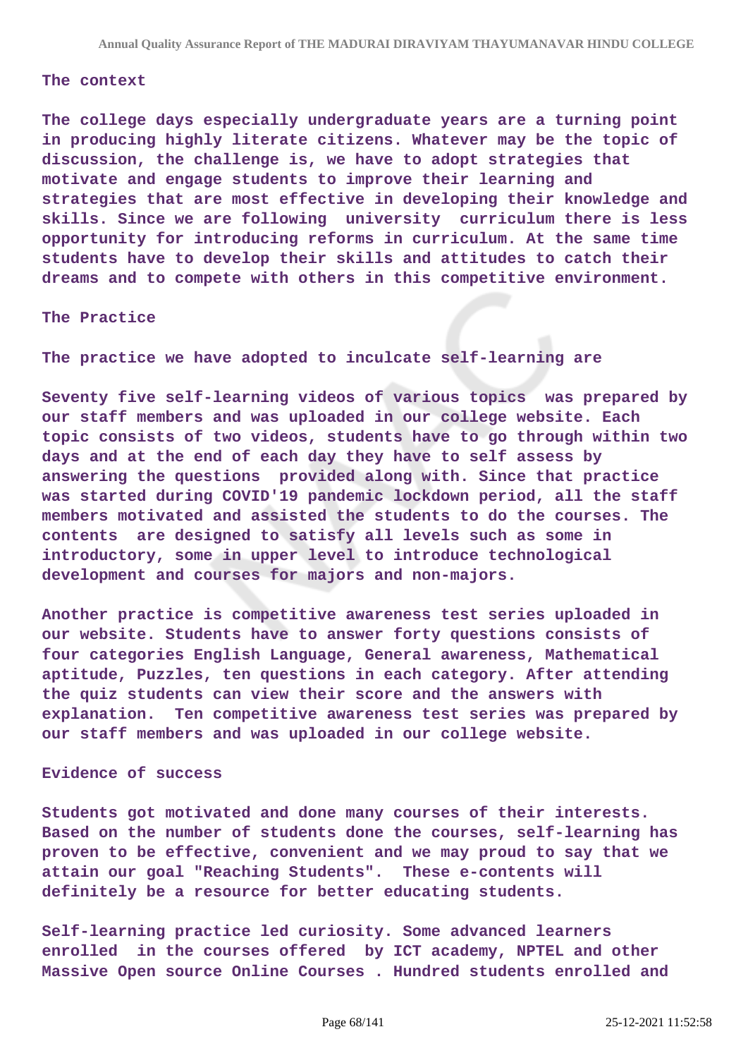**The context**

**The college days especially undergraduate years are a turning point in producing highly literate citizens. Whatever may be the topic of discussion, the challenge is, we have to adopt strategies that motivate and engage students to improve their learning and strategies that are most effective in developing their knowledge and skills. Since we are following university curriculum there is less opportunity for introducing reforms in curriculum. At the same time students have to develop their skills and attitudes to catch their dreams and to compete with others in this competitive environment.**

**The Practice**

**The practice we have adopted to inculcate self-learning are**

**Seventy five self-learning videos of various topics was prepared by our staff members and was uploaded in our college website. Each topic consists of two videos, students have to go through within two days and at the end of each day they have to self assess by answering the questions provided along with. Since that practice was started during COVID'19 pandemic lockdown period, all the staff members motivated and assisted the students to do the courses. The contents are designed to satisfy all levels such as some in introductory, some in upper level to introduce technological development and courses for majors and non-majors.**

**Another practice is competitive awareness test series uploaded in our website. Students have to answer forty questions consists of four categories English Language, General awareness, Mathematical aptitude, Puzzles, ten questions in each category. After attending the quiz students can view their score and the answers with explanation. Ten competitive awareness test series was prepared by our staff members and was uploaded in our college website.**

**Evidence of success**

**Students got motivated and done many courses of their interests. Based on the number of students done the courses, self-learning has proven to be effective, convenient and we may proud to say that we attain our goal "Reaching Students". These e-contents will definitely be a resource for better educating students.**

**Self-learning practice led curiosity. Some advanced learners enrolled in the courses offered by ICT academy, NPTEL and other Massive Open source Online Courses . Hundred students enrolled and**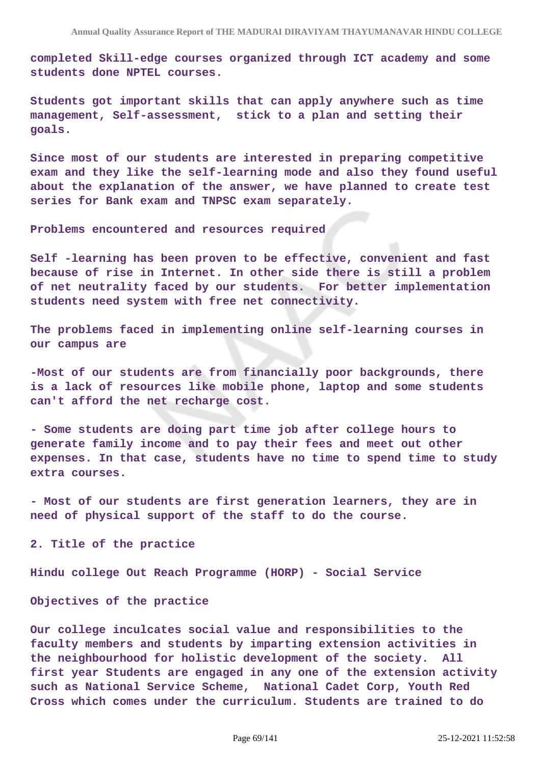completed Skill-edge courses organized through ICT academy and some students done NPTEL courses.

Students got important skills that can apply anywhere such as time management, Self-assessment, stick to a plan and setting their goals.

Since most of our students are interested in preparing competitive exam and they like the self-learning mode and also they found useful about the explanation of the answer, we have planned to create test series for Bank exam and TNPSC exam separately.

Problems encountered and resources required

Self -learning has been proven to be effective, convenient and fast because of rise in Internet. In other side there is still a problem of net neutrality faced by our students. For better implementation students need system with free net connectivity.

The problems faced in implementing online self-learning courses in our campus are

-Most of our students are from financially poor backgrounds, there is a lack of resources like mobile phone, laptop and some students can't afford the net recharge cost.

- Some students are doing part time job after college hours to generate family income and to pay their fees and meet out other expenses. In that case, students have no time to spend time to study extra courses.

- Most of our students are first generation learners, they are in need of physical support of the staff to do the course.

2. Title of the practice

Hindu college Out Reach Programme (HORP) - Social Service

Objectives of the practice

Our college inculcates social value and responsibilities to the faculty members and students by imparting extension activities in the neighbourhood for holistic development of the society. All first year Students are engaged in any one of the extension activity such as National Service Scheme, National Cadet Corp, Youth Red Cross which comes under the curriculum. Students are trained to do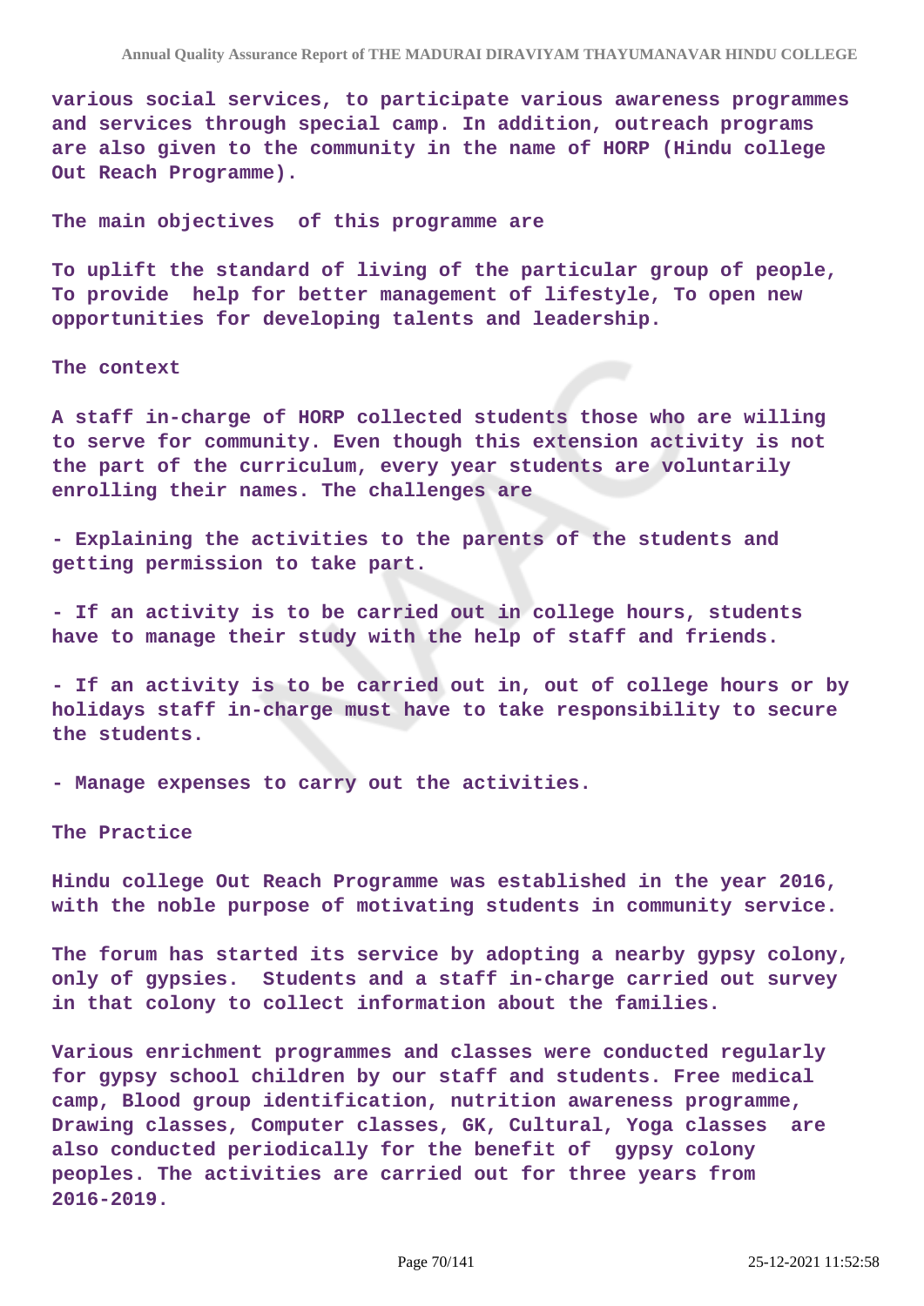various social services, to participate various awareness programmes and services through special camp. In addition, outreach programs are also given to the community in the name of HORP (Hindu college Out Reach Programme).

The main objectives  of this programme are

To uplift the standard of living of the particular group of people, To provide  help for better management of lifestyle, To open new opportunities for developing talents and leadership.

The context

A staff in-charge of HORP collected students those who are willing to serve for community. Even though this extension activity is not the part of the curriculum, every year students are voluntarily enrolling their names. The challenges are

- Explaining the activities to the parents of the students and getting permission to take part.

- If an activity is to be carried out in college hours, students have to manage their study with the help of staff and friends.

- If an activity is to be carried out in, out of college hours or by holidays staff in-charge must have to take responsibility to secure the students.

- Manage expenses to carry out the activities.

The Practice

Hindu college Out Reach Programme was established in the year 2016, with the noble purpose of motivating students in community service.

The forum has started its service by adopting a nearby gypsy colony, only of gypsies.  Students and a staff in-charge carried out survey in that colony to collect information about the families.

Various enrichment programmes and classes were conducted regularly for gypsy school children by our staff and students. Free medical camp, Blood group identification, nutrition awareness programme, Drawing classes, Computer classes, GK, Cultural, Yoga classes  are also conducted periodically for the benefit of  gypsy colony peoples. The activities are carried out for three years from 2016-2019.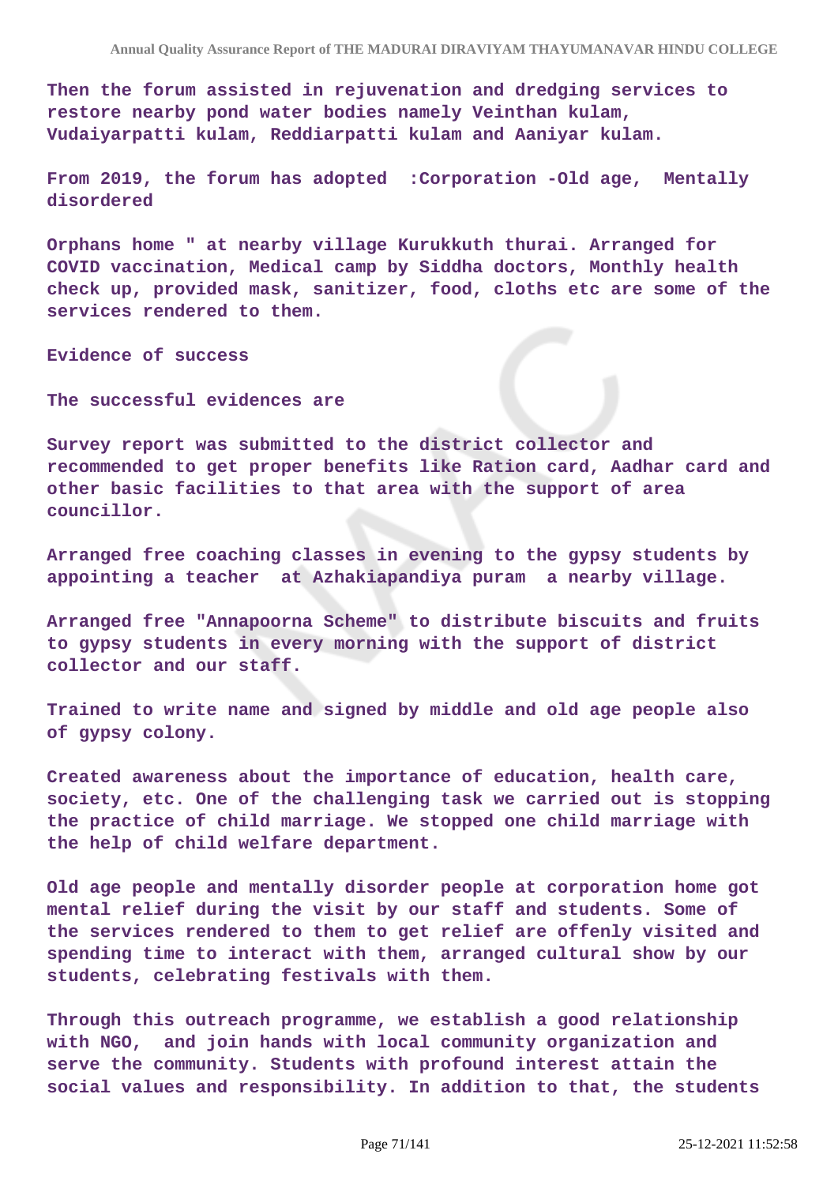Then the forum assisted in rejuvenation and dredging services to restore nearby pond water bodies namely Veinthan kulam, Vudaiyarpatti kulam, Reddiarpatti kulam and Aaniyar kulam.

From 2019, the forum has adopted :Corporation -Old age, Mentally disordered

Orphans home " at nearby village Kurukkuth thurai. Arranged for COVID vaccination, Medical camp by Siddha doctors, Monthly health check up, provided mask, sanitizer, food, cloths etc are some of the services rendered to them.

Evidence of success

The successful evidences are

Survey report was submitted to the district collector and recommended to get proper benefits like Ration card, Aadhar card and other basic facilities to that area with the support of area councillor.

Arranged free coaching classes in evening to the gypsy students by appointing a teacher at Azhakiapandiya puram a nearby village.

Arranged free "Annapoorna Scheme" to distribute biscuits and fruits to gypsy students in every morning with the support of district collector and our staff.

Trained to write name and signed by middle and old age people also of gypsy colony.

Created awareness about the importance of education, health care, society, etc. One of the challenging task we carried out is stopping the practice of child marriage. We stopped one child marriage with the help of child welfare department.

Old age people and mentally disorder people at corporation home got mental relief during the visit by our staff and students. Some of the services rendered to them to get relief are offenly visited and spending time to interact with them, arranged cultural show by our students, celebrating festivals with them.

Through this outreach programme, we establish a good relationship with NGO, and join hands with local community organization and serve the community. Students with profound interest attain the social values and responsibility. In addition to that, the students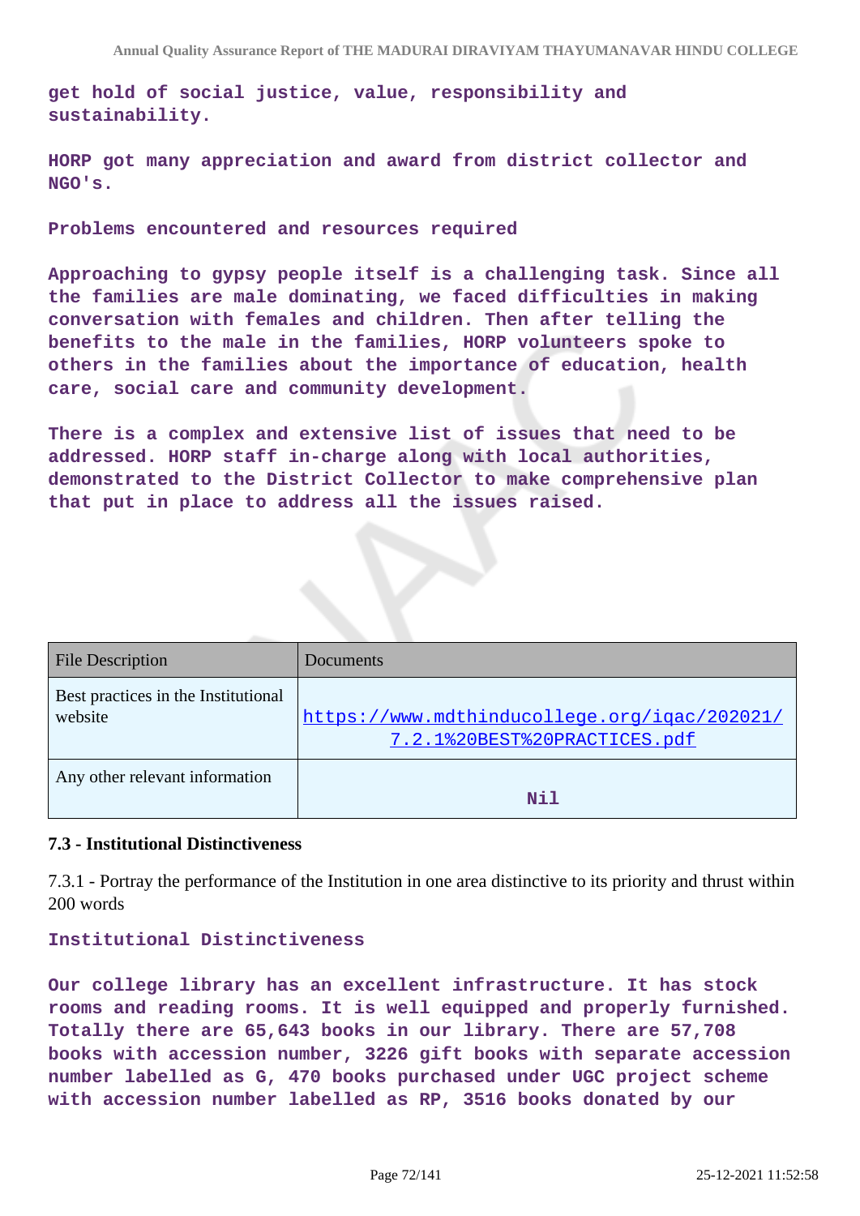get hold of social justice, value, responsibility and sustainability.

HORP got many appreciation and award from district collector and NGO's.

Problems encountered and resources required

Approaching to gypsy people itself is a challenging task. Since all the families are male dominating, we faced difficulties in making conversation with females and children. Then after telling the benefits to the male in the families, HORP volunteers spoke to others in the families about the importance of education, health care, social care and community development.

There is a complex and extensive list of issues that need to be addressed. HORP staff in-charge along with local authorities, demonstrated to the District Collector to make comprehensive plan that put in place to address all the issues raised.

| File Description | Documents |
| --- | --- |
| Best practices in the Institutional website | https://www.mdthinducollege.org/iqac/202021/7.2.1%20BEST%20PRACTICES.pdf |
| Any other relevant information | Nil |

### 7.3 - Institutional Distinctiveness

7.3.1 - Portray the performance of the Institution in one area distinctive to its priority and thrust within 200 words

Institutional Distinctiveness

Our college library has an excellent infrastructure. It has stock rooms and reading rooms. It is well equipped and properly furnished. Totally there are 65,643 books in our library. There are 57,708 books with accession number, 3226 gift books with separate accession number labelled as G, 470 books purchased under UGC project scheme with accession number labelled as RP, 3516 books donated by our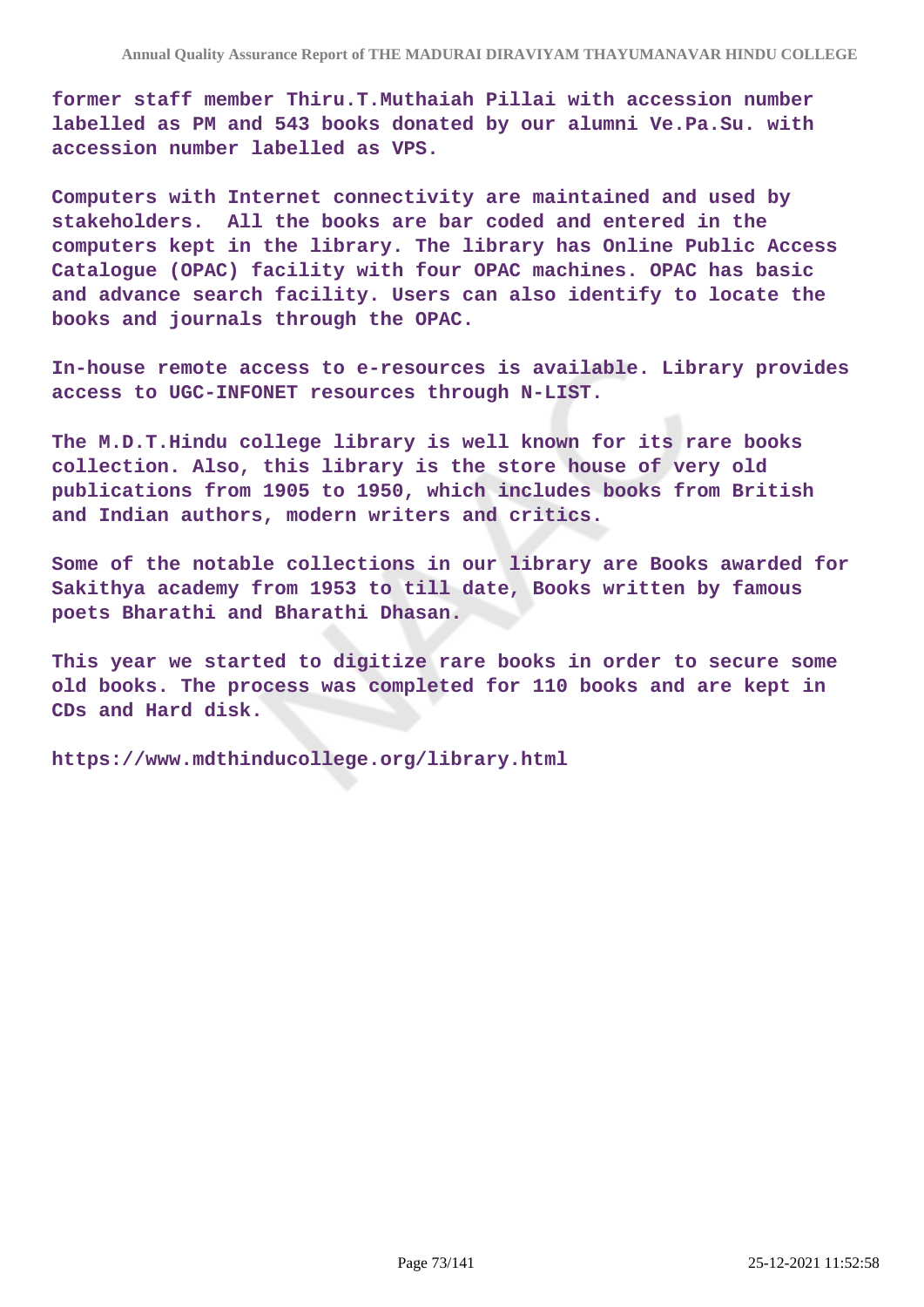former staff member Thiru.T.Muthaiah Pillai with accession number labelled as PM and 543 books donated by our alumni Ve.Pa.Su. with accession number labelled as VPS.

Computers with Internet connectivity are maintained and used by stakeholders. All the books are bar coded and entered in the computers kept in the library. The library has Online Public Access Catalogue (OPAC) facility with four OPAC machines. OPAC has basic and advance search facility. Users can also identify to locate the books and journals through the OPAC.

In-house remote access to e-resources is available. Library provides access to UGC-INFONET resources through N-LIST.

The M.D.T.Hindu college library is well known for its rare books collection. Also, this library is the store house of very old publications from 1905 to 1950, which includes books from British and Indian authors, modern writers and critics.

Some of the notable collections in our library are Books awarded for Sakithya academy from 1953 to till date, Books written by famous poets Bharathi and Bharathi Dhasan.

This year we started to digitize rare books in order to secure some old books. The process was completed for 110 books and are kept in CDs and Hard disk.

https://www.mdthinducollege.org/library.html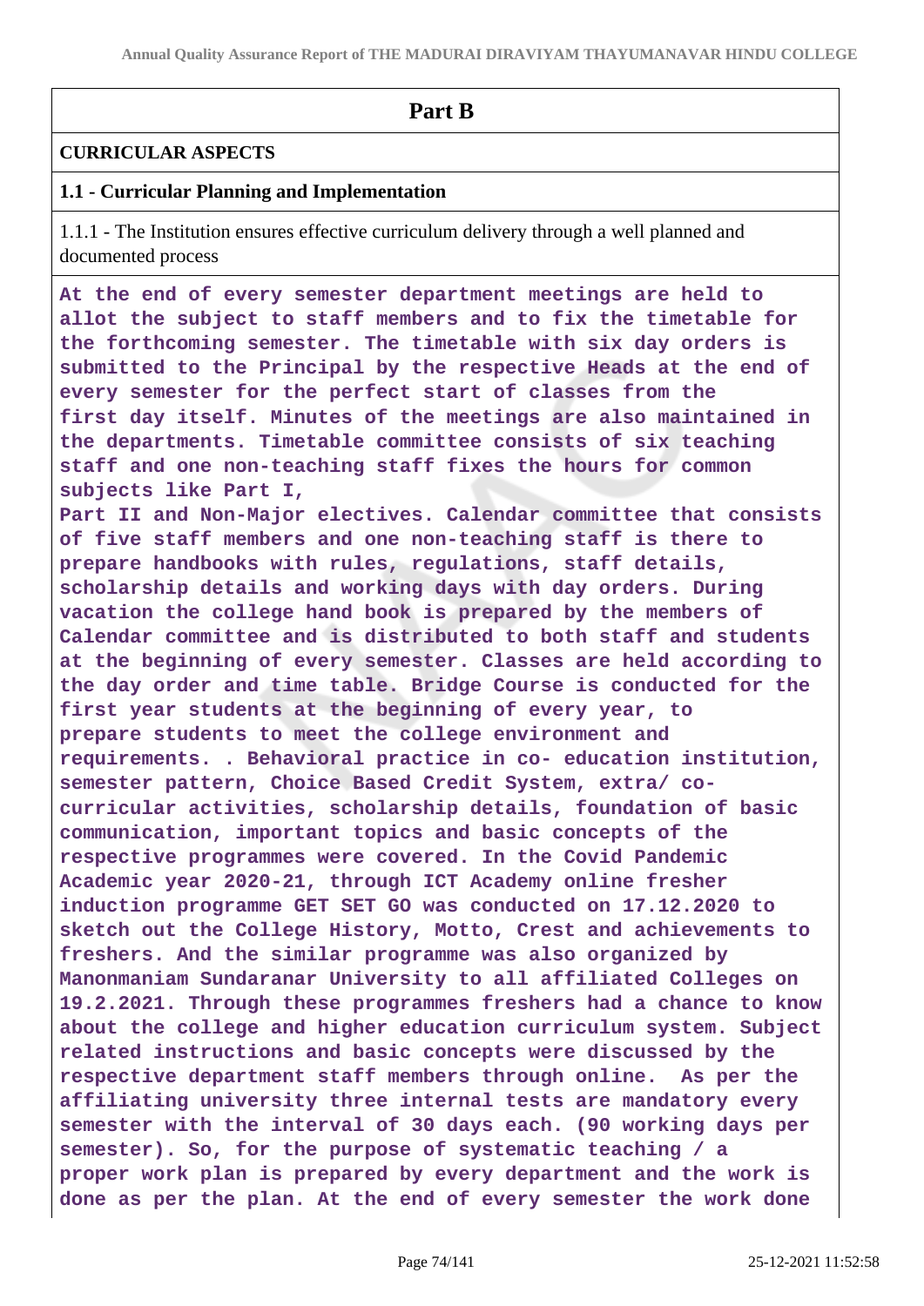## Part B

**CURRICULAR ASPECTS**

**1.1 - Curricular Planning and Implementation**

1.1.1 - The Institution ensures effective curriculum delivery through a well planned and documented process

**At the end of every semester department meetings are held to allot the subject to staff members and to fix the timetable for the forthcoming semester. The timetable with six day orders is submitted to the Principal by the respective Heads at the end of every semester for the perfect start of classes from the first day itself. Minutes of the meetings are also maintained in the departments. Timetable committee consists of six teaching staff and one non-teaching staff fixes the hours for common subjects like Part I, Part II and Non-Major electives. Calendar committee that consists of five staff members and one non-teaching staff is there to prepare handbooks with rules, regulations, staff details, scholarship details and working days with day orders. During vacation the college hand book is prepared by the members of Calendar committee and is distributed to both staff and students at the beginning of every semester. Classes are held according to the day order and time table. Bridge Course is conducted for the first year students at the beginning of every year, to prepare students to meet the college environment and requirements. . Behavioral practice in co- education institution, semester pattern, Choice Based Credit System, extra/ co-curricular activities, scholarship details, foundation of basic communication, important topics and basic concepts of the respective programmes were covered. In the Covid Pandemic Academic year 2020-21, through ICT Academy online fresher induction programme GET SET GO was conducted on 17.12.2020 to sketch out the College History, Motto, Crest and achievements to freshers. And the similar programme was also organized by Manonmaniam Sundaranar University to all affiliated Colleges on 19.2.2021. Through these programmes freshers had a chance to know about the college and higher education curriculum system. Subject related instructions and basic concepts were discussed by the respective department staff members through online. As per the affiliating university three internal tests are mandatory every semester with the interval of 30 days each. (90 working days per semester). So, for the purpose of systematic teaching / a proper work plan is prepared by every department and the work is done as per the plan. At the end of every semester the work done**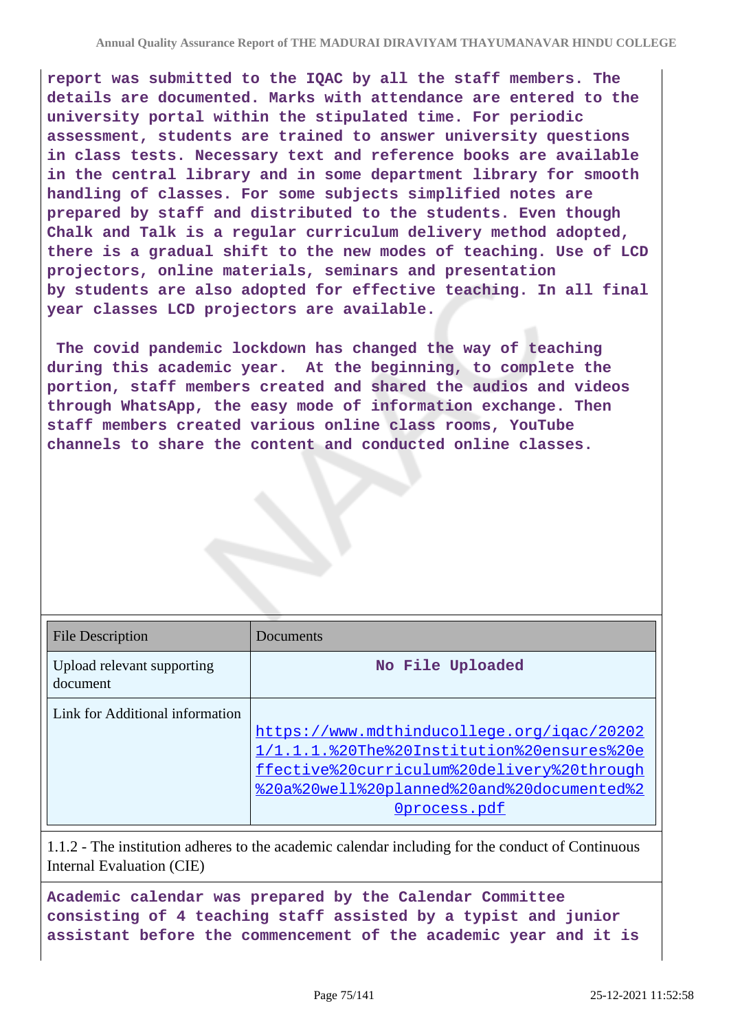**report was submitted to the IQAC by all the staff members. The details are documented. Marks with attendance are entered to the university portal within the stipulated time. For periodic assessment, students are trained to answer university questions in class tests. Necessary text and reference books are available in the central library and in some department library for smooth handling of classes. For some subjects simplified notes are prepared by staff and distributed to the students. Even though Chalk and Talk is a regular curriculum delivery method adopted, there is a gradual shift to the new modes of teaching. Use of LCD projectors, online materials, seminars and presentation by students are also adopted for effective teaching. In all final year classes LCD projectors are available.**

**The covid pandemic lockdown has changed the way of teaching during this academic year. At the beginning, to complete the portion, staff members created and shared the audios and videos through WhatsApp, the easy mode of information exchange. Then staff members created various online class rooms, YouTube channels to share the content and conducted online classes.**

| File Description | Documents |
|---|---|
| Upload relevant supporting document | No File Uploaded |
| Link for Additional information | https://www.mdthinducollege.org/iqac/202021/1.1.1.%20The%20Institution%20ensures%20effective%20curriculum%20delivery%20through%20a%20well%20planned%20and%20documented%20process.pdf |

1.1.2 - The institution adheres to the academic calendar including for the conduct of Continuous Internal Evaluation (CIE)

**Academic calendar was prepared by the Calendar Committee consisting of 4 teaching staff assisted by a typist and junior assistant before the commencement of the academic year and it is**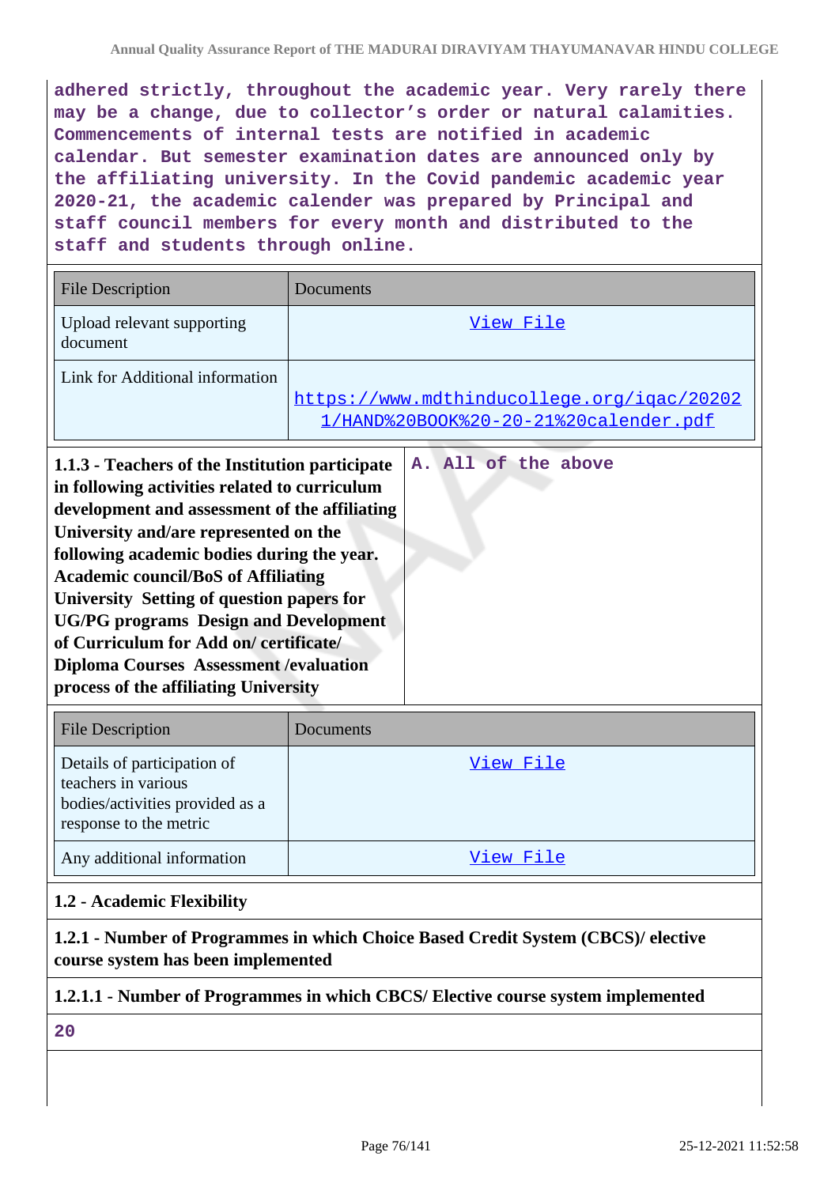adhered strictly, throughout the academic year. Very rarely there may be a change, due to collector's order or natural calamities. Commencements of internal tests are notified in academic calendar. But semester examination dates are announced only by the affiliating university. In the Covid pandemic academic year 2020-21, the academic calender was prepared by Principal and staff council members for every month and distributed to the staff and students through online.

| File Description | Documents |
|---|---|
| Upload relevant supporting document | View File |
| Link for Additional information | https://www.mdthinducollege.org/iqac/20202 1/HAND%20BOOK%20-20-21%20calender.pdf |

| **1.1.3 - Teachers of the Institution participate in following activities related to curriculum development and assessment of the affiliating University and/are represented on the following academic bodies during the year. Academic council/BoS of Affiliating University Setting of question papers for UG/PG programs Design and Development of Curriculum for Add on/ certificate/ Diploma Courses Assessment /evaluation process of the affiliating University** | A. All of the above |
|---|---|

| File Description | Documents |
|---|---|
| Details of participation of teachers in various bodies/activities provided as a response to the metric | View File |
| Any additional information | View File |

**1.2 - Academic Flexibility**

**1.2.1 - Number of Programmes in which Choice Based Credit System (CBCS)/ elective course system has been implemented**

**1.2.1.1 - Number of Programmes in which CBCS/ Elective course system implemented**

20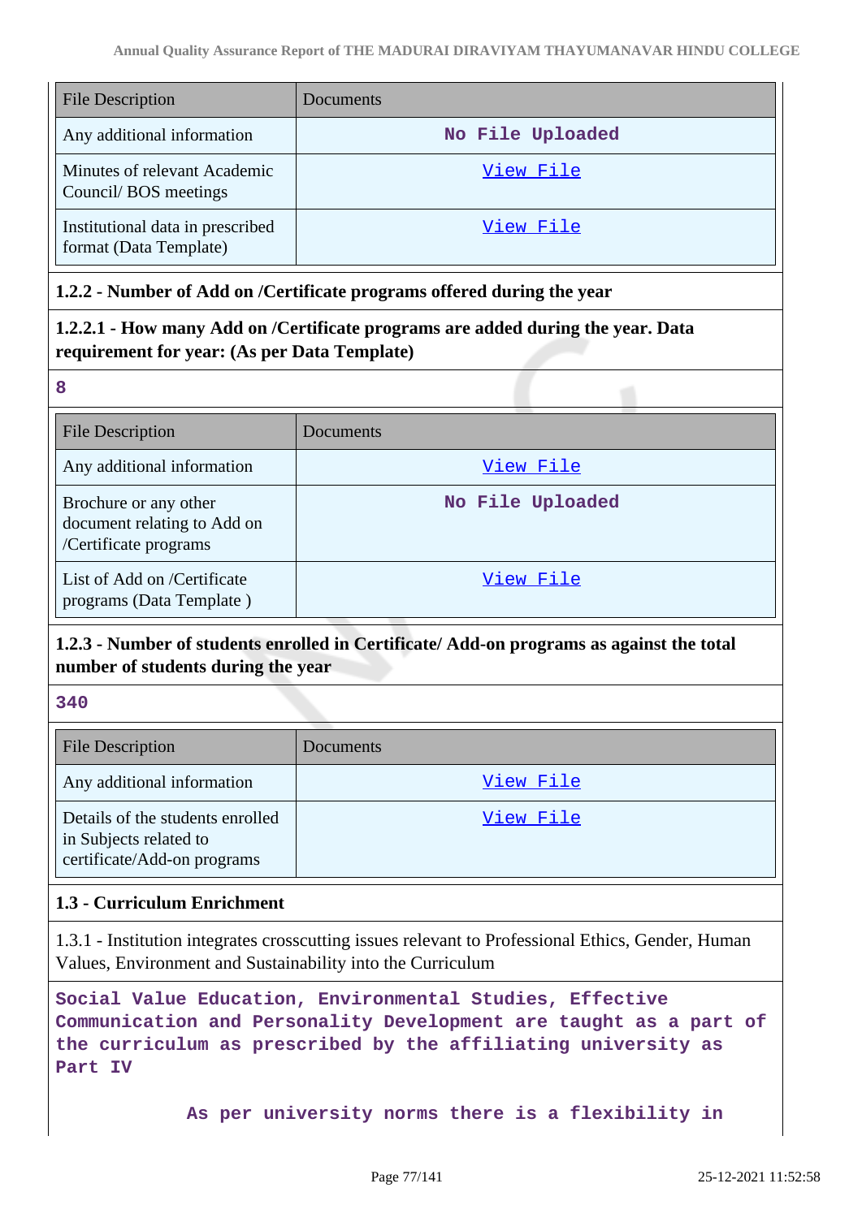| File Description | Documents |
|---|---|
| Any additional information | No File Uploaded |
| Minutes of relevant Academic Council/ BOS meetings | View File |
| Institutional data in prescribed format (Data Template) | View File |

**1.2.2 - Number of Add on /Certificate programs offered during the year**

**1.2.2.1 - How many Add on /Certificate programs are added during the year. Data requirement for year: (As per Data Template)**

**8**

| File Description | Documents |
|---|---|
| Any additional information | View File |
| Brochure or any other document relating to Add on /Certificate programs | No File Uploaded |
| List of Add on /Certificate programs (Data Template ) | View File |

**1.2.3 - Number of students enrolled in Certificate/ Add-on programs as against the total number of students during the year**

**340**

| File Description | Documents |
|---|---|
| Any additional information | View File |
| Details of the students enrolled in Subjects related to certificate/Add-on programs | View File |

**1.3 - Curriculum Enrichment**

1.3.1 - Institution integrates crosscutting issues relevant to Professional Ethics, Gender, Human Values, Environment and Sustainability into the Curriculum

**Social Value Education, Environmental Studies, Effective Communication and Personality Development are taught as a part of the curriculum as prescribed by the affiliating university as Part IV**

**As per university norms there is a flexibility in**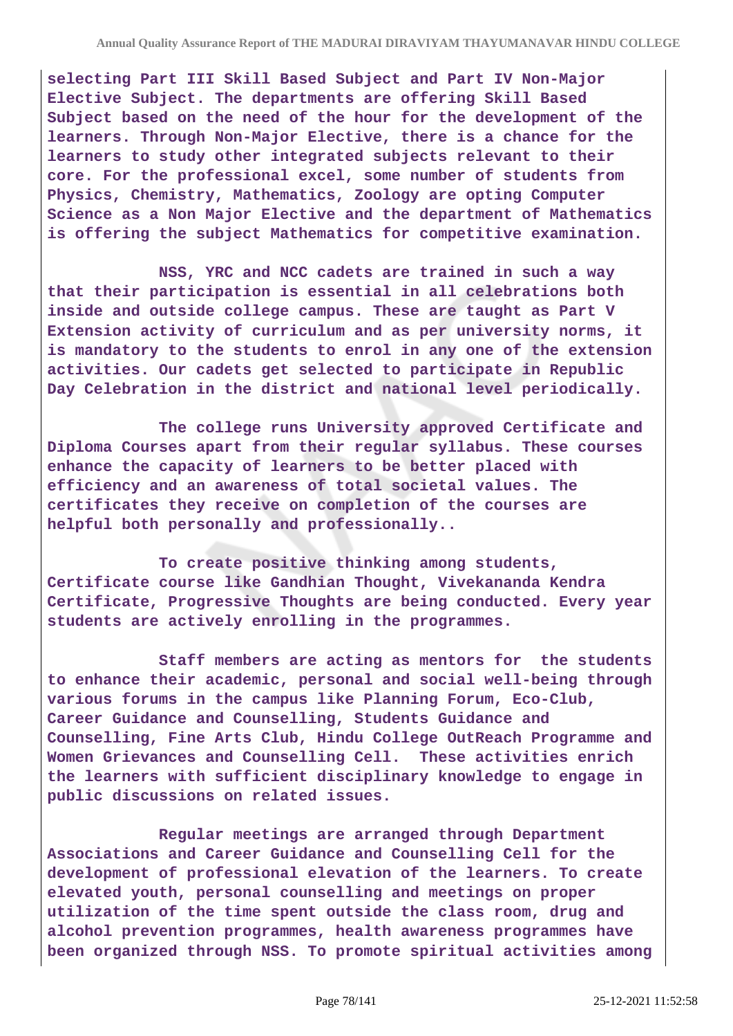**selecting Part III Skill Based Subject and Part IV Non-Major Elective Subject. The departments are offering Skill Based Subject based on the need of the hour for the development of the learners. Through Non-Major Elective, there is a chance for the learners to study other integrated subjects relevant to their core. For the professional excel, some number of students from Physics, Chemistry, Mathematics, Zoology are opting Computer Science as a Non Major Elective and the department of Mathematics is offering the subject Mathematics for competitive examination.**

**NSS, YRC and NCC cadets are trained in such a way that their participation is essential in all celebrations both inside and outside college campus. These are taught as Part V Extension activity of curriculum and as per university norms, it is mandatory to the students to enrol in any one of the extension activities. Our cadets get selected to participate in Republic Day Celebration in the district and national level periodically.**

**The college runs University approved Certificate and Diploma Courses apart from their regular syllabus. These courses enhance the capacity of learners to be better placed with efficiency and an awareness of total societal values. The certificates they receive on completion of the courses are helpful both personally and professionally..**

**To create positive thinking among students, Certificate course like Gandhian Thought, Vivekananda Kendra Certificate, Progressive Thoughts are being conducted. Every year students are actively enrolling in the programmes.**

**Staff members are acting as mentors for the students to enhance their academic, personal and social well-being through various forums in the campus like Planning Forum, Eco-Club, Career Guidance and Counselling, Students Guidance and Counselling, Fine Arts Club, Hindu College OutReach Programme and Women Grievances and Counselling Cell. These activities enrich the learners with sufficient disciplinary knowledge to engage in public discussions on related issues.**

**Regular meetings are arranged through Department Associations and Career Guidance and Counselling Cell for the development of professional elevation of the learners. To create elevated youth, personal counselling and meetings on proper utilization of the time spent outside the class room, drug and alcohol prevention programmes, health awareness programmes have been organized through NSS. To promote spiritual activities among**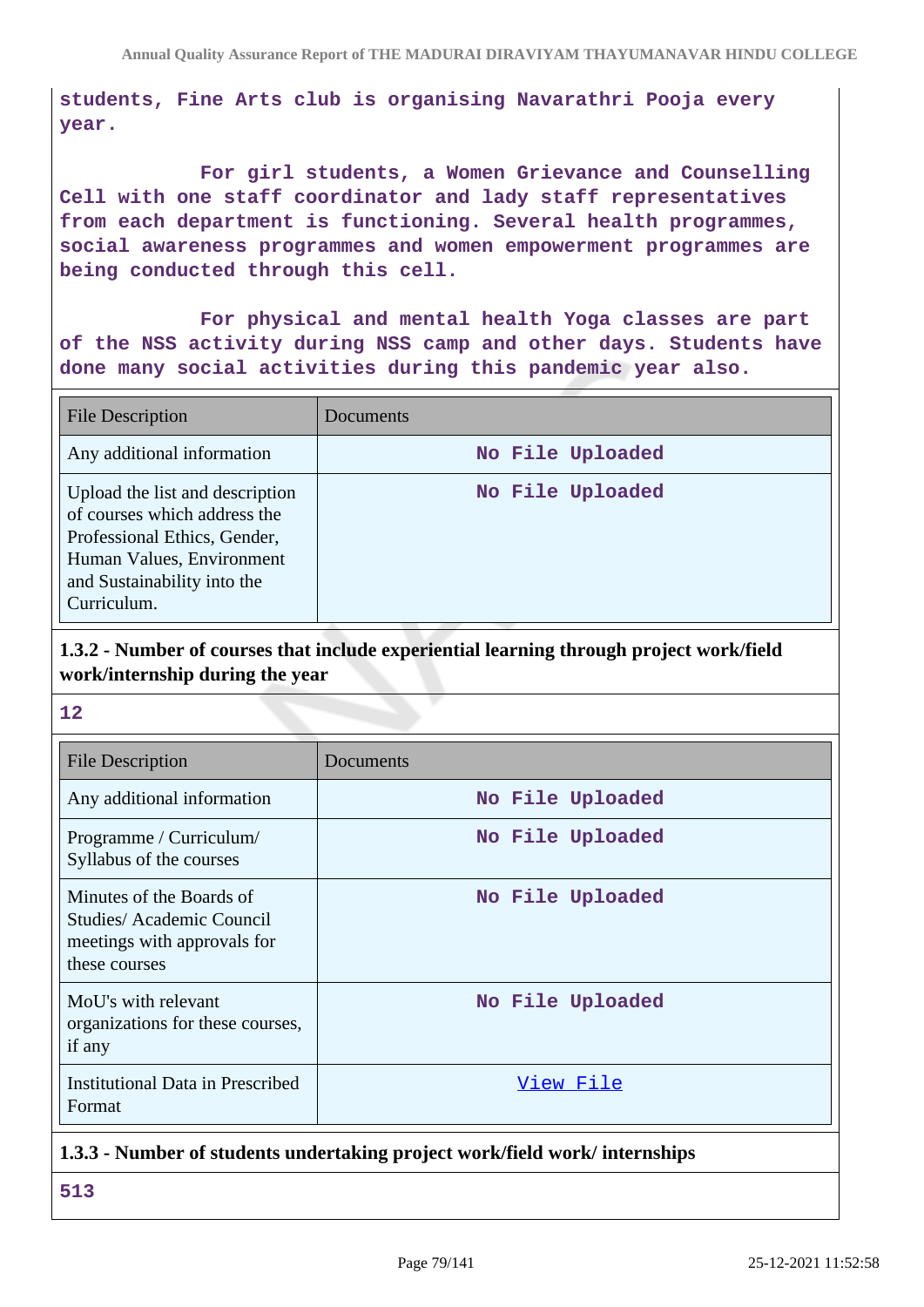students, Fine Arts club is organising Navarathri Pooja every year.

For girl students, a Women Grievance and Counselling Cell with one staff coordinator and lady staff representatives from each department is functioning. Several health programmes, social awareness programmes and women empowerment programmes are being conducted through this cell.

For physical and mental health Yoga classes are part of the NSS activity during NSS camp and other days. Students have done many social activities during this pandemic year also.

| File Description | Documents |
|---|---|
| Any additional information | No File Uploaded |
| Upload the list and description of courses which address the Professional Ethics, Gender, Human Values, Environment and Sustainability into the Curriculum. | No File Uploaded |

### 1.3.2 - Number of courses that include experiential learning through project work/field work/internship during the year

12

| File Description | Documents |
|---|---|
| Any additional information | No File Uploaded |
| Programme / Curriculum/ Syllabus of the courses | No File Uploaded |
| Minutes of the Boards of Studies/ Academic Council meetings with approvals for these courses | No File Uploaded |
| MoU's with relevant organizations for these courses, if any | No File Uploaded |
| Institutional Data in Prescribed Format | View File |

### 1.3.3 - Number of students undertaking project work/field work/ internships

513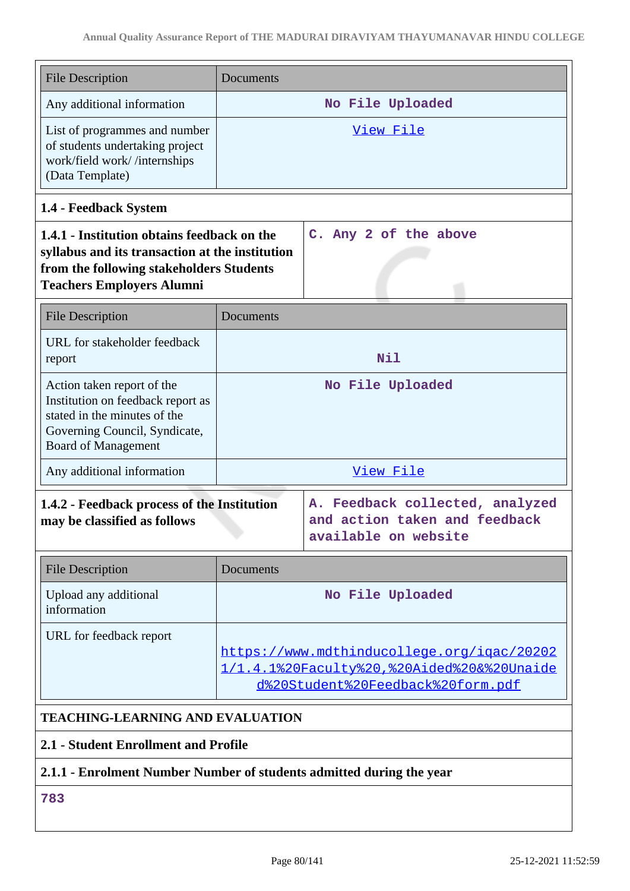| File Description | Documents |
|---|---|
| Any additional information | No File Uploaded |
| List of programmes and number of students undertaking project work/field work/ /internships (Data Template) | View File |

### 1.4 - Feedback System

| **1.4.1 - Institution obtains feedback on the syllabus and its transaction at the institution from the following stakeholders Students Teachers Employers Alumni** | C. Any 2 of the above |
|---|---|

| File Description | Documents |
|---|---|
| URL for stakeholder feedback report | Nil |
| Action taken report of the Institution on feedback report as stated in the minutes of the Governing Council, Syndicate, Board of Management | No File Uploaded |
| Any additional information | View File |

| **1.4.2 - Feedback process of the Institution may be classified as follows** | A. Feedback collected, analyzed and action taken and feedback available on website |
|---|---|

| File Description | Documents |
|---|---|
| Upload any additional information | No File Uploaded |
| URL for feedback report | https://www.mdthinducollege.org/iqac/20202 1/1.4.1%20Faculty%20,%20Aided%20&%20Unaided%20Student%20Feedback%20form.pdf |

## TEACHING-LEARNING AND EVALUATION

### 2.1 - Student Enrollment and Profile

**2.1.1 - Enrolment Number Number of students admitted during the year**

783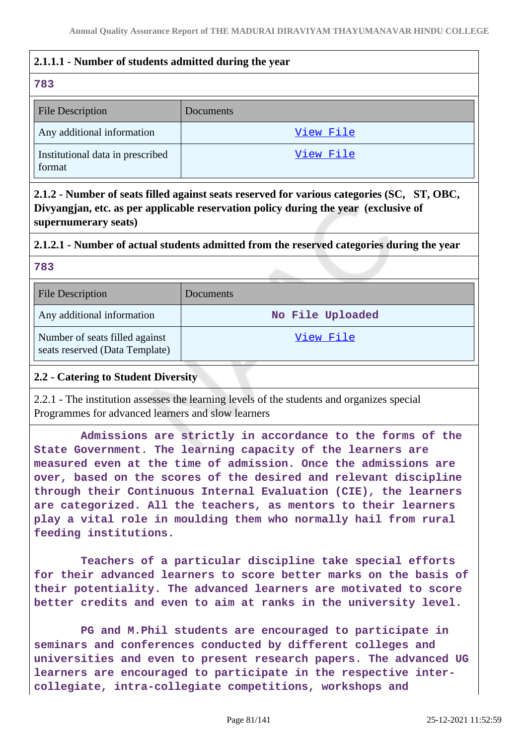**2.1.1.1 - Number of students admitted during the year**

783

| File Description | Documents |
| --- | --- |
| Any additional information | View File |
| Institutional data in prescribed format | View File |

**2.1.2 - Number of seats filled against seats reserved for various categories (SC, ST, OBC, Divyangjan, etc. as per applicable reservation policy during the year (exclusive of supernumerary seats)**

**2.1.2.1 - Number of actual students admitted from the reserved categories during the year**

783

| File Description | Documents |
| --- | --- |
| Any additional information | No File Uploaded |
| Number of seats filled against seats reserved (Data Template) | View File |

**2.2 - Catering to Student Diversity**

2.2.1 - The institution assesses the learning levels of the students and organizes special Programmes for advanced learners and slow learners

Admissions are strictly in accordance to the forms of the State Government. The learning capacity of the learners are measured even at the time of admission. Once the admissions are over, based on the scores of the desired and relevant discipline through their Continuous Internal Evaluation (CIE), the learners are categorized. All the teachers, as mentors to their learners play a vital role in moulding them who normally hail from rural feeding institutions.

Teachers of a particular discipline take special efforts for their advanced learners to score better marks on the basis of their potentiality. The advanced learners are motivated to score better credits and even to aim at ranks in the university level.

PG and M.Phil students are encouraged to participate in seminars and conferences conducted by different colleges and universities and even to present research papers. The advanced UG learners are encouraged to participate in the respective inter-collegiate, intra-collegiate competitions, workshops and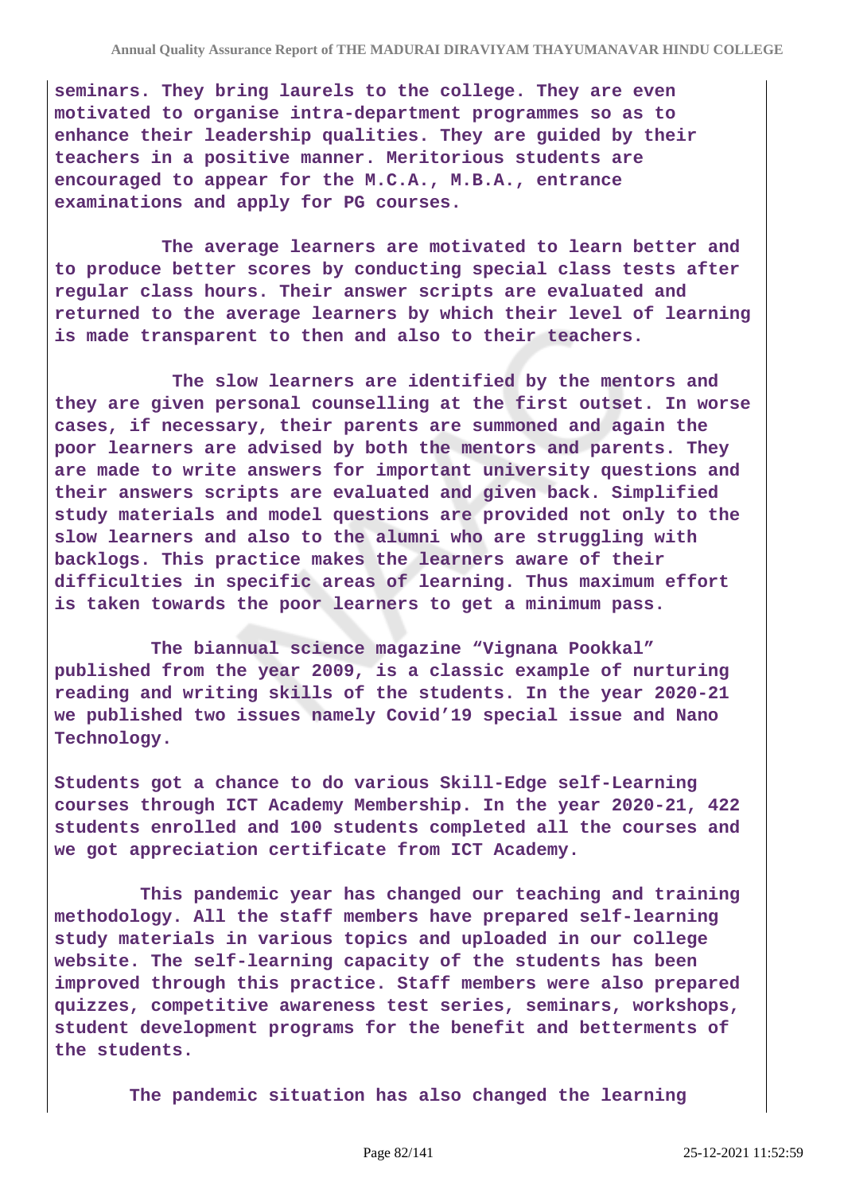**seminars. They bring laurels to the college. They are even motivated to organise intra-department programmes so as to enhance their leadership qualities. They are guided by their teachers in a positive manner. Meritorious students are encouraged to appear for the M.C.A., M.B.A., entrance examinations and apply for PG courses.**

**The average learners are motivated to learn better and to produce better scores by conducting special class tests after regular class hours. Their answer scripts are evaluated and returned to the average learners by which their level of learning is made transparent to then and also to their teachers.**

**The slow learners are identified by the mentors and they are given personal counselling at the first outset. In worse cases, if necessary, their parents are summoned and again the poor learners are advised by both the mentors and parents. They are made to write answers for important university questions and their answers scripts are evaluated and given back. Simplified study materials and model questions are provided not only to the slow learners and also to the alumni who are struggling with backlogs. This practice makes the learners aware of their difficulties in specific areas of learning. Thus maximum effort is taken towards the poor learners to get a minimum pass.**

**The biannual science magazine “Vignana Pookkal” published from the year 2009, is a classic example of nurturing reading and writing skills of the students. In the year 2020-21 we published two issues namely Covid’19 special issue and Nano Technology.**

**Students got a chance to do various Skill-Edge self-Learning courses through ICT Academy Membership. In the year 2020-21, 422 students enrolled and 100 students completed all the courses and we got appreciation certificate from ICT Academy.**

**This pandemic year has changed our teaching and training methodology. All the staff members have prepared self-learning study materials in various topics and uploaded in our college website. The self-learning capacity of the students has been improved through this practice. Staff members were also prepared quizzes, competitive awareness test series, seminars, workshops, student development programs for the benefit and betterments of the students.**

**The pandemic situation has also changed the learning**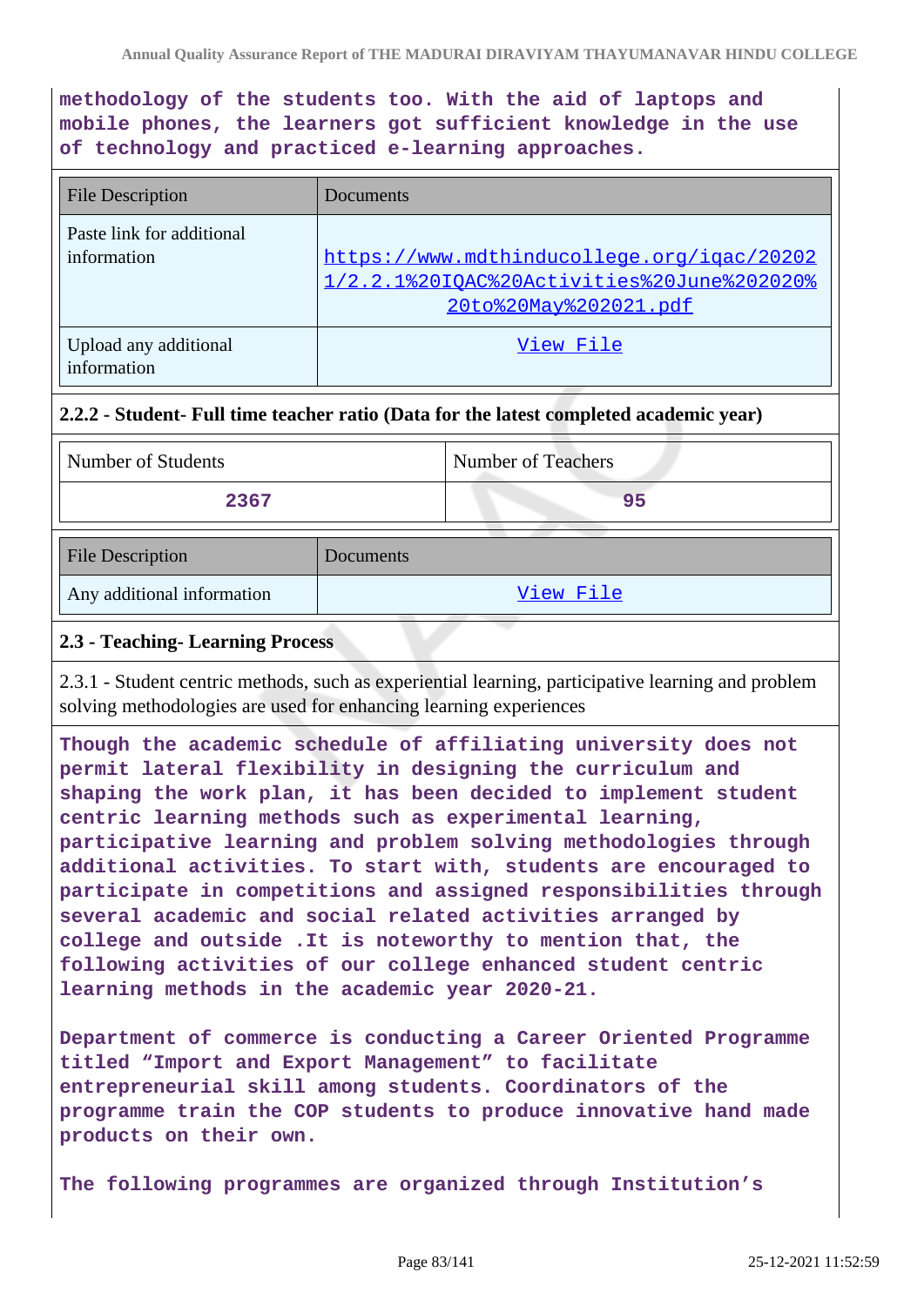methodology of the students too. With the aid of laptops and mobile phones, the learners got sufficient knowledge in the use of technology and practiced e-learning approaches.

| File Description | Documents |
|---|---|
| Paste link for additional information | https://www.mdthinducollege.org/iqac/20202 1/2.2.1%20IQAC%20Activities%20June%202020% 20to%20May%202021.pdf |
| Upload any additional information | View File |

### 2.2.2 - Student- Full time teacher ratio (Data for the latest completed academic year)

| Number of Students | Number of Teachers |
|---|---|
| 2367 | 95 |

| File Description | Documents |
|---|---|
| Any additional information | View File |

### 2.3 - Teaching- Learning Process

2.3.1 - Student centric methods, such as experiential learning, participative learning and problem solving methodologies are used for enhancing learning experiences

Though the academic schedule of affiliating university does not permit lateral flexibility in designing the curriculum and shaping the work plan, it has been decided to implement student centric learning methods such as experimental learning, participative learning and problem solving methodologies through additional activities. To start with, students are encouraged to participate in competitions and assigned responsibilities through several academic and social related activities arranged by college and outside .It is noteworthy to mention that, the following activities of our college enhanced student centric learning methods in the academic year 2020-21.

Department of commerce is conducting a Career Oriented Programme titled "Import and Export Management" to facilitate entrepreneurial skill among students. Coordinators of the programme train the COP students to produce innovative hand made products on their own.

The following programmes are organized through Institution's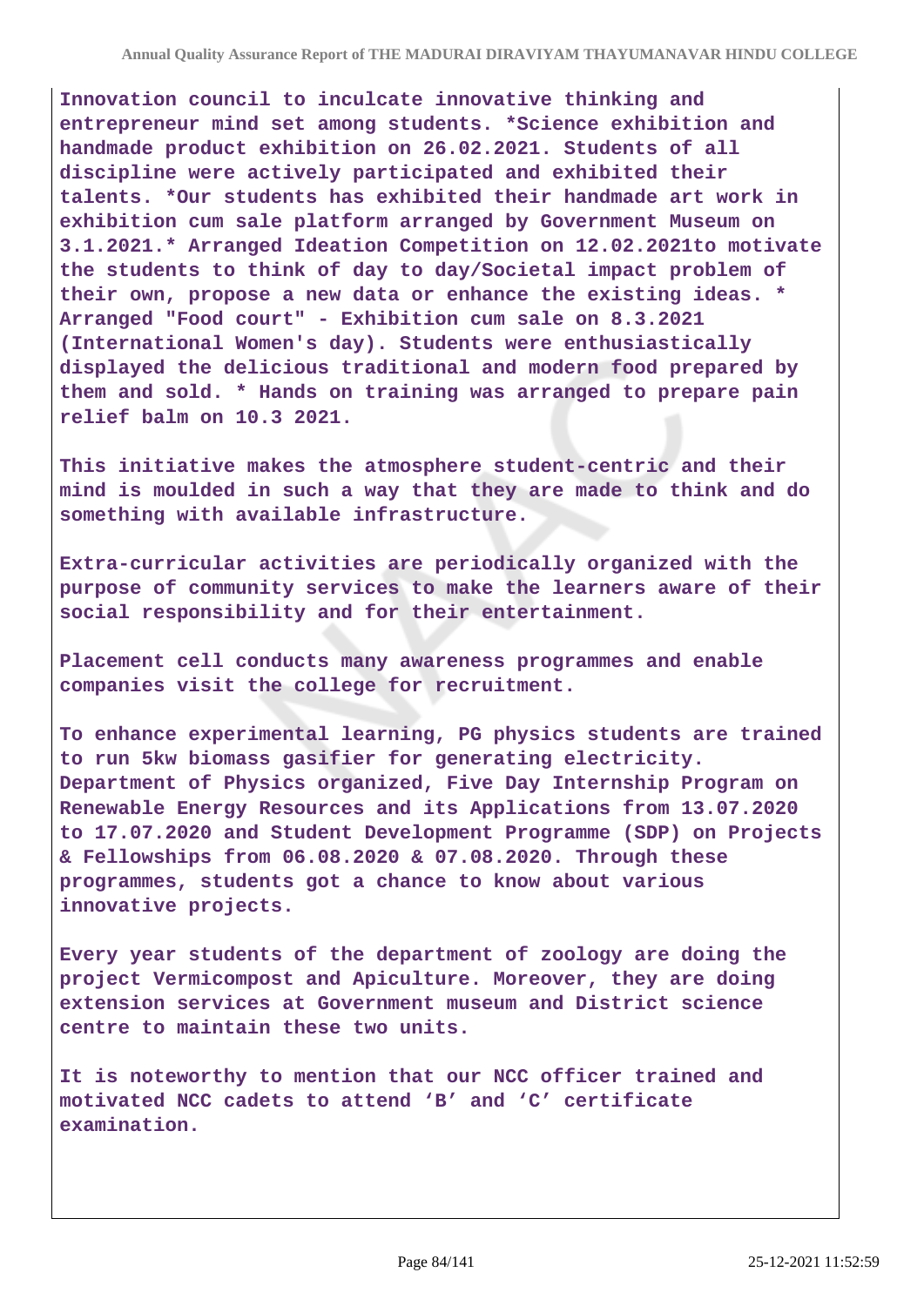**Innovation council to inculcate innovative thinking and entrepreneur mind set among students. *Science exhibition and handmade product exhibition on 26.02.2021. Students of all discipline were actively participated and exhibited their talents. *Our students has exhibited their handmade art work in exhibition cum sale platform arranged by Government Museum on 3.1.2021.* Arranged Ideation Competition on 12.02.2021to motivate the students to think of day to day/Societal impact problem of their own, propose a new data or enhance the existing ideas. * Arranged "Food court" - Exhibition cum sale on 8.3.2021 (International Women's day). Students were enthusiastically displayed the delicious traditional and modern food prepared by them and sold. * Hands on training was arranged to prepare pain relief balm on 10.3 2021.**

**This initiative makes the atmosphere student-centric and their mind is moulded in such a way that they are made to think and do something with available infrastructure.**

**Extra-curricular activities are periodically organized with the purpose of community services to make the learners aware of their social responsibility and for their entertainment.**

**Placement cell conducts many awareness programmes and enable companies visit the college for recruitment.**

**To enhance experimental learning, PG physics students are trained to run 5kw biomass gasifier for generating electricity. Department of Physics organized, Five Day Internship Program on Renewable Energy Resources and its Applications from 13.07.2020 to 17.07.2020 and Student Development Programme (SDP) on Projects & Fellowships from 06.08.2020 & 07.08.2020. Through these programmes, students got a chance to know about various innovative projects.**

**Every year students of the department of zoology are doing the project Vermicompost and Apiculture. Moreover, they are doing extension services at Government museum and District science centre to maintain these two units.**

**It is noteworthy to mention that our NCC officer trained and motivated NCC cadets to attend ‘B’ and ‘C’ certificate examination.**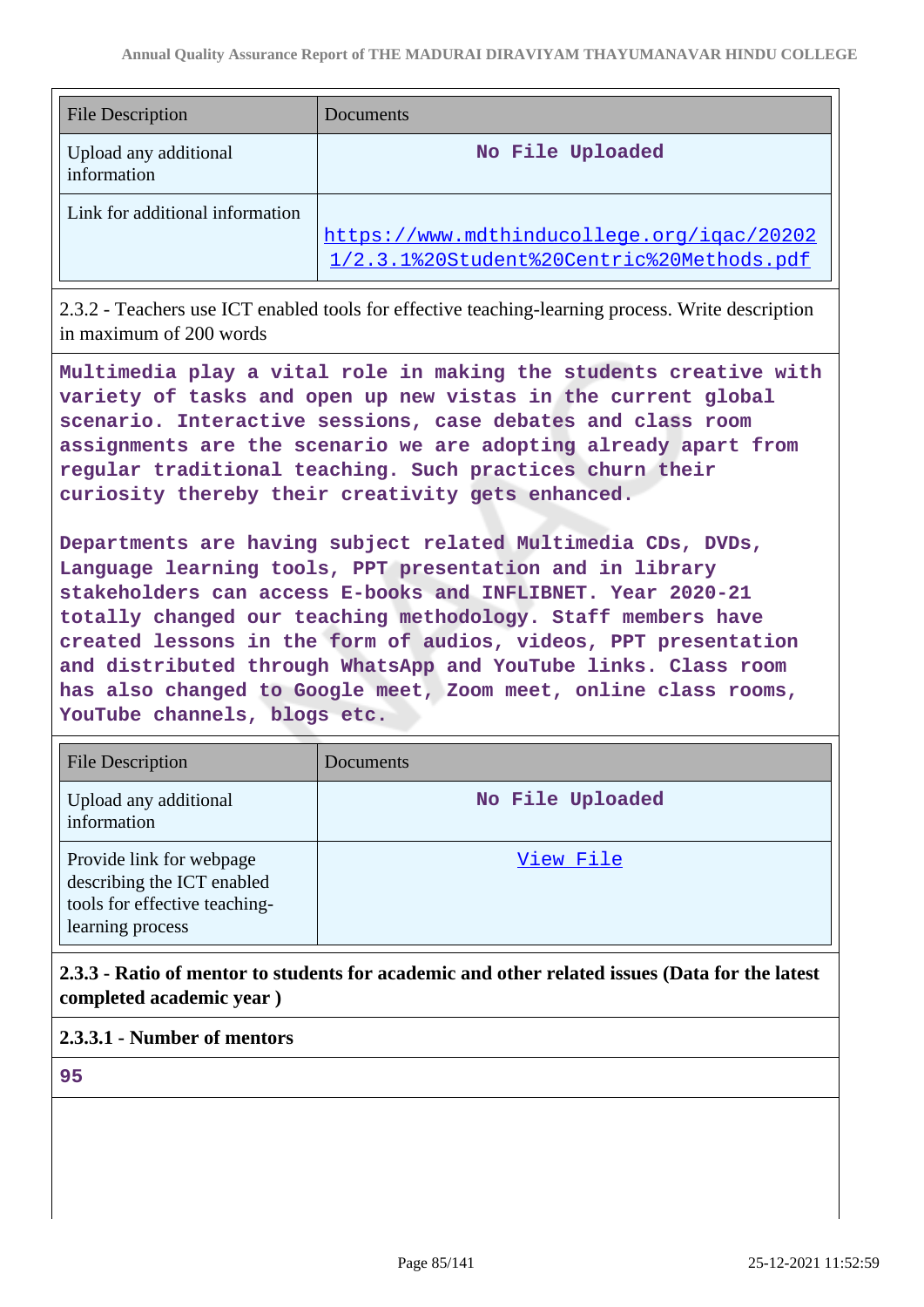| File Description | Documents |
|---|---|
| Upload any additional information | No File Uploaded |
| Link for additional information | https://www.mdthinducollege.org/iqac/202021/2.3.1%20Student%20Centric%20Methods.pdf |

2.3.2 - Teachers use ICT enabled tools for effective teaching-learning process. Write description in maximum of 200 words

Multimedia play a vital role in making the students creative with variety of tasks and open up new vistas in the current global scenario. Interactive sessions, case debates and class room assignments are the scenario we are adopting already apart from regular traditional teaching. Such practices churn their curiosity thereby their creativity gets enhanced.

Departments are having subject related Multimedia CDs, DVDs, Language learning tools, PPT presentation and in library stakeholders can access E-books and INFLIBNET. Year 2020-21 totally changed our teaching methodology. Staff members have created lessons in the form of audios, videos, PPT presentation and distributed through WhatsApp and YouTube links. Class room has also changed to Google meet, Zoom meet, online class rooms, YouTube channels, blogs etc.

| File Description | Documents |
|---|---|
| Upload any additional information | No File Uploaded |
| Provide link for webpage describing the ICT enabled tools for effective teaching-learning process | View File |

**2.3.3 - Ratio of mentor to students for academic and other related issues (Data for the latest completed academic year )**

**2.3.3.1 - Number of mentors**

95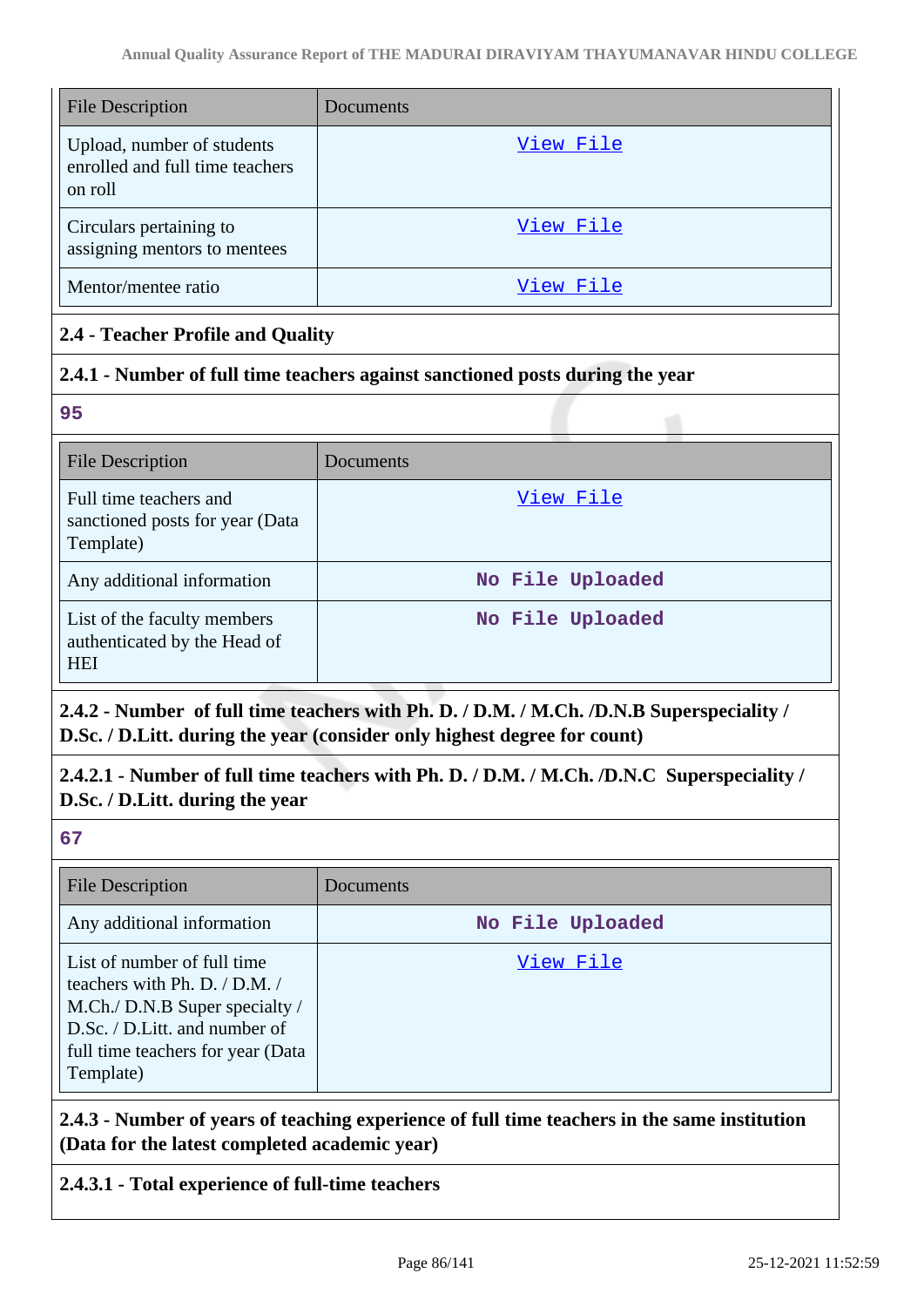| File Description | Documents |
|---|---|
| Upload, number of students enrolled and full time teachers on roll | View File |
| Circulars pertaining to assigning mentors to mentees | View File |
| Mentor/mentee ratio | View File |

### 2.4 - Teacher Profile and Quality

#### 2.4.1 - Number of full time teachers against sanctioned posts during the year

**95**

| File Description | Documents |
|---|---|
| Full time teachers and sanctioned posts for year (Data Template) | View File |
| Any additional information | No File Uploaded |
| List of the faculty members authenticated by the Head of HEI | No File Uploaded |

#### 2.4.2 - Number of full time teachers with Ph. D. / D.M. / M.Ch. /D.N.B Superspeciality / D.Sc. / D.Litt. during the year (consider only highest degree for count)

#### 2.4.2.1 - Number of full time teachers with Ph. D. / D.M. / M.Ch. /D.N.C Superspeciality / D.Sc. / D.Litt. during the year

**67**

| File Description | Documents |
|---|---|
| Any additional information | No File Uploaded |
| List of number of full time teachers with Ph. D. / D.M. / M.Ch./ D.N.B Super specialty / D.Sc. / D.Litt. and number of full time teachers for year (Data Template) | View File |

#### 2.4.3 - Number of years of teaching experience of full time teachers in the same institution (Data for the latest completed academic year)

#### 2.4.3.1 - Total experience of full-time teachers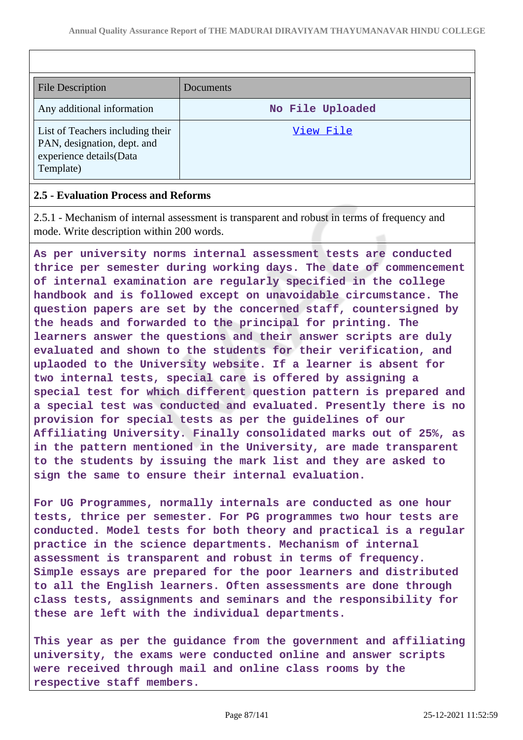| File Description | Documents |
| --- | --- |
| Any additional information | No File Uploaded |
| List of Teachers including their PAN, designation, dept. and experience details(Data Template) | View File |

**2.5 - Evaluation Process and Reforms**

2.5.1 - Mechanism of internal assessment is transparent and robust in terms of frequency and mode. Write description within 200 words.

**As per university norms internal assessment tests are conducted thrice per semester during working days. The date of commencement of internal examination are regularly specified in the college handbook and is followed except on unavoidable circumstance. The question papers are set by the concerned staff, countersigned by the heads and forwarded to the principal for printing. The learners answer the questions and their answer scripts are duly evaluated and shown to the students for their verification, and uploaded to the University website. If a learner is absent for two internal tests, special care is offered by assigning a special test for which different question pattern is prepared and a special test was conducted and evaluated. Presently there is no provision for special tests as per the guidelines of our Affiliating University. Finally consolidated marks out of 25%, as in the pattern mentioned in the University, are made transparent to the students by issuing the mark list and they are asked to sign the same to ensure their internal evaluation.**

**For UG Programmes, normally internals are conducted as one hour tests, thrice per semester. For PG programmes two hour tests are conducted. Model tests for both theory and practical is a regular practice in the science departments. Mechanism of internal assessment is transparent and robust in terms of frequency. Simple essays are prepared for the poor learners and distributed to all the English learners. Often assessments are done through class tests, assignments and seminars and the responsibility for these are left with the individual departments.**

**This year as per the guidance from the government and affiliating university, the exams were conducted online and answer scripts were received through mail and online class rooms by the respective staff members.**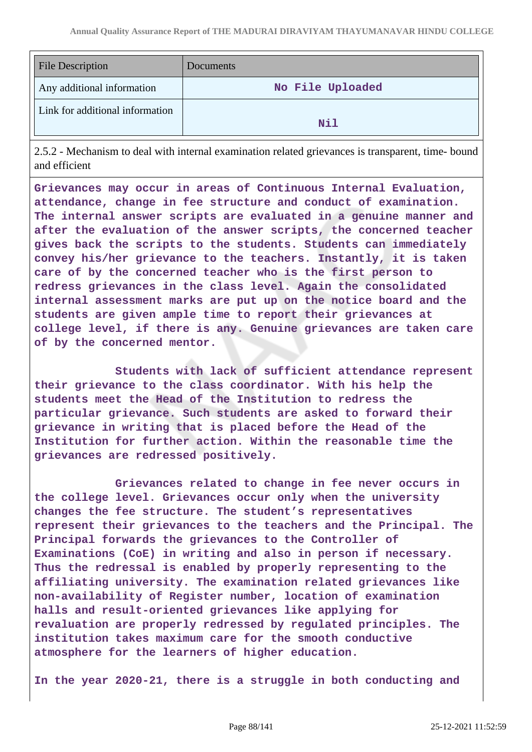| File Description | Documents |
| --- | --- |
| Any additional information | No File Uploaded |
| Link for additional information | Nil |

2.5.2 - Mechanism to deal with internal examination related grievances is transparent, time- bound and efficient

**Grievances may occur in areas of Continuous Internal Evaluation, attendance, change in fee structure and conduct of examination. The internal answer scripts are evaluated in a genuine manner and after the evaluation of the answer scripts, the concerned teacher gives back the scripts to the students. Students can immediately convey his/her grievance to the teachers. Instantly, it is taken care of by the concerned teacher who is the first person to redress grievances in the class level. Again the consolidated internal assessment marks are put up on the notice board and the students are given ample time to report their grievances at college level, if there is any. Genuine grievances are taken care of by the concerned mentor.**

**Students with lack of sufficient attendance represent their grievance to the class coordinator. With his help the students meet the Head of the Institution to redress the particular grievance. Such students are asked to forward their grievance in writing that is placed before the Head of the Institution for further action. Within the reasonable time the grievances are redressed positively.**

**Grievances related to change in fee never occurs in the college level. Grievances occur only when the university changes the fee structure. The student's representatives represent their grievances to the teachers and the Principal. The Principal forwards the grievances to the Controller of Examinations (CoE) in writing and also in person if necessary. Thus the redressal is enabled by properly representing to the affiliating university. The examination related grievances like non-availability of Register number, location of examination halls and result-oriented grievances like applying for revaluation are properly redressed by regulated principles. The institution takes maximum care for the smooth conductive atmosphere for the learners of higher education.**

**In the year 2020-21, there is a struggle in both conducting and**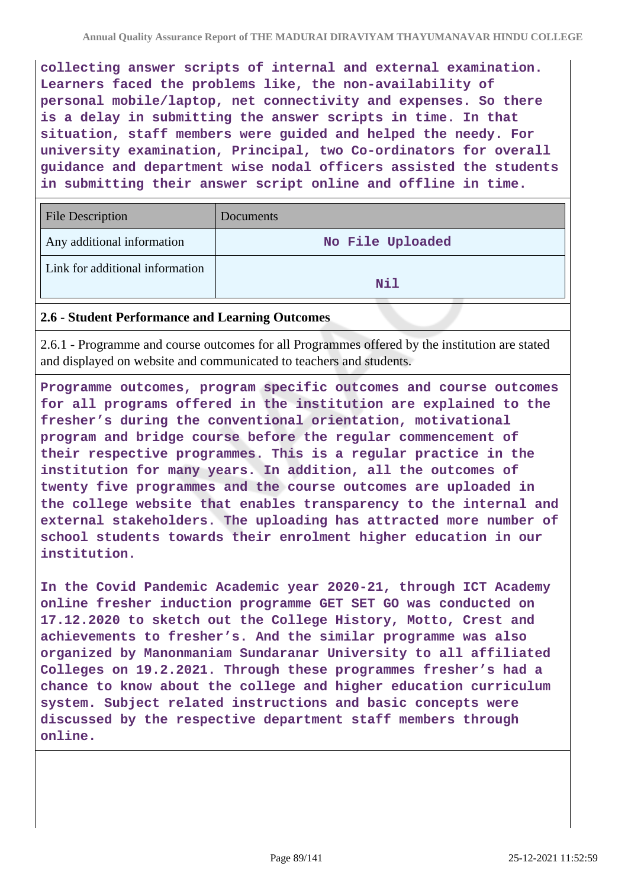collecting answer scripts of internal and external examination. Learners faced the problems like, the non-availability of personal mobile/laptop, net connectivity and expenses. So there is a delay in submitting the answer scripts in time. In that situation, staff members were guided and helped the needy. For university examination, Principal, two Co-ordinators for overall guidance and department wise nodal officers assisted the students in submitting their answer script online and offline in time.

| File Description | Documents |
|---|---|
| Any additional information | No File Uploaded |
| Link for additional information | Nil |

### 2.6 - Student Performance and Learning Outcomes

2.6.1 - Programme and course outcomes for all Programmes offered by the institution are stated and displayed on website and communicated to teachers and students.

Programme outcomes, program specific outcomes and course outcomes for all programs offered in the institution are explained to the fresher's during the conventional orientation, motivational program and bridge course before the regular commencement of their respective programmes. This is a regular practice in the institution for many years. In addition, all the outcomes of twenty five programmes and the course outcomes are uploaded in the college website that enables transparency to the internal and external stakeholders. The uploading has attracted more number of school students towards their enrolment higher education in our institution.

In the Covid Pandemic Academic year 2020-21, through ICT Academy online fresher induction programme GET SET GO was conducted on 17.12.2020 to sketch out the College History, Motto, Crest and achievements to fresher's. And the similar programme was also organized by Manonmaniam Sundaranar University to all affiliated Colleges on 19.2.2021. Through these programmes fresher's had a chance to know about the college and higher education curriculum system. Subject related instructions and basic concepts were discussed by the respective department staff members through online.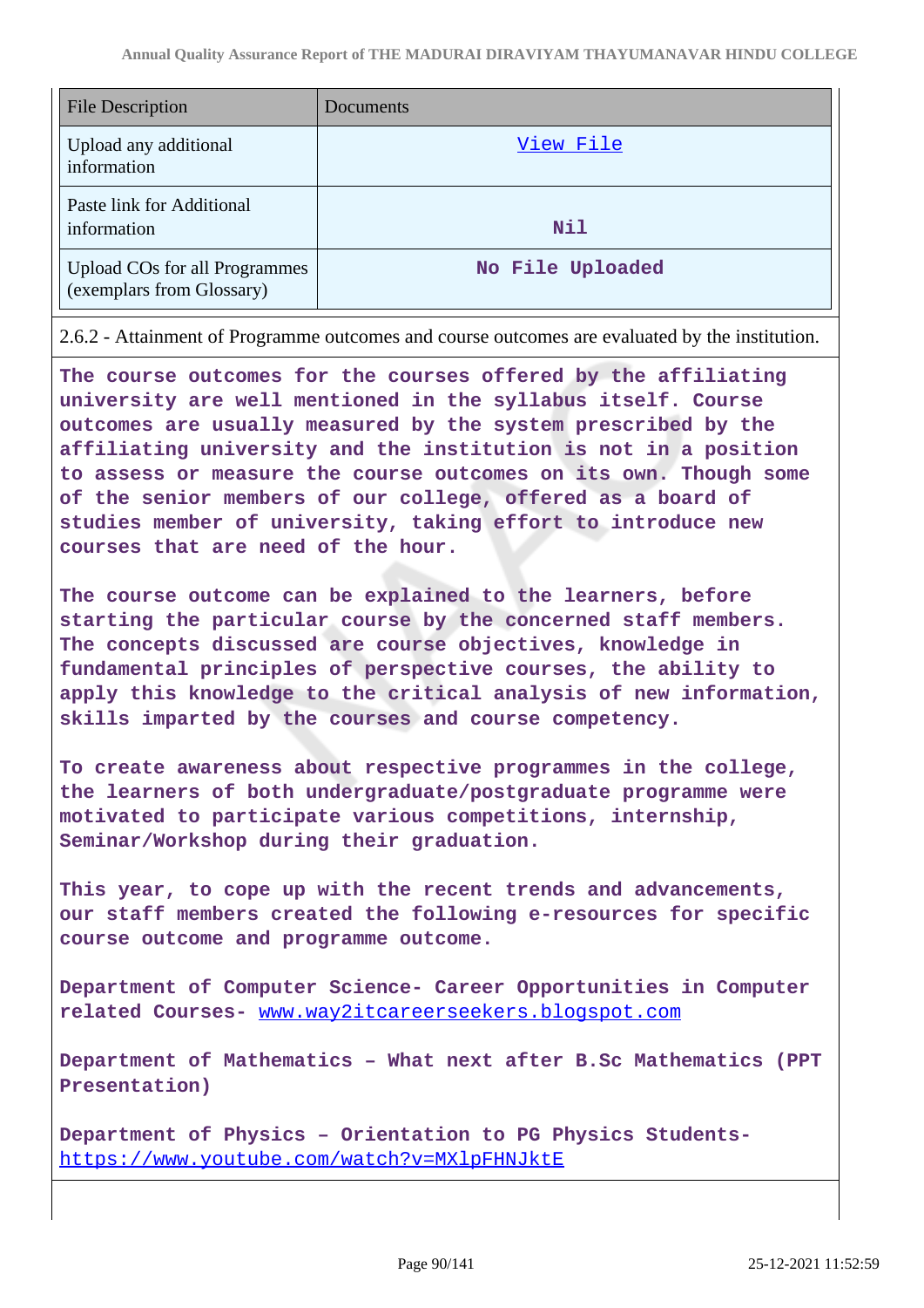| File Description | Documents |
|---|---|
| Upload any additional information | View File |
| Paste link for Additional information | Nil |
| Upload COs for all Programmes (exemplars from Glossary) | No File Uploaded |

2.6.2 - Attainment of Programme outcomes and course outcomes are evaluated by the institution.

**The course outcomes for the courses offered by the affiliating university are well mentioned in the syllabus itself. Course outcomes are usually measured by the system prescribed by the affiliating university and the institution is not in a position to assess or measure the course outcomes on its own. Though some of the senior members of our college, offered as a board of studies member of university, taking effort to introduce new courses that are need of the hour.**

**The course outcome can be explained to the learners, before starting the particular course by the concerned staff members. The concepts discussed are course objectives, knowledge in fundamental principles of perspective courses, the ability to apply this knowledge to the critical analysis of new information, skills imparted by the courses and course competency.**

**To create awareness about respective programmes in the college, the learners of both undergraduate/postgraduate programme were motivated to participate various competitions, internship, Seminar/Workshop during their graduation.**

**This year, to cope up with the recent trends and advancements, our staff members created the following e-resources for specific course outcome and programme outcome.**

**Department of Computer Science- Career Opportunities in Computer related Courses- www.way2itcareerseekers.blogspot.com**

**Department of Mathematics – What next after B.Sc Mathematics (PPT Presentation)**

**Department of Physics – Orientation to PG Physics Students- https://www.youtube.com/watch?v=MXlpFHNJktE**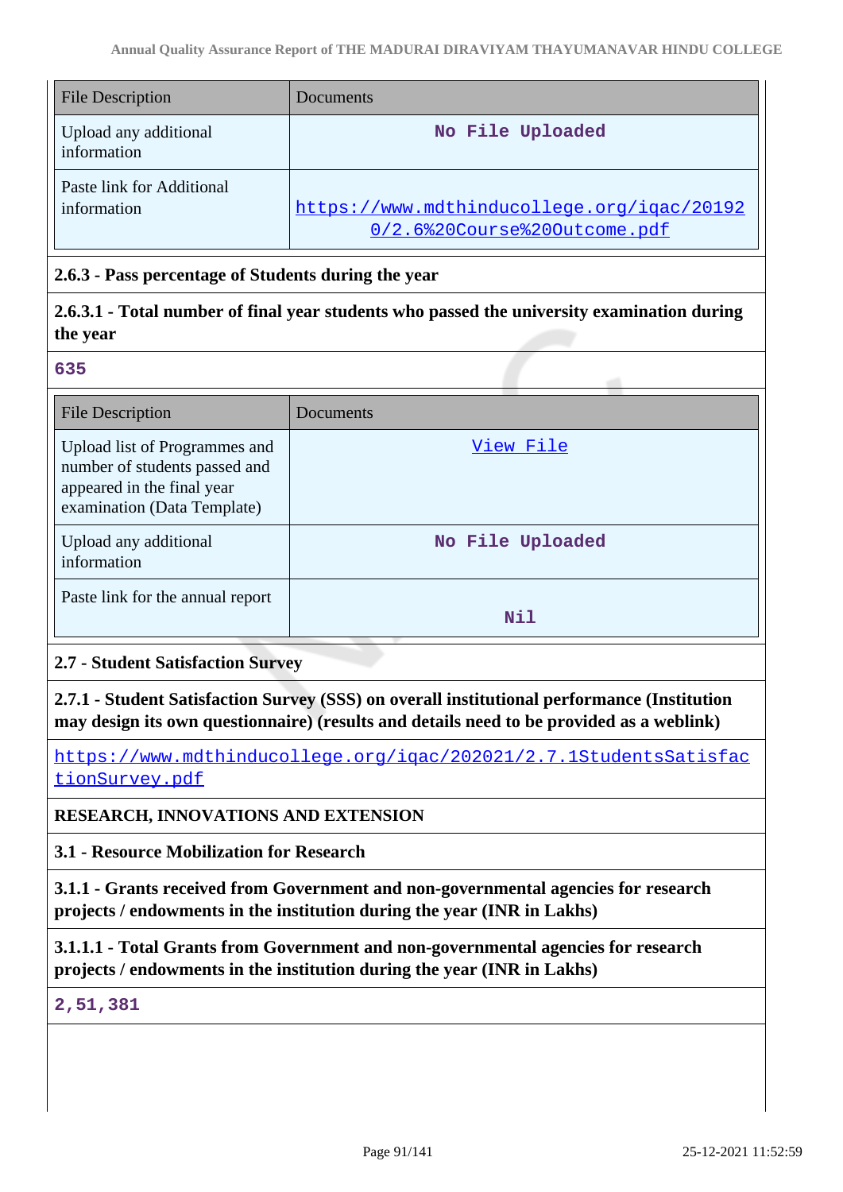| File Description | Documents |
| --- | --- |
| Upload any additional information | No File Uploaded |
| Paste link for Additional information | https://www.mdthinducollege.org/iqac/201920/2.6%20Course%20Outcome.pdf |

**2.6.3 - Pass percentage of Students during the year**

**2.6.3.1 - Total number of final year students who passed the university examination during the year**

635

| File Description | Documents |
| --- | --- |
| Upload list of Programmes and number of students passed and appeared in the final year examination (Data Template) | View File |
| Upload any additional information | No File Uploaded |
| Paste link for the annual report | Nil |

**2.7 - Student Satisfaction Survey**

**2.7.1 - Student Satisfaction Survey (SSS) on overall institutional performance (Institution may design its own questionnaire) (results and details need to be provided as a weblink)**

https://www.mdthinducollege.org/iqac/202021/2.7.1StudentsSatisfactionSurvey.pdf

**RESEARCH, INNOVATIONS AND EXTENSION**

**3.1 - Resource Mobilization for Research**

**3.1.1 - Grants received from Government and non-governmental agencies for research projects / endowments in the institution during the year (INR in Lakhs)**

**3.1.1.1 - Total Grants from Government and non-governmental agencies for research projects / endowments in the institution during the year (INR in Lakhs)**

2,51,381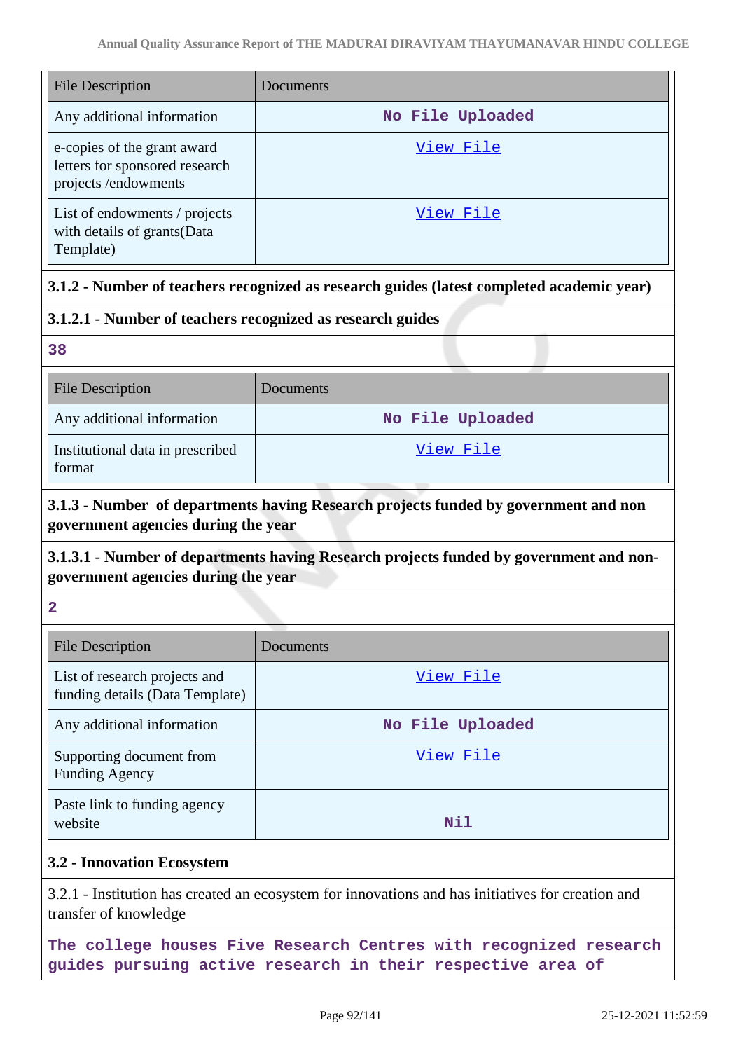| File Description | Documents |
| --- | --- |
| Any additional information | No File Uploaded |
| e-copies of the grant award letters for sponsored research projects /endowments | View File |
| List of endowments / projects with details of grants(Data Template) | View File |

**3.1.2 - Number of teachers recognized as research guides (latest completed academic year)**

**3.1.2.1 - Number of teachers recognized as research guides**

**38**

| File Description | Documents |
| --- | --- |
| Any additional information | No File Uploaded |
| Institutional data in prescribed format | View File |

**3.1.3 - Number of departments having Research projects funded by government and non government agencies during the year**

**3.1.3.1 - Number of departments having Research projects funded by government and non-government agencies during the year**

**2**

| File Description | Documents |
| --- | --- |
| List of research projects and funding details (Data Template) | View File |
| Any additional information | No File Uploaded |
| Supporting document from Funding Agency | View File |
| Paste link to funding agency website | Nil |

**3.2 - Innovation Ecosystem**

3.2.1 - Institution has created an ecosystem for innovations and has initiatives for creation and transfer of knowledge

**The college houses Five Research Centres with recognized research guides pursuing active research in their respective area of**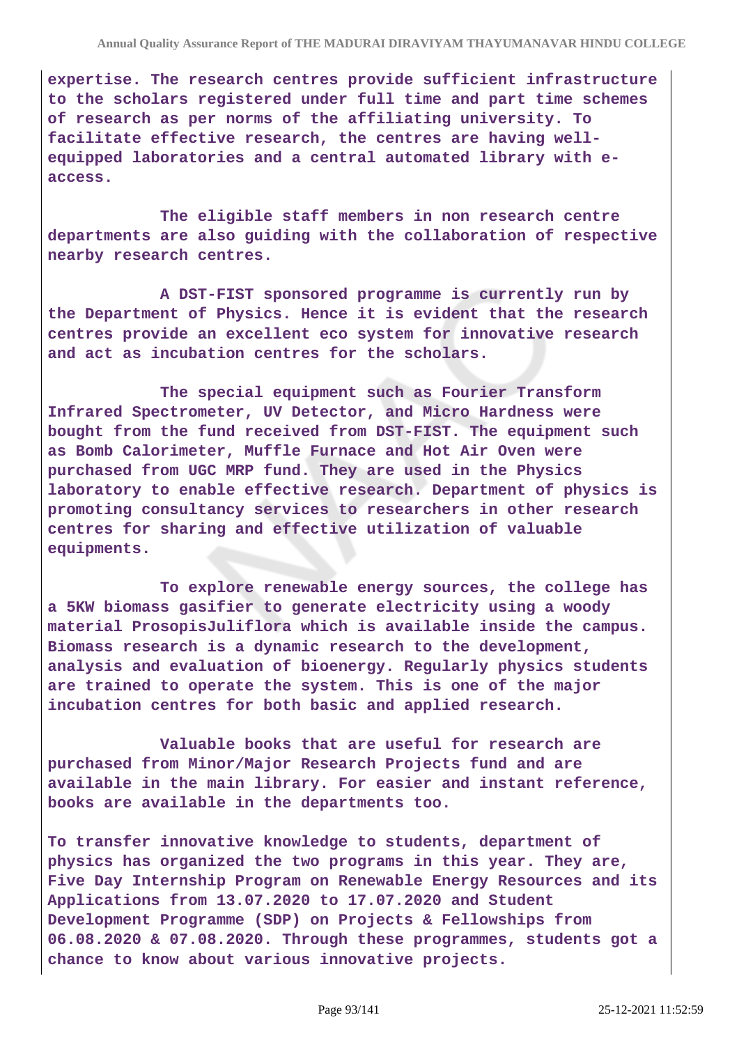expertise. The research centres provide sufficient infrastructure to the scholars registered under full time and part time schemes of research as per norms of the affiliating university. To facilitate effective research, the centres are having well-equipped laboratories and a central automated library with e-access.

The eligible staff members in non research centre departments are also guiding with the collaboration of respective nearby research centres.

A DST-FIST sponsored programme is currently run by the Department of Physics. Hence it is evident that the research centres provide an excellent eco system for innovative research and act as incubation centres for the scholars.

The special equipment such as Fourier Transform Infrared Spectrometer, UV Detector, and Micro Hardness were bought from the fund received from DST-FIST. The equipment such as Bomb Calorimeter, Muffle Furnace and Hot Air Oven were purchased from UGC MRP fund. They are used in the Physics laboratory to enable effective research. Department of physics is promoting consultancy services to researchers in other research centres for sharing and effective utilization of valuable equipments.

To explore renewable energy sources, the college has a 5KW biomass gasifier to generate electricity using a woody material ProsopisJuliflora which is available inside the campus. Biomass research is a dynamic research to the development, analysis and evaluation of bioenergy. Regularly physics students are trained to operate the system. This is one of the major incubation centres for both basic and applied research.

Valuable books that are useful for research are purchased from Minor/Major Research Projects fund and are available in the main library. For easier and instant reference, books are available in the departments too.

To transfer innovative knowledge to students, department of physics has organized the two programs in this year. They are, Five Day Internship Program on Renewable Energy Resources and its Applications from 13.07.2020 to 17.07.2020 and Student Development Programme (SDP) on Projects & Fellowships from 06.08.2020 & 07.08.2020. Through these programmes, students got a chance to know about various innovative projects.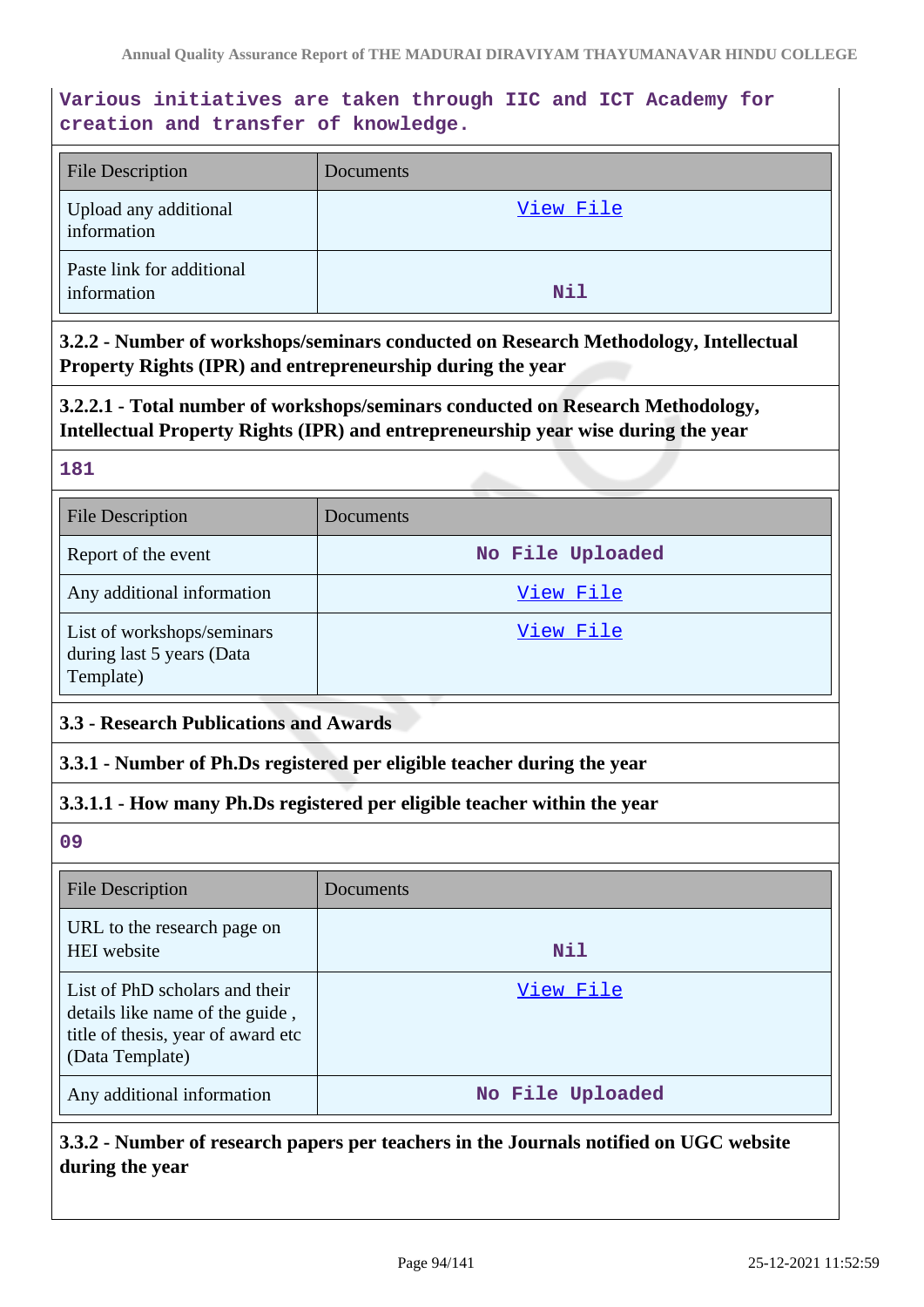Various initiatives are taken through IIC and ICT Academy for creation and transfer of knowledge.

| File Description | Documents |
| --- | --- |
| Upload any additional information | View File |
| Paste link for additional information | Nil |

**3.2.2 - Number of workshops/seminars conducted on Research Methodology, Intellectual Property Rights (IPR) and entrepreneurship during the year**

**3.2.2.1 - Total number of workshops/seminars conducted on Research Methodology, Intellectual Property Rights (IPR) and entrepreneurship year wise during the year**

181

| File Description | Documents |
| --- | --- |
| Report of the event | No File Uploaded |
| Any additional information | View File |
| List of workshops/seminars during last 5 years (Data Template) | View File |

**3.3 - Research Publications and Awards**

**3.3.1 - Number of Ph.Ds registered per eligible teacher during the year**

**3.3.1.1 - How many Ph.Ds registered per eligible teacher within the year**

09

| File Description | Documents |
| --- | --- |
| URL to the research page on HEI website | Nil |
| List of PhD scholars and their details like name of the guide , title of thesis, year of award etc (Data Template) | View File |
| Any additional information | No File Uploaded |

**3.3.2 - Number of research papers per teachers in the Journals notified on UGC website during the year**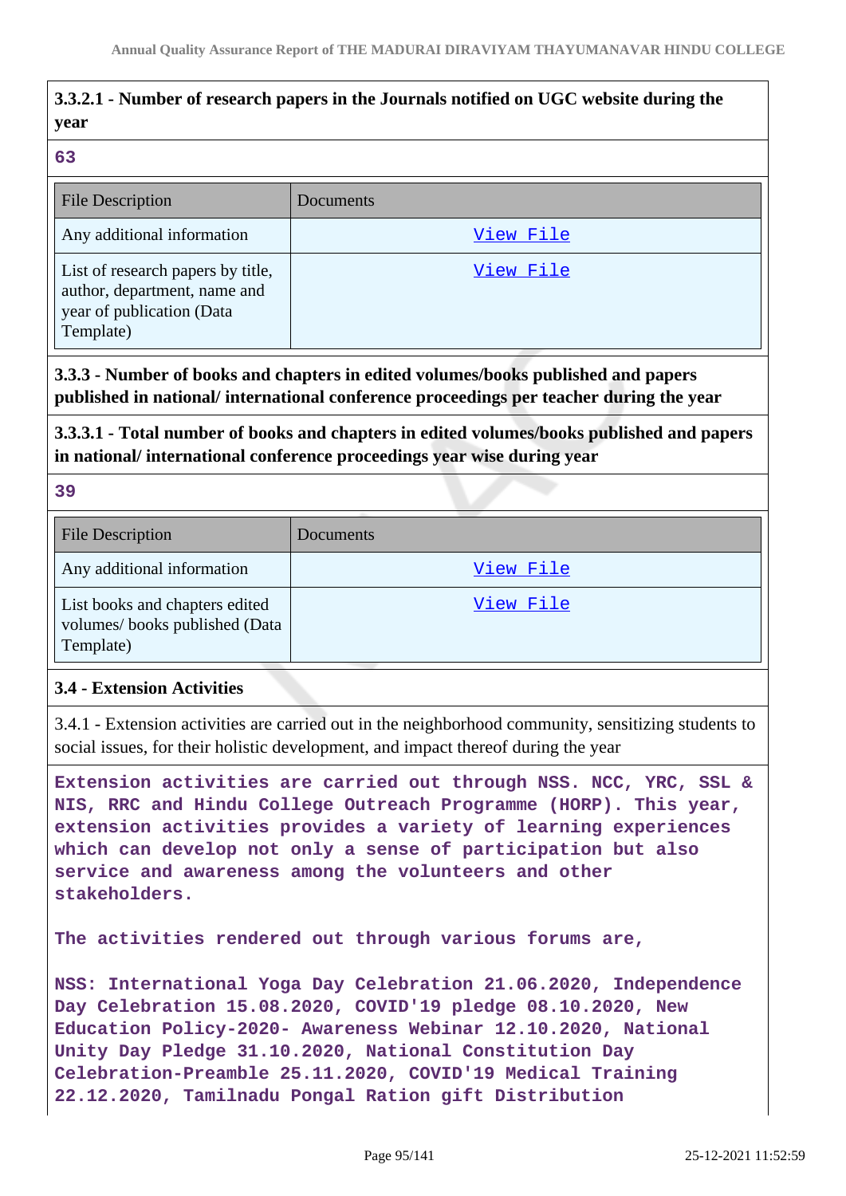**3.3.2.1 - Number of research papers in the Journals notified on UGC website during the year**

63

| File Description | Documents |
|---|---|
| Any additional information | View File |
| List of research papers by title, author, department, name and year of publication (Data Template) | View File |

**3.3.3 - Number of books and chapters in edited volumes/books published and papers published in national/ international conference proceedings per teacher during the year**

**3.3.3.1 - Total number of books and chapters in edited volumes/books published and papers in national/ international conference proceedings year wise during year**

39

| File Description | Documents |
|---|---|
| Any additional information | View File |
| List books and chapters edited volumes/ books published (Data Template) | View File |

**3.4 - Extension Activities**

3.4.1 - Extension activities are carried out in the neighborhood community, sensitizing students to social issues, for their holistic development, and impact thereof during the year

Extension activities are carried out through NSS. NCC, YRC, SSL & NIS, RRC and Hindu College Outreach Programme (HORP). This year, extension activities provides a variety of learning experiences which can develop not only a sense of participation but also service and awareness among the volunteers and other stakeholders.

The activities rendered out through various forums are,

NSS: International Yoga Day Celebration 21.06.2020, Independence Day Celebration 15.08.2020, COVID'19 pledge 08.10.2020, New Education Policy-2020- Awareness Webinar 12.10.2020, National Unity Day Pledge 31.10.2020, National Constitution Day Celebration-Preamble 25.11.2020, COVID'19 Medical Training 22.12.2020, Tamilnadu Pongal Ration gift Distribution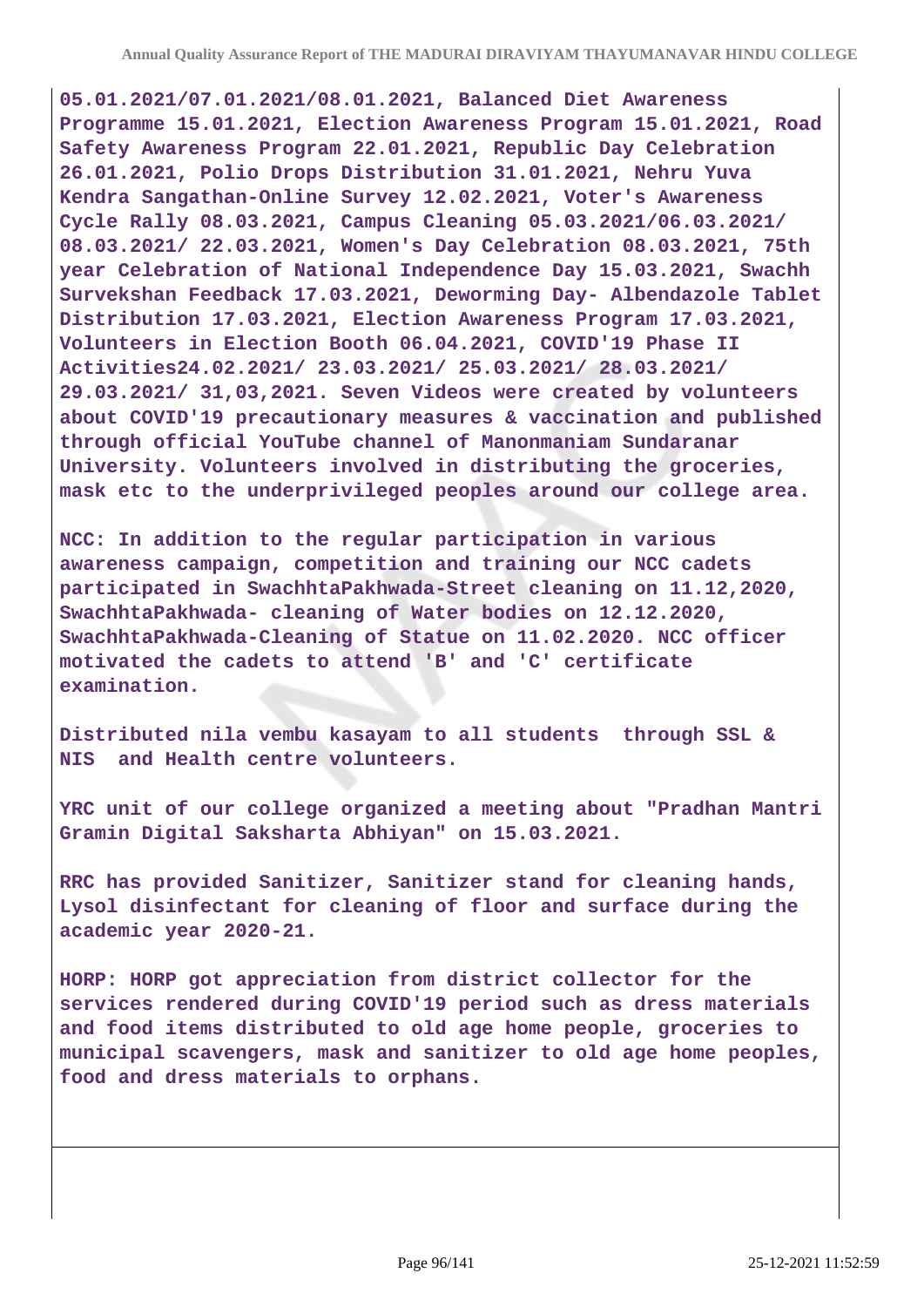05.01.2021/07.01.2021/08.01.2021, Balanced Diet Awareness Programme 15.01.2021, Election Awareness Program 15.01.2021, Road Safety Awareness Program 22.01.2021, Republic Day Celebration 26.01.2021, Polio Drops Distribution 31.01.2021, Nehru Yuva Kendra Sangathan-Online Survey 12.02.2021, Voter's Awareness Cycle Rally 08.03.2021, Campus Cleaning 05.03.2021/06.03.2021/ 08.03.2021/ 22.03.2021, Women's Day Celebration 08.03.2021, 75th year Celebration of National Independence Day 15.03.2021, Swachh Survekshan Feedback 17.03.2021, Deworming Day- Albendazole Tablet Distribution 17.03.2021, Election Awareness Program 17.03.2021, Volunteers in Election Booth 06.04.2021, COVID'19 Phase II Activities24.02.2021/ 23.03.2021/ 25.03.2021/ 28.03.2021/ 29.03.2021/ 31,03,2021. Seven Videos were created by volunteers about COVID'19 precautionary measures & vaccination and published through official YouTube channel of Manonmaniam Sundaranar University. Volunteers involved in distributing the groceries, mask etc to the underprivileged peoples around our college area.

NCC: In addition to the regular participation in various awareness campaign, competition and training our NCC cadets participated in SwachhtaPakhwada-Street cleaning on 11.12,2020, SwachhtaPakhwada- cleaning of Water bodies on 12.12.2020, SwachhtaPakhwada-Cleaning of Statue on 11.02.2020. NCC officer motivated the cadets to attend 'B' and 'C' certificate examination.

Distributed nila vembu kasayam to all students through SSL & NIS and Health centre volunteers.

YRC unit of our college organized a meeting about "Pradhan Mantri Gramin Digital Saksharta Abhiyan" on 15.03.2021.

RRC has provided Sanitizer, Sanitizer stand for cleaning hands, Lysol disinfectant for cleaning of floor and surface during the academic year 2020-21.

HORP: HORP got appreciation from district collector for the services rendered during COVID'19 period such as dress materials and food items distributed to old age home people, groceries to municipal scavengers, mask and sanitizer to old age home peoples, food and dress materials to orphans.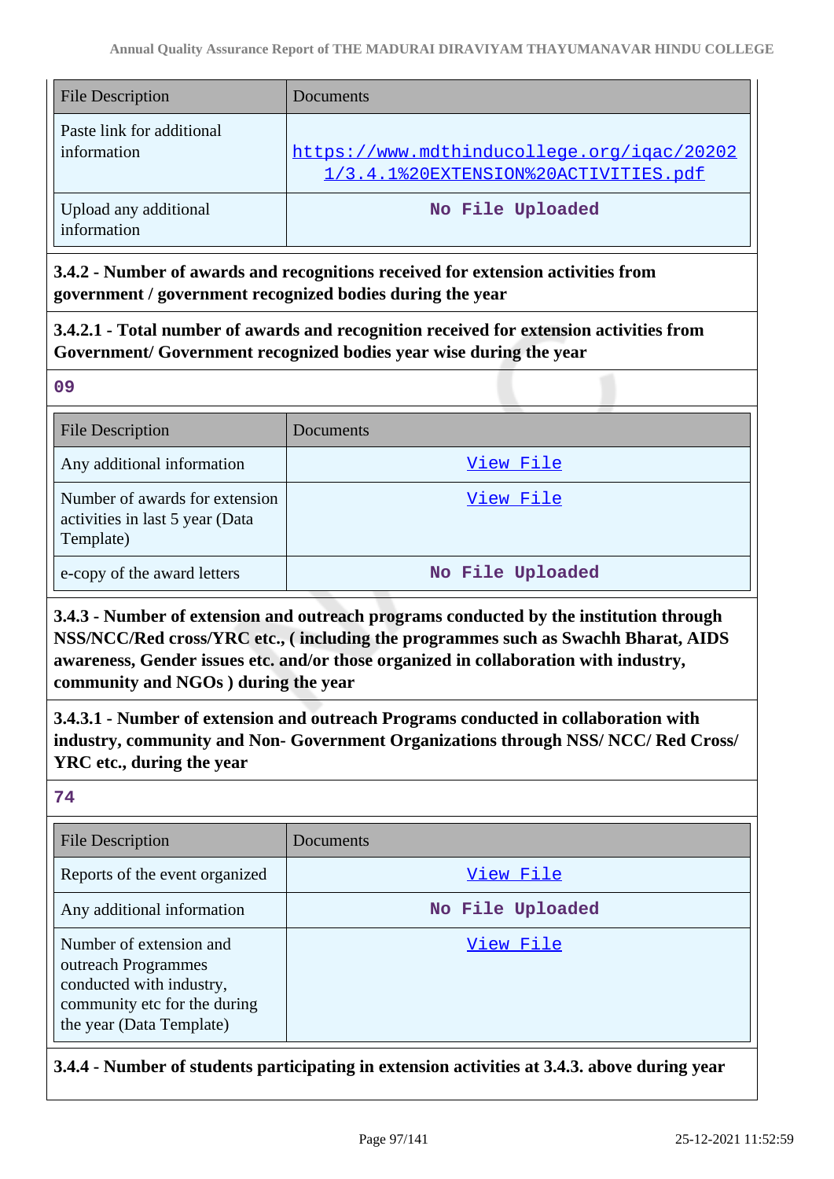| File Description | Documents |
| --- | --- |
| Paste link for additional information | https://www.mdthinducollege.org/iqac/202021/3.4.1%20EXTENSION%20ACTIVITIES.pdf |
| Upload any additional information | No File Uploaded |

**3.4.2 - Number of awards and recognitions received for extension activities from government / government recognized bodies during the year**

**3.4.2.1 - Total number of awards and recognition received for extension activities from Government/ Government recognized bodies year wise during the year**

09

| File Description | Documents |
| --- | --- |
| Any additional information | View File |
| Number of awards for extension activities in last 5 year (Data Template) | View File |
| e-copy of the award letters | No File Uploaded |

**3.4.3 - Number of extension and outreach programs conducted by the institution through NSS/NCC/Red cross/YRC etc., ( including the programmes such as Swachh Bharat, AIDS awareness, Gender issues etc. and/or those organized in collaboration with industry, community and NGOs ) during the year**

**3.4.3.1 - Number of extension and outreach Programs conducted in collaboration with industry, community and Non- Government Organizations through NSS/ NCC/ Red Cross/ YRC etc., during the year**

74

| File Description | Documents |
| --- | --- |
| Reports of the event organized | View File |
| Any additional information | No File Uploaded |
| Number of extension and outreach Programmes conducted with industry, community etc for the during the year (Data Template) | View File |

**3.4.4 - Number of students participating in extension activities at 3.4.3. above during year**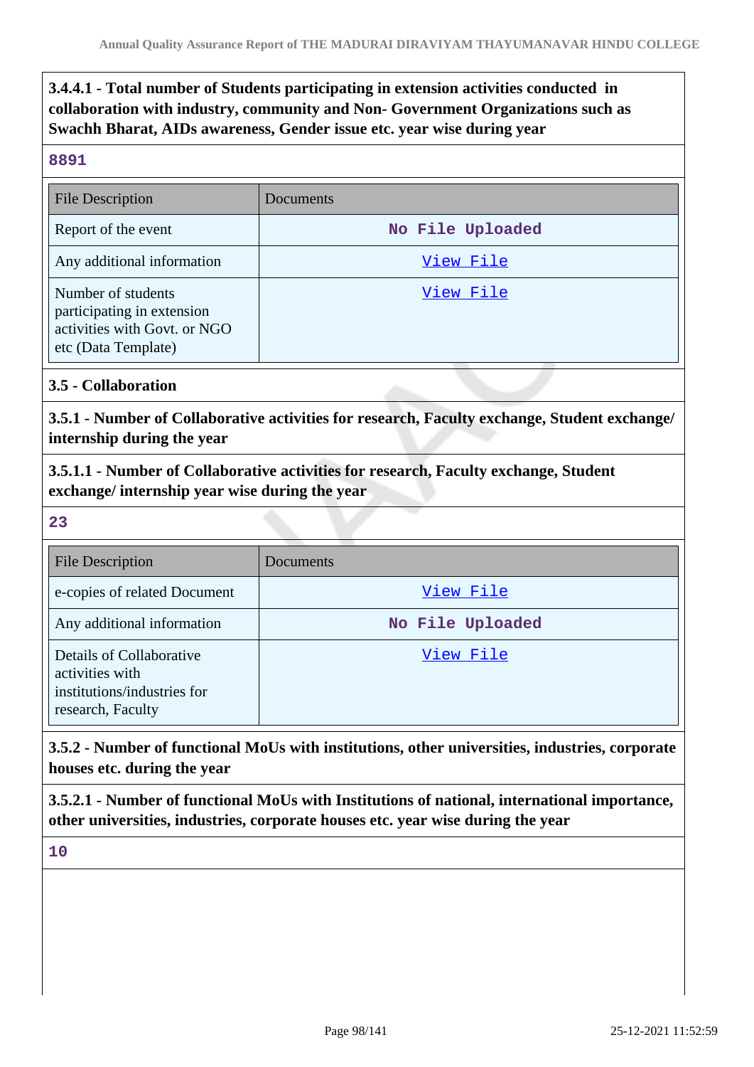**3.4.4.1 - Total number of Students participating in extension activities conducted in collaboration with industry, community and Non- Government Organizations such as Swachh Bharat, AIDs awareness, Gender issue etc. year wise during year**

8891

| File Description | Documents |
|---|---|
| Report of the event | No File Uploaded |
| Any additional information | View File |
| Number of students participating in extension activities with Govt. or NGO etc (Data Template) | View File |

**3.5 - Collaboration**

**3.5.1 - Number of Collaborative activities for research, Faculty exchange, Student exchange/ internship during the year**

**3.5.1.1 - Number of Collaborative activities for research, Faculty exchange, Student exchange/ internship year wise during the year**

23

| File Description | Documents |
|---|---|
| e-copies of related Document | View File |
| Any additional information | No File Uploaded |
| Details of Collaborative activities with institutions/industries for research, Faculty | View File |

**3.5.2 - Number of functional MoUs with institutions, other universities, industries, corporate houses etc. during the year**

**3.5.2.1 - Number of functional MoUs with Institutions of national, international importance, other universities, industries, corporate houses etc. year wise during the year**

10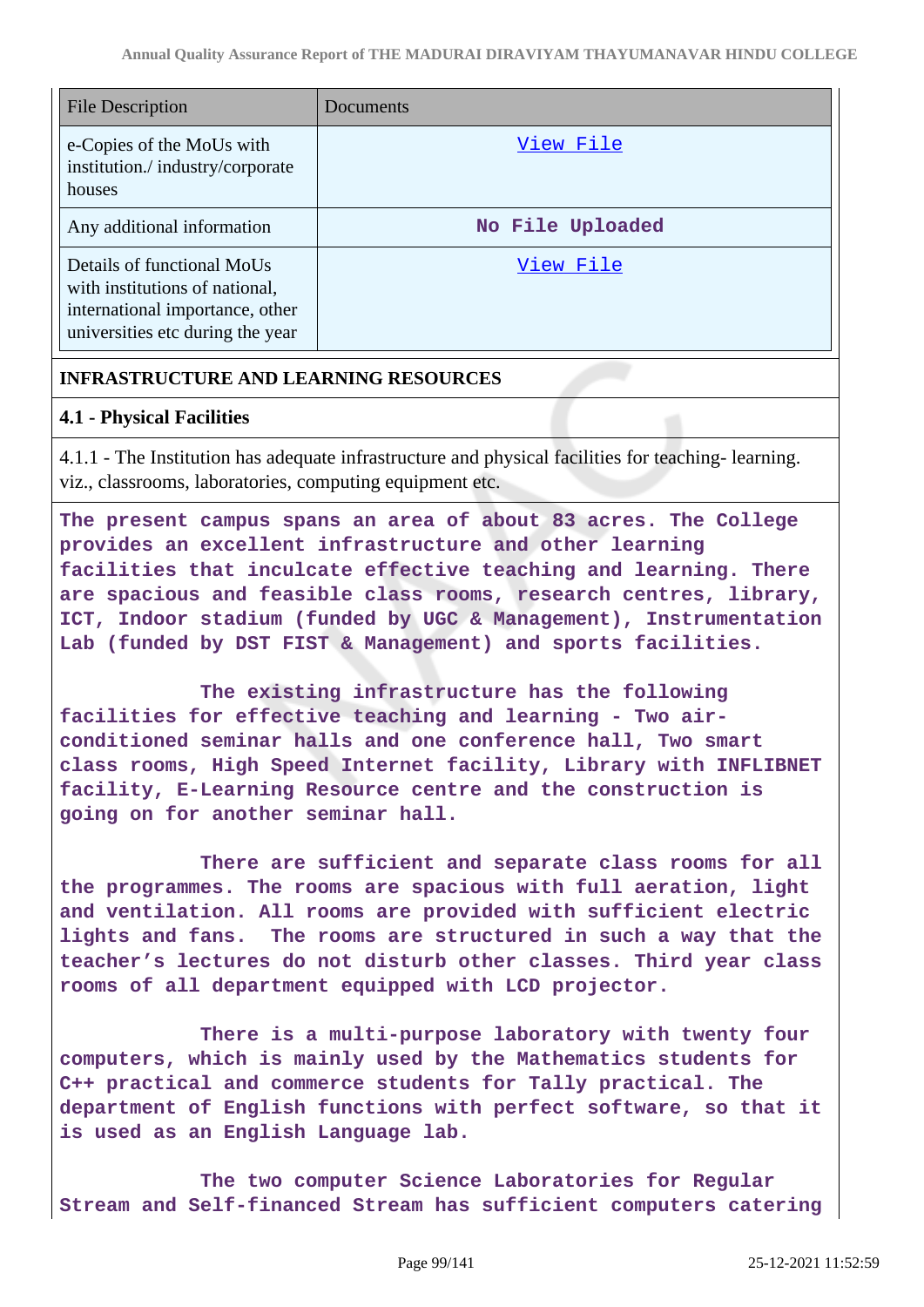| File Description | Documents |
|---|---|
| e-Copies of the MoUs with institution./ industry/corporate houses | View File |
| Any additional information | No File Uploaded |
| Details of functional MoUs with institutions of national, international importance, other universities etc during the year | View File |

**INFRASTRUCTURE AND LEARNING RESOURCES**

**4.1 - Physical Facilities**

4.1.1 - The Institution has adequate infrastructure and physical facilities for teaching- learning. viz., classrooms, laboratories, computing equipment etc.

**The present campus spans an area of about 83 acres. The College provides an excellent infrastructure and other learning facilities that inculcate effective teaching and learning. There are spacious and feasible class rooms, research centres, library, ICT, Indoor stadium (funded by UGC & Management), Instrumentation Lab (funded by DST FIST & Management) and sports facilities.**

**The existing infrastructure has the following facilities for effective teaching and learning - Two air-conditioned seminar halls and one conference hall, Two smart class rooms, High Speed Internet facility, Library with INFLIBNET facility, E-Learning Resource centre and the construction is going on for another seminar hall.**

**There are sufficient and separate class rooms for all the programmes. The rooms are spacious with full aeration, light and ventilation. All rooms are provided with sufficient electric lights and fans. The rooms are structured in such a way that the teacher's lectures do not disturb other classes. Third year class rooms of all department equipped with LCD projector.**

**There is a multi-purpose laboratory with twenty four computers, which is mainly used by the Mathematics students for C++ practical and commerce students for Tally practical. The department of English functions with perfect software, so that it is used as an English Language lab.**

**The two computer Science Laboratories for Regular Stream and Self-financed Stream has sufficient computers catering**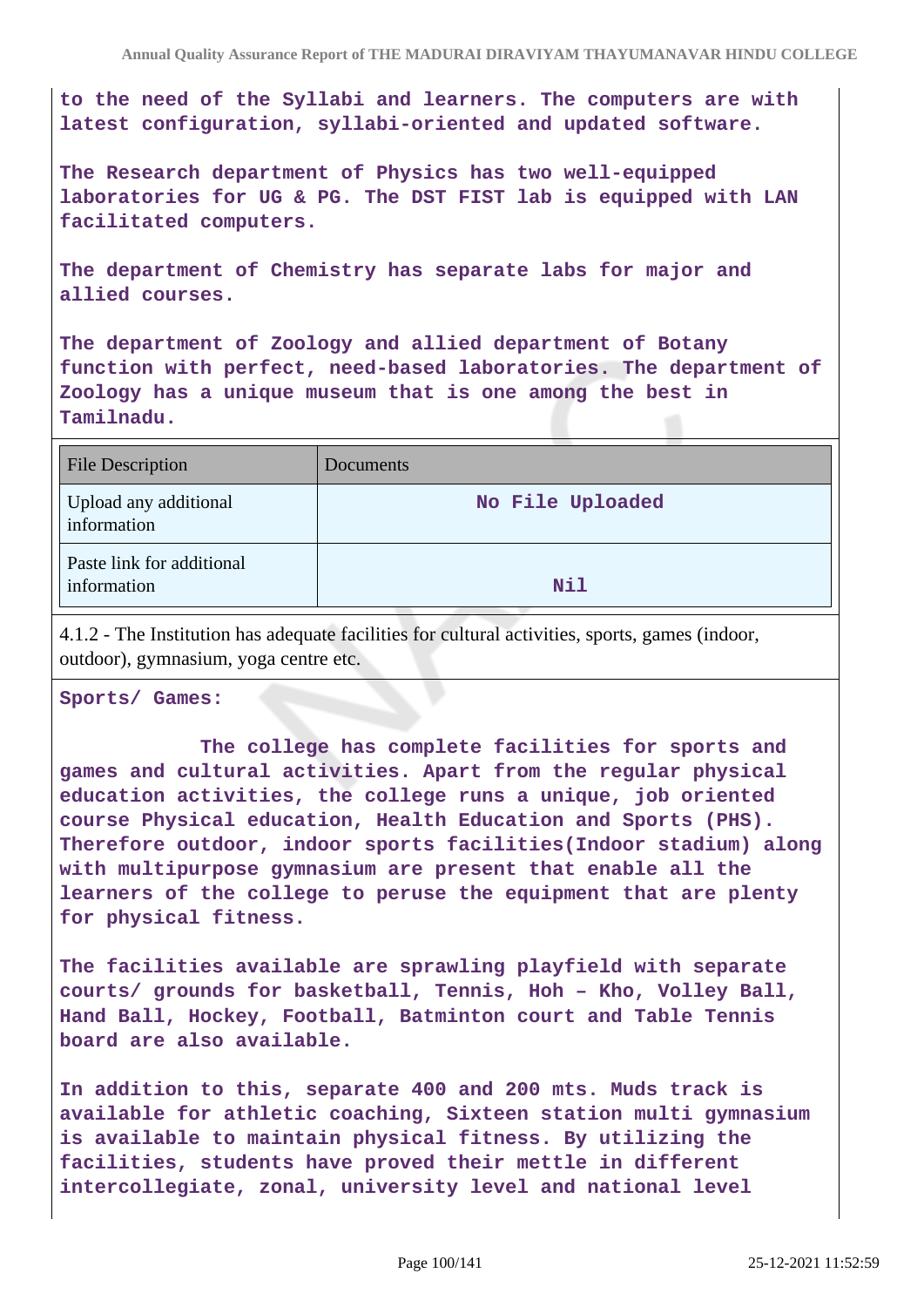to the need of the Syllabi and learners. The computers are with latest configuration, syllabi-oriented and updated software.

The Research department of Physics has two well-equipped laboratories for UG & PG. The DST FIST lab is equipped with LAN facilitated computers.

The department of Chemistry has separate labs for major and allied courses.

The department of Zoology and allied department of Botany function with perfect, need-based laboratories. The department of Zoology has a unique museum that is one among the best in Tamilnadu.

| File Description | Documents |
|---|---|
| Upload any additional information | No File Uploaded |
| Paste link for additional information | Nil |

4.1.2 - The Institution has adequate facilities for cultural activities, sports, games (indoor, outdoor), gymnasium, yoga centre etc.

**Sports/ Games:**

The college has complete facilities for sports and games and cultural activities. Apart from the regular physical education activities, the college runs a unique, job oriented course Physical education, Health Education and Sports (PHS). Therefore outdoor, indoor sports facilities(Indoor stadium) along with multipurpose gymnasium are present that enable all the learners of the college to peruse the equipment that are plenty for physical fitness.

The facilities available are sprawling playfield with separate courts/ grounds for basketball, Tennis, Hoh – Kho, Volley Ball, Hand Ball, Hockey, Football, Batminton court and Table Tennis board are also available.

In addition to this, separate 400 and 200 mts. Muds track is available for athletic coaching, Sixteen station multi gymnasium is available to maintain physical fitness. By utilizing the facilities, students have proved their mettle in different intercollegiate, zonal, university level and national level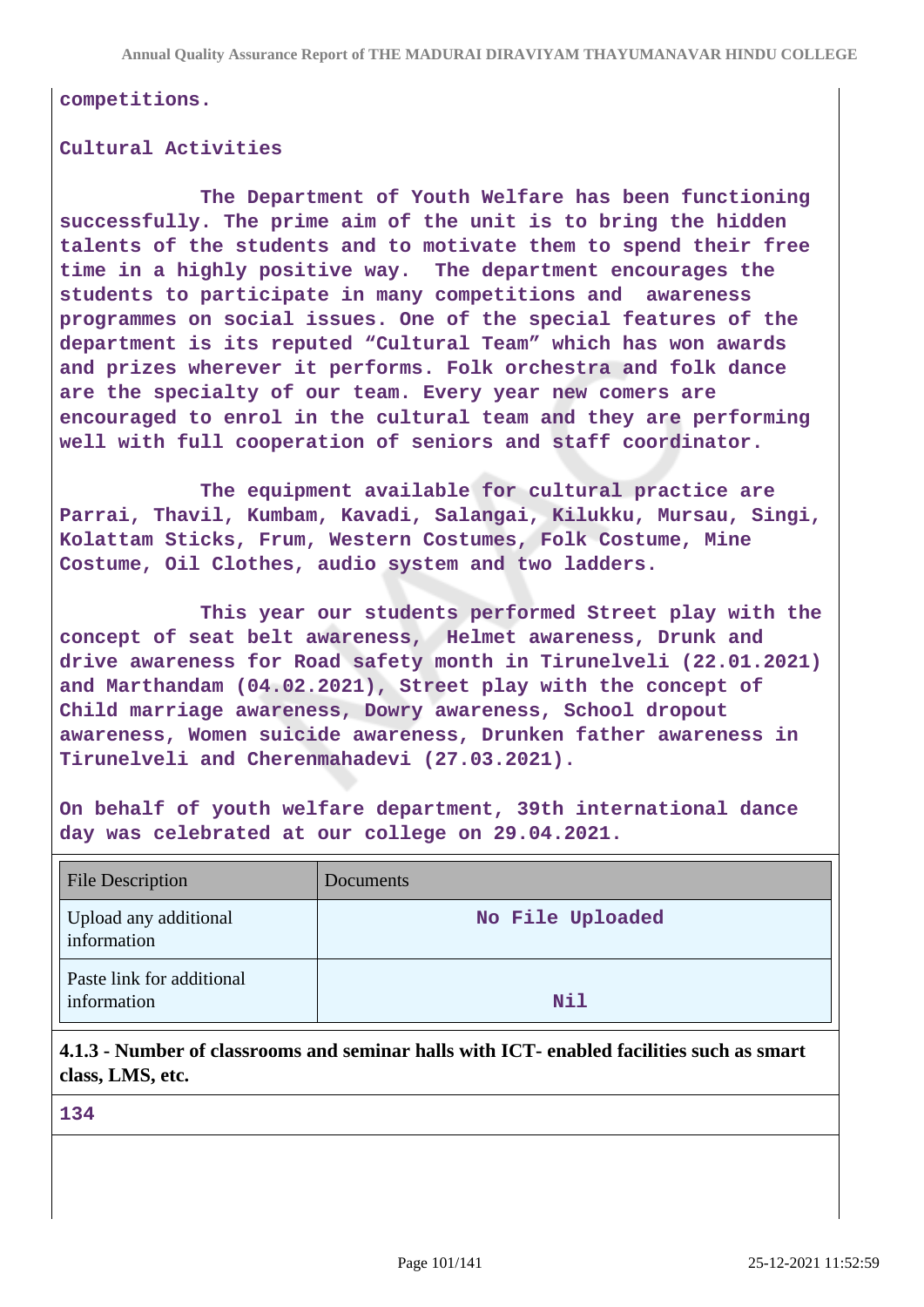competitions.

**Cultural Activities**

The Department of Youth Welfare has been functioning successfully. The prime aim of the unit is to bring the hidden talents of the students and to motivate them to spend their free time in a highly positive way. The department encourages the students to participate in many competitions and awareness programmes on social issues. One of the special features of the department is its reputed "Cultural Team" which has won awards and prizes wherever it performs. Folk orchestra and folk dance are the specialty of our team. Every year new comers are encouraged to enrol in the cultural team and they are performing well with full cooperation of seniors and staff coordinator.

The equipment available for cultural practice are Parrai, Thavil, Kumbam, Kavadi, Salangai, Kilukku, Mursau, Singi, Kolattam Sticks, Frum, Western Costumes, Folk Costume, Mine Costume, Oil Clothes, audio system and two ladders.

This year our students performed Street play with the concept of seat belt awareness, Helmet awareness, Drunk and drive awareness for Road safety month in Tirunelveli (22.01.2021) and Marthandam (04.02.2021), Street play with the concept of Child marriage awareness, Dowry awareness, School dropout awareness, Women suicide awareness, Drunken father awareness in Tirunelveli and Cherenmahadevi (27.03.2021).

On behalf of youth welfare department, 39th international dance day was celebrated at our college on 29.04.2021.

| File Description | Documents |
|---|---|
| Upload any additional information | No File Uploaded |
| Paste link for additional information | Nil |

**4.1.3 - Number of classrooms and seminar halls with ICT- enabled facilities such as smart class, LMS, etc.**

134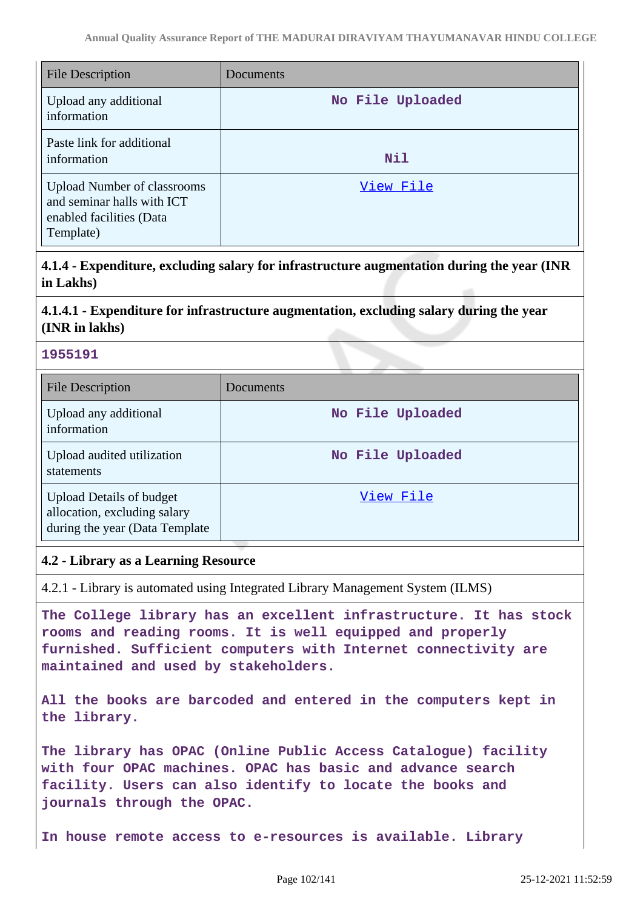| File Description | Documents |
|---|---|
| Upload any additional information | No File Uploaded |
| Paste link for additional information | Nil |
| Upload Number of classrooms and seminar halls with ICT enabled facilities (Data Template) | View File |

**4.1.4 - Expenditure, excluding salary for infrastructure augmentation during the year (INR in Lakhs)**

**4.1.4.1 - Expenditure for infrastructure augmentation, excluding salary during the year (INR in lakhs)**

**1955191**

| File Description | Documents |
|---|---|
| Upload any additional information | No File Uploaded |
| Upload audited utilization statements | No File Uploaded |
| Upload Details of budget allocation, excluding salary during the year (Data Template | View File |

**4.2 - Library as a Learning Resource**

4.2.1 - Library is automated using Integrated Library Management System (ILMS)

**The College library has an excellent infrastructure. It has stock rooms and reading rooms. It is well equipped and properly furnished. Sufficient computers with Internet connectivity are maintained and used by stakeholders.**

**All the books are barcoded and entered in the computers kept in the library.**

**The library has OPAC (Online Public Access Catalogue) facility with four OPAC machines. OPAC has basic and advance search facility. Users can also identify to locate the books and journals through the OPAC.**

**In house remote access to e-resources is available. Library**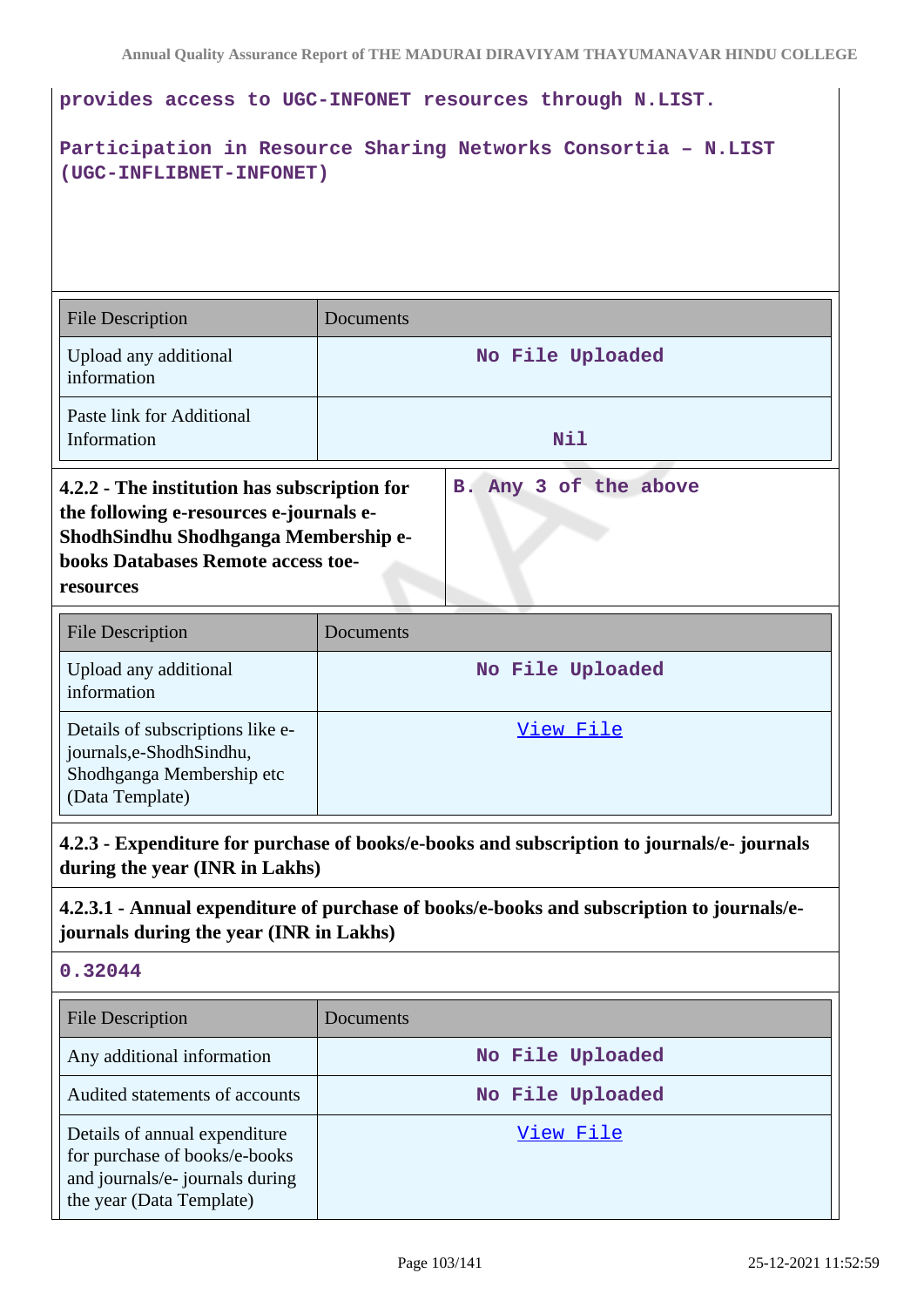provides access to UGC-INFONET resources through N.LIST.

Participation in Resource Sharing Networks Consortia – N.LIST (UGC-INFLIBNET-INFONET)

| File Description | Documents |
|---|---|
| Upload any additional information | No File Uploaded |
| Paste link for Additional Information | Nil |

| **4.2.2 - The institution has subscription for the following e-resources e-journals e-ShodhSindhu Shodhganga Membership e-books Databases Remote access toe-resources** | B. Any 3 of the above |
|---|---|

| File Description | Documents |
|---|---|
| Upload any additional information | No File Uploaded |
| Details of subscriptions like e-journals,e-ShodhSindhu, Shodhganga Membership etc (Data Template) | View File |

**4.2.3 - Expenditure for purchase of books/e-books and subscription to journals/e- journals during the year (INR in Lakhs)**

**4.2.3.1 - Annual expenditure of purchase of books/e-books and subscription to journals/e-journals during the year (INR in Lakhs)**

0.32044

| File Description | Documents |
|---|---|
| Any additional information | No File Uploaded |
| Audited statements of accounts | No File Uploaded |
| Details of annual expenditure for purchase of books/e-books and journals/e- journals during the year (Data Template) | View File |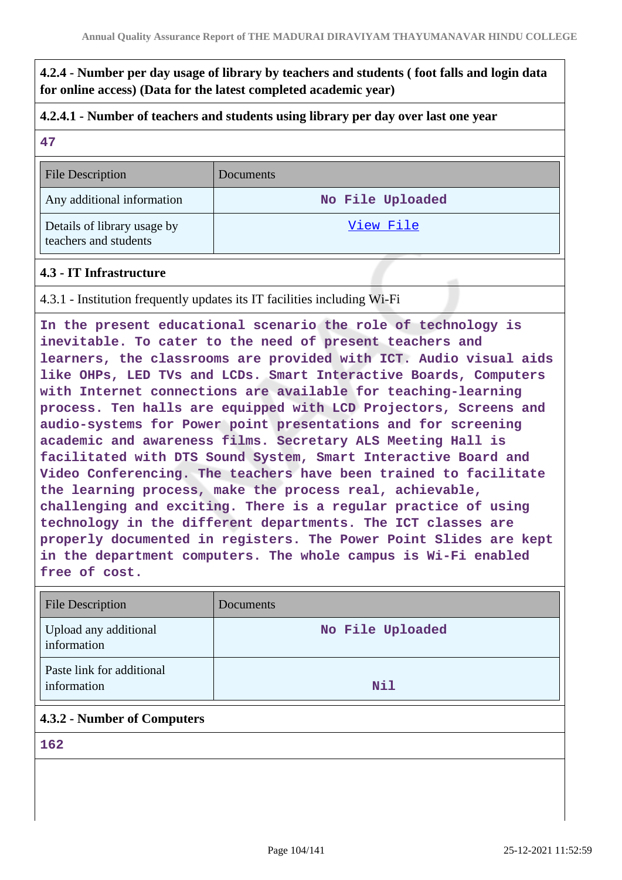**4.2.4 - Number per day usage of library by teachers and students ( foot falls and login data for online access) (Data for the latest completed academic year)**

**4.2.4.1 - Number of teachers and students using library per day over last one year**

**47**

| File Description | Documents |
|---|---|
| Any additional information | No File Uploaded |
| Details of library usage by teachers and students | View File |

**4.3 - IT Infrastructure**

4.3.1 - Institution frequently updates its IT facilities including Wi-Fi

In the present educational scenario the role of technology is inevitable. To cater to the need of present teachers and learners, the classrooms are provided with ICT. Audio visual aids like OHPs, LED TVs and LCDs. Smart Interactive Boards, Computers with Internet connections are available for teaching-learning process. Ten halls are equipped with LCD Projectors, Screens and audio-systems for Power point presentations and for screening academic and awareness films. Secretary ALS Meeting Hall is facilitated with DTS Sound System, Smart Interactive Board and Video Conferencing. The teachers have been trained to facilitate the learning process, make the process real, achievable, challenging and exciting. There is a regular practice of using technology in the different departments. The ICT classes are properly documented in registers. The Power Point Slides are kept in the department computers. The whole campus is Wi-Fi enabled free of cost.

| File Description | Documents |
|---|---|
| Upload any additional information | No File Uploaded |
| Paste link for additional information | Nil |

**4.3.2 - Number of Computers**

**162**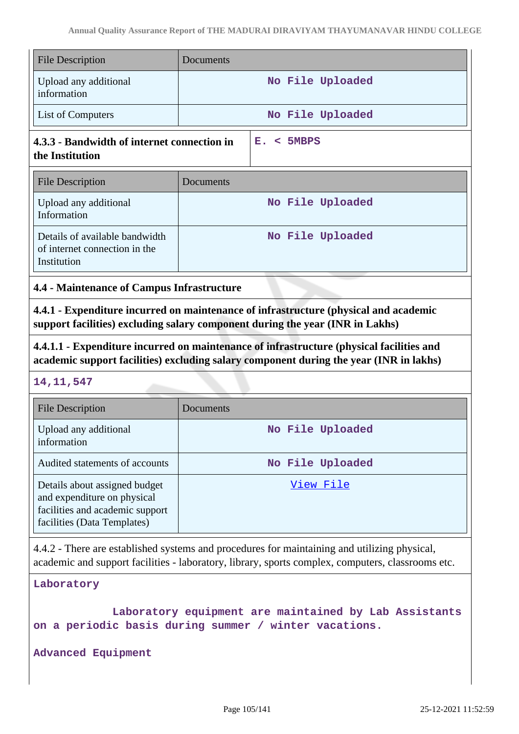| File Description | Documents |
|---|---|
| Upload any additional information | No File Uploaded |
| List of Computers | No File Uploaded |

| **4.3.3 - Bandwidth of internet connection in the Institution** | E. < 5MBPS |
|---|---|

| File Description | Documents |
|---|---|
| Upload any additional Information | No File Uploaded |
| Details of available bandwidth of internet connection in the Institution | No File Uploaded |

### 4.4 - Maintenance of Campus Infrastructure

**4.4.1 - Expenditure incurred on maintenance of infrastructure (physical and academic support facilities) excluding salary component during the year (INR in Lakhs)**

**4.4.1.1 - Expenditure incurred on maintenance of infrastructure (physical facilities and academic support facilities) excluding salary component during the year (INR in lakhs)**

14,11,547

| File Description | Documents |
|---|---|
| Upload any additional information | No File Uploaded |
| Audited statements of accounts | No File Uploaded |
| Details about assigned budget and expenditure on physical facilities and academic support facilities (Data Templates) | View File |

4.4.2 - There are established systems and procedures for maintaining and utilizing physical, academic and support facilities - laboratory, library, sports complex, computers, classrooms etc.

Laboratory

Laboratory equipment are maintained by Lab Assistants on a periodic basis during summer / winter vacations.

Advanced Equipment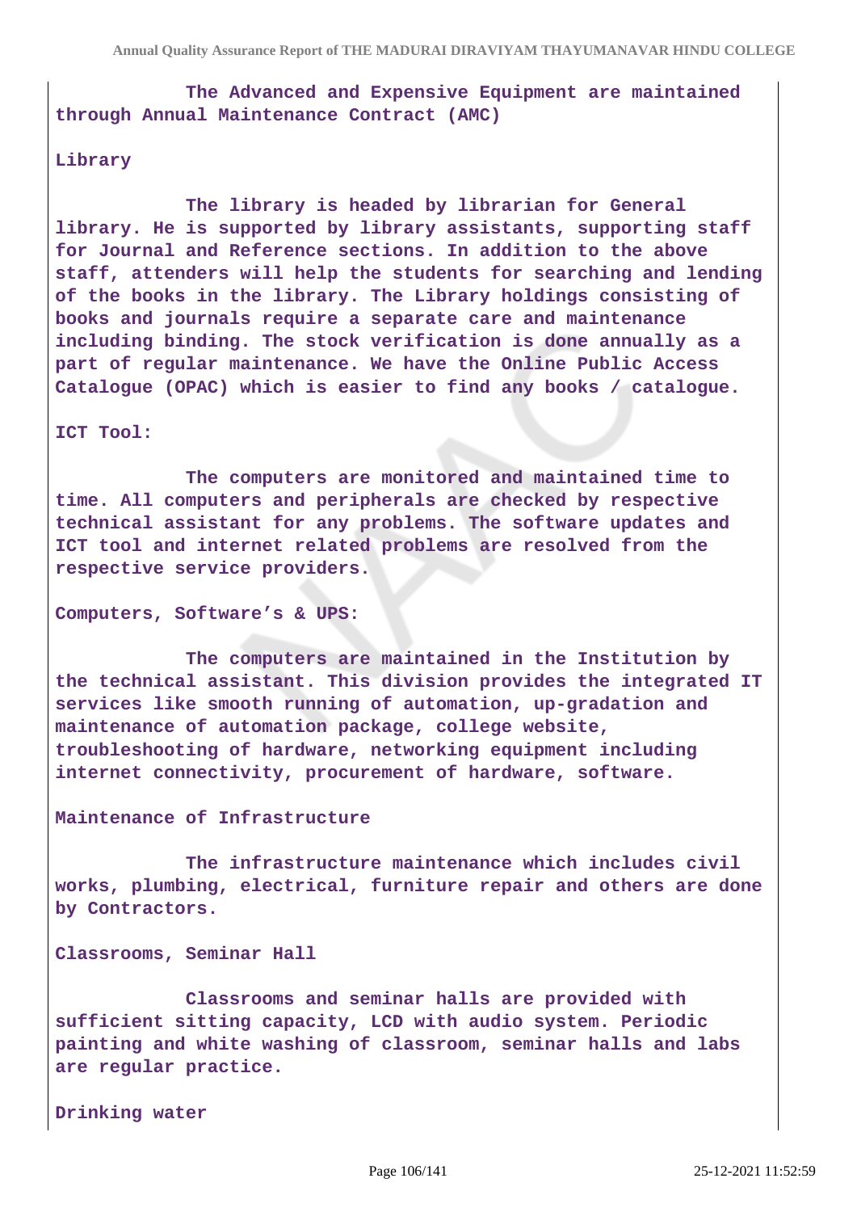The Advanced and Expensive Equipment are maintained through Annual Maintenance Contract (AMC)

**Library**

The library is headed by librarian for General library. He is supported by library assistants, supporting staff for Journal and Reference sections. In addition to the above staff, attenders will help the students for searching and lending of the books in the library. The Library holdings consisting of books and journals require a separate care and maintenance including binding. The stock verification is done annually as a part of regular maintenance. We have the Online Public Access Catalogue (OPAC) which is easier to find any books / catalogue.

**ICT Tool:**

The computers are monitored and maintained time to time. All computers and peripherals are checked by respective technical assistant for any problems. The software updates and ICT tool and internet related problems are resolved from the respective service providers.

**Computers, Software's & UPS:**

The computers are maintained in the Institution by the technical assistant. This division provides the integrated IT services like smooth running of automation, up-gradation and maintenance of automation package, college website, troubleshooting of hardware, networking equipment including internet connectivity, procurement of hardware, software.

**Maintenance of Infrastructure**

The infrastructure maintenance which includes civil works, plumbing, electrical, furniture repair and others are done by Contractors.

**Classrooms, Seminar Hall**

Classrooms and seminar halls are provided with sufficient sitting capacity, LCD with audio system. Periodic painting and white washing of classroom, seminar halls and labs are regular practice.

**Drinking water**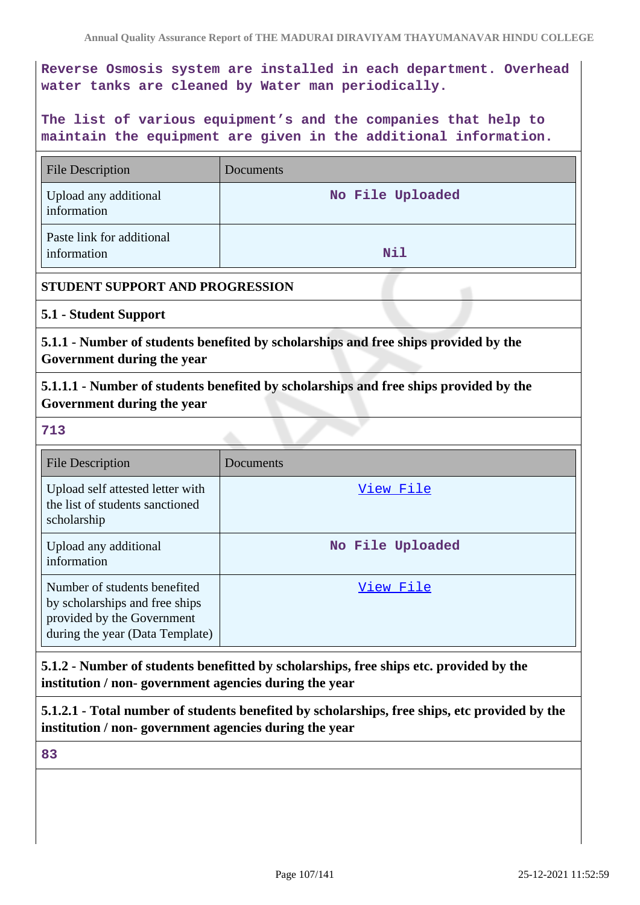Reverse Osmosis system are installed in each department. Overhead water tanks are cleaned by Water man periodically.

The list of various equipment's and the companies that help to maintain the equipment are given in the additional information.

| File Description | Documents |
|---|---|
| Upload any additional information | No File Uploaded |
| Paste link for additional information | Nil |

**STUDENT SUPPORT AND PROGRESSION**

**5.1 - Student Support**

**5.1.1 - Number of students benefited by scholarships and free ships provided by the Government during the year**

**5.1.1.1 - Number of students benefited by scholarships and free ships provided by the Government during the year**

713

| File Description | Documents |
|---|---|
| Upload self attested letter with the list of students sanctioned scholarship | View File |
| Upload any additional information | No File Uploaded |
| Number of students benefited by scholarships and free ships provided by the Government during the year (Data Template) | View File |

**5.1.2 - Number of students benefitted by scholarships, free ships etc. provided by the institution / non- government agencies during the year**

**5.1.2.1 - Total number of students benefited by scholarships, free ships, etc provided by the institution / non- government agencies during the year**

83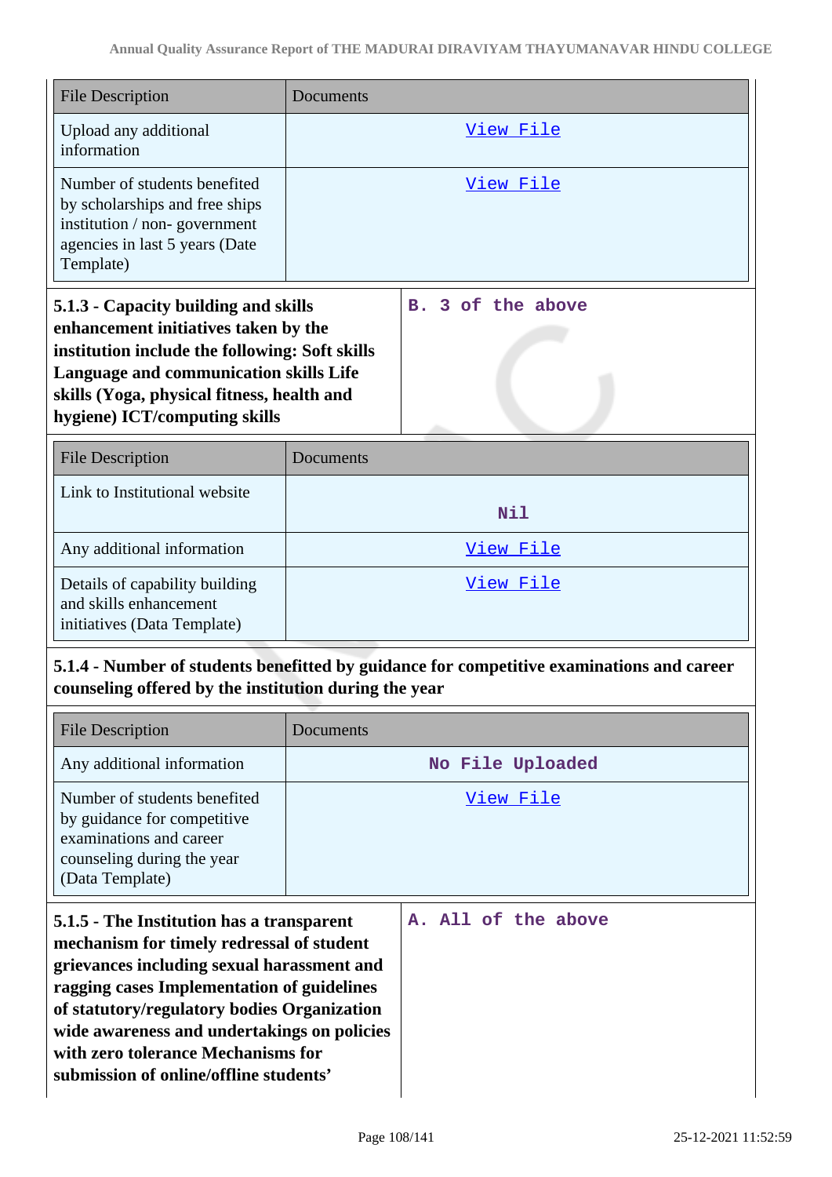| File Description | Documents |
|---|---|
| Upload any additional information | View File |
| Number of students benefited by scholarships and free ships institution / non- government agencies in last 5 years (Date Template) | View File |

| **5.1.3 - Capacity building and skills enhancement initiatives taken by the institution include the following: Soft skills Language and communication skills Life skills (Yoga, physical fitness, health and hygiene) ICT/computing skills** | B. 3 of the above |
|---|---|

| File Description | Documents |
|---|---|
| Link to Institutional website | Nil |
| Any additional information | View File |
| Details of capability building and skills enhancement initiatives (Data Template) | View File |

**5.1.4 - Number of students benefitted by guidance for competitive examinations and career counseling offered by the institution during the year**

| File Description | Documents |
|---|---|
| Any additional information | No File Uploaded |
| Number of students benefited by guidance for competitive examinations and career counseling during the year (Data Template) | View File |

| **5.1.5 - The Institution has a transparent mechanism for timely redressal of student grievances including sexual harassment and ragging cases Implementation of guidelines of statutory/regulatory bodies Organization wide awareness and undertakings on policies with zero tolerance Mechanisms for submission of online/offline students'** | A. All of the above |
|---|---|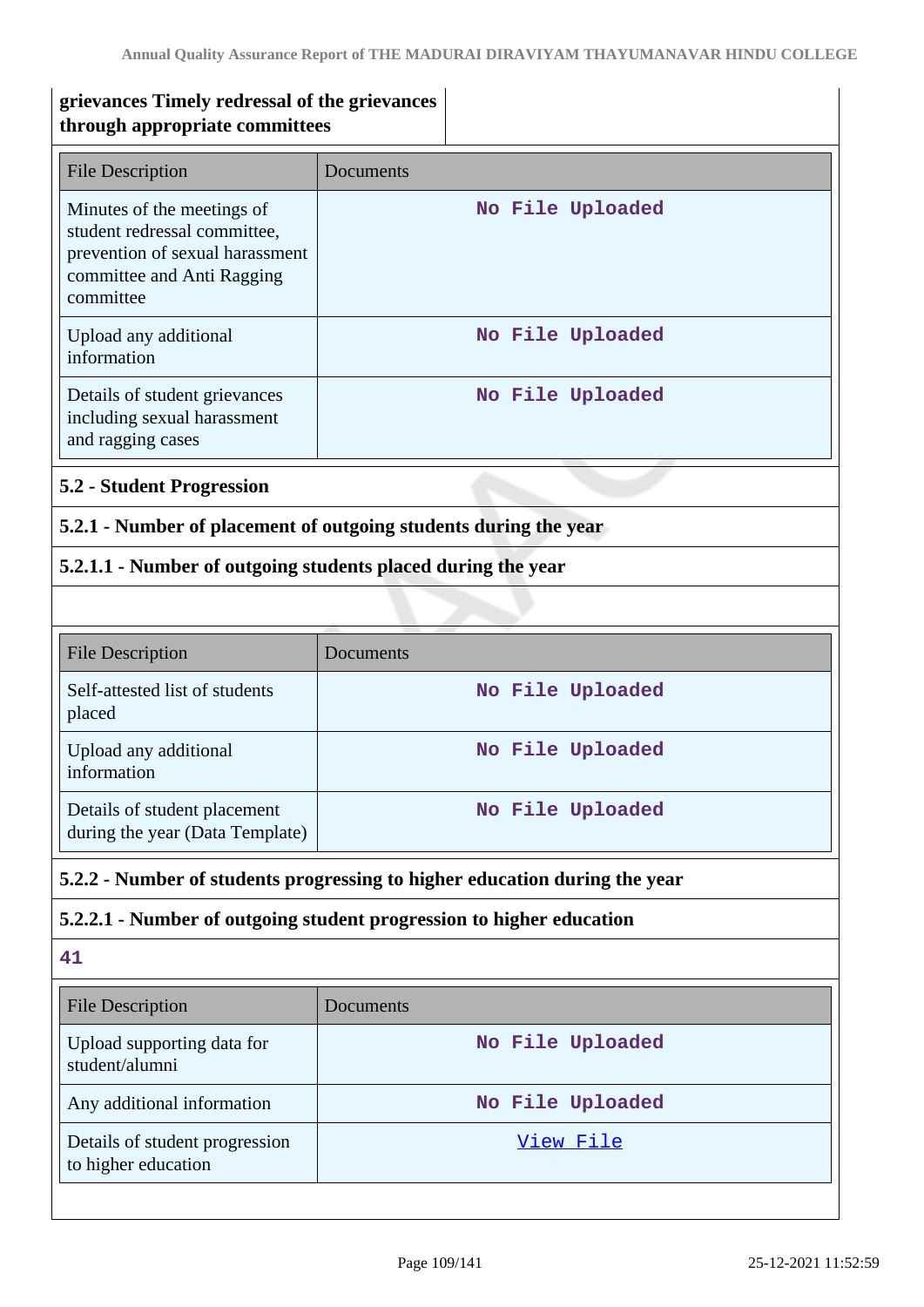**grievances Timely redressal of the grievances through appropriate committees**

| File Description | Documents |
|---|---|
| Minutes of the meetings of student redressal committee, prevention of sexual harassment committee and Anti Ragging committee | No File Uploaded |
| Upload any additional information | No File Uploaded |
| Details of student grievances including sexual harassment and ragging cases | No File Uploaded |

### 5.2 - Student Progression

**5.2.1 - Number of placement of outgoing students during the year**

**5.2.1.1 - Number of outgoing students placed during the year**

| File Description | Documents |
|---|---|
| Self-attested list of students placed | No File Uploaded |
| Upload any additional information | No File Uploaded |
| Details of student placement during the year (Data Template) | No File Uploaded |

**5.2.2 - Number of students progressing to higher education during the year**

**5.2.2.1 - Number of outgoing student progression to higher education**

41

| File Description | Documents |
|---|---|
| Upload supporting data for student/alumni | No File Uploaded |
| Any additional information | No File Uploaded |
| Details of student progression to higher education | View File |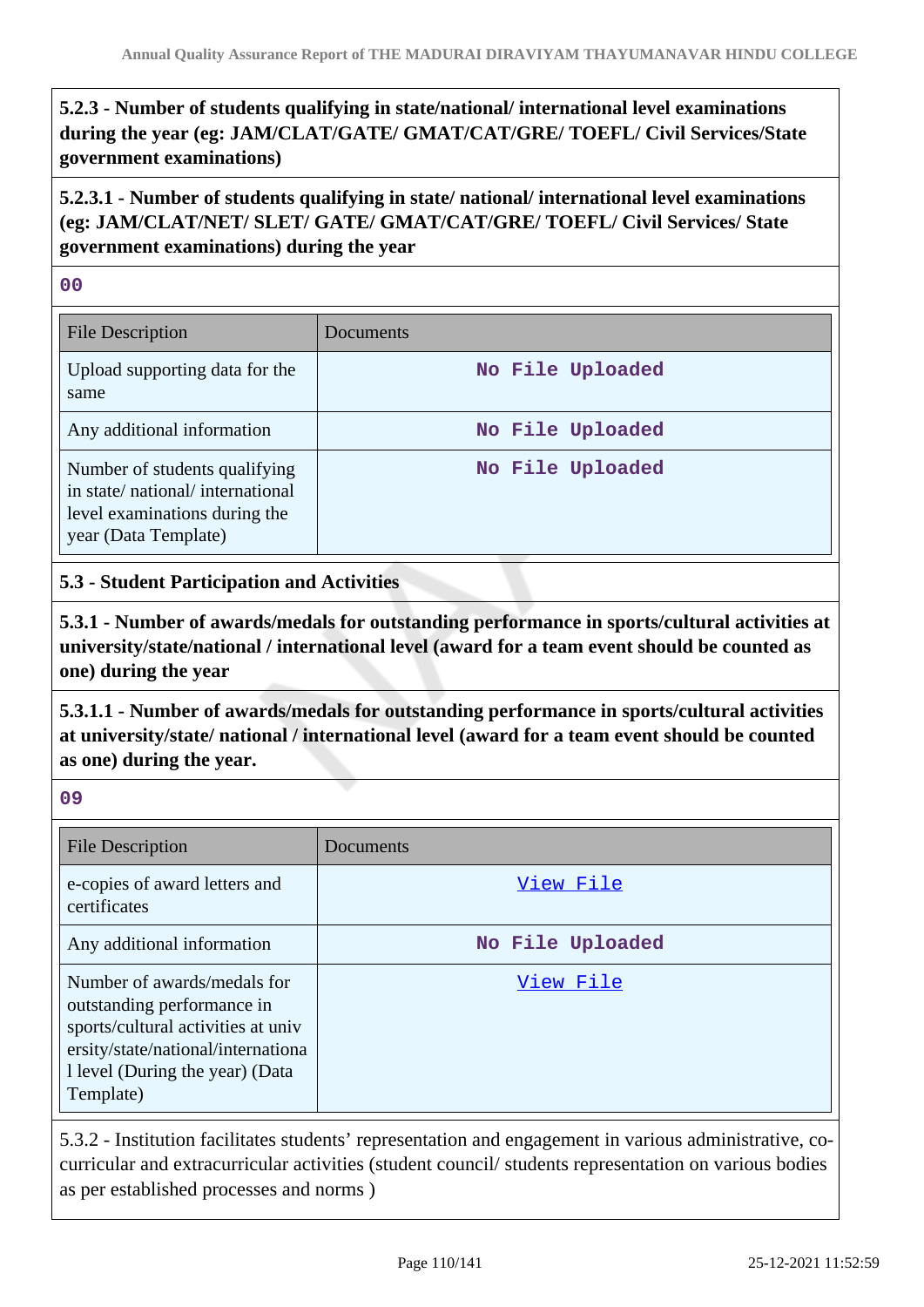**5.2.3 - Number of students qualifying in state/national/ international level examinations during the year (eg: JAM/CLAT/GATE/ GMAT/CAT/GRE/ TOEFL/ Civil Services/State government examinations)**

**5.2.3.1 - Number of students qualifying in state/ national/ international level examinations (eg: JAM/CLAT/NET/ SLET/ GATE/ GMAT/CAT/GRE/ TOEFL/ Civil Services/ State government examinations) during the year**

**00**

| File Description | Documents |
| --- | --- |
| Upload supporting data for the same | No File Uploaded |
| Any additional information | No File Uploaded |
| Number of students qualifying in state/ national/ international level examinations during the year (Data Template) | No File Uploaded |

**5.3 - Student Participation and Activities**

**5.3.1 - Number of awards/medals for outstanding performance in sports/cultural activities at university/state/national / international level (award for a team event should be counted as one) during the year**

**5.3.1.1 - Number of awards/medals for outstanding performance in sports/cultural activities at university/state/ national / international level (award for a team event should be counted as one) during the year.**

**09**

| File Description | Documents |
| --- | --- |
| e-copies of award letters and certificates | View File |
| Any additional information | No File Uploaded |
| Number of awards/medals for outstanding performance in sports/cultural activities at university/state/national/international level (During the year) (Data Template) | View File |

5.3.2 - Institution facilitates students' representation and engagement in various administrative, co-curricular and extracurricular activities (student council/ students representation on various bodies as per established processes and norms )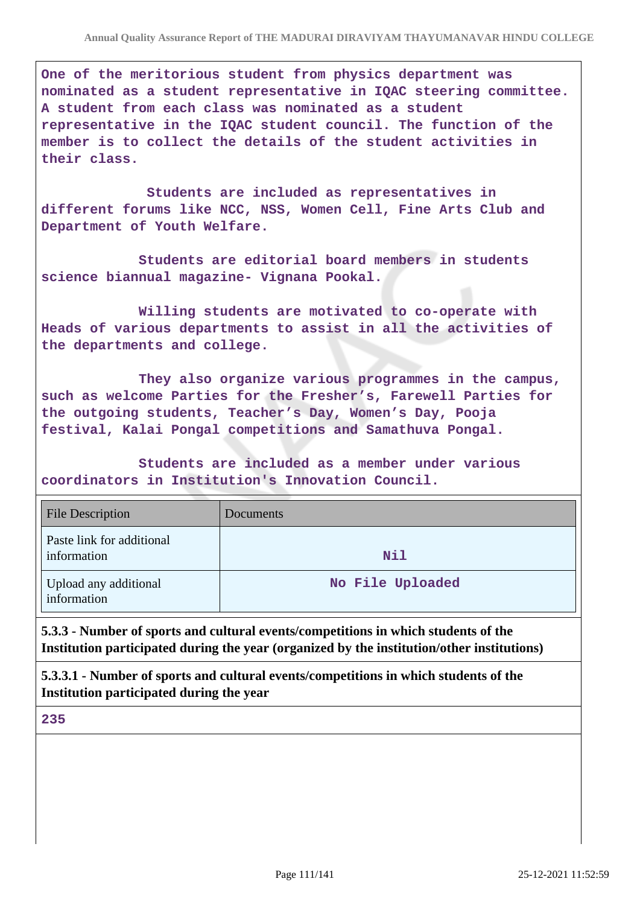One of the meritorious student from physics department was nominated as a student representative in IQAC steering committee. A student from each class was nominated as a student representative in the IQAC student council. The function of the member is to collect the details of the student activities in their class.

Students are included as representatives in different forums like NCC, NSS, Women Cell, Fine Arts Club and Department of Youth Welfare.

Students are editorial board members in students science biannual magazine- Vignana Pookal.

Willing students are motivated to co-operate with Heads of various departments to assist in all the activities of the departments and college.

They also organize various programmes in the campus, such as welcome Parties for the Fresher's, Farewell Parties for the outgoing students, Teacher's Day, Women's Day, Pooja festival, Kalai Pongal competitions and Samathuva Pongal.

Students are included as a member under various coordinators in Institution's Innovation Council.

| File Description | Documents |
|---|---|
| Paste link for additional information | Nil |
| Upload any additional information | No File Uploaded |

**5.3.3 - Number of sports and cultural events/competitions in which students of the Institution participated during the year (organized by the institution/other institutions)**

**5.3.3.1 - Number of sports and cultural events/competitions in which students of the Institution participated during the year**

235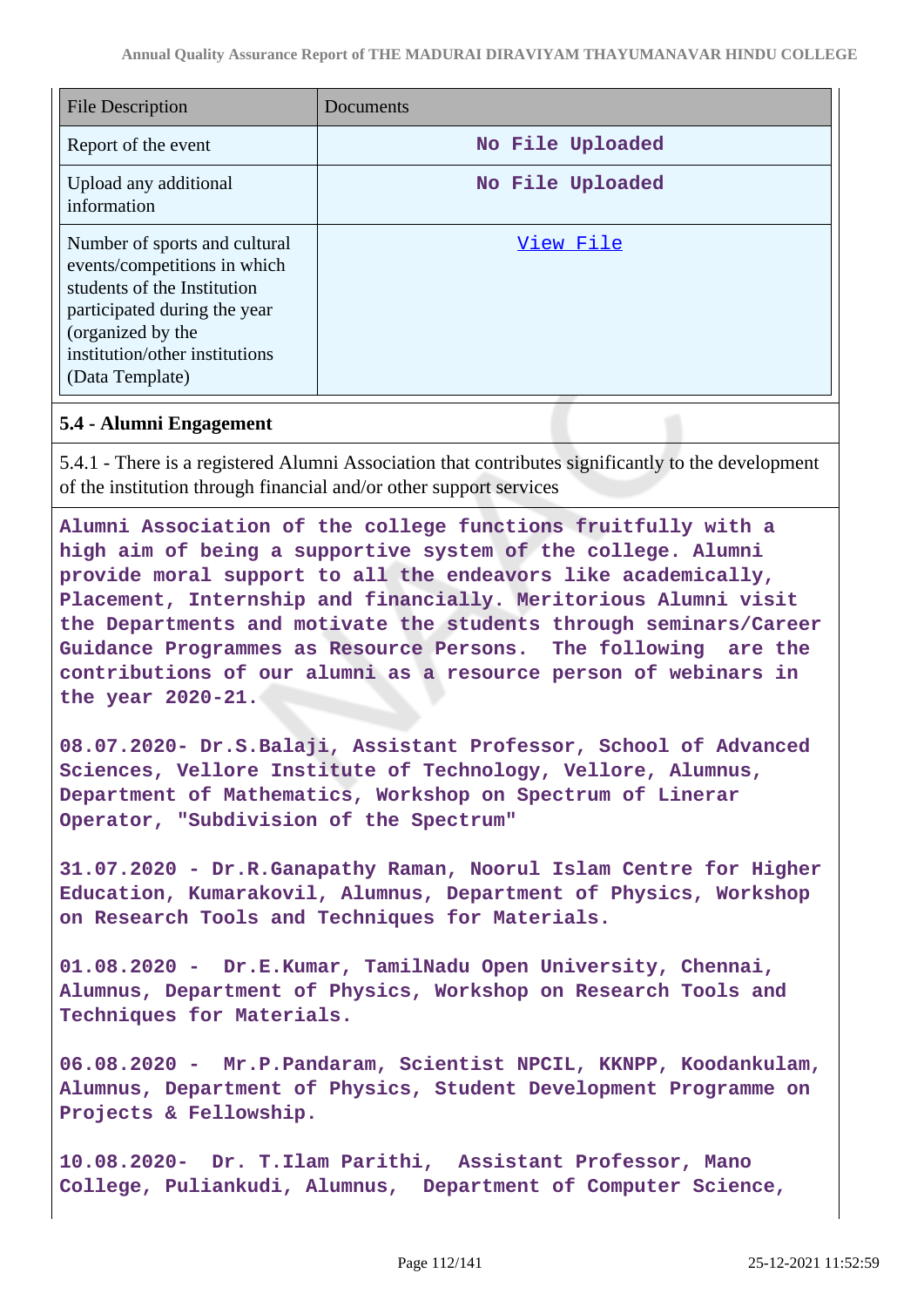| File Description | Documents |
|---|---|
| Report of the event | No File Uploaded |
| Upload any additional information | No File Uploaded |
| Number of sports and cultural events/competitions in which students of the Institution participated during the year (organized by the institution/other institutions (Data Template) | View File |

### 5.4 - Alumni Engagement

5.4.1 - There is a registered Alumni Association that contributes significantly to the development of the institution through financial and/or other support services

**Alumni Association of the college functions fruitfully with a high aim of being a supportive system of the college. Alumni provide moral support to all the endeavors like academically, Placement, Internship and financially. Meritorious Alumni visit the Departments and motivate the students through seminars/Career Guidance Programmes as Resource Persons. The following are the contributions of our alumni as a resource person of webinars in the year 2020-21.**

**08.07.2020- Dr.S.Balaji, Assistant Professor, School of Advanced Sciences, Vellore Institute of Technology, Vellore, Alumnus, Department of Mathematics, Workshop on Spectrum of Linerar Operator, "Subdivision of the Spectrum"**

**31.07.2020 - Dr.R.Ganapathy Raman, Noorul Islam Centre for Higher Education, Kumarakovil, Alumnus, Department of Physics, Workshop on Research Tools and Techniques for Materials.**

**01.08.2020 - Dr.E.Kumar, TamilNadu Open University, Chennai, Alumnus, Department of Physics, Workshop on Research Tools and Techniques for Materials.**

**06.08.2020 - Mr.P.Pandaram, Scientist NPCIL, KKNPP, Koodankulam, Alumnus, Department of Physics, Student Development Programme on Projects & Fellowship.**

**10.08.2020- Dr. T.Ilam Parithi, Assistant Professor, Mano College, Puliankudi, Alumnus, Department of Computer Science,**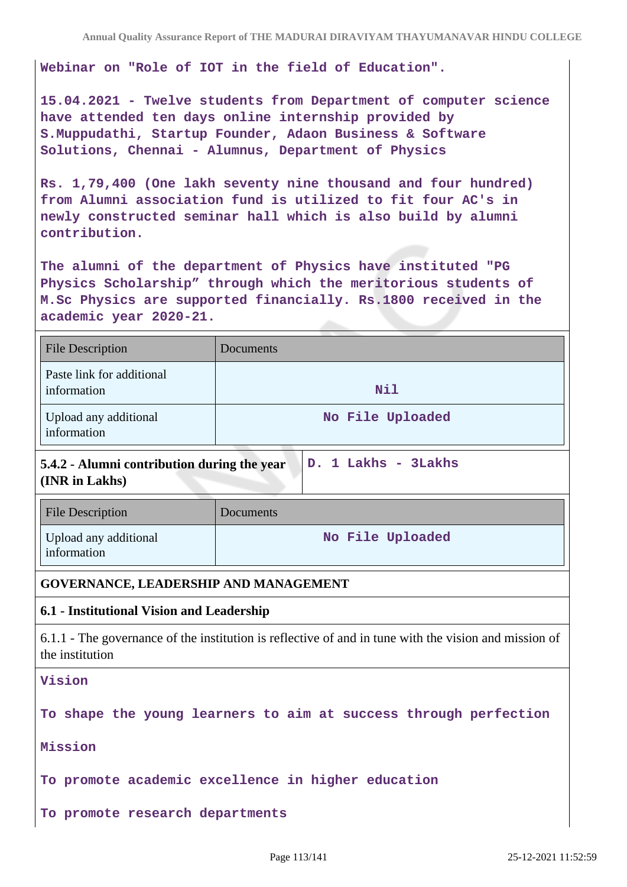Webinar on "Role of IOT in the field of Education".

15.04.2021 - Twelve students from Department of computer science have attended ten days online internship provided by S.Muppudathi, Startup Founder, Adaon Business & Software Solutions, Chennai - Alumnus, Department of Physics

Rs. 1,79,400 (One lakh seventy nine thousand and four hundred) from Alumni association fund is utilized to fit four AC's in newly constructed seminar hall which is also build by alumni contribution.

The alumni of the department of Physics have instituted "PG Physics Scholarship" through which the meritorious students of M.Sc Physics are supported financially. Rs.1800 received in the academic year 2020-21.

| File Description | Documents |
| --- | --- |
| Paste link for additional information | Nil |
| Upload any additional information | No File Uploaded |

| **5.4.2 - Alumni contribution during the year (INR in Lakhs)** | D. 1 Lakhs - 3Lakhs |
| --- | --- |

| File Description | Documents |
| --- | --- |
| Upload any additional information | No File Uploaded |

## GOVERNANCE, LEADERSHIP AND MANAGEMENT

### 6.1 - Institutional Vision and Leadership

6.1.1 - The governance of the institution is reflective of and in tune with the vision and mission of the institution

Vision

To shape the young learners to aim at success through perfection

Mission

To promote academic excellence in higher education

To promote research departments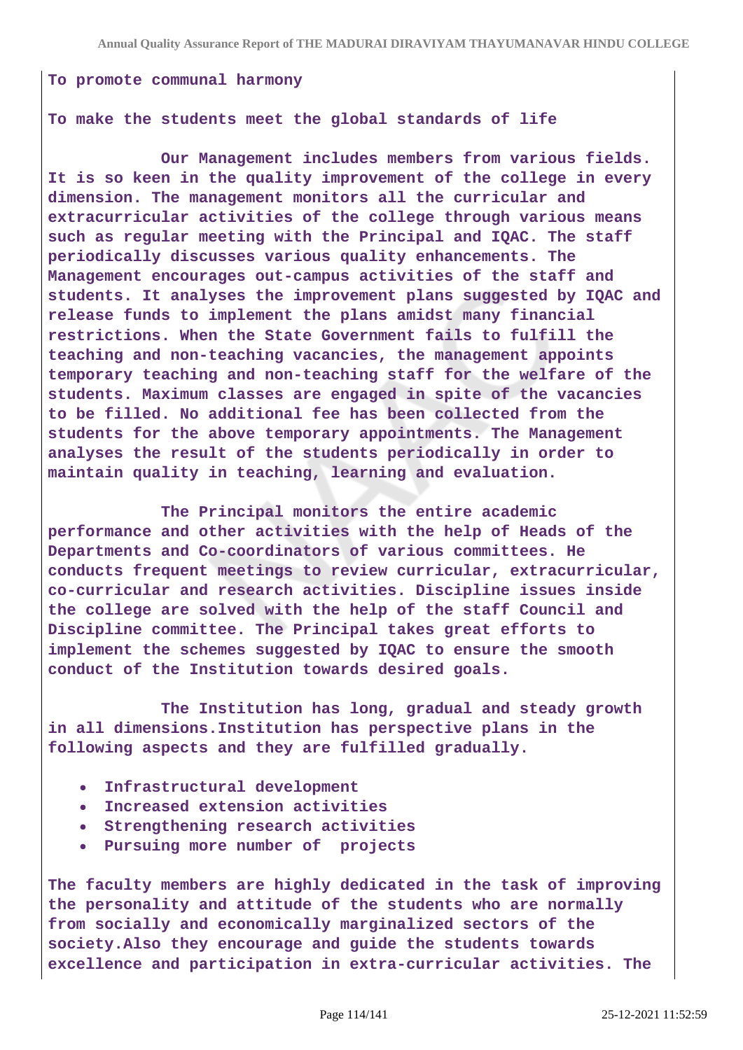**To promote communal harmony**

**To make the students meet the global standards of life**

**Our Management includes members from various fields. It is so keen in the quality improvement of the college in every dimension. The management monitors all the curricular and extracurricular activities of the college through various means such as regular meeting with the Principal and IQAC. The staff periodically discusses various quality enhancements. The Management encourages out-campus activities of the staff and students. It analyses the improvement plans suggested by IQAC and release funds to implement the plans amidst many financial restrictions. When the State Government fails to fulfill the teaching and non-teaching vacancies, the management appoints temporary teaching and non-teaching staff for the welfare of the students. Maximum classes are engaged in spite of the vacancies to be filled. No additional fee has been collected from the students for the above temporary appointments. The Management analyses the result of the students periodically in order to maintain quality in teaching, learning and evaluation.**

**The Principal monitors the entire academic performance and other activities with the help of Heads of the Departments and Co-coordinators of various committees. He conducts frequent meetings to review curricular, extracurricular, co-curricular and research activities. Discipline issues inside the college are solved with the help of the staff Council and Discipline committee. The Principal takes great efforts to implement the schemes suggested by IQAC to ensure the smooth conduct of the Institution towards desired goals.**

**The Institution has long, gradual and steady growth in all dimensions.Institution has perspective plans in the following aspects and they are fulfilled gradually.**

- **Infrastructural development**
- **Increased extension activities**
- **Strengthening research activities**
- **Pursuing more number of projects**

**The faculty members are highly dedicated in the task of improving the personality and attitude of the students who are normally from socially and economically marginalized sectors of the society.Also they encourage and guide the students towards excellence and participation in extra-curricular activities. The**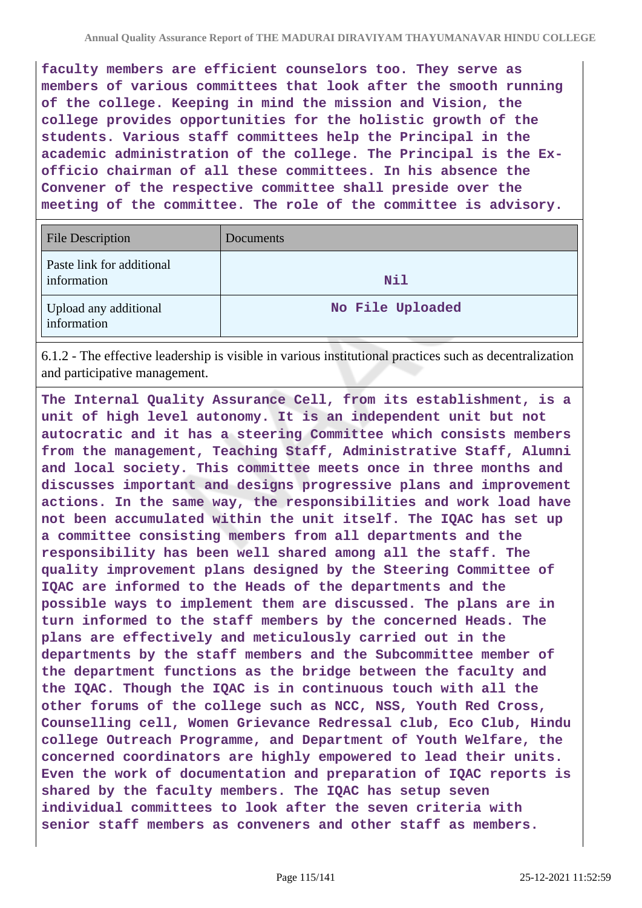**faculty members are efficient counselors too. They serve as members of various committees that look after the smooth running of the college. Keeping in mind the mission and Vision, the college provides opportunities for the holistic growth of the students. Various staff committees help the Principal in the academic administration of the college. The Principal is the Ex-officio chairman of all these committees. In his absence the Convener of the respective committee shall preside over the meeting of the committee. The role of the committee is advisory.**

| File Description | Documents |
|---|---|
| Paste link for additional information | **Nil** |
| Upload any additional information | **No File Uploaded** |

6.1.2 - The effective leadership is visible in various institutional practices such as decentralization and participative management.

**The Internal Quality Assurance Cell, from its establishment, is a unit of high level autonomy. It is an independent unit but not autocratic and it has a steering Committee which consists members from the management, Teaching Staff, Administrative Staff, Alumni and local society. This committee meets once in three months and discusses important and designs progressive plans and improvement actions. In the same way, the responsibilities and work load have not been accumulated within the unit itself. The IQAC has set up a committee consisting members from all departments and the responsibility has been well shared among all the staff. The quality improvement plans designed by the Steering Committee of IQAC are informed to the Heads of the departments and the possible ways to implement them are discussed. The plans are in turn informed to the staff members by the concerned Heads. The plans are effectively and meticulously carried out in the departments by the staff members and the Subcommittee member of the department functions as the bridge between the faculty and the IQAC. Though the IQAC is in continuous touch with all the other forums of the college such as NCC, NSS, Youth Red Cross, Counselling cell, Women Grievance Redressal club, Eco Club, Hindu college Outreach Programme, and Department of Youth Welfare, the concerned coordinators are highly empowered to lead their units. Even the work of documentation and preparation of IQAC reports is shared by the faculty members. The IQAC has setup seven individual committees to look after the seven criteria with senior staff members as conveners and other staff as members.**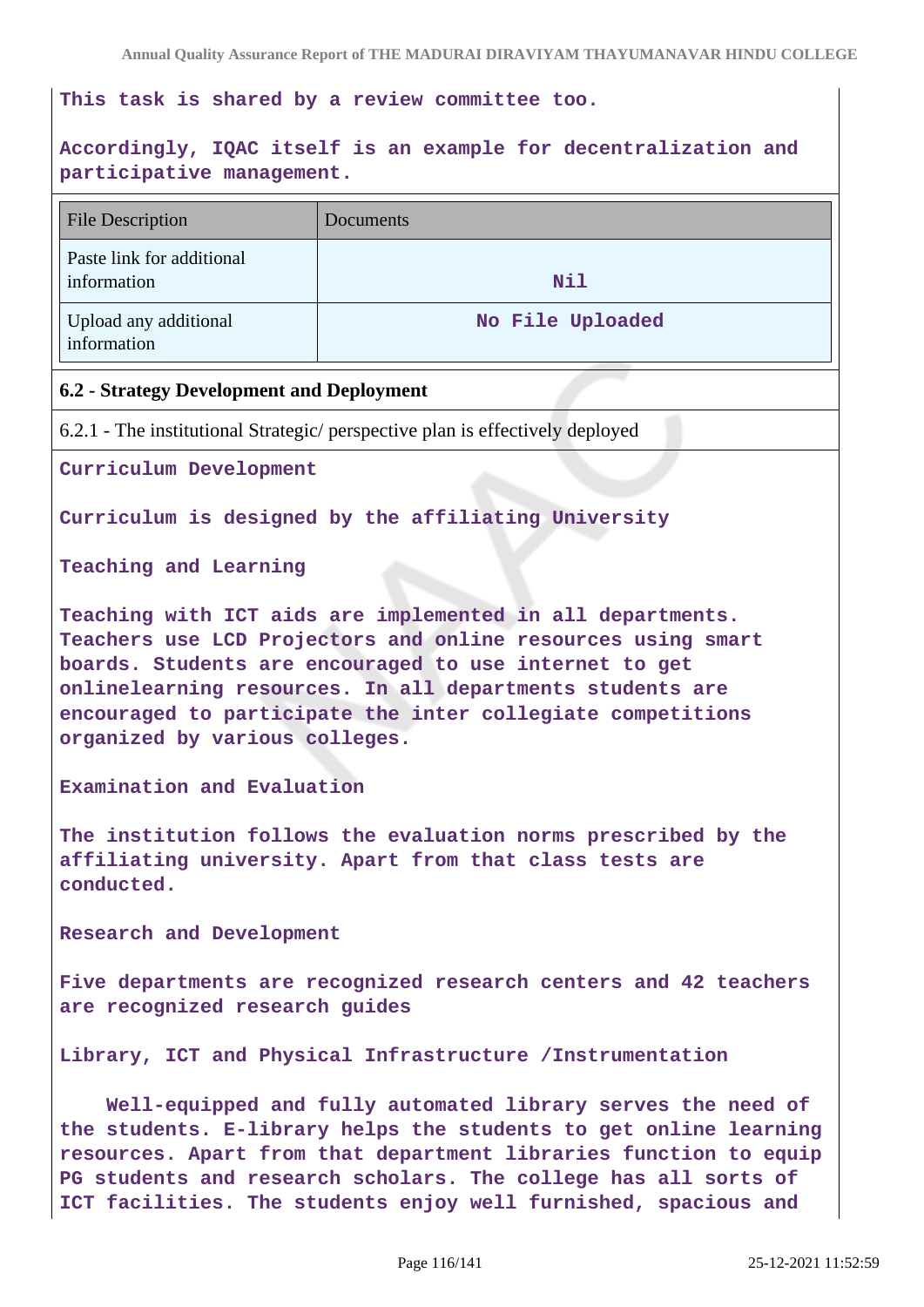This task is shared by a review committee too.

Accordingly, IQAC itself is an example for decentralization and participative management.

| File Description | Documents |
| --- | --- |
| Paste link for additional information | Nil |
| Upload any additional information | No File Uploaded |

**6.2 - Strategy Development and Deployment**

6.2.1 - The institutional Strategic/ perspective plan is effectively deployed

Curriculum Development

Curriculum is designed by the affiliating University

Teaching and Learning

Teaching with ICT aids are implemented in all departments. Teachers use LCD Projectors and online resources using smart boards. Students are encouraged to use internet to get onlinelearning resources. In all departments students are encouraged to participate the inter collegiate competitions organized by various colleges.

Examination and Evaluation

The institution follows the evaluation norms prescribed by the affiliating university. Apart from that class tests are conducted.

Research and Development

Five departments are recognized research centers and 42 teachers are recognized research guides

Library, ICT and Physical Infrastructure /Instrumentation

Well-equipped and fully automated library serves the need of the students. E-library helps the students to get online learning resources. Apart from that department libraries function to equip PG students and research scholars. The college has all sorts of ICT facilities. The students enjoy well furnished, spacious and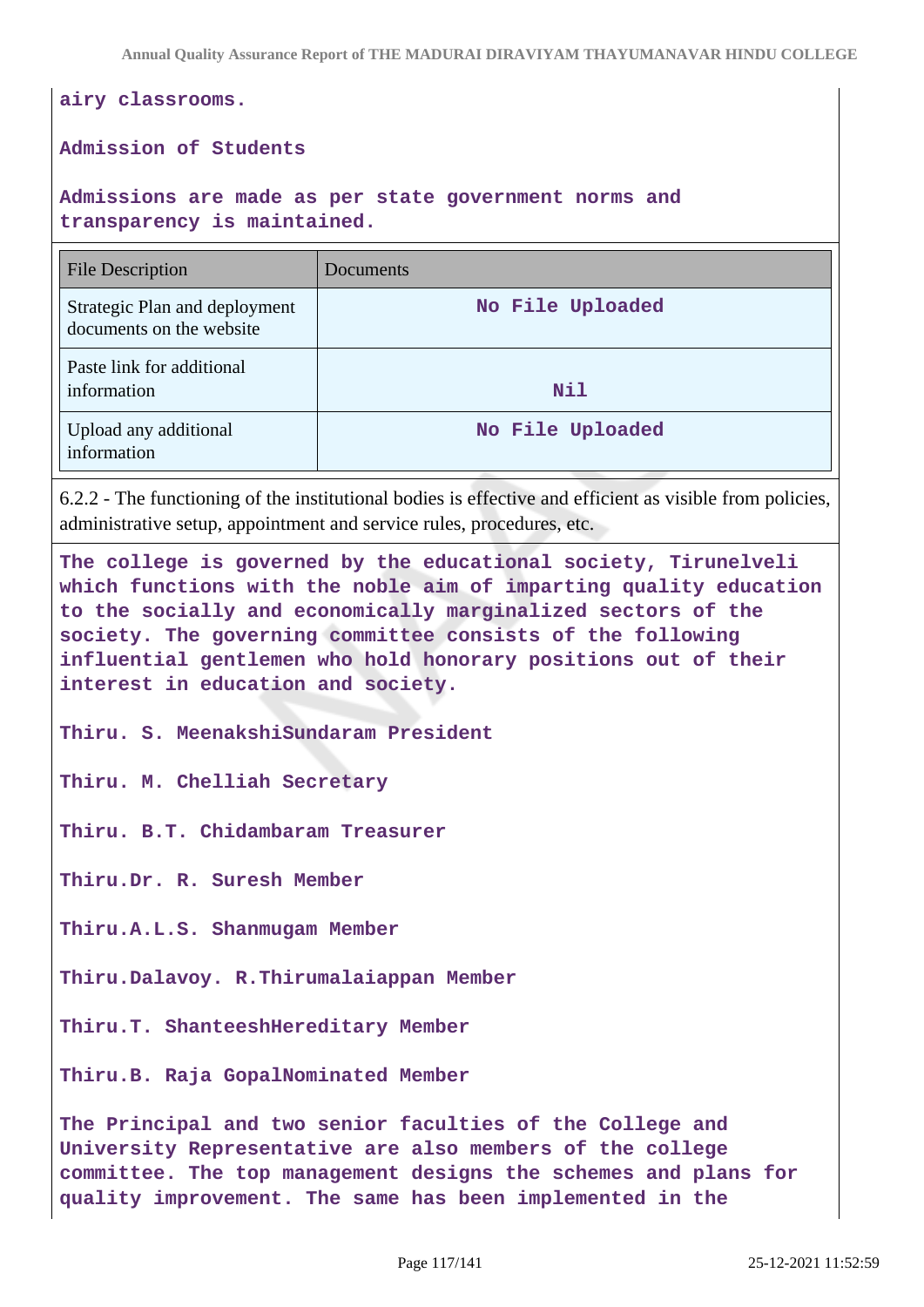**airy classrooms.**

**Admission of Students**

**Admissions are made as per state government norms and transparency is maintained.**

| File Description | Documents |
|---|---|
| Strategic Plan and deployment documents on the website | No File Uploaded |
| Paste link for additional information | Nil |
| Upload any additional information | No File Uploaded |

6.2.2 - The functioning of the institutional bodies is effective and efficient as visible from policies, administrative setup, appointment and service rules, procedures, etc.

**The college is governed by the educational society, Tirunelveli which functions with the noble aim of imparting quality education to the socially and economically marginalized sectors of the society. The governing committee consists of the following influential gentlemen who hold honorary positions out of their interest in education and society.**

**Thiru. S. MeenakshiSundaram President**

**Thiru. M. Chelliah Secretary**

**Thiru. B.T. Chidambaram Treasurer**

**Thiru.Dr. R. Suresh Member**

**Thiru.A.L.S. Shanmugam Member**

**Thiru.Dalavoy. R.Thirumalaiappan Member**

**Thiru.T. ShanteeshHereditary Member**

**Thiru.B. Raja GopalNominated Member**

**The Principal and two senior faculties of the College and University Representative are also members of the college committee. The top management designs the schemes and plans for quality improvement. The same has been implemented in the**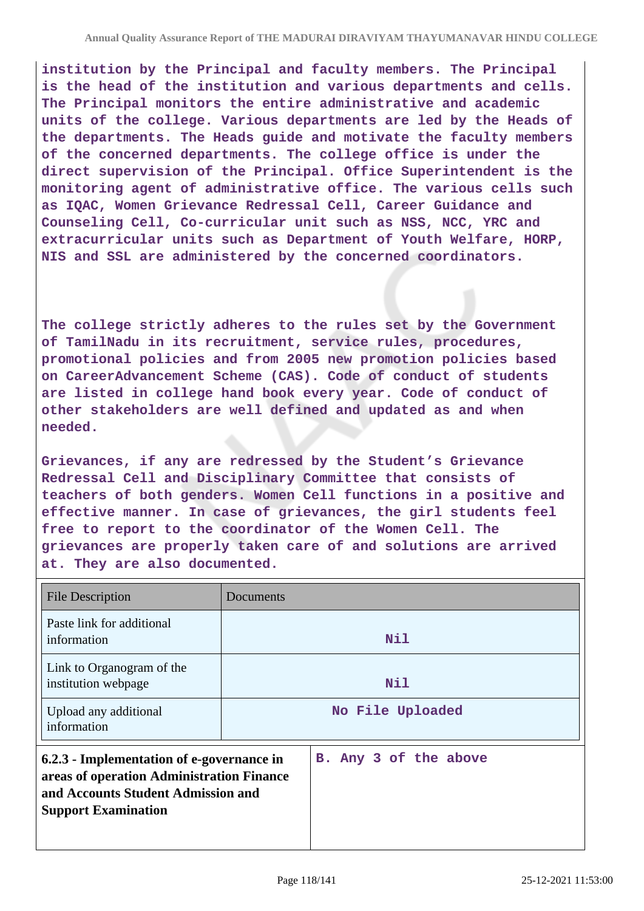**institution by the Principal and faculty members. The Principal is the head of the institution and various departments and cells. The Principal monitors the entire administrative and academic units of the college. Various departments are led by the Heads of the departments. The Heads guide and motivate the faculty members of the concerned departments. The college office is under the direct supervision of the Principal. Office Superintendent is the monitoring agent of administrative office. The various cells such as IQAC, Women Grievance Redressal Cell, Career Guidance and Counseling Cell, Co-curricular unit such as NSS, NCC, YRC and extracurricular units such as Department of Youth Welfare, HORP, NIS and SSL are administered by the concerned coordinators.**

**The college strictly adheres to the rules set by the Government of TamilNadu in its recruitment, service rules, procedures, promotional policies and from 2005 new promotion policies based on CareerAdvancement Scheme (CAS). Code of conduct of students are listed in college hand book every year. Code of conduct of other stakeholders are well defined and updated as and when needed.**

**Grievances, if any are redressed by the Student's Grievance Redressal Cell and Disciplinary Committee that consists of teachers of both genders. Women Cell functions in a positive and effective manner. In case of grievances, the girl students feel free to report to the coordinator of the Women Cell. The grievances are properly taken care of and solutions are arrived at. They are also documented.**

| File Description | Documents |
|---|---|
| Paste link for additional information | Nil |
| Link to Organogram of the institution webpage | Nil |
| Upload any additional information | No File Uploaded |

| **6.2.3 - Implementation of e-governance in areas of operation Administration Finance and Accounts Student Admission and Support Examination** | **B. Any 3 of the above** |
|---|---|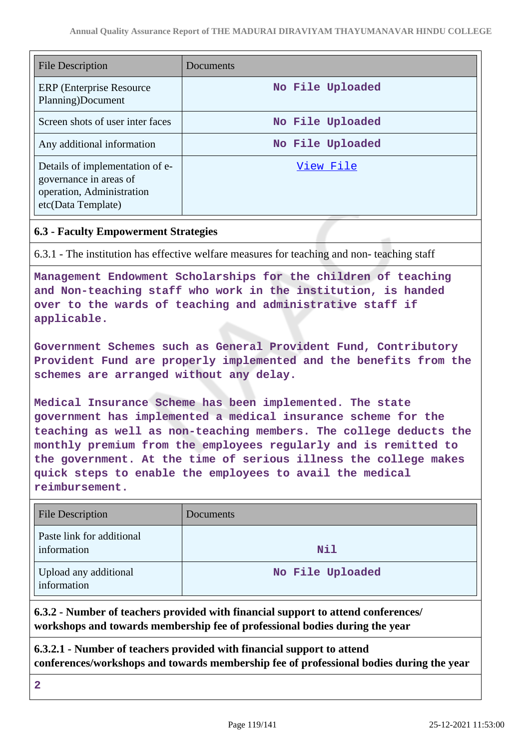| File Description | Documents |
|---|---|
| ERP (Enterprise Resource Planning)Document | No File Uploaded |
| Screen shots of user inter faces | No File Uploaded |
| Any additional information | No File Uploaded |
| Details of implementation of e-governance in areas of operation, Administration etc(Data Template) | View File |

### 6.3 - Faculty Empowerment Strategies

6.3.1 - The institution has effective welfare measures for teaching and non- teaching staff

Management Endowment Scholarships for the children of teaching and Non-teaching staff who work in the institution, is handed over to the wards of teaching and administrative staff if applicable.

Government Schemes such as General Provident Fund, Contributory Provident Fund are properly implemented and the benefits from the schemes are arranged without any delay.

Medical Insurance Scheme has been implemented. The state government has implemented a medical insurance scheme for the teaching as well as non-teaching members. The college deducts the monthly premium from the employees regularly and is remitted to the government. At the time of serious illness the college makes quick steps to enable the employees to avail the medical reimbursement.

| File Description | Documents |
|---|---|
| Paste link for additional information | Nil |
| Upload any additional information | No File Uploaded |

**6.3.2 - Number of teachers provided with financial support to attend conferences/ workshops and towards membership fee of professional bodies during the year**

**6.3.2.1 - Number of teachers provided with financial support to attend conferences/workshops and towards membership fee of professional bodies during the year**

2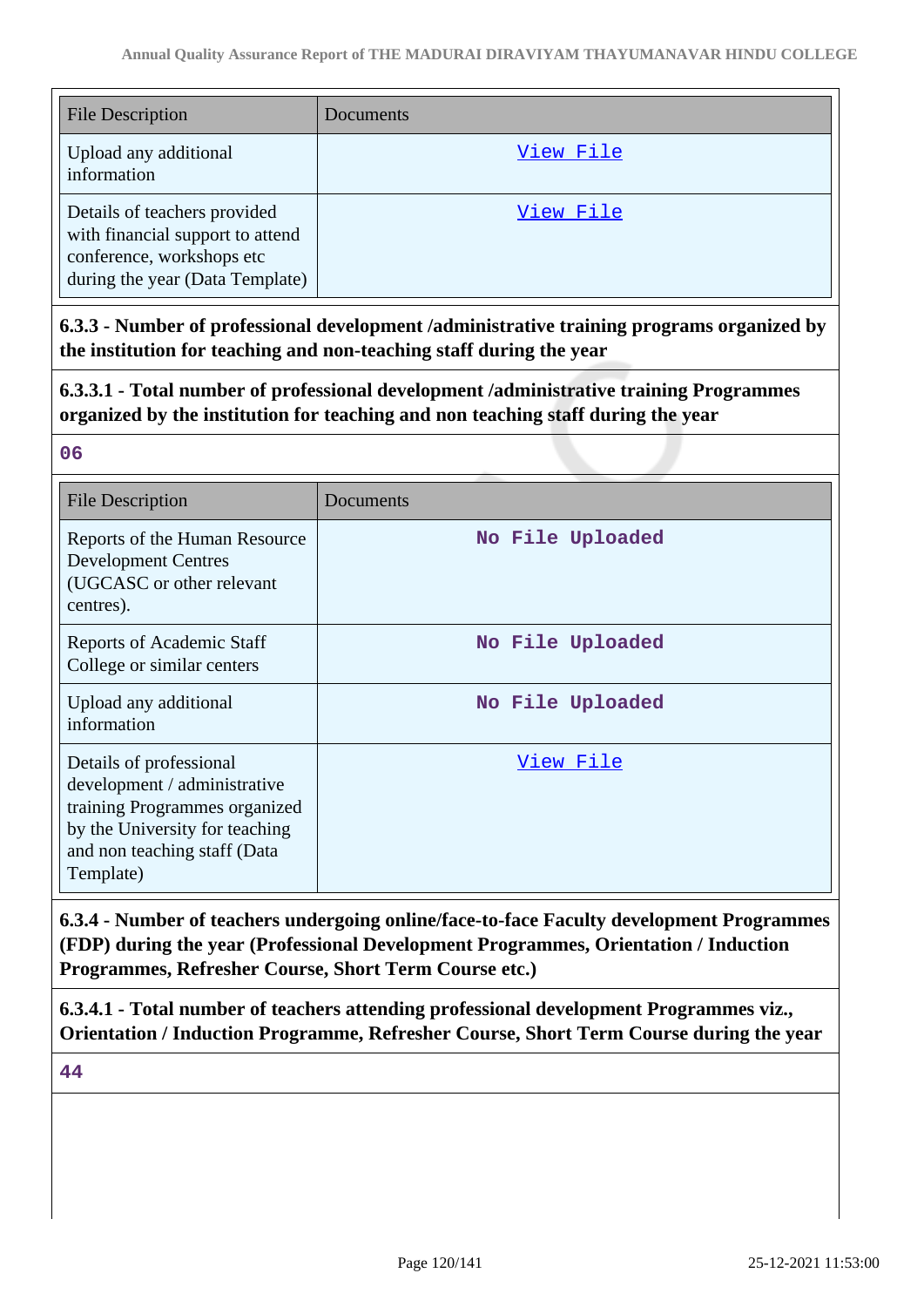| File Description | Documents |
|---|---|
| Upload any additional information | View File |
| Details of teachers provided with financial support to attend conference, workshops etc during the year (Data Template) | View File |

**6.3.3 - Number of professional development /administrative training programs organized by the institution for teaching and non-teaching staff during the year**

**6.3.3.1 - Total number of professional development /administrative training Programmes organized by the institution for teaching and non teaching staff during the year**

06

| File Description | Documents |
|---|---|
| Reports of the Human Resource Development Centres (UGCASC or other relevant centres). | No File Uploaded |
| Reports of Academic Staff College or similar centers | No File Uploaded |
| Upload any additional information | No File Uploaded |
| Details of professional development / administrative training Programmes organized by the University for teaching and non teaching staff (Data Template) | View File |

**6.3.4 - Number of teachers undergoing online/face-to-face Faculty development Programmes (FDP) during the year (Professional Development Programmes, Orientation / Induction Programmes, Refresher Course, Short Term Course etc.)**

**6.3.4.1 - Total number of teachers attending professional development Programmes viz., Orientation / Induction Programme, Refresher Course, Short Term Course during the year**

44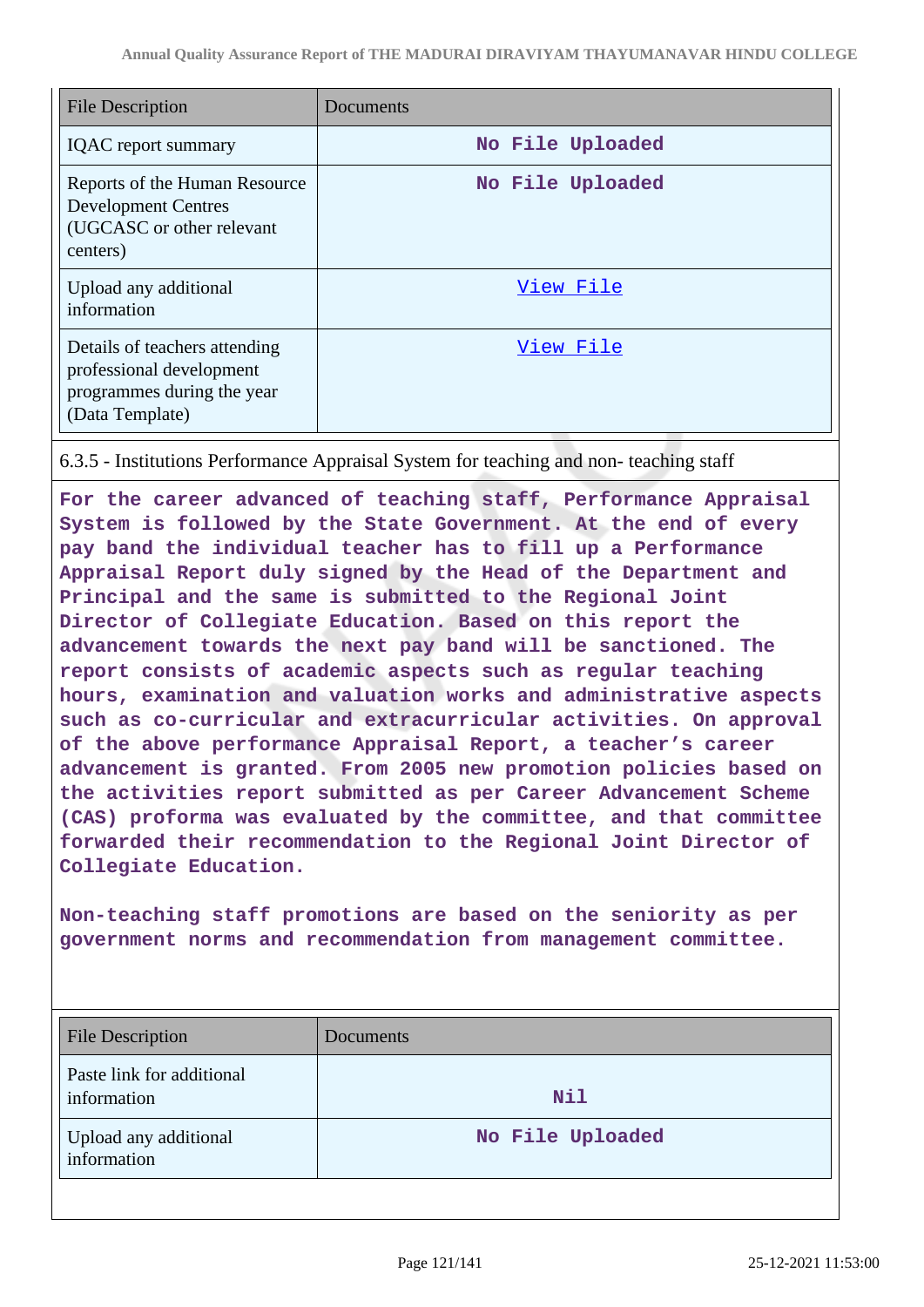| File Description | Documents |
|---|---|
| IQAC report summary | No File Uploaded |
| Reports of the Human Resource Development Centres (UGCASC or other relevant centers) | No File Uploaded |
| Upload any additional information | View File |
| Details of teachers attending professional development programmes during the year (Data Template) | View File |

6.3.5 - Institutions Performance Appraisal System for teaching and non- teaching staff

**For the career advanced of teaching staff, Performance Appraisal System is followed by the State Government. At the end of every pay band the individual teacher has to fill up a Performance Appraisal Report duly signed by the Head of the Department and Principal and the same is submitted to the Regional Joint Director of Collegiate Education. Based on this report the advancement towards the next pay band will be sanctioned. The report consists of academic aspects such as regular teaching hours, examination and valuation works and administrative aspects such as co-curricular and extracurricular activities. On approval of the above performance Appraisal Report, a teacher's career advancement is granted. From 2005 new promotion policies based on the activities report submitted as per Career Advancement Scheme (CAS) proforma was evaluated by the committee, and that committee forwarded their recommendation to the Regional Joint Director of Collegiate Education.**

**Non-teaching staff promotions are based on the seniority as per government norms and recommendation from management committee.**

| File Description | Documents |
|---|---|
| Paste link for additional information | Nil |
| Upload any additional information | No File Uploaded |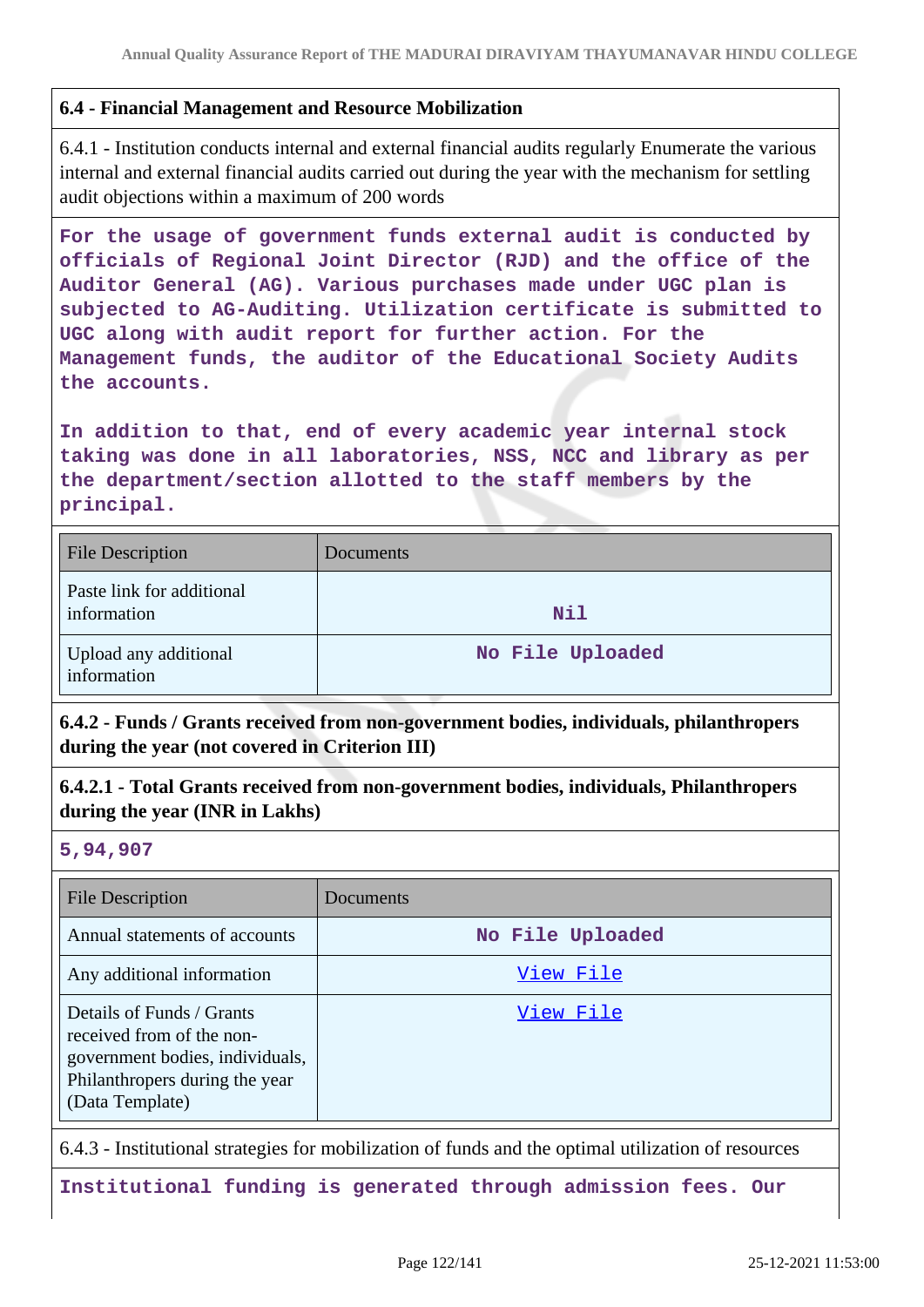### 6.4 - Financial Management and Resource Mobilization

6.4.1 - Institution conducts internal and external financial audits regularly Enumerate the various internal and external financial audits carried out during the year with the mechanism for settling audit objections within a maximum of 200 words

For the usage of government funds external audit is conducted by officials of Regional Joint Director (RJD) and the office of the Auditor General (AG). Various purchases made under UGC plan is subjected to AG-Auditing. Utilization certificate is submitted to UGC along with audit report for further action. For the Management funds, the auditor of the Educational Society Audits the accounts.

In addition to that, end of every academic year internal stock taking was done in all laboratories, NSS, NCC and library as per the department/section allotted to the staff members by the principal.

| File Description | Documents |
|---|---|
| Paste link for additional information | Nil |
| Upload any additional information | No File Uploaded |

**6.4.2 - Funds / Grants received from non-government bodies, individuals, philanthropers during the year (not covered in Criterion III)**

**6.4.2.1 - Total Grants received from non-government bodies, individuals, Philanthropers during the year (INR in Lakhs)**

**5,94,907**

| File Description | Documents |
|---|---|
| Annual statements of accounts | No File Uploaded |
| Any additional information | View File |
| Details of Funds / Grants received from of the non-government bodies, individuals, Philanthropers during the year (Data Template) | View File |

6.4.3 - Institutional strategies for mobilization of funds and the optimal utilization of resources

Institutional funding is generated through admission fees. Our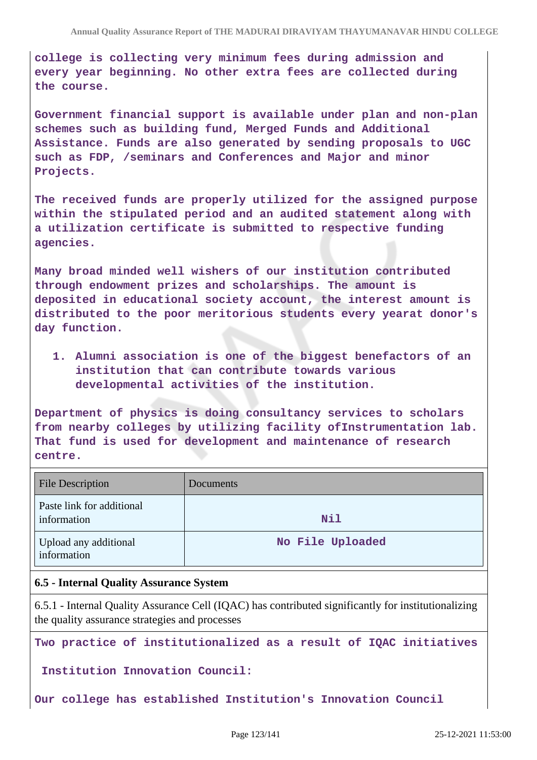**college is collecting very minimum fees during admission and every year beginning. No other extra fees are collected during the course.**

**Government financial support is available under plan and non-plan schemes such as building fund, Merged Funds and Additional Assistance. Funds are also generated by sending proposals to UGC such as FDP, /seminars and Conferences and Major and minor Projects.**

**The received funds are properly utilized for the assigned purpose within the stipulated period and an audited statement along with a utilization certificate is submitted to respective funding agencies.**

**Many broad minded well wishers of our institution contributed through endowment prizes and scholarships. The amount is deposited in educational society account, the interest amount is distributed to the poor meritorious students every yearat donor's day function.**

1. **Alumni association is one of the biggest benefactors of an institution that can contribute towards various developmental activities of the institution.**

**Department of physics is doing consultancy services to scholars from nearby colleges by utilizing facility ofInstrumentation lab. That fund is used for development and maintenance of research centre.**

| File Description | Documents |
|---|---|
| Paste link for additional information | Nil |
| Upload any additional information | No File Uploaded |

### 6.5 - Internal Quality Assurance System

6.5.1 - Internal Quality Assurance Cell (IQAC) has contributed significantly for institutionalizing the quality assurance strategies and processes

**Two practice of institutionalized as a result of IQAC initiatives**

**Institution Innovation Council:**

**Our college has established Institution's Innovation Council**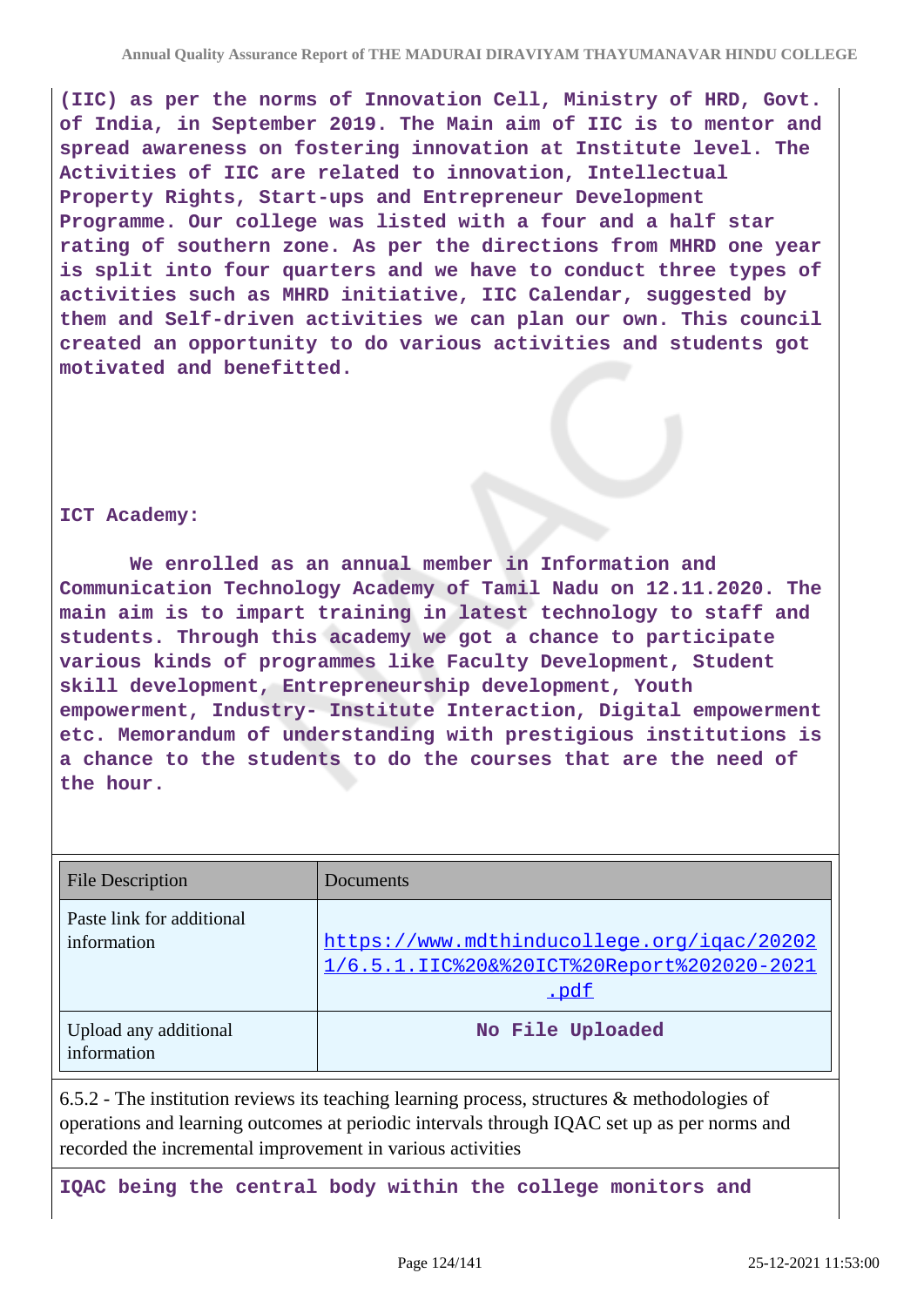**(IIC) as per the norms of Innovation Cell, Ministry of HRD, Govt. of India, in September 2019. The Main aim of IIC is to mentor and spread awareness on fostering innovation at Institute level. The Activities of IIC are related to innovation, Intellectual Property Rights, Start-ups and Entrepreneur Development Programme. Our college was listed with a four and a half star rating of southern zone. As per the directions from MHRD one year is split into four quarters and we have to conduct three types of activities such as MHRD initiative, IIC Calendar, suggested by them and Self-driven activities we can plan our own. This council created an opportunity to do various activities and students got motivated and benefitted.**

**ICT Academy:**

**We enrolled as an annual member in Information and Communication Technology Academy of Tamil Nadu on 12.11.2020. The main aim is to impart training in latest technology to staff and students. Through this academy we got a chance to participate various kinds of programmes like Faculty Development, Student skill development, Entrepreneurship development, Youth empowerment, Industry- Institute Interaction, Digital empowerment etc. Memorandum of understanding with prestigious institutions is a chance to the students to do the courses that are the need of the hour.**

| File Description | Documents |
| --- | --- |
| Paste link for additional information | https://www.mdthinducollege.org/iqac/20202 1/6.5.1.IIC%20&%20ICT%20Report%202020-2021 .pdf |
| Upload any additional information | **No File Uploaded** |

6.5.2 - The institution reviews its teaching learning process, structures & methodologies of operations and learning outcomes at periodic intervals through IQAC set up as per norms and recorded the incremental improvement in various activities

**IQAC being the central body within the college monitors and**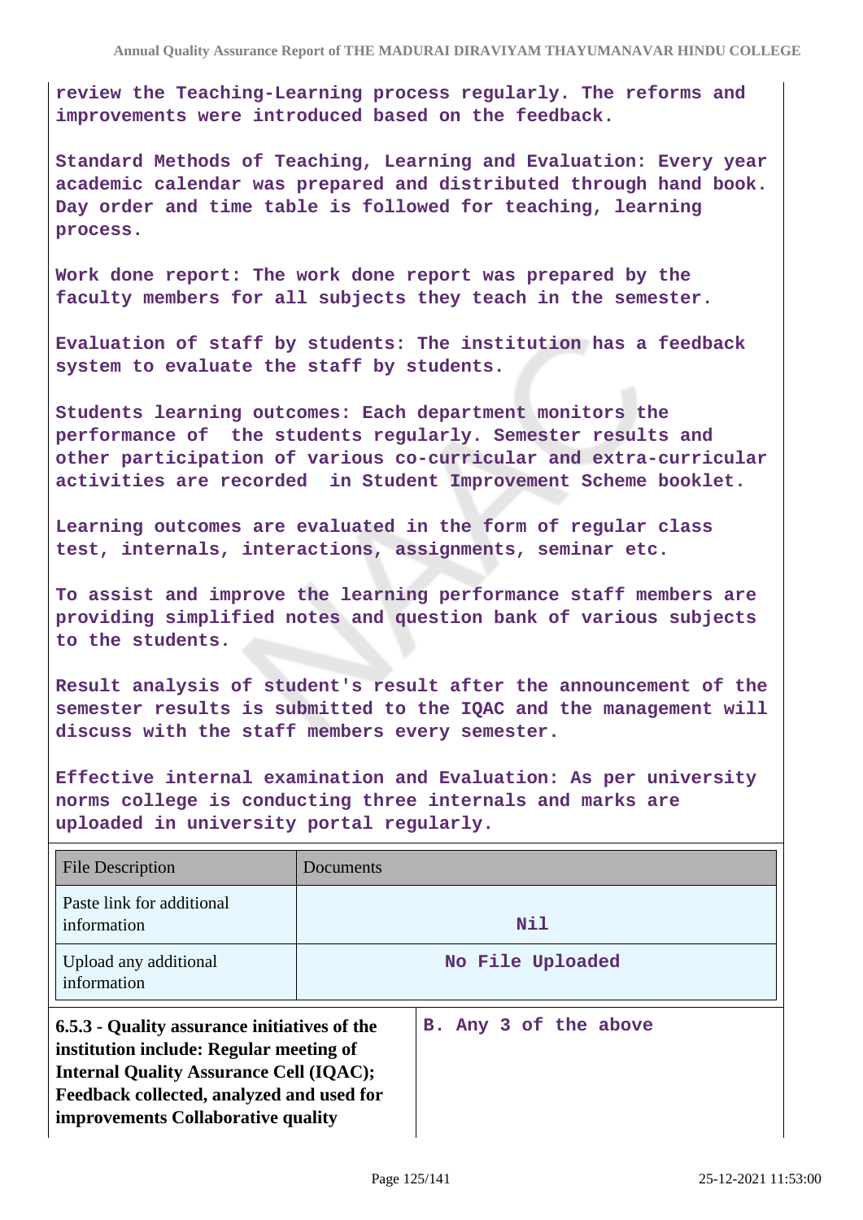review the Teaching-Learning process regularly. The reforms and improvements were introduced based on the feedback.

Standard Methods of Teaching, Learning and Evaluation: Every year academic calendar was prepared and distributed through hand book. Day order and time table is followed for teaching, learning process.

Work done report: The work done report was prepared by the faculty members for all subjects they teach in the semester.

Evaluation of staff by students: The institution has a feedback system to evaluate the staff by students.

Students learning outcomes: Each department monitors the performance of the students regularly. Semester results and other participation of various co-curricular and extra-curricular activities are recorded in Student Improvement Scheme booklet.

Learning outcomes are evaluated in the form of regular class test, internals, interactions, assignments, seminar etc.

To assist and improve the learning performance staff members are providing simplified notes and question bank of various subjects to the students.

Result analysis of student's result after the announcement of the semester results is submitted to the IQAC and the management will discuss with the staff members every semester.

Effective internal examination and Evaluation: As per university norms college is conducting three internals and marks are uploaded in university portal regularly.

| File Description | Documents |
|---|---|
| Paste link for additional information | Nil |
| Upload any additional information | No File Uploaded |

| **6.5.3 - Quality assurance initiatives of the institution include: Regular meeting of Internal Quality Assurance Cell (IQAC); Feedback collected, analyzed and used for improvements Collaborative quality** | B. Any 3 of the above |
|---|---|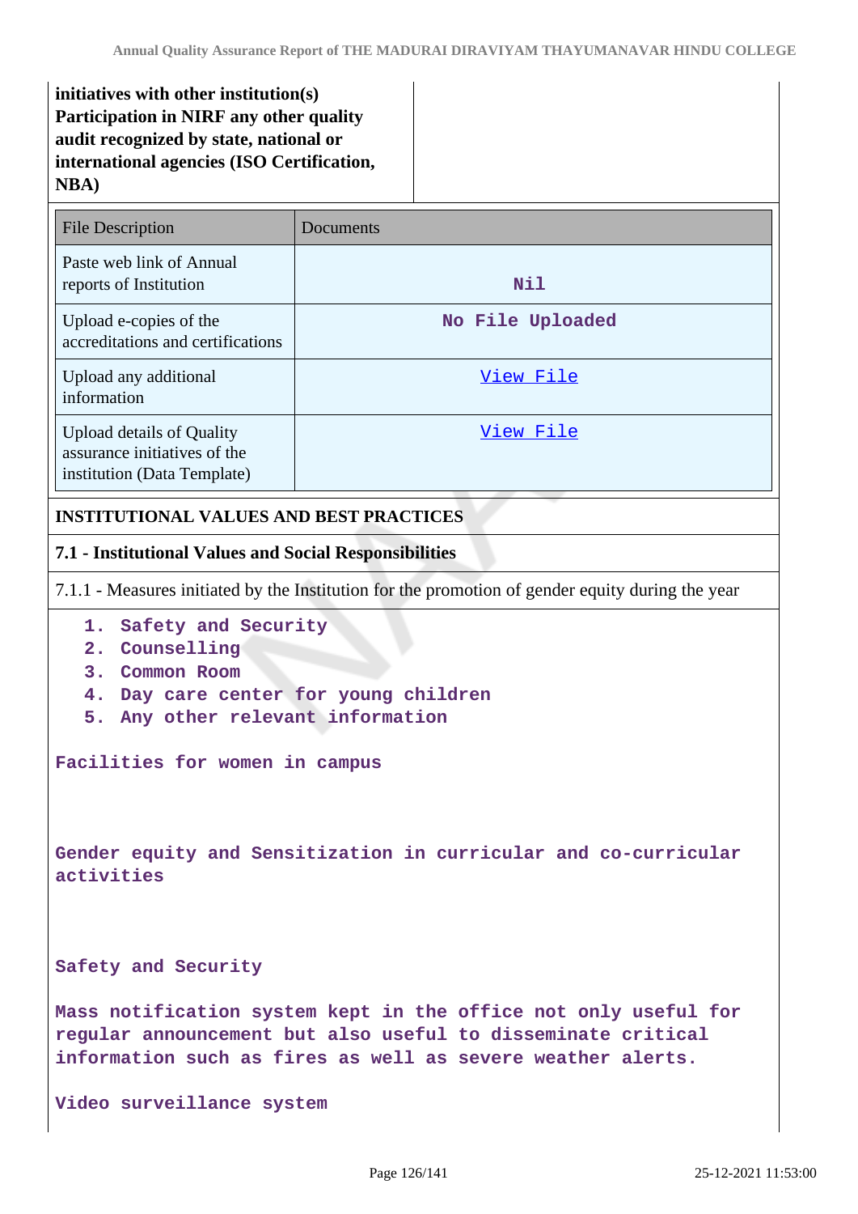| **initiatives with other institution(s) Participation in NIRF any other quality audit recognized by state, national or international agencies (ISO Certification, NBA)** | |
|---|---|

| File Description | Documents |
|---|---|
| Paste web link of Annual reports of Institution | Nil |
| Upload e-copies of the accreditations and certifications | No File Uploaded |
| Upload any additional information | View File |
| Upload details of Quality assurance initiatives of the institution (Data Template) | View File |

## INSTITUTIONAL VALUES AND BEST PRACTICES

### 7.1 - Institutional Values and Social Responsibilities

7.1.1 - Measures initiated by the Institution for the promotion of gender equity during the year

1. Safety and Security
2. Counselling
3. Common Room
4. Day care center for young children
5. Any other relevant information

Facilities for women in campus

Gender equity and Sensitization in curricular and co-curricular activities

Safety and Security

Mass notification system kept in the office not only useful for regular announcement but also useful to disseminate critical information such as fires as well as severe weather alerts.

Video surveillance system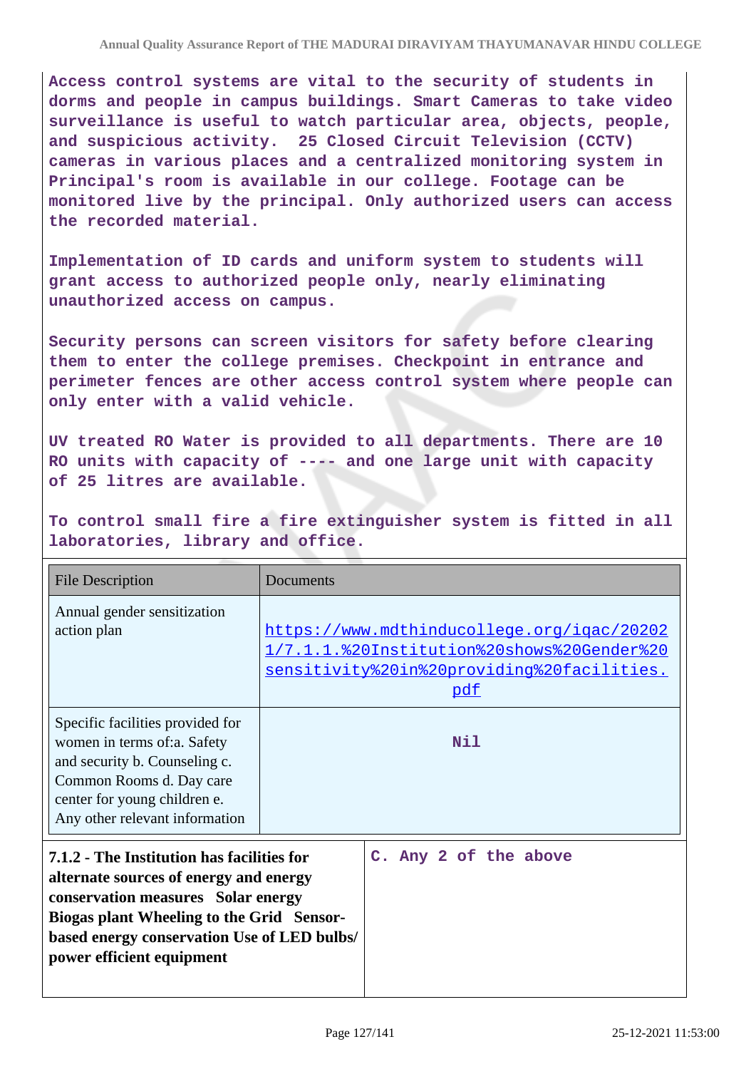Access control systems are vital to the security of students in dorms and people in campus buildings. Smart Cameras to take video surveillance is useful to watch particular area, objects, people, and suspicious activity. 25 Closed Circuit Television (CCTV) cameras in various places and a centralized monitoring system in Principal's room is available in our college. Footage can be monitored live by the principal. Only authorized users can access the recorded material.

Implementation of ID cards and uniform system to students will grant access to authorized people only, nearly eliminating unauthorized access on campus.

Security persons can screen visitors for safety before clearing them to enter the college premises. Checkpoint in entrance and perimeter fences are other access control system where people can only enter with a valid vehicle.

UV treated RO Water is provided to all departments. There are 10 RO units with capacity of ---- and one large unit with capacity of 25 litres are available.

To control small fire a fire extinguisher system is fitted in all laboratories, library and office.

| File Description | Documents |
| --- | --- |
| Annual gender sensitization action plan | https://www.mdthinducollege.org/iqac/20202 1/7.1.1.%20Institution%20shows%20Gender%20 sensitivity%20in%20providing%20facilities. pdf |
| Specific facilities provided for women in terms of:a. Safety and security b. Counseling c. Common Rooms d. Day care center for young children e. Any other relevant information | Nil |

| **7.1.2 - The Institution has facilities for alternate sources of energy and energy conservation measures Solar energy Biogas plant Wheeling to the Grid Sensor-based energy conservation Use of LED bulbs/ power efficient equipment** | C. Any 2 of the above |
| --- | --- |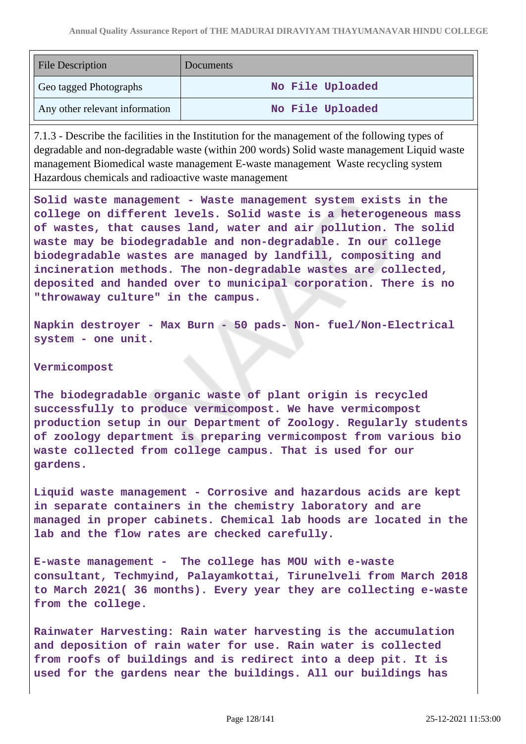| File Description | Documents |
|---|---|
| Geo tagged Photographs | No File Uploaded |
| Any other relevant information | No File Uploaded |

7.1.3 - Describe the facilities in the Institution for the management of the following types of degradable and non-degradable waste (within 200 words) Solid waste management Liquid waste management Biomedical waste management E-waste management Waste recycling system Hazardous chemicals and radioactive waste management

**Solid waste management - Waste management system exists in the college on different levels. Solid waste is a heterogeneous mass of wastes, that causes land, water and air pollution. The solid waste may be biodegradable and non-degradable. In our college biodegradable wastes are managed by landfill, compositing and incineration methods. The non-degradable wastes are collected, deposited and handed over to municipal corporation. There is no "throwaway culture" in the campus.**

**Napkin destroyer - Max Burn - 50 pads- Non- fuel/Non-Electrical system - one unit.**

**Vermicompost**

**The biodegradable organic waste of plant origin is recycled successfully to produce vermicompost. We have vermicompost production setup in our Department of Zoology. Regularly students of zoology department is preparing vermicompost from various bio waste collected from college campus. That is used for our gardens.**

**Liquid waste management - Corrosive and hazardous acids are kept in separate containers in the chemistry laboratory and are managed in proper cabinets. Chemical lab hoods are located in the lab and the flow rates are checked carefully.**

**E-waste management - The college has MOU with e-waste consultant, Techmyind, Palayamkottai, Tirunelveli from March 2018 to March 2021( 36 months). Every year they are collecting e-waste from the college.**

**Rainwater Harvesting: Rain water harvesting is the accumulation and deposition of rain water for use. Rain water is collected from roofs of buildings and is redirect into a deep pit. It is used for the gardens near the buildings. All our buildings has**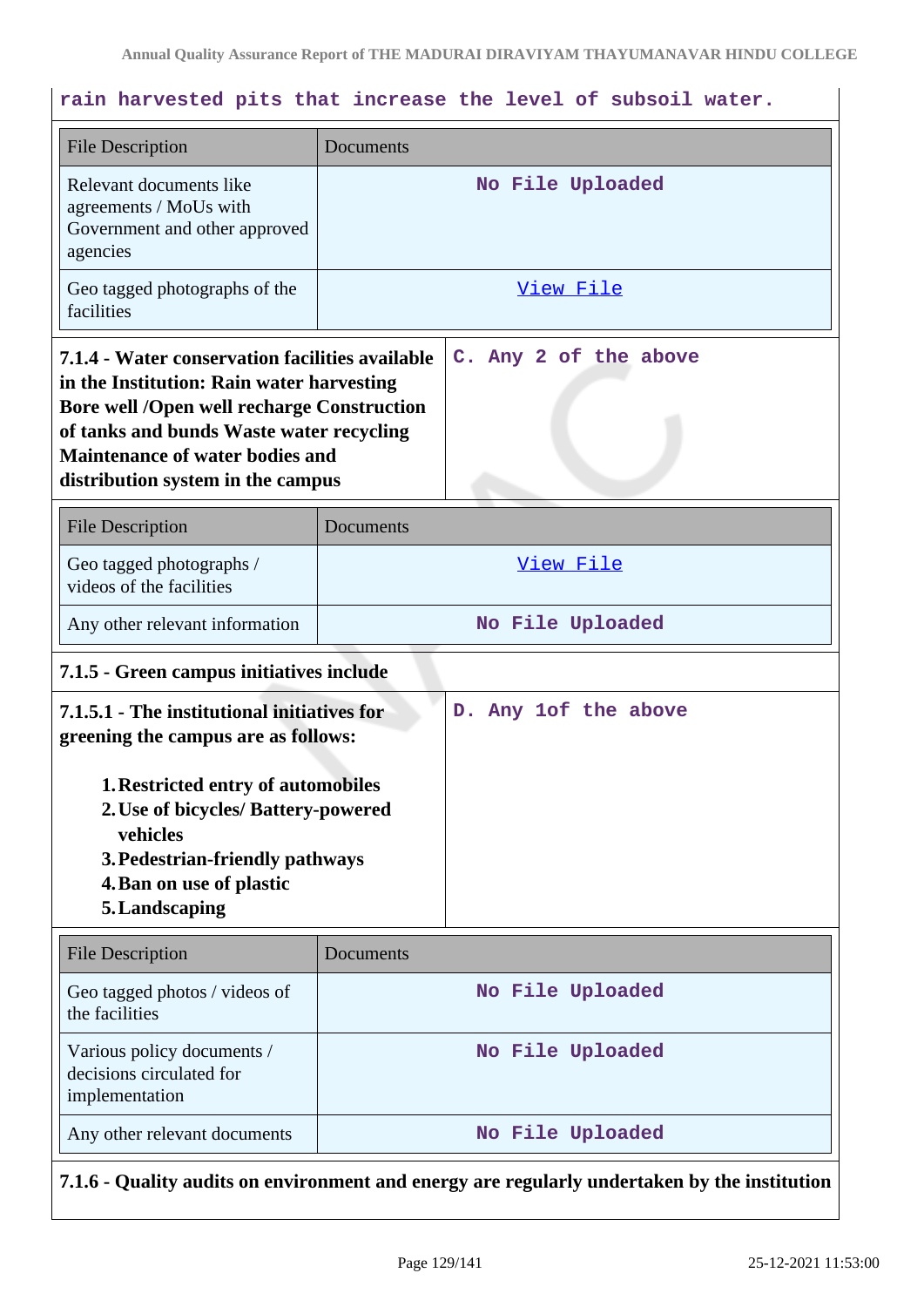rain harvested pits that increase the level of subsoil water.

| File Description | Documents |
|---|---|
| Relevant documents like agreements / MoUs with Government and other approved agencies | No File Uploaded |
| Geo tagged photographs of the facilities | View File |

| **7.1.4 - Water conservation facilities available in the Institution: Rain water harvesting Bore well /Open well recharge Construction of tanks and bunds Waste water recycling Maintenance of water bodies and distribution system in the campus** | C. Any 2 of the above |
|---|---|

| File Description | Documents |
|---|---|
| Geo tagged photographs / videos of the facilities | View File |
| Any other relevant information | No File Uploaded |

**7.1.5 - Green campus initiatives include**

| **7.1.5.1 - The institutional initiatives for greening the campus are as follows:** 1. **Restricted entry of automobiles** 2. **Use of bicycles/ Battery-powered vehicles** 3. **Pedestrian-friendly pathways** 4. **Ban on use of plastic** 5. **Landscaping** | D. Any 1of the above |
|---|---|

| File Description | Documents |
|---|---|
| Geo tagged photos / videos of the facilities | No File Uploaded |
| Various policy documents / decisions circulated for implementation | No File Uploaded |
| Any other relevant documents | No File Uploaded |

**7.1.6 - Quality audits on environment and energy are regularly undertaken by the institution**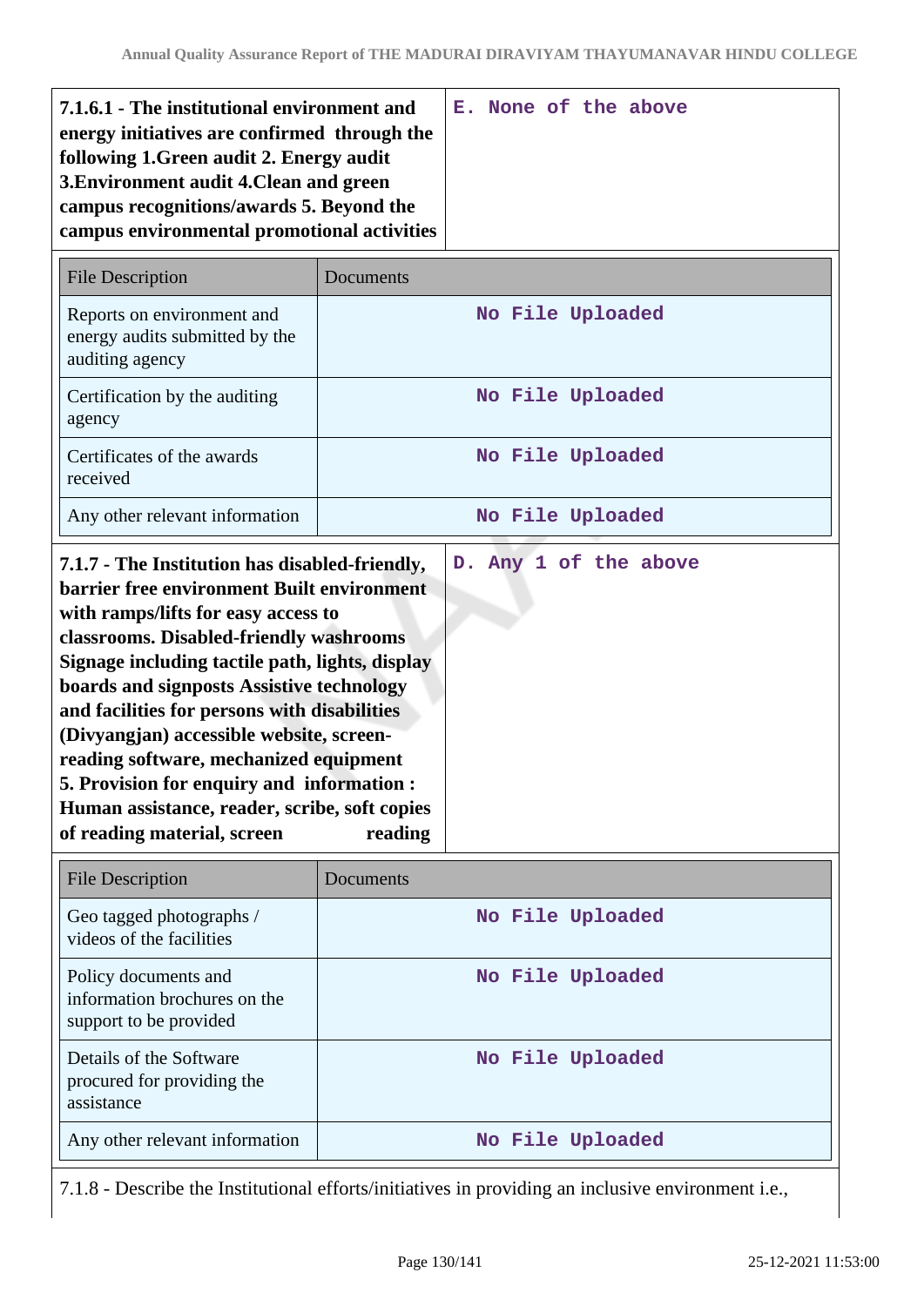| **7.1.6.1 - The institutional environment and energy initiatives are confirmed through the following 1.Green audit 2. Energy audit 3.Environment audit 4.Clean and green campus recognitions/awards 5. Beyond the campus environmental promotional activities** | **E. None of the above** |
|---|---|

| File Description | Documents |
|---|---|
| Reports on environment and energy audits submitted by the auditing agency | **No File Uploaded** |
| Certification by the auditing agency | **No File Uploaded** |
| Certificates of the awards received | **No File Uploaded** |
| Any other relevant information | **No File Uploaded** |

| **7.1.7 - The Institution has disabled-friendly, barrier free environment Built environment with ramps/lifts for easy access to classrooms. Disabled-friendly washrooms Signage including tactile path, lights, display boards and signposts Assistive technology and facilities for persons with disabilities (Divyangjan) accessible website, screen-reading software, mechanized equipment 5. Provision for enquiry and information : Human assistance, reader, scribe, soft copies of reading material, screen reading** | **D. Any 1 of the above** |
|---|---|

| File Description | Documents |
|---|---|
| Geo tagged photographs / videos of the facilities | **No File Uploaded** |
| Policy documents and information brochures on the support to be provided | **No File Uploaded** |
| Details of the Software procured for providing the assistance | **No File Uploaded** |
| Any other relevant information | **No File Uploaded** |

7.1.8 - Describe the Institutional efforts/initiatives in providing an inclusive environment i.e.,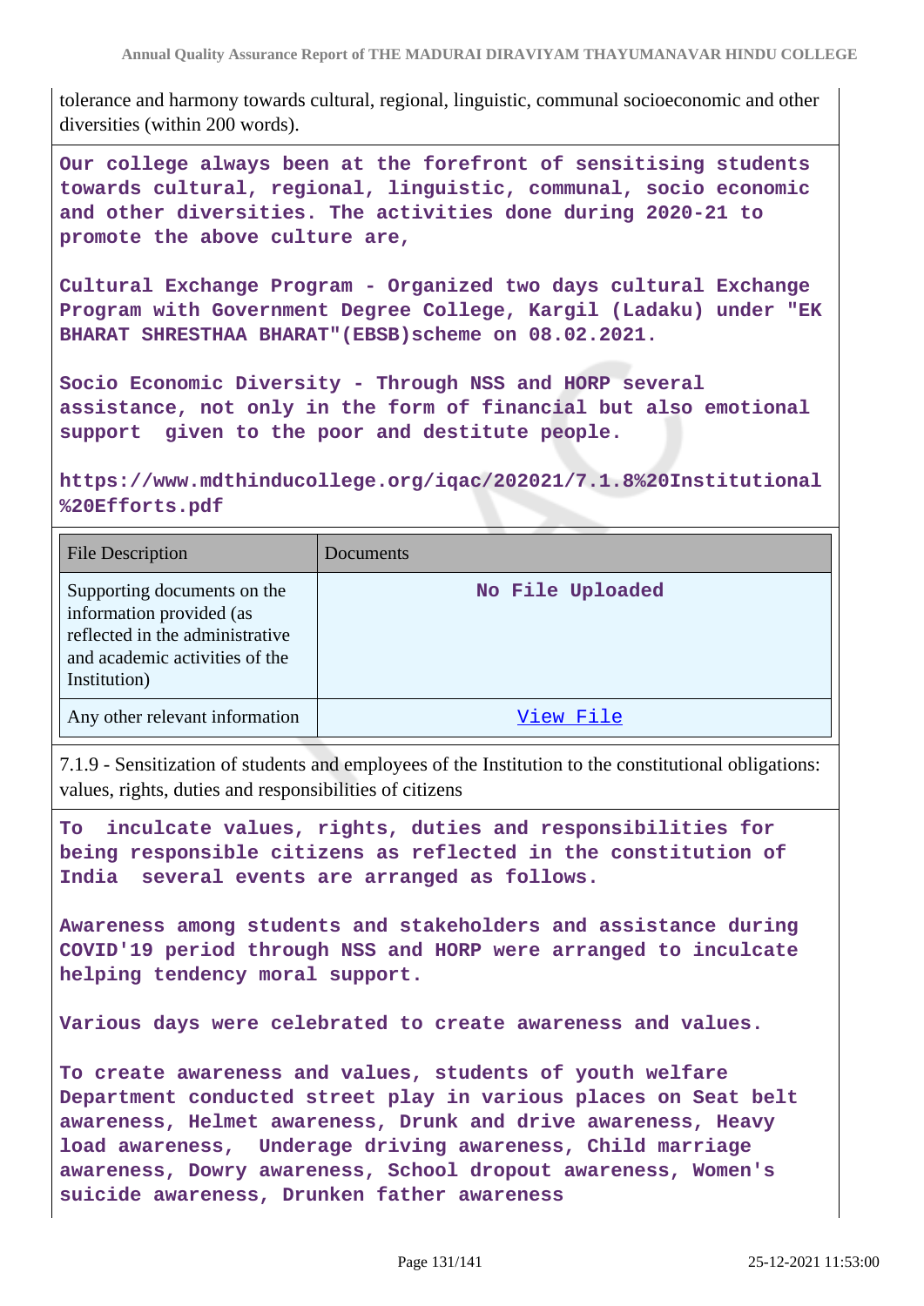tolerance and harmony towards cultural, regional, linguistic, communal socioeconomic and other diversities (within 200 words).

**Our college always been at the forefront of sensitising students towards cultural, regional, linguistic, communal, socio economic and other diversities. The activities done during 2020-21 to promote the above culture are,**

**Cultural Exchange Program - Organized two days cultural Exchange Program with Government Degree College, Kargil (Ladaku) under "EK BHARAT SHRESTHAA BHARAT"(EBSB)scheme on 08.02.2021.**

**Socio Economic Diversity - Through NSS and HORP several assistance, not only in the form of financial but also emotional support given to the poor and destitute people.**

**https://www.mdthinducollege.org/iqac/202021/7.1.8%20Institutional%20Efforts.pdf**

| File Description | Documents |
|---|---|
| Supporting documents on the information provided (as reflected in the administrative and academic activities of the Institution) | No File Uploaded |
| Any other relevant information | View File |

7.1.9 - Sensitization of students and employees of the Institution to the constitutional obligations: values, rights, duties and responsibilities of citizens

**To inculcate values, rights, duties and responsibilities for being responsible citizens as reflected in the constitution of India several events are arranged as follows.**

**Awareness among students and stakeholders and assistance during COVID'19 period through NSS and HORP were arranged to inculcate helping tendency moral support.**

**Various days were celebrated to create awareness and values.**

**To create awareness and values, students of youth welfare Department conducted street play in various places on Seat belt awareness, Helmet awareness, Drunk and drive awareness, Heavy load awareness, Underage driving awareness, Child marriage awareness, Dowry awareness, School dropout awareness, Women's suicide awareness, Drunken father awareness**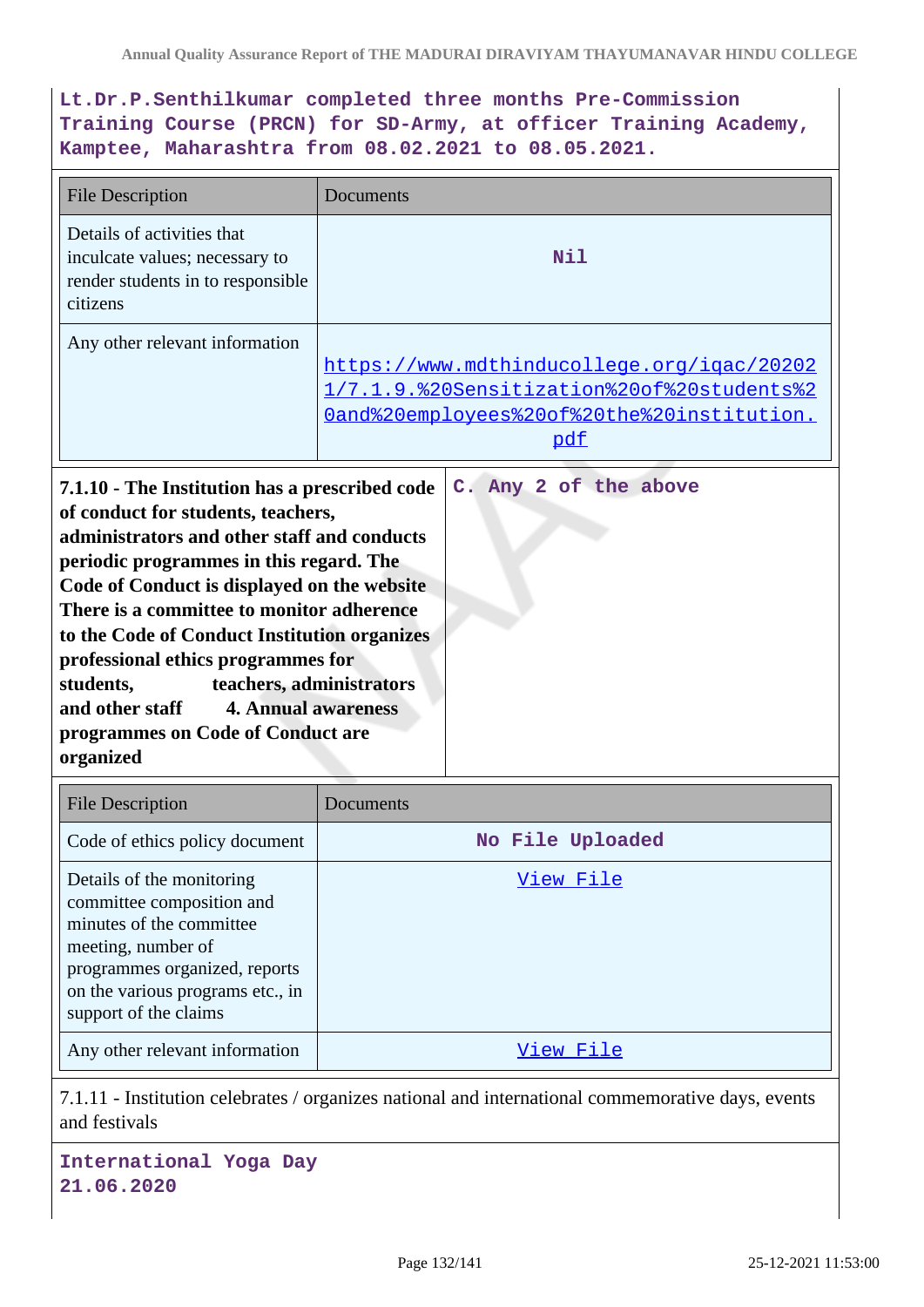Lt.Dr.P.Senthilkumar completed three months Pre-Commission Training Course (PRCN) for SD-Army, at officer Training Academy, Kamptee, Maharashtra from 08.02.2021 to 08.05.2021.

| File Description | Documents |
|---|---|
| Details of activities that inculcate values; necessary to render students in to responsible citizens | Nil |
| Any other relevant information | https://www.mdthinducollege.org/iqac/20202 1/7.1.9.%20Sensitization%20of%20students%2 0and%20employees%20of%20the%20institution. pdf |

| 7.1.10 - The Institution has a prescribed code of conduct for students, teachers, administrators and other staff and conducts periodic programmes in this regard. The Code of Conduct is displayed on the website There is a committee to monitor adherence to the Code of Conduct Institution organizes professional ethics programmes for students, teachers, administrators and other staff 4. Annual awareness programmes on Code of Conduct are organized | C. Any 2 of the above |
|---|---|

| File Description | Documents |
|---|---|
| Code of ethics policy document | No File Uploaded |
| Details of the monitoring committee composition and minutes of the committee meeting, number of programmes organized, reports on the various programs etc., in support of the claims | View File |
| Any other relevant information | View File |

7.1.11 - Institution celebrates / organizes national and international commemorative days, events and festivals

International Yoga Day
21.06.2020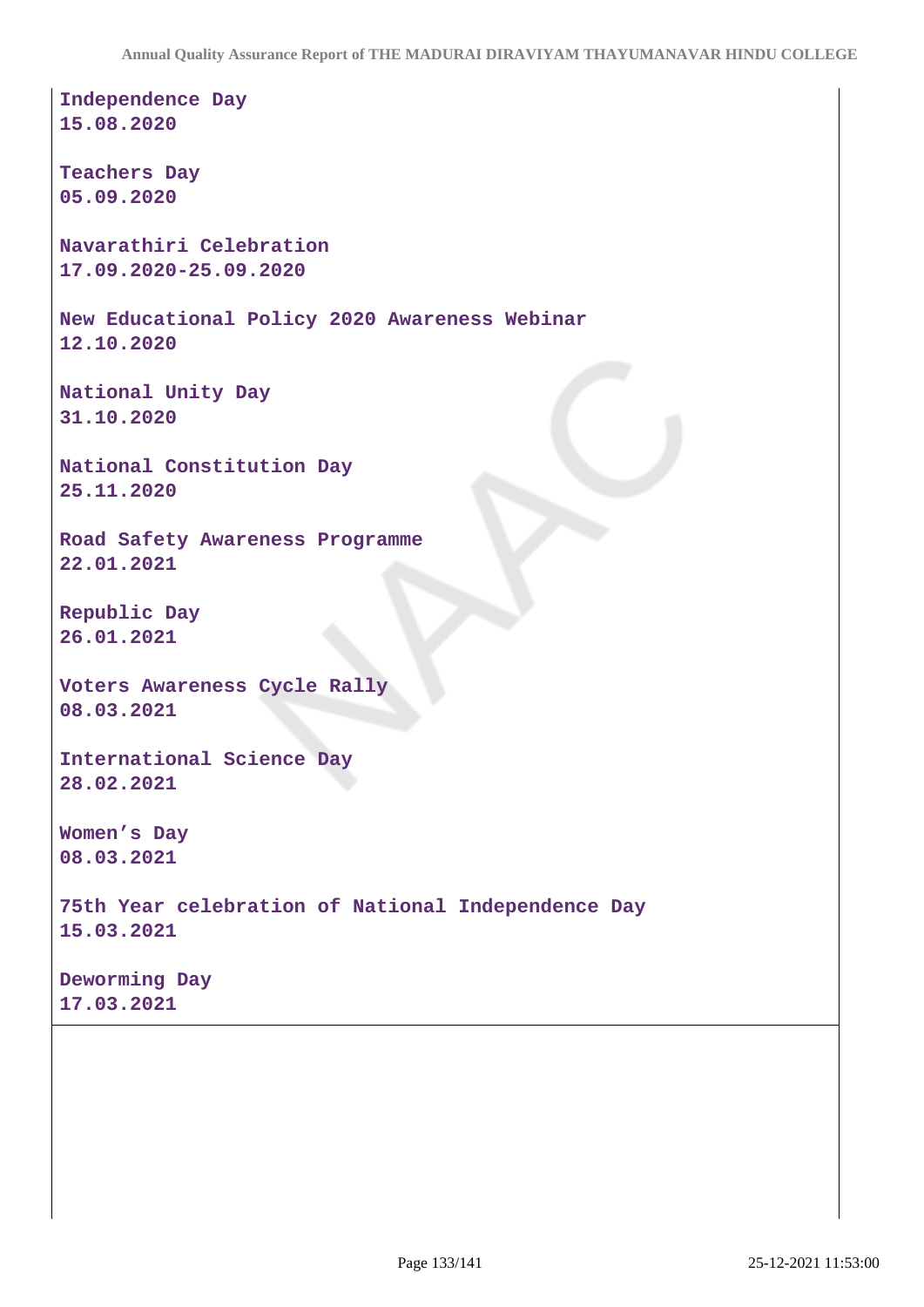**Independence Day**
**15.08.2020**

**Teachers Day**
**05.09.2020**

**Navarathiri Celebration**
**17.09.2020-25.09.2020**

**New Educational Policy 2020 Awareness Webinar**
**12.10.2020**

**National Unity Day**
**31.10.2020**

**National Constitution Day**
**25.11.2020**

**Road Safety Awareness Programme**
**22.01.2021**

**Republic Day**
**26.01.2021**

**Voters Awareness Cycle Rally**
**08.03.2021**

**International Science Day**
**28.02.2021**

**Women's Day**
**08.03.2021**

**75th Year celebration of National Independence Day**
**15.03.2021**

**Deworming Day**
**17.03.2021**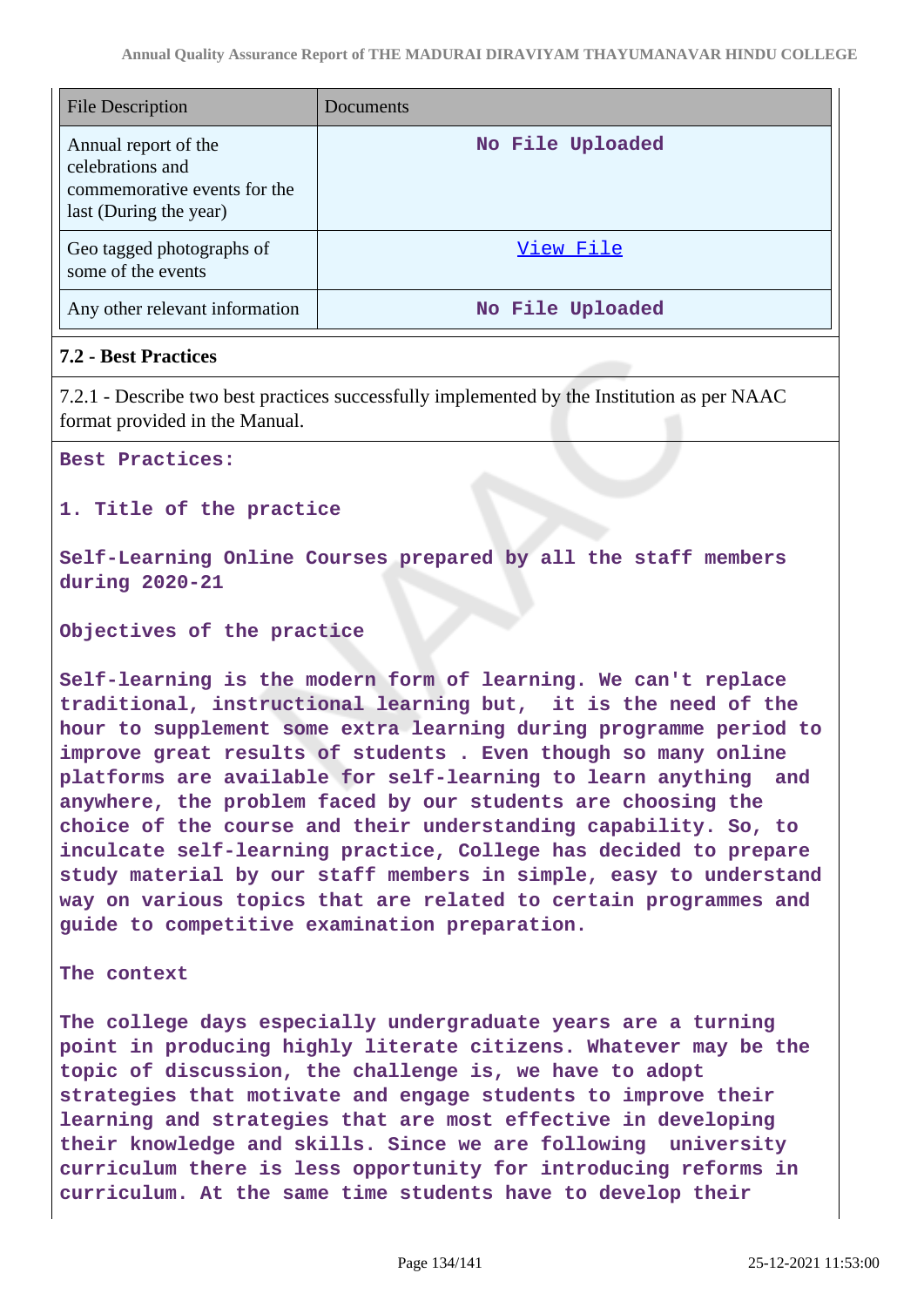| File Description | Documents |
| --- | --- |
| Annual report of the celebrations and commemorative events for the last (During the year) | No File Uploaded |
| Geo tagged photographs of some of the events | View File |
| Any other relevant information | No File Uploaded |

### 7.2 - Best Practices

7.2.1 - Describe two best practices successfully implemented by the Institution as per NAAC format provided in the Manual.

**Best Practices:**

**1. Title of the practice**

**Self-Learning Online Courses prepared by all the staff members during 2020-21**

**Objectives of the practice**

Self-learning is the modern form of learning. We can't replace traditional, instructional learning but, it is the need of the hour to supplement some extra learning during programme period to improve great results of students . Even though so many online platforms are available for self-learning to learn anything and anywhere, the problem faced by our students are choosing the choice of the course and their understanding capability. So, to inculcate self-learning practice, College has decided to prepare study material by our staff members in simple, easy to understand way on various topics that are related to certain programmes and guide to competitive examination preparation.

**The context**

The college days especially undergraduate years are a turning point in producing highly literate citizens. Whatever may be the topic of discussion, the challenge is, we have to adopt strategies that motivate and engage students to improve their learning and strategies that are most effective in developing their knowledge and skills. Since we are following university curriculum there is less opportunity for introducing reforms in curriculum. At the same time students have to develop their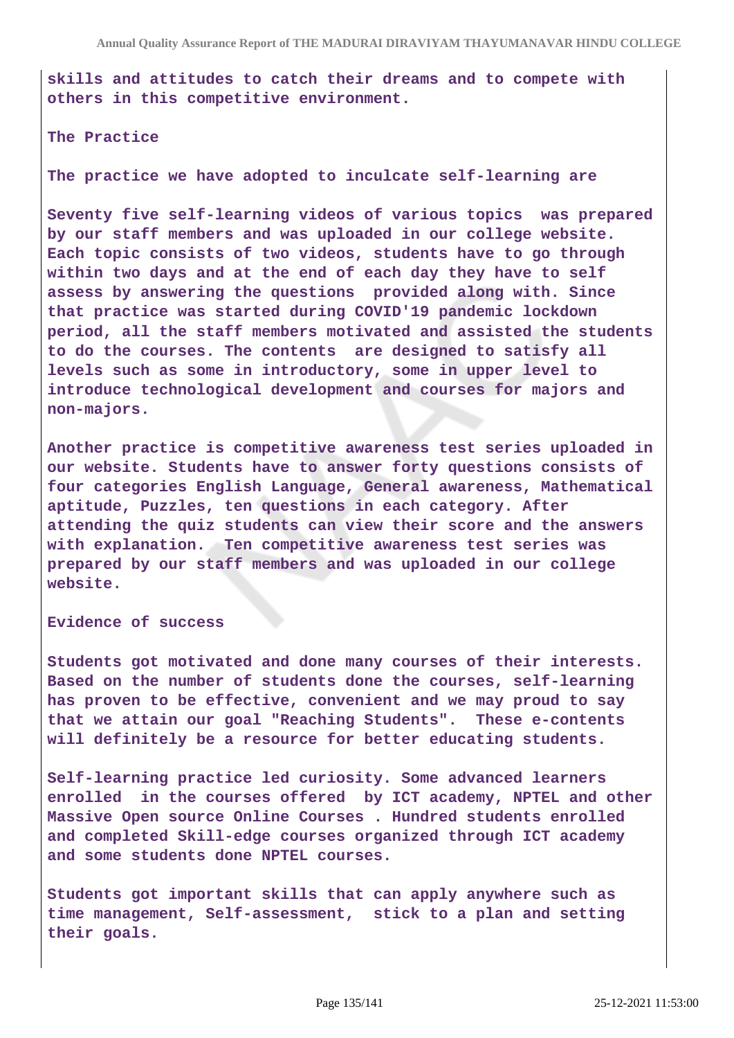skills and attitudes to catch their dreams and to compete with others in this competitive environment.

**The Practice**

The practice we have adopted to inculcate self-learning are

Seventy five self-learning videos of various topics was prepared by our staff members and was uploaded in our college website. Each topic consists of two videos, students have to go through within two days and at the end of each day they have to self assess by answering the questions provided along with. Since that practice was started during COVID'19 pandemic lockdown period, all the staff members motivated and assisted the students to do the courses. The contents are designed to satisfy all levels such as some in introductory, some in upper level to introduce technological development and courses for majors and non-majors.

Another practice is competitive awareness test series uploaded in our website. Students have to answer forty questions consists of four categories English Language, General awareness, Mathematical aptitude, Puzzles, ten questions in each category. After attending the quiz students can view their score and the answers with explanation. Ten competitive awareness test series was prepared by our staff members and was uploaded in our college website.

**Evidence of success**

Students got motivated and done many courses of their interests. Based on the number of students done the courses, self-learning has proven to be effective, convenient and we may proud to say that we attain our goal "Reaching Students". These e-contents will definitely be a resource for better educating students.

Self-learning practice led curiosity. Some advanced learners enrolled in the courses offered by ICT academy, NPTEL and other Massive Open source Online Courses . Hundred students enrolled and completed Skill-edge courses organized through ICT academy and some students done NPTEL courses.

Students got important skills that can apply anywhere such as time management, Self-assessment, stick to a plan and setting their goals.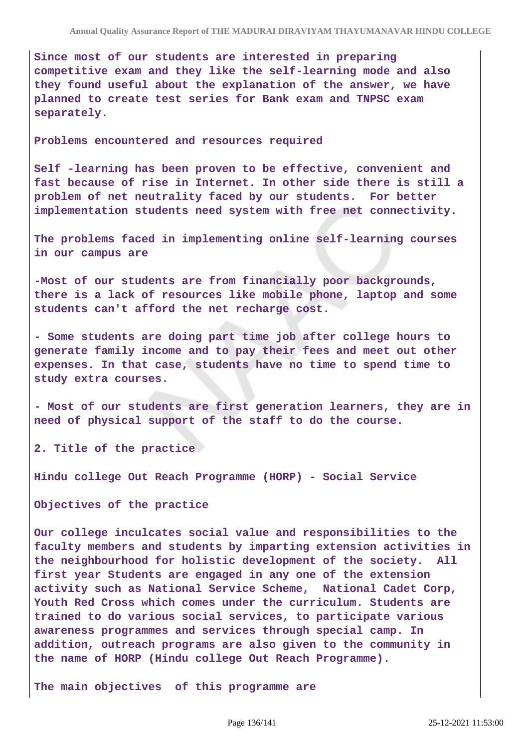Since most of our students are interested in preparing competitive exam and they like the self-learning mode and also they found useful about the explanation of the answer, we have planned to create test series for Bank exam and TNPSC exam separately.

Problems encountered and resources required

Self -learning has been proven to be effective, convenient and fast because of rise in Internet. In other side there is still a problem of net neutrality faced by our students. For better implementation students need system with free net connectivity.

The problems faced in implementing online self-learning courses in our campus are

-Most of our students are from financially poor backgrounds, there is a lack of resources like mobile phone, laptop and some students can't afford the net recharge cost.

- Some students are doing part time job after college hours to generate family income and to pay their fees and meet out other expenses. In that case, students have no time to spend time to study extra courses.

- Most of our students are first generation learners, they are in need of physical support of the staff to do the course.

2. Title of the practice

Hindu college Out Reach Programme (HORP) - Social Service

Objectives of the practice

Our college inculcates social value and responsibilities to the faculty members and students by imparting extension activities in the neighbourhood for holistic development of the society. All first year Students are engaged in any one of the extension activity such as National Service Scheme, National Cadet Corp, Youth Red Cross which comes under the curriculum. Students are trained to do various social services, to participate various awareness programmes and services through special camp. In addition, outreach programs are also given to the community in the name of HORP (Hindu college Out Reach Programme).

The main objectives of this programme are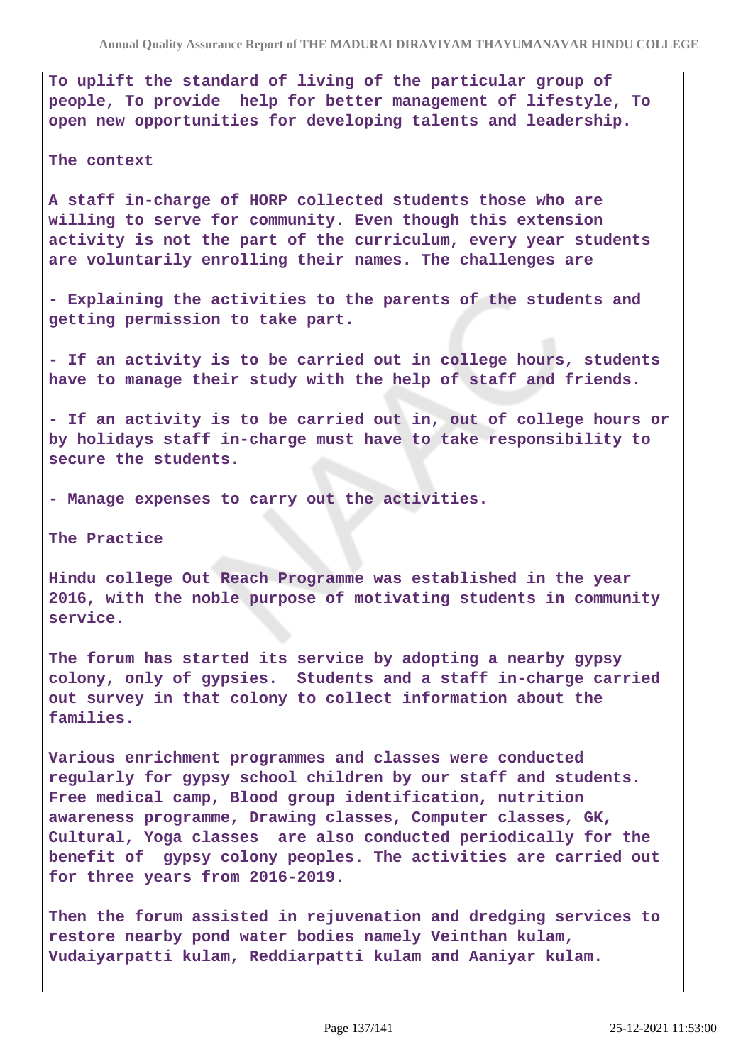To uplift the standard of living of the particular group of people, To provide help for better management of lifestyle, To open new opportunities for developing talents and leadership.

The context

A staff in-charge of HORP collected students those who are willing to serve for community. Even though this extension activity is not the part of the curriculum, every year students are voluntarily enrolling their names. The challenges are

- Explaining the activities to the parents of the students and getting permission to take part.

- If an activity is to be carried out in college hours, students have to manage their study with the help of staff and friends.

- If an activity is to be carried out in, out of college hours or by holidays staff in-charge must have to take responsibility to secure the students.

- Manage expenses to carry out the activities.

The Practice

Hindu college Out Reach Programme was established in the year 2016, with the noble purpose of motivating students in community service.

The forum has started its service by adopting a nearby gypsy colony, only of gypsies. Students and a staff in-charge carried out survey in that colony to collect information about the families.

Various enrichment programmes and classes were conducted regularly for gypsy school children by our staff and students. Free medical camp, Blood group identification, nutrition awareness programme, Drawing classes, Computer classes, GK, Cultural, Yoga classes are also conducted periodically for the benefit of gypsy colony peoples. The activities are carried out for three years from 2016-2019.

Then the forum assisted in rejuvenation and dredging services to restore nearby pond water bodies namely Veinthan kulam, Vudaiyarpatti kulam, Reddiarpatti kulam and Aaniyar kulam.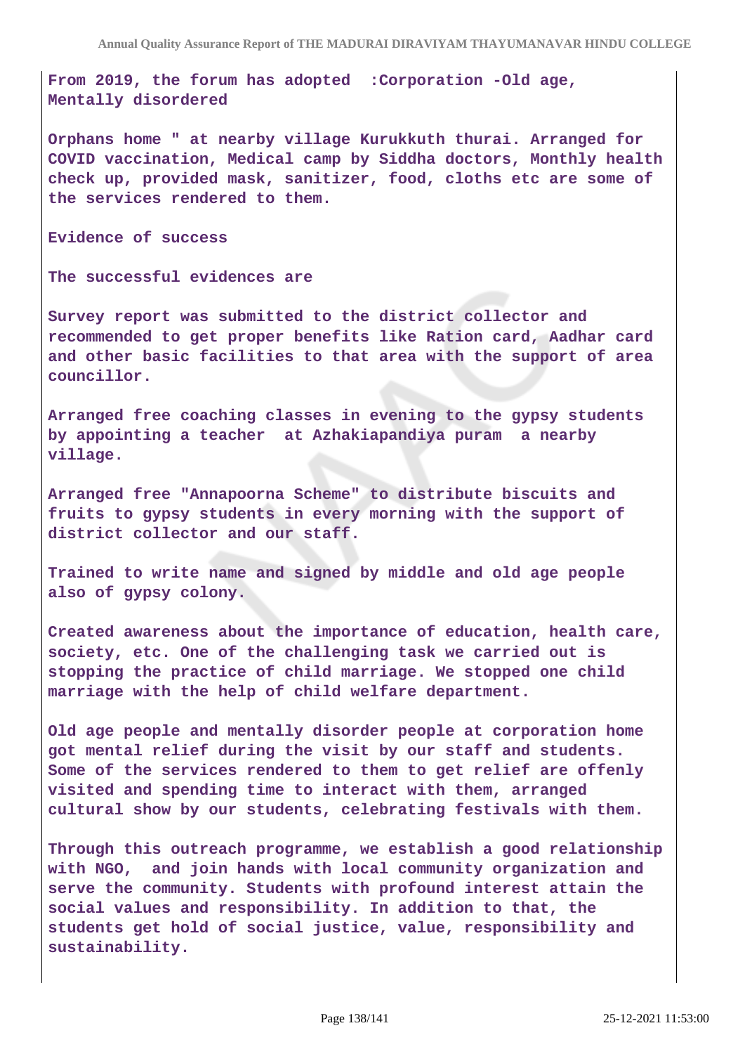From 2019, the forum has adopted :Corporation -Old age, Mentally disordered

Orphans home " at nearby village Kurukkuth thurai. Arranged for COVID vaccination, Medical camp by Siddha doctors, Monthly health check up, provided mask, sanitizer, food, cloths etc are some of the services rendered to them.

Evidence of success

The successful evidences are

Survey report was submitted to the district collector and recommended to get proper benefits like Ration card, Aadhar card and other basic facilities to that area with the support of area councillor.

Arranged free coaching classes in evening to the gypsy students by appointing a teacher at Azhakiapandiya puram a nearby village.

Arranged free "Annapoorna Scheme" to distribute biscuits and fruits to gypsy students in every morning with the support of district collector and our staff.

Trained to write name and signed by middle and old age people also of gypsy colony.

Created awareness about the importance of education, health care, society, etc. One of the challenging task we carried out is stopping the practice of child marriage. We stopped one child marriage with the help of child welfare department.

Old age people and mentally disorder people at corporation home got mental relief during the visit by our staff and students. Some of the services rendered to them to get relief are offenly visited and spending time to interact with them, arranged cultural show by our students, celebrating festivals with them.

Through this outreach programme, we establish a good relationship with NGO, and join hands with local community organization and serve the community. Students with profound interest attain the social values and responsibility. In addition to that, the students get hold of social justice, value, responsibility and sustainability.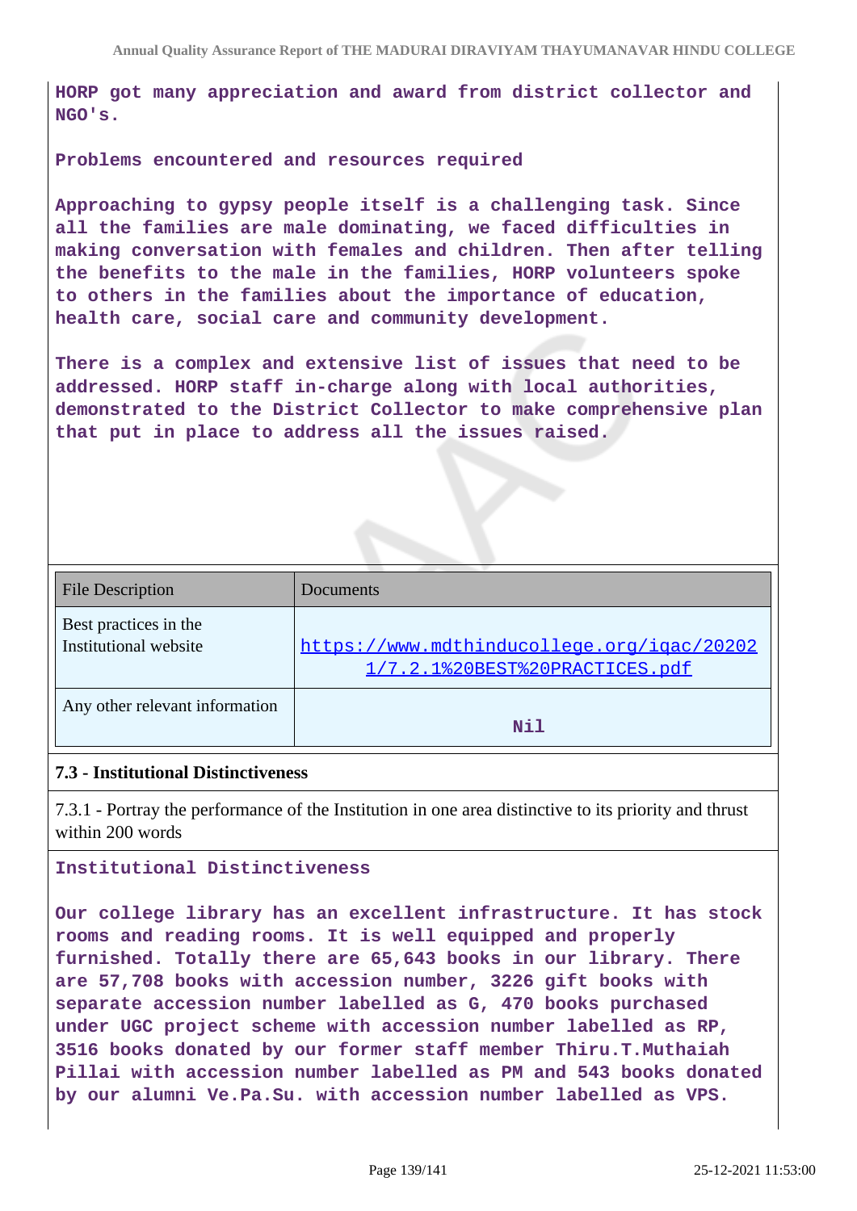HORP got many appreciation and award from district collector and NGO's.

**Problems encountered and resources required**

Approaching to gypsy people itself is a challenging task. Since all the families are male dominating, we faced difficulties in making conversation with females and children. Then after telling the benefits to the male in the families, HORP volunteers spoke to others in the families about the importance of education, health care, social care and community development.

There is a complex and extensive list of issues that need to be addressed. HORP staff in-charge along with local authorities, demonstrated to the District Collector to make comprehensive plan that put in place to address all the issues raised.

| File Description | Documents |
| --- | --- |
| Best practices in the Institutional website | https://www.mdthinducollege.org/iqac/202021/7.2.1%20BEST%20PRACTICES.pdf |
| Any other relevant information | Nil |

### 7.3 - Institutional Distinctiveness

7.3.1 - Portray the performance of the Institution in one area distinctive to its priority and thrust within 200 words

**Institutional Distinctiveness**

Our college library has an excellent infrastructure. It has stock rooms and reading rooms. It is well equipped and properly furnished. Totally there are 65,643 books in our library. There are 57,708 books with accession number, 3226 gift books with separate accession number labelled as G, 470 books purchased under UGC project scheme with accession number labelled as RP, 3516 books donated by our former staff member Thiru.T.Muthaiah Pillai with accession number labelled as PM and 543 books donated by our alumni Ve.Pa.Su. with accession number labelled as VPS.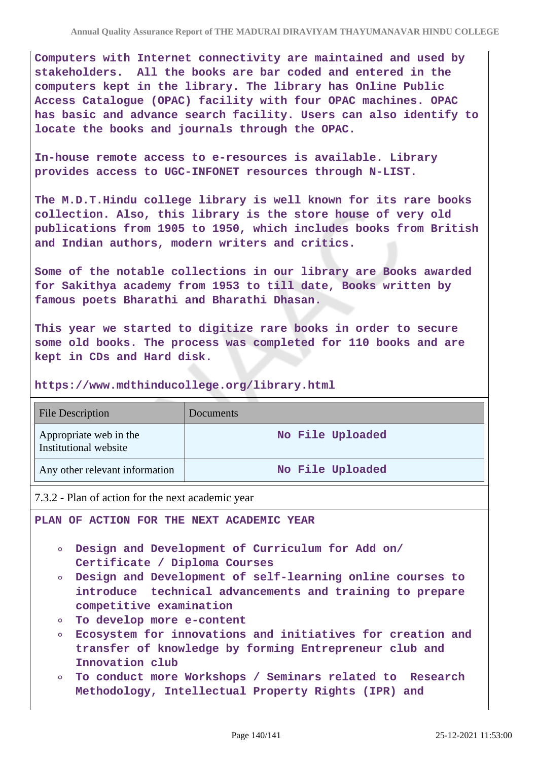Computers with Internet connectivity are maintained and used by stakeholders. All the books are bar coded and entered in the computers kept in the library. The library has Online Public Access Catalogue (OPAC) facility with four OPAC machines. OPAC has basic and advance search facility. Users can also identify to locate the books and journals through the OPAC.

In-house remote access to e-resources is available. Library provides access to UGC-INFONET resources through N-LIST.

The M.D.T.Hindu college library is well known for its rare books collection. Also, this library is the store house of very old publications from 1905 to 1950, which includes books from British and Indian authors, modern writers and critics.

Some of the notable collections in our library are Books awarded for Sakithya academy from 1953 to till date, Books written by famous poets Bharathi and Bharathi Dhasan.

This year we started to digitize rare books in order to secure some old books. The process was completed for 110 books and are kept in CDs and Hard disk.

https://www.mdthinducollege.org/library.html

| File Description | Documents |
|---|---|
| Appropriate web in the Institutional website | No File Uploaded |
| Any other relevant information | No File Uploaded |

7.3.2 - Plan of action for the next academic year

**PLAN OF ACTION FOR THE NEXT ACADEMIC YEAR**

- Design and Development of Curriculum for Add on/ Certificate / Diploma Courses
- Design and Development of self-learning online courses to introduce technical advancements and training to prepare competitive examination
- To develop more e-content
- Ecosystem for innovations and initiatives for creation and transfer of knowledge by forming Entrepreneur club and Innovation club
- To conduct more Workshops / Seminars related to Research Methodology, Intellectual Property Rights (IPR) and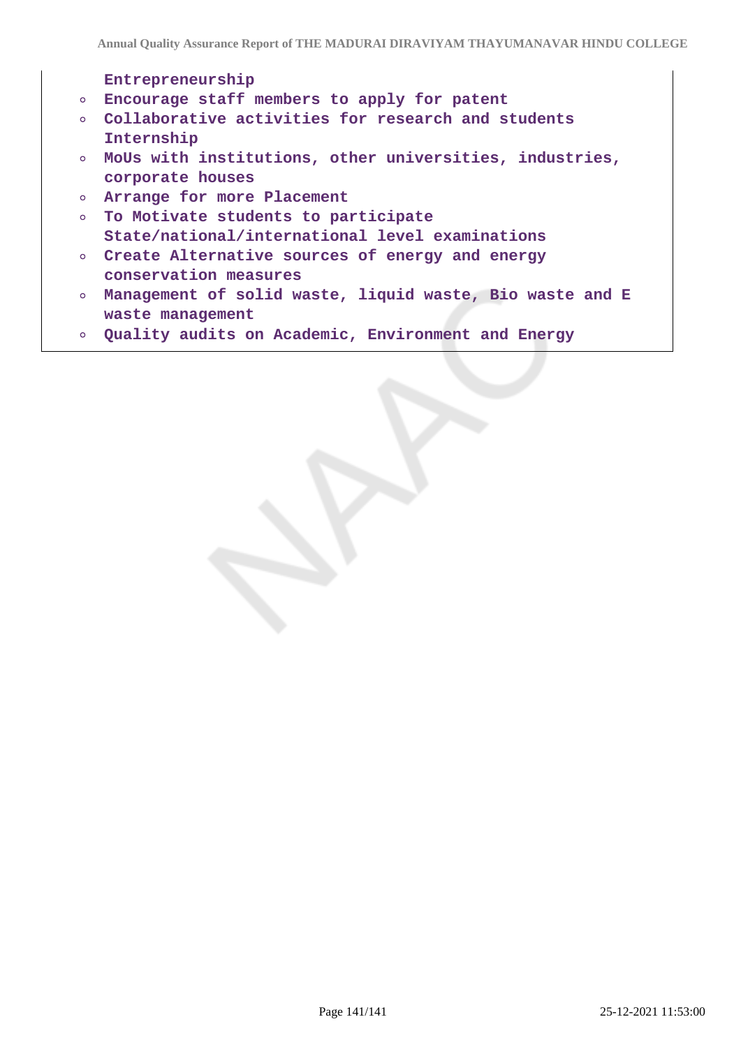Entrepreneurship

- Encourage staff members to apply for patent
- Collaborative activities for research and students Internship
- MoUs with institutions, other universities, industries, corporate houses
- Arrange for more Placement
- To Motivate students to participate State/national/international level examinations
- Create Alternative sources of energy and energy conservation measures
- Management of solid waste, liquid waste, Bio waste and E waste management
- Quality audits on Academic, Environment and Energy